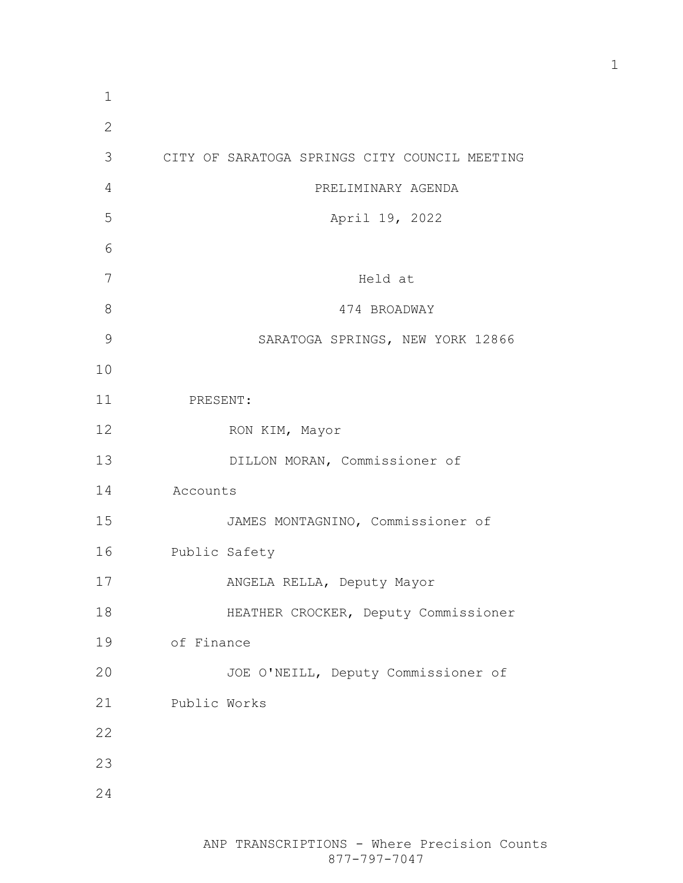CITY OF SARATOGA SPRINGS CITY COUNCIL MEETING

PRELIMINARY AGENDA

April 19, 2022

Held at

474 BROADWAY

SARATOGA SPRINGS, NEW YORK 12866

PRESENT:

RON KIM, Mayor

DILLON MORAN, Commissioner of Accounts

JAMES MONTAGNINO, Commissioner of Public Safety

ANGELA RELLA, Deputy Mayor

HEATHER CROCKER, Deputy Commissioner of Finance

JOE O'NEILL, Deputy Commissioner of Public Works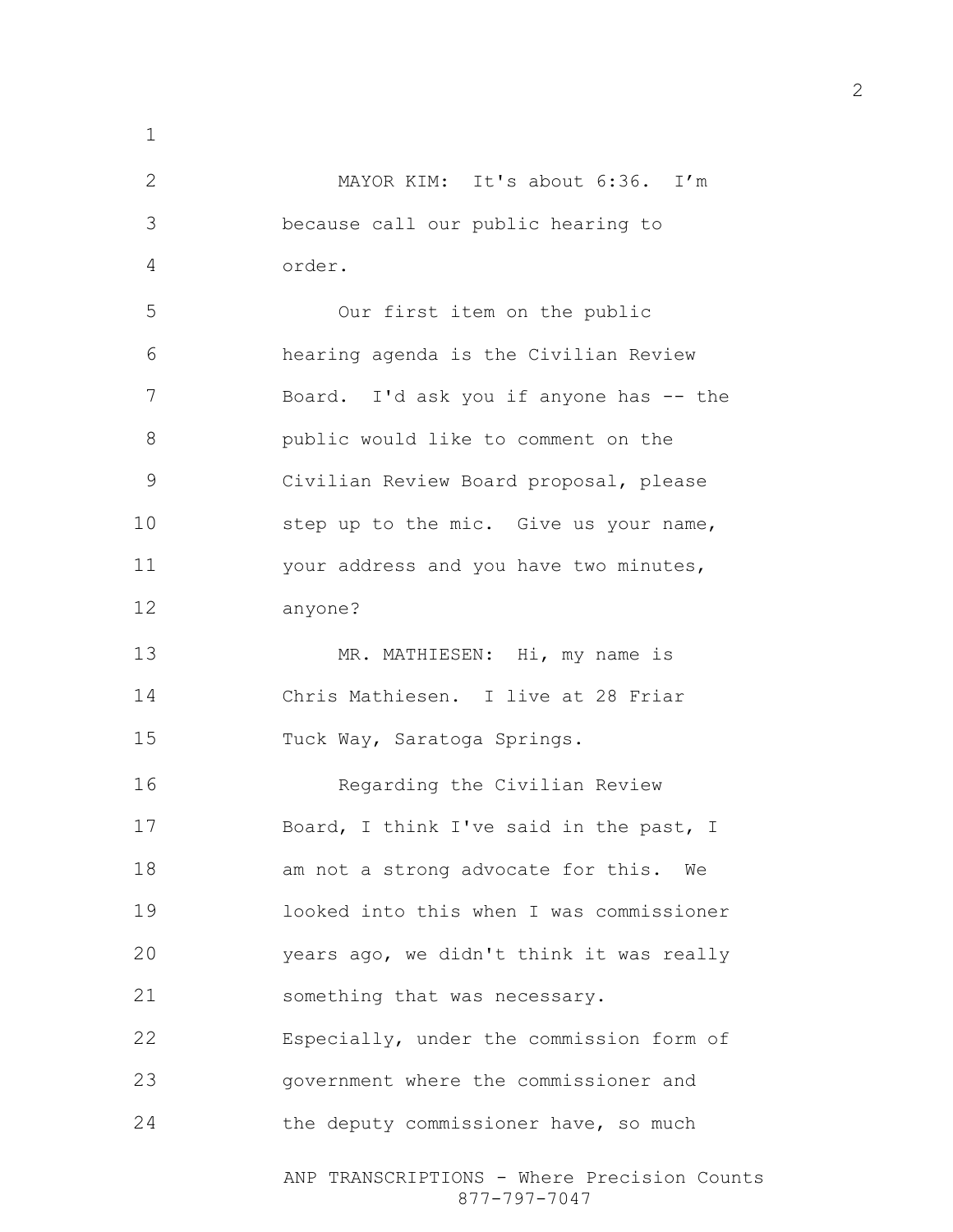MAYOR KIM: It's about 6:36. I'm because call our public hearing to order.

Our first item on the public hearing agenda is the Civilian Review Board. I'd ask you if anyone has -- the public would like to comment on the Civilian Review Board proposal, please step up to the mic. Give us your name, your address and you have two minutes, anyone?

MR. MATHIESEN: Hi, my name is Chris Mathiesen. I live at 28 Friar Tuck Way, Saratoga Springs.

Regarding the Civilian Review Board, I think I've said in the past, I am not a strong advocate for this. We looked into this when I was commissioner years ago, we didn't think it was really something that was necessary. Especially, under the commission form of government where the commissioner and the deputy commissioner have, so much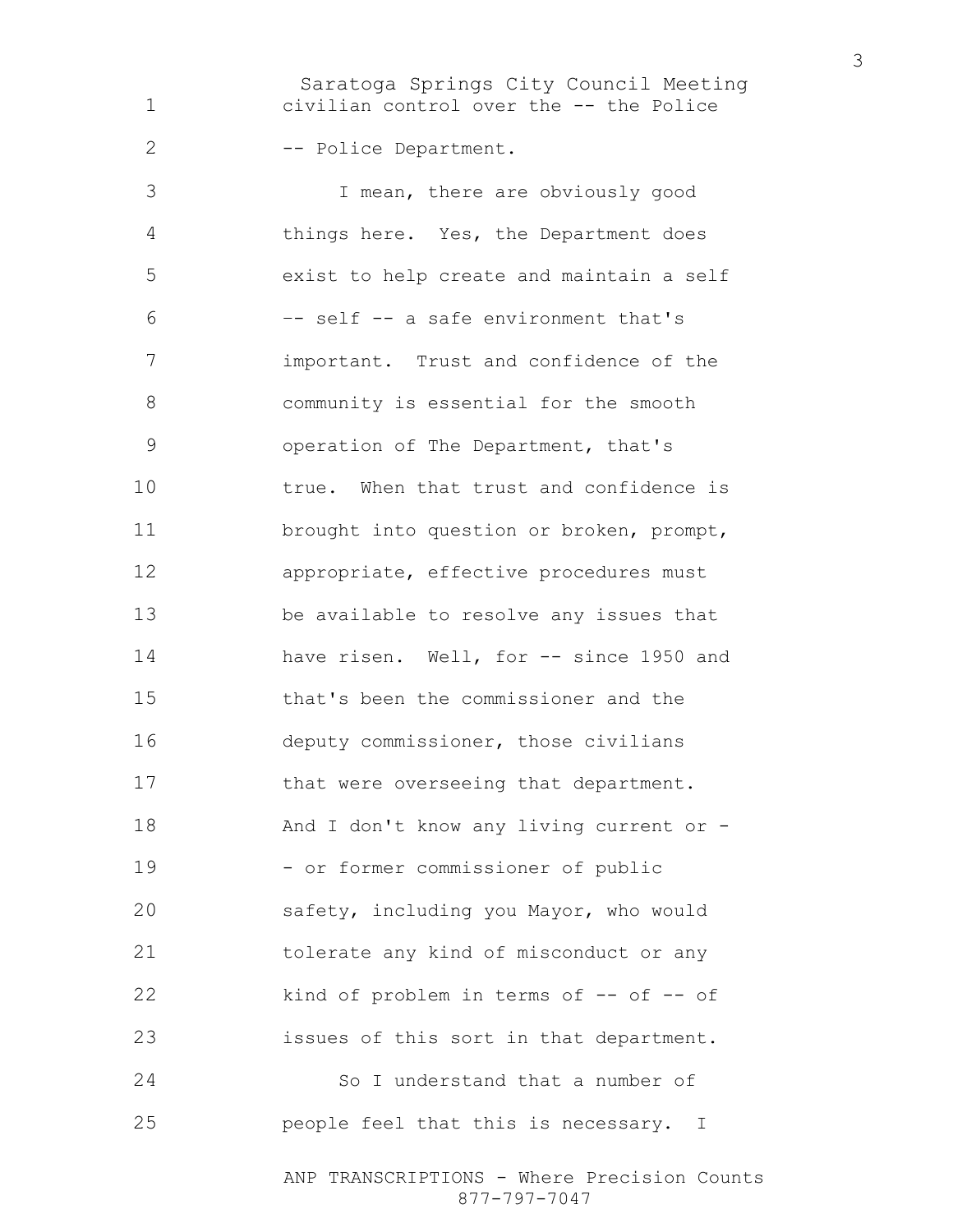civilian control over the -- the Police -- Police Department.

I mean, there are obviously good things here. Yes, the Department does exist to help create and maintain a self -- self -- a safe environment that's important. Trust and confidence of the community is essential for the smooth operation of The Department, that's true. When that trust and confidence is brought into question or broken, prompt, appropriate, effective procedures must be available to resolve any issues that have risen. Well, for -- since 1950 and that's been the commissioner and the deputy commissioner, those civilians that were overseeing that department. And I don't know any living current or -- or former commissioner of public safety, including you Mayor, who would tolerate any kind of misconduct or any kind of problem in terms of -- of -- of issues of this sort in that department.

So I understand that a number of people feel that this is necessary. I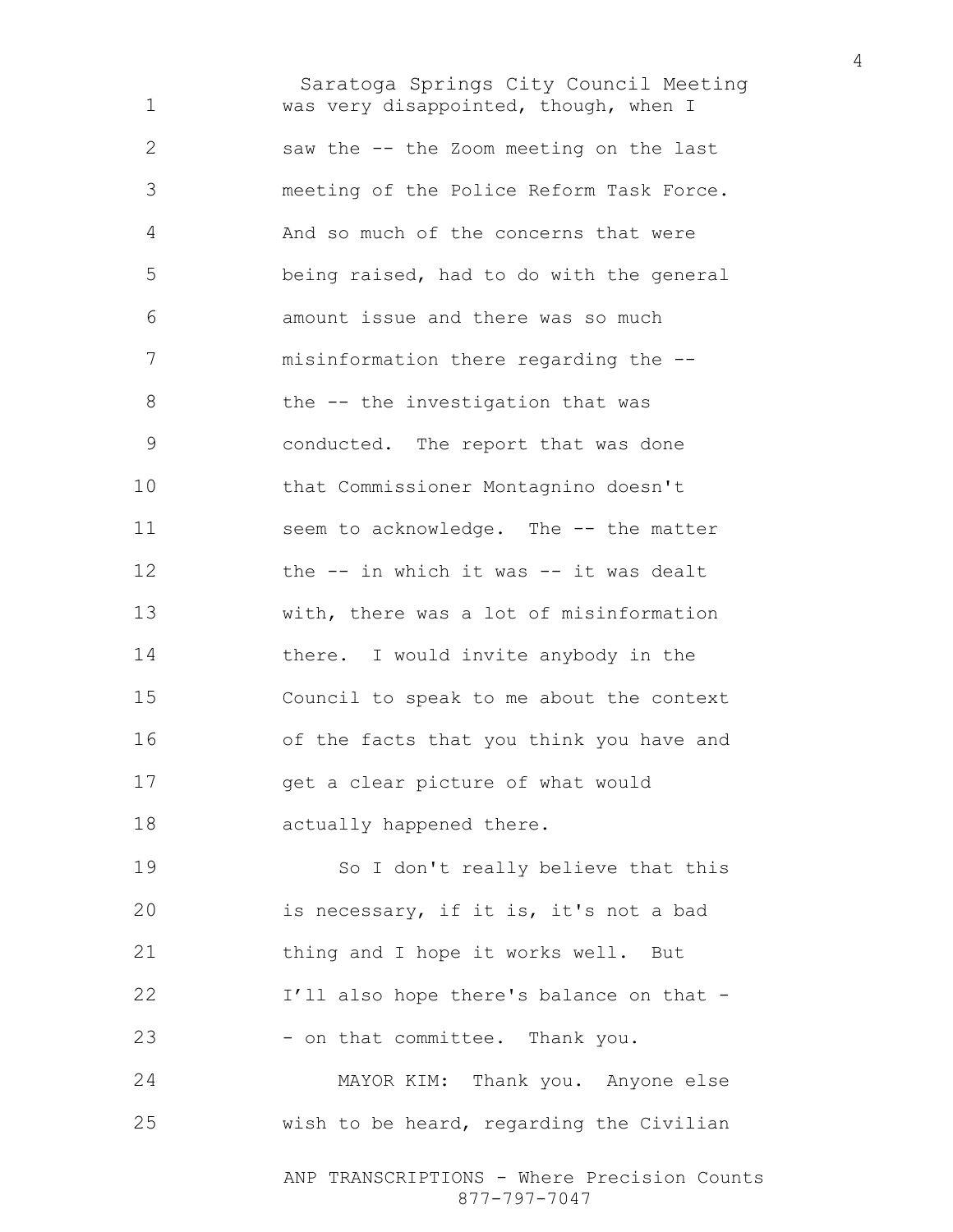was very disappointed, though, when I saw the -- the Zoom meeting on the last meeting of the Police Reform Task Force. And so much of the concerns that were being raised, had to do with the general amount issue and there was so much misinformation there regarding the -- the -- the investigation that was conducted. The report that was done that Commissioner Montagnino doesn't seem to acknowledge. The -- the matter the -- in which it was -- it was dealt with, there was a lot of misinformation there. I would invite anybody in the Council to speak to me about the context of the facts that you think you have and get a clear picture of what would actually happened there.

So I don't really believe that this is necessary, if it is, it's not a bad thing and I hope it works well. But I'll also hope there's balance on that -- on that committee. Thank you.

MAYOR KIM: Thank you. Anyone else wish to be heard, regarding the Civilian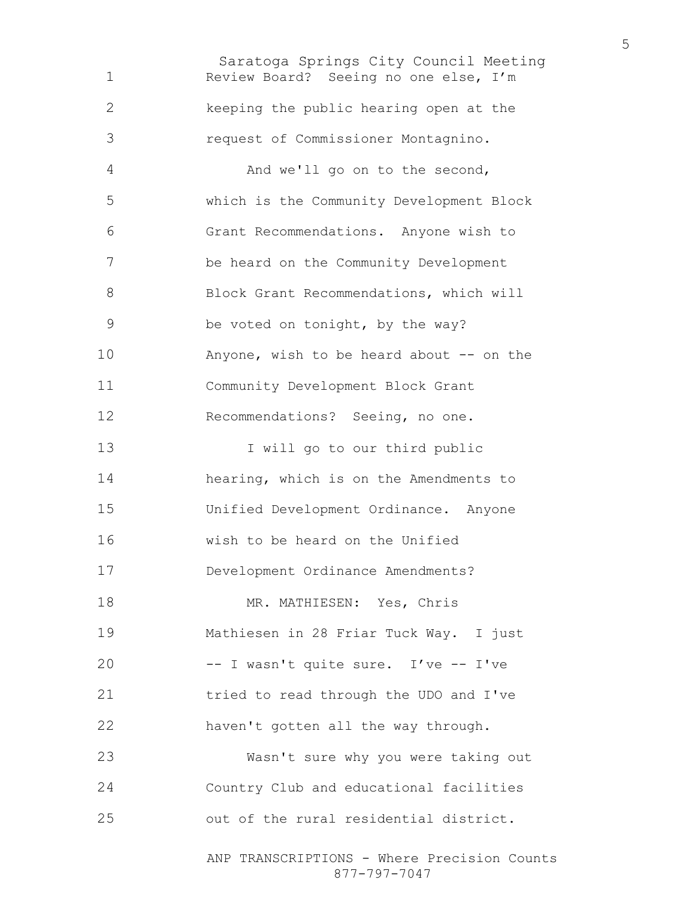Review Board? Seeing no one else, I'm keeping the public hearing open at the request of Commissioner Montagnino.

And we'll go on to the second, which is the Community Development Block Grant Recommendations. Anyone wish to be heard on the Community Development Block Grant Recommendations, which will be voted on tonight, by the way? Anyone, wish to be heard about -- on the Community Development Block Grant Recommendations? Seeing, no one.

I will go to our third public hearing, which is on the Amendments to Unified Development Ordinance. Anyone wish to be heard on the Unified Development Ordinance Amendments?

MR. MATHIESEN: Yes, Chris Mathiesen in 28 Friar Tuck Way. I just -- I wasn't quite sure. I've -- I've tried to read through the UDO and I've haven't gotten all the way through.

Wasn't sure why you were taking out Country Club and educational facilities out of the rural residential district.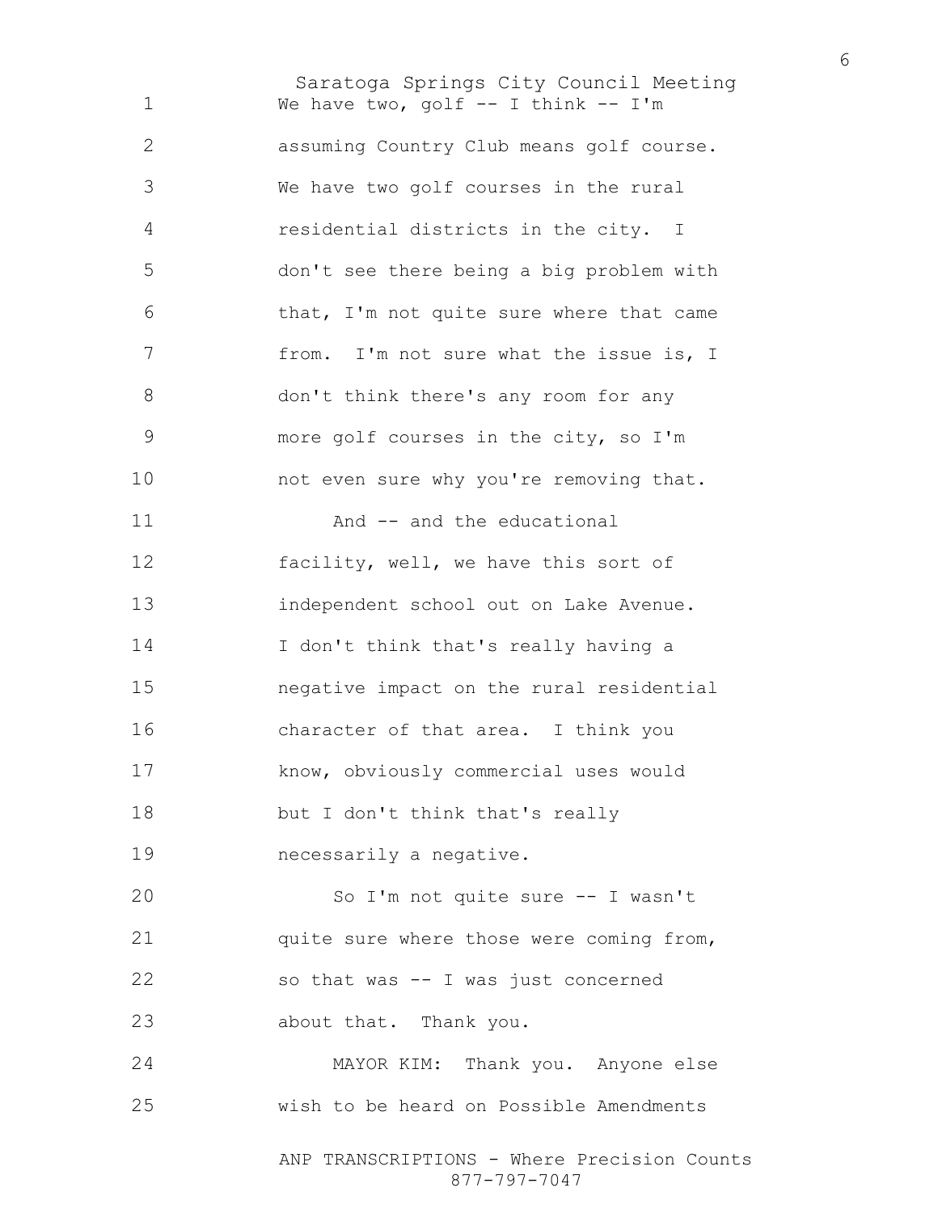We have two, golf -- I think -- I'm assuming Country Club means golf course. We have two golf courses in the rural residential districts in the city. I don't see there being a big problem with that, I'm not quite sure where that came from. I'm not sure what the issue is, I don't think there's any room for any more golf courses in the city, so I'm not even sure why you're removing that.

And -- and the educational facility, well, we have this sort of independent school out on Lake Avenue. I don't think that's really having a negative impact on the rural residential character of that area. I think you know, obviously commercial uses would but I don't think that's really necessarily a negative.

So I'm not quite sure -- I wasn't quite sure where those were coming from, so that was -- I was just concerned about that. Thank you.

MAYOR KIM: Thank you. Anyone else wish to be heard on Possible Amendments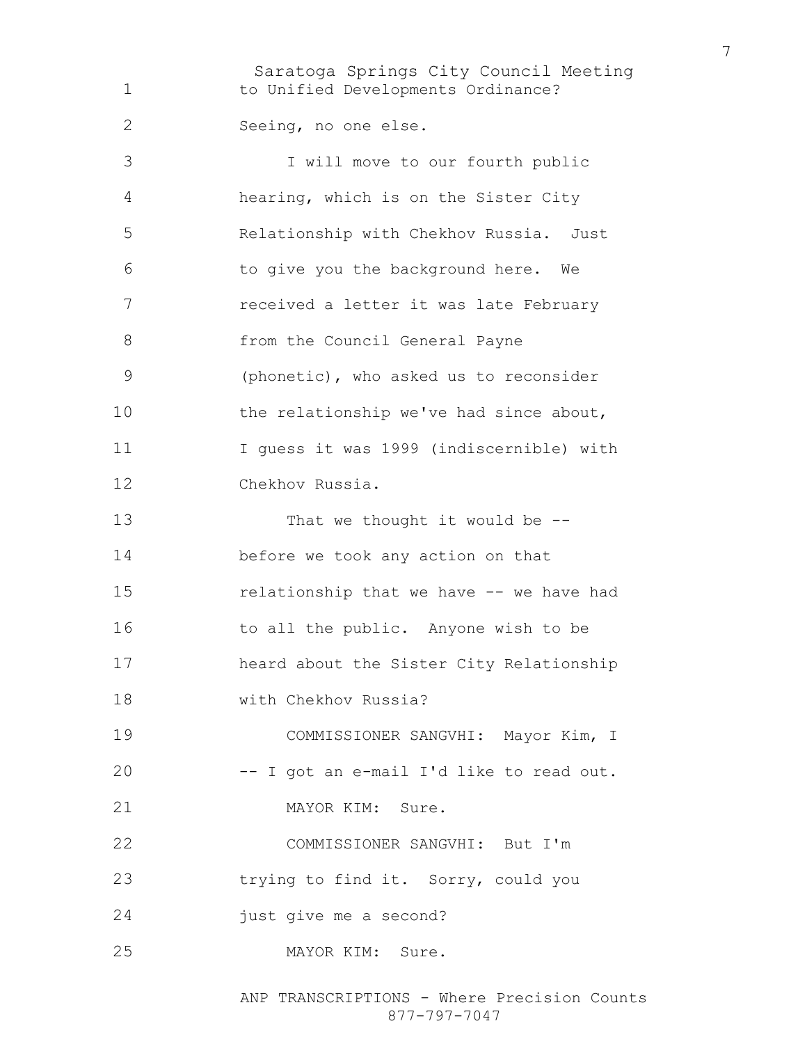to Unified Developments Ordinance?

Seeing, no one else.

I will move to our fourth public hearing, which is on the Sister City Relationship with Chekhov Russia. Just to give you the background here. We received a letter it was late February from the Council General Payne (phonetic), who asked us to reconsider the relationship we've had since about, I guess it was 1999 (indiscernible) with Chekhov Russia.

That we thought it would be -- before we took any action on that relationship that we have -- we have had to all the public. Anyone wish to be heard about the Sister City Relationship with Chekhov Russia?

COMMISSIONER SANGVHI: Mayor Kim, I -- I got an e-mail I'd like to read out.

MAYOR KIM: Sure.

COMMISSIONER SANGVHI: But I'm trying to find it. Sorry, could you just give me a second?

MAYOR KIM: Sure.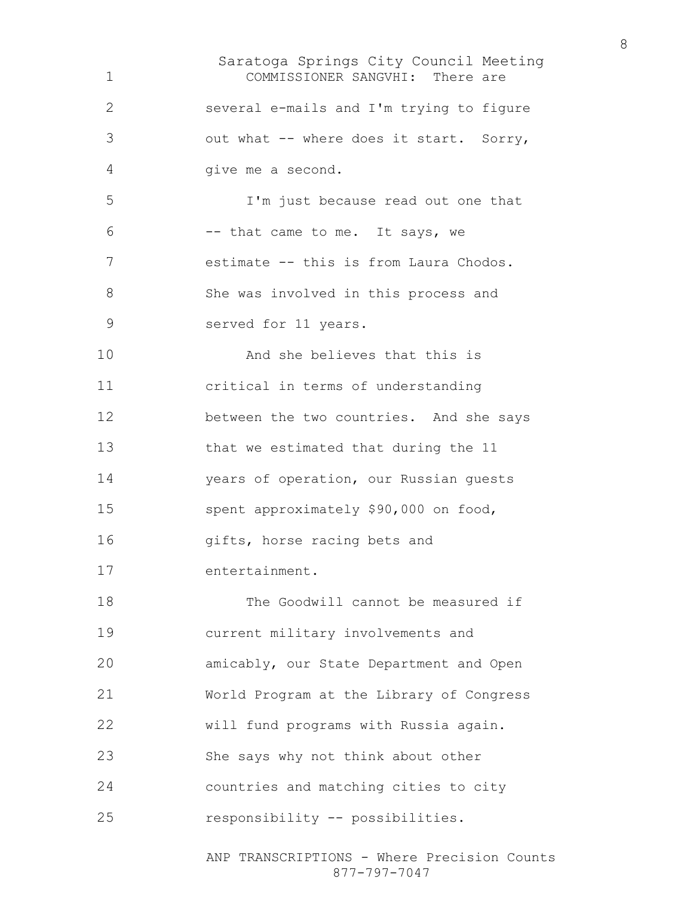COMMISSIONER SANGVHI: There are several e-mails and I'm trying to figure out what -- where does it start. Sorry, give me a second.

I'm just because read out one that -- that came to me. It says, we estimate -- this is from Laura Chodos. She was involved in this process and served for 11 years.

And she believes that this is critical in terms of understanding between the two countries. And she says that we estimated that during the 11 years of operation, our Russian guests spent approximately $90,000 on food, gifts, horse racing bets and entertainment.

The Goodwill cannot be measured if current military involvements and amicably, our State Department and Open World Program at the Library of Congress will fund programs with Russia again. She says why not think about other countries and matching cities to city responsibility -- possibilities.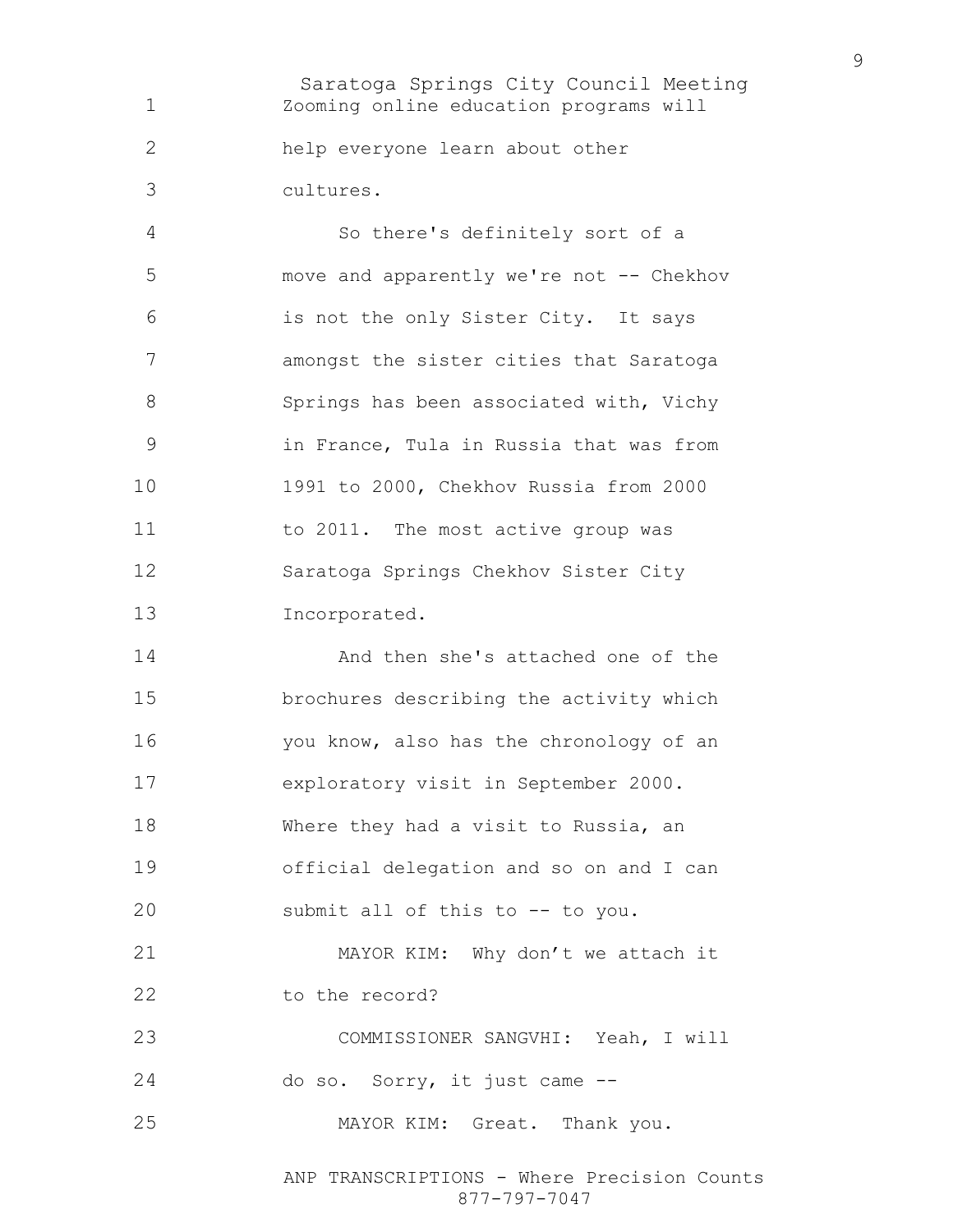Zooming online education programs will help everyone learn about other cultures.

So there's definitely sort of a move and apparently we're not -- Chekhov is not the only Sister City. It says amongst the sister cities that Saratoga Springs has been associated with, Vichy in France, Tula in Russia that was from 1991 to 2000, Chekhov Russia from 2000 to 2011. The most active group was Saratoga Springs Chekhov Sister City Incorporated.

And then she's attached one of the brochures describing the activity which you know, also has the chronology of an exploratory visit in September 2000. Where they had a visit to Russia, an official delegation and so on and I can submit all of this to -- to you.

MAYOR KIM: Why don't we attach it to the record?

COMMISSIONER SANGVHI: Yeah, I will do so. Sorry, it just came --

MAYOR KIM: Great. Thank you.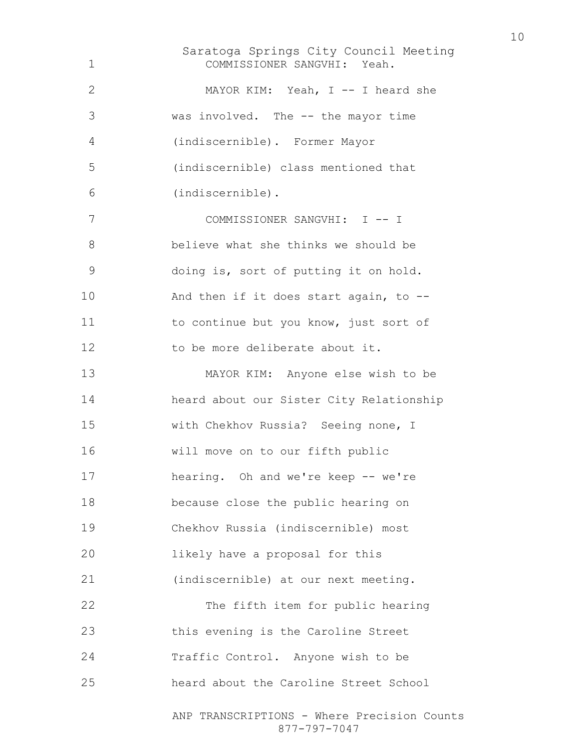COMMISSIONER SANGVHI: Yeah.

MAYOR KIM: Yeah, I -- I heard she was involved. The -- the mayor time (indiscernible). Former Mayor (indiscernible) class mentioned that (indiscernible).

COMMISSIONER SANGVHI: I -- I believe what she thinks we should be doing is, sort of putting it on hold. And then if it does start again, to -- to continue but you know, just sort of to be more deliberate about it.

MAYOR KIM: Anyone else wish to be heard about our Sister City Relationship with Chekhov Russia? Seeing none, I will move on to our fifth public hearing. Oh and we're keep -- we're because close the public hearing on Chekhov Russia (indiscernible) most likely have a proposal for this (indiscernible) at our next meeting.

The fifth item for public hearing this evening is the Caroline Street Traffic Control. Anyone wish to be heard about the Caroline Street School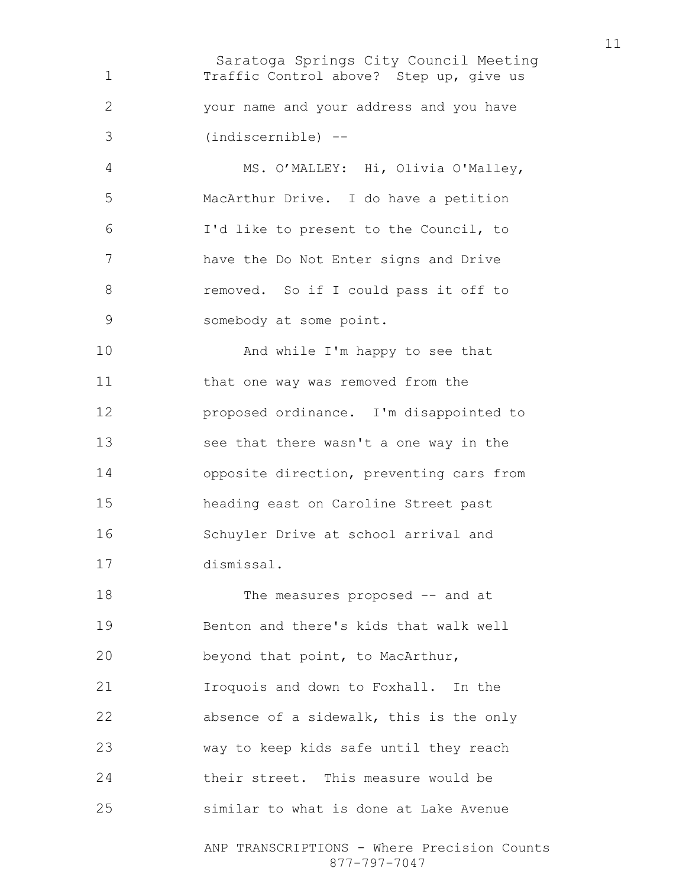Traffic Control above? Step up, give us your name and your address and you have (indiscernible) --

MS. O'MALLEY: Hi, Olivia O'Malley, MacArthur Drive. I do have a petition I'd like to present to the Council, to have the Do Not Enter signs and Drive removed. So if I could pass it off to somebody at some point.

And while I'm happy to see that that one way was removed from the proposed ordinance. I'm disappointed to see that there wasn't a one way in the opposite direction, preventing cars from heading east on Caroline Street past Schuyler Drive at school arrival and dismissal.

The measures proposed -- and at Benton and there's kids that walk well beyond that point, to MacArthur, Iroquois and down to Foxhall. In the absence of a sidewalk, this is the only way to keep kids safe until they reach their street. This measure would be similar to what is done at Lake Avenue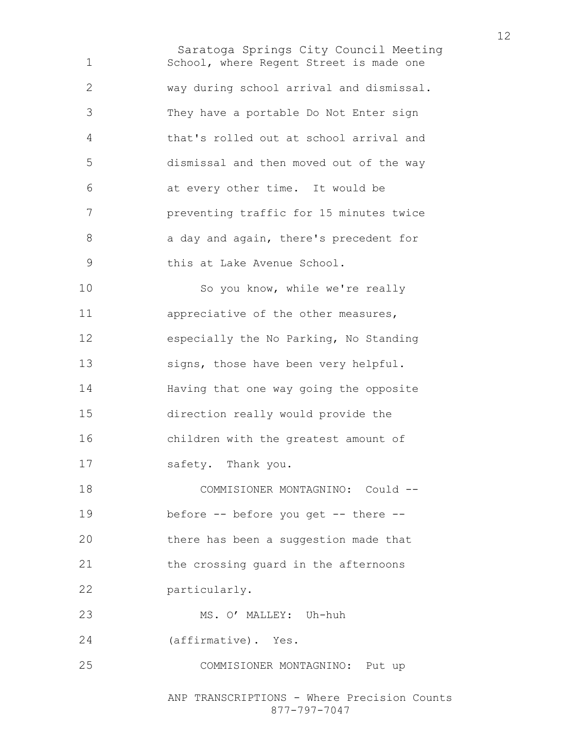School, where Regent Street is made one way during school arrival and dismissal. They have a portable Do Not Enter sign that's rolled out at school arrival and dismissal and then moved out of the way at every other time. It would be preventing traffic for 15 minutes twice a day and again, there's precedent for this at Lake Avenue School.

So you know, while we're really appreciative of the other measures, especially the No Parking, No Standing signs, those have been very helpful. Having that one way going the opposite direction really would provide the children with the greatest amount of safety. Thank you.

COMMISIONER MONTAGNINO: Could -- before -- before you get -- there -- there has been a suggestion made that the crossing guard in the afternoons particularly.

MS. O' MALLEY: Uh-huh (affirmative). Yes.

COMMISIONER MONTAGNINO: Put up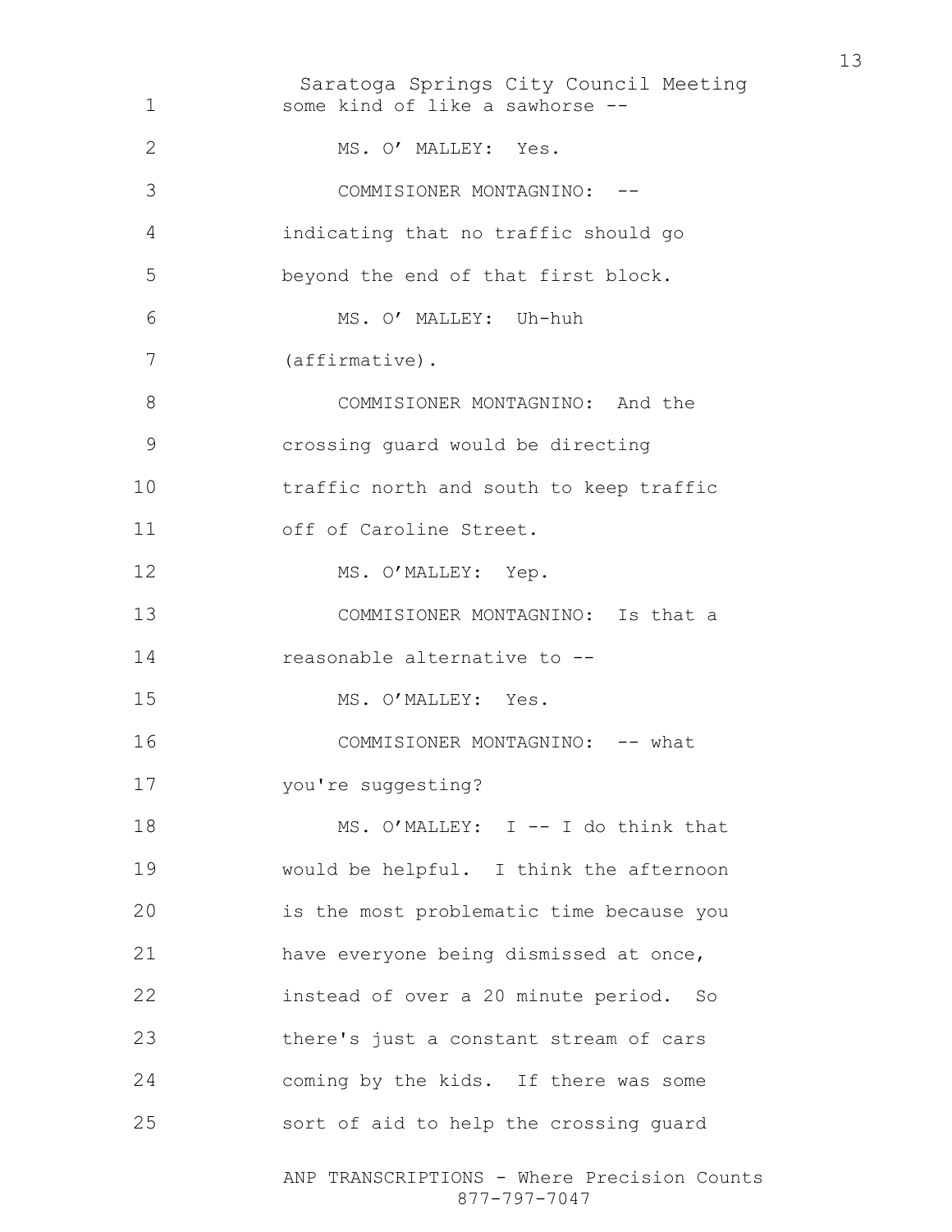some kind of like a sawhorse --

MS. O' MALLEY: Yes.

COMMISIONER MONTAGNINO: -- indicating that no traffic should go beyond the end of that first block.

MS. O' MALLEY: Uh-huh (affirmative).

COMMISIONER MONTAGNINO: And the crossing guard would be directing traffic north and south to keep traffic off of Caroline Street.

MS. O'MALLEY: Yep.

COMMISIONER MONTAGNINO: Is that a reasonable alternative to --

MS. O'MALLEY: Yes.

COMMISIONER MONTAGNINO: -- what you're suggesting?

MS. O'MALLEY: I -- I do think that would be helpful. I think the afternoon is the most problematic time because you have everyone being dismissed at once, instead of over a 20 minute period. So there's just a constant stream of cars coming by the kids. If there was some sort of aid to help the crossing guard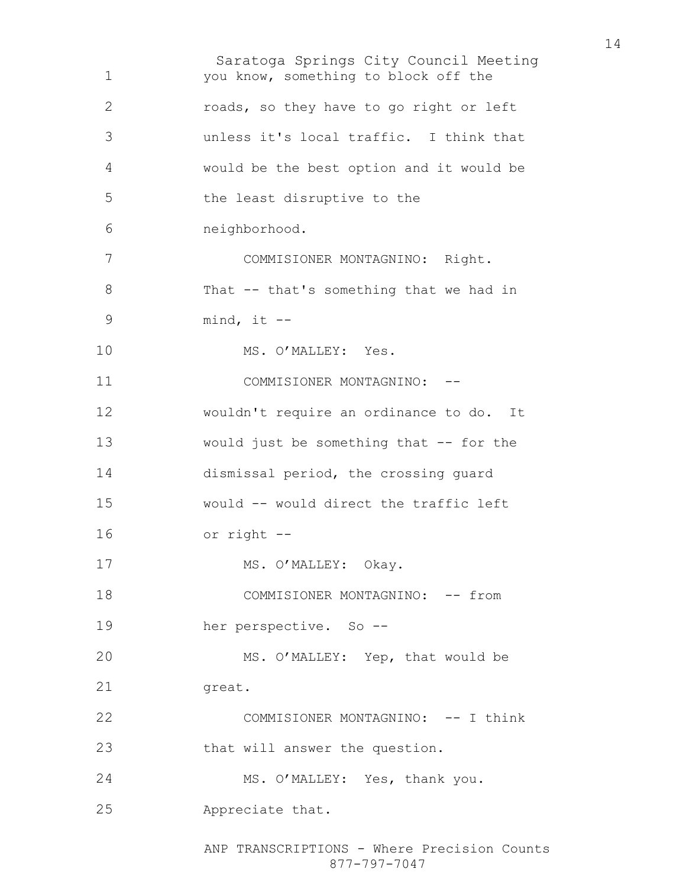you know, something to block off the roads, so they have to go right or left unless it's local traffic. I think that would be the best option and it would be the least disruptive to the neighborhood.

COMMISIONER MONTAGNINO: Right. That -- that's something that we had in mind, it --

MS. O'MALLEY: Yes.

COMMISIONER MONTAGNINO: -- wouldn't require an ordinance to do. It would just be something that -- for the dismissal period, the crossing guard would -- would direct the traffic left or right --

MS. O'MALLEY: Okay.

COMMISIONER MONTAGNINO: -- from her perspective. So --

MS. O'MALLEY: Yep, that would be great.

COMMISIONER MONTAGNINO: -- I think that will answer the question.

MS. O'MALLEY: Yes, thank you. Appreciate that.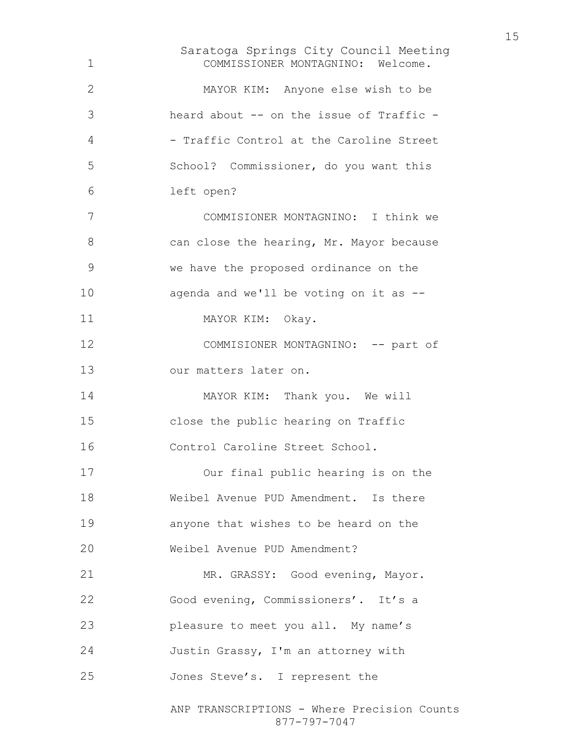COMMISSIONER MONTAGNINO: Welcome.

MAYOR KIM: Anyone else wish to be heard about -- on the issue of Traffic -- Traffic Control at the Caroline Street School? Commissioner, do you want this left open?

COMMISIONER MONTAGNINO: I think we can close the hearing, Mr. Mayor because we have the proposed ordinance on the agenda and we'll be voting on it as --

MAYOR KIM: Okay.

COMMISIONER MONTAGNINO: -- part of our matters later on.

MAYOR KIM: Thank you. We will close the public hearing on Traffic Control Caroline Street School.

Our final public hearing is on the Weibel Avenue PUD Amendment. Is there anyone that wishes to be heard on the Weibel Avenue PUD Amendment?

MR. GRASSY: Good evening, Mayor. Good evening, Commissioners’. It’s a pleasure to meet you all. My name’s Justin Grassy, I'm an attorney with Jones Steve’s. I represent the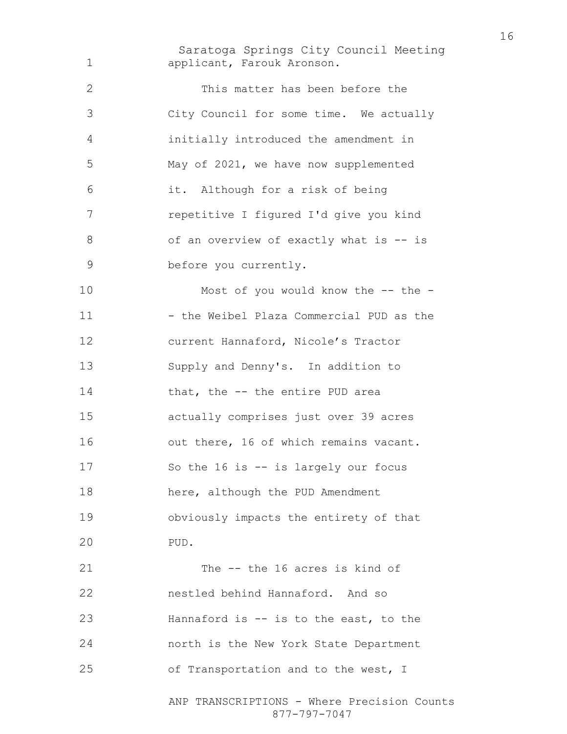applicant, Farouk Aronson.

This matter has been before the City Council for some time. We actually initially introduced the amendment in May of 2021, we have now supplemented it. Although for a risk of being repetitive I figured I'd give you kind of an overview of exactly what is -- is before you currently.

Most of you would know the -- the -- the Weibel Plaza Commercial PUD as the current Hannaford, Nicole's Tractor Supply and Denny's. In addition to that, the -- the entire PUD area actually comprises just over 39 acres out there, 16 of which remains vacant. So the 16 is -- is largely our focus here, although the PUD Amendment obviously impacts the entirety of that PUD.

The -- the 16 acres is kind of nestled behind Hannaford. And so Hannaford is -- is to the east, to the north is the New York State Department of Transportation and to the west, I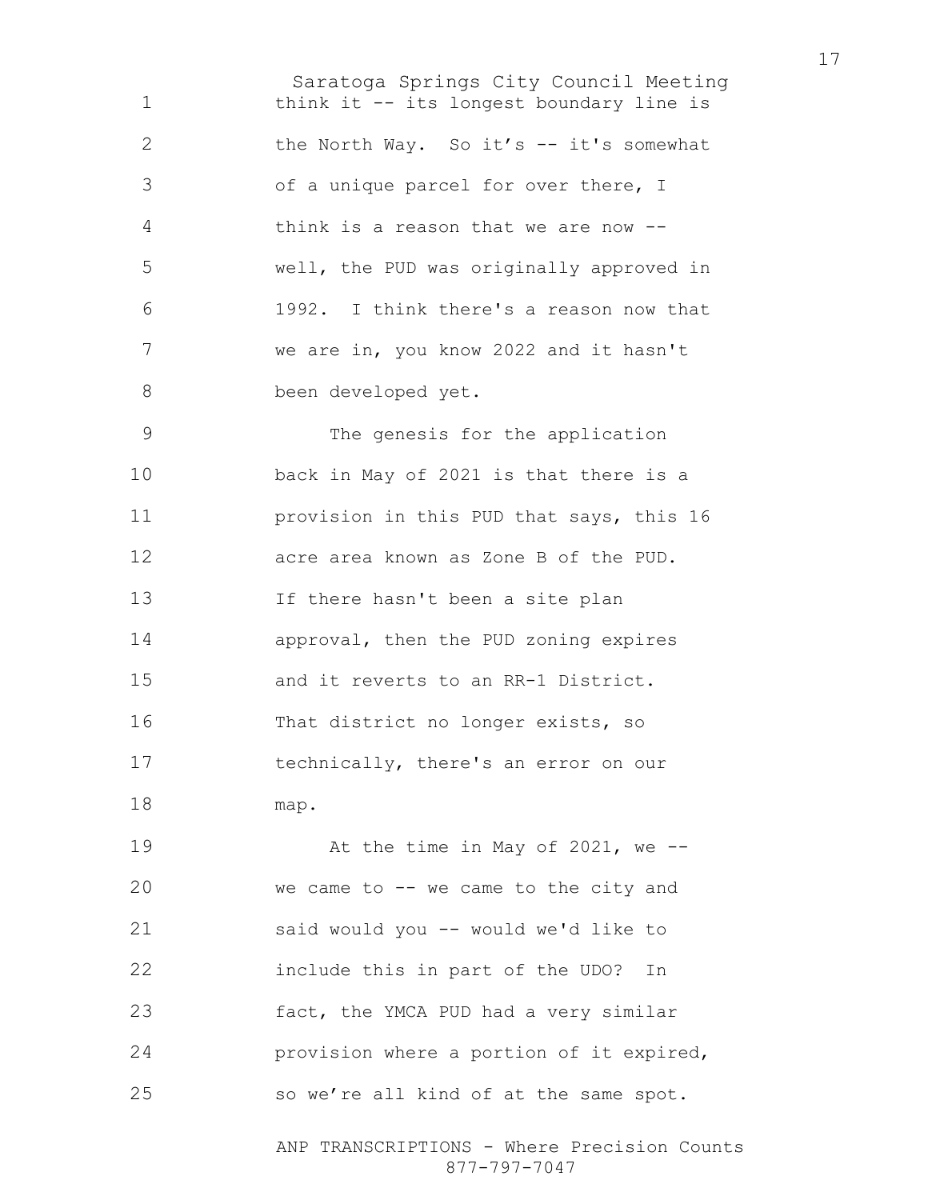think it -- its longest boundary line is the North Way. So it's -- it's somewhat of a unique parcel for over there, I think is a reason that we are now -- well, the PUD was originally approved in 1992. I think there's a reason now that we are in, you know 2022 and it hasn't been developed yet.

The genesis for the application back in May of 2021 is that there is a provision in this PUD that says, this 16 acre area known as Zone B of the PUD. If there hasn't been a site plan approval, then the PUD zoning expires and it reverts to an RR-1 District. That district no longer exists, so technically, there's an error on our map.

At the time in May of 2021, we -- we came to -- we came to the city and said would you -- would we'd like to include this in part of the UDO? In fact, the YMCA PUD had a very similar provision where a portion of it expired, so we're all kind of at the same spot.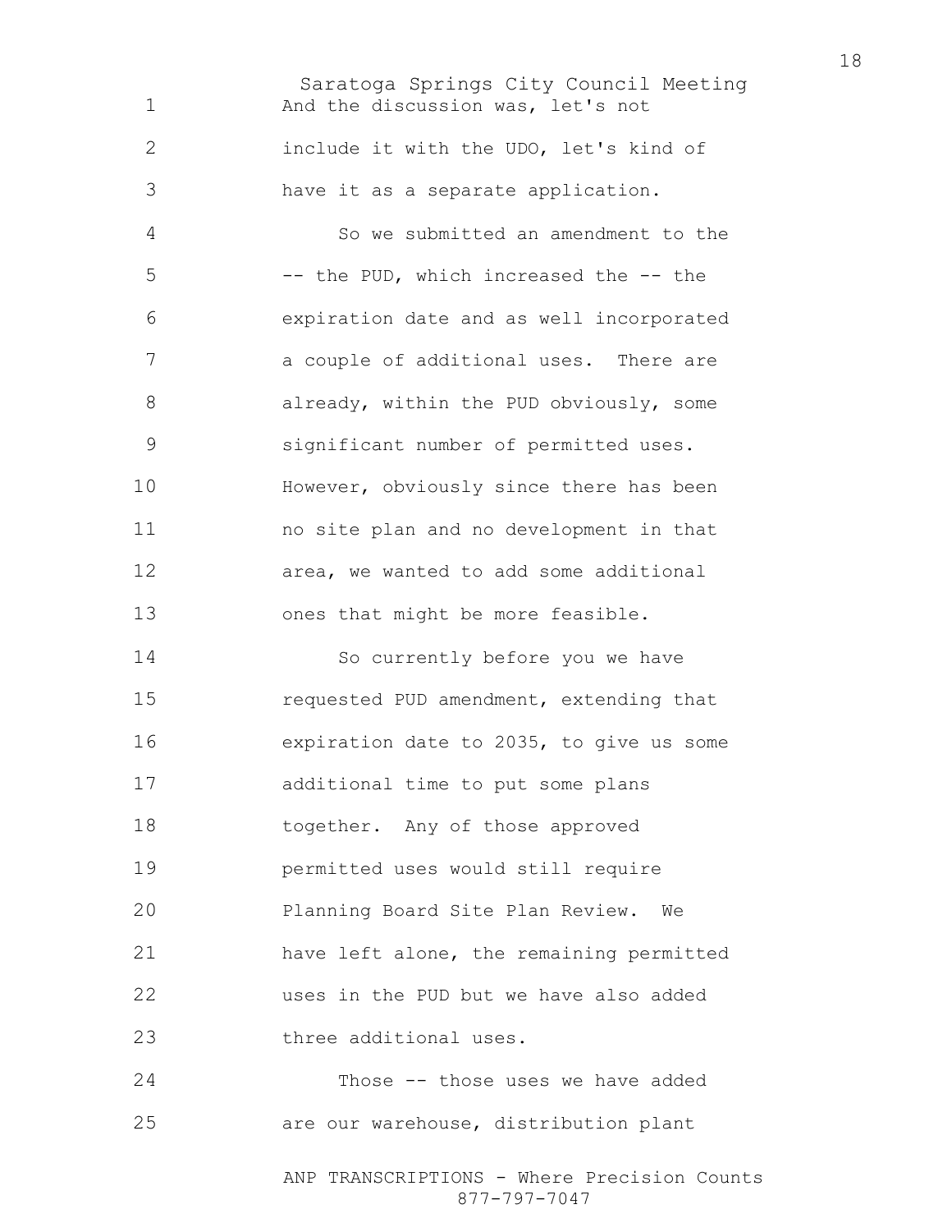And the discussion was, let's not include it with the UDO, let's kind of have it as a separate application.

So we submitted an amendment to the -- the PUD, which increased the -- the expiration date and as well incorporated a couple of additional uses. There are already, within the PUD obviously, some significant number of permitted uses. However, obviously since there has been no site plan and no development in that area, we wanted to add some additional ones that might be more feasible.

So currently before you we have requested PUD amendment, extending that expiration date to 2035, to give us some additional time to put some plans together. Any of those approved permitted uses would still require Planning Board Site Plan Review. We have left alone, the remaining permitted uses in the PUD but we have also added three additional uses.

Those -- those uses we have added are our warehouse, distribution plant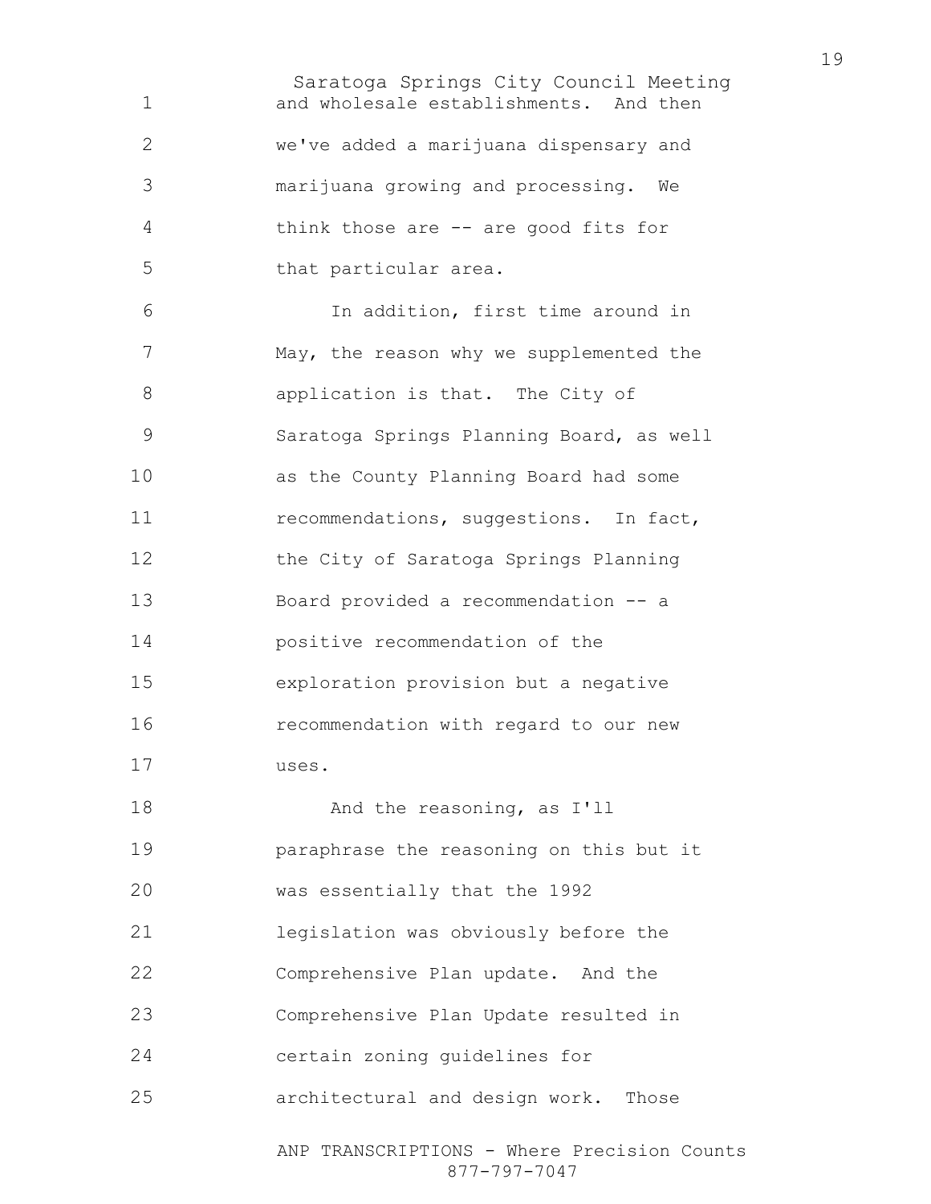and wholesale establishments. And then we've added a marijuana dispensary and marijuana growing and processing. We think those are -- are good fits for that particular area.

In addition, first time around in May, the reason why we supplemented the application is that. The City of Saratoga Springs Planning Board, as well as the County Planning Board had some recommendations, suggestions. In fact, the City of Saratoga Springs Planning Board provided a recommendation -- a positive recommendation of the exploration provision but a negative recommendation with regard to our new uses.

And the reasoning, as I'll paraphrase the reasoning on this but it was essentially that the 1992 legislation was obviously before the Comprehensive Plan update. And the Comprehensive Plan Update resulted in certain zoning guidelines for architectural and design work. Those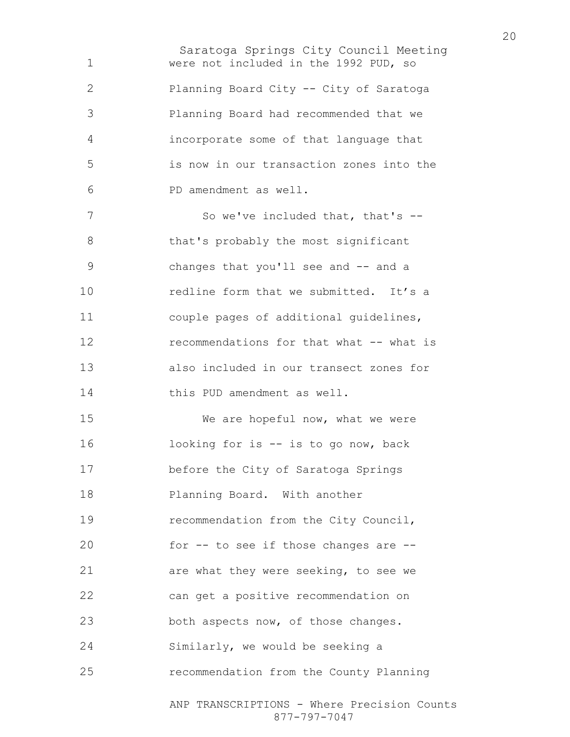were not included in the 1992 PUD, so Planning Board City -- City of Saratoga Planning Board had recommended that we incorporate some of that language that is now in our transaction zones into the PD amendment as well.

So we've included that, that's -- that's probably the most significant changes that you'll see and -- and a redline form that we submitted. It's a couple pages of additional guidelines, recommendations for that what -- what is also included in our transect zones for this PUD amendment as well.

We are hopeful now, what we were looking for is -- is to go now, back before the City of Saratoga Springs Planning Board. With another recommendation from the City Council, for -- to see if those changes are -- are what they were seeking, to see we can get a positive recommendation on both aspects now, of those changes. Similarly, we would be seeking a recommendation from the County Planning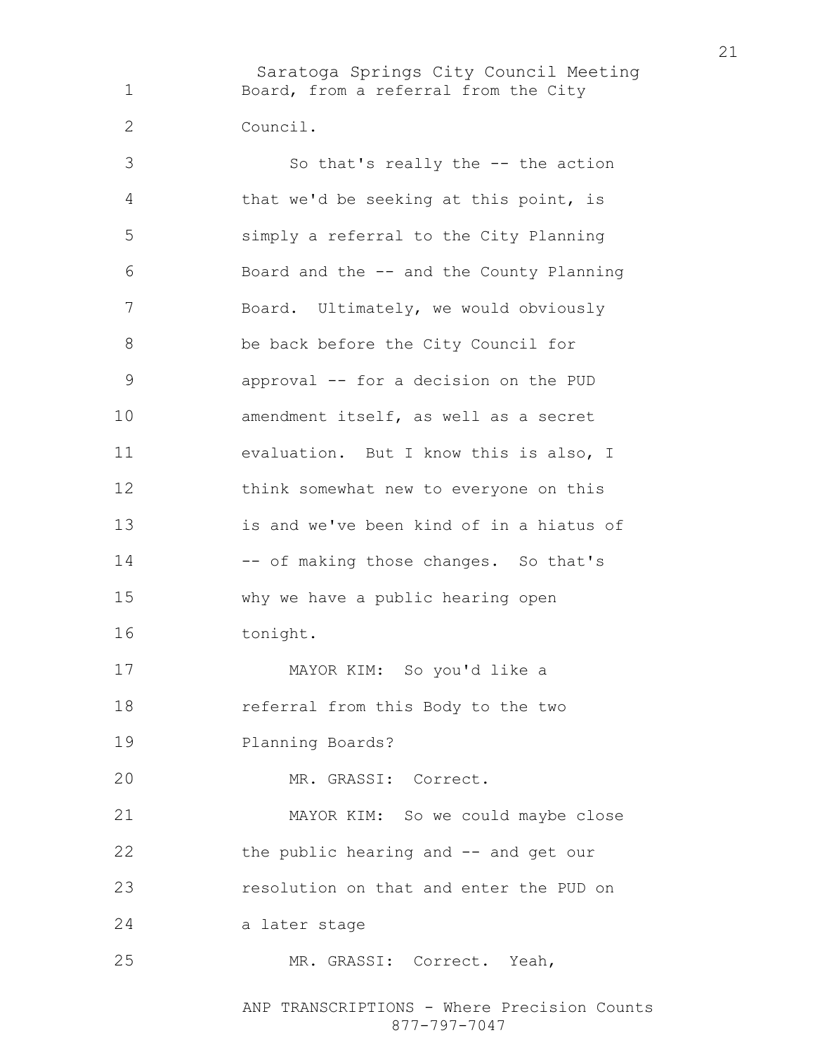Board, from a referral from the City Council.

So that's really the -- the action that we'd be seeking at this point, is simply a referral to the City Planning Board and the -- and the County Planning Board. Ultimately, we would obviously be back before the City Council for approval -- for a decision on the PUD amendment itself, as well as a secret evaluation. But I know this is also, I think somewhat new to everyone on this is and we've been kind of in a hiatus of -- of making those changes. So that's why we have a public hearing open tonight.

MAYOR KIM: So you'd like a referral from this Body to the two Planning Boards?

MR. GRASSI: Correct.

MAYOR KIM: So we could maybe close the public hearing and -- and get our resolution on that and enter the PUD on a later stage

MR. GRASSI: Correct. Yeah,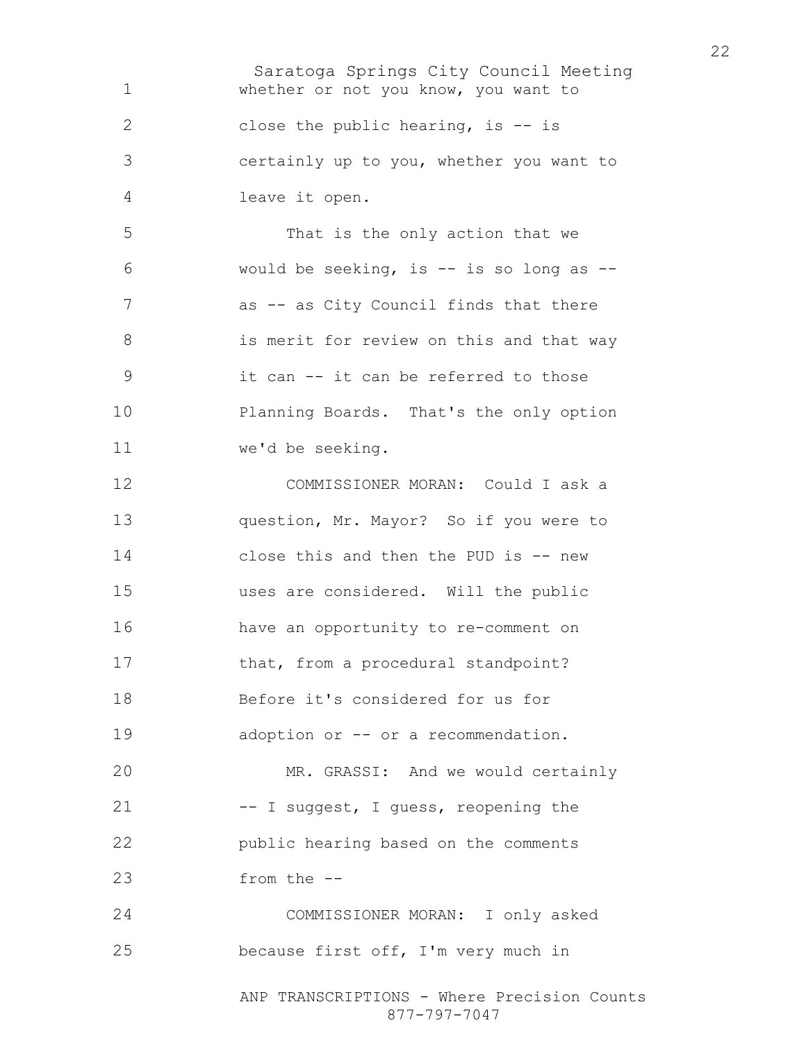whether or not you know, you want to close the public hearing, is -- is certainly up to you, whether you want to leave it open.

That is the only action that we would be seeking, is -- is so long as -- as -- as City Council finds that there is merit for review on this and that way it can -- it can be referred to those Planning Boards. That's the only option we'd be seeking.

COMMISSIONER MORAN: Could I ask a question, Mr. Mayor? So if you were to close this and then the PUD is -- new uses are considered. Will the public have an opportunity to re-comment on that, from a procedural standpoint? Before it's considered for us for adoption or -- or a recommendation.

MR. GRASSI: And we would certainly -- I suggest, I guess, reopening the public hearing based on the comments from the --

COMMISSIONER MORAN: I only asked because first off, I'm very much in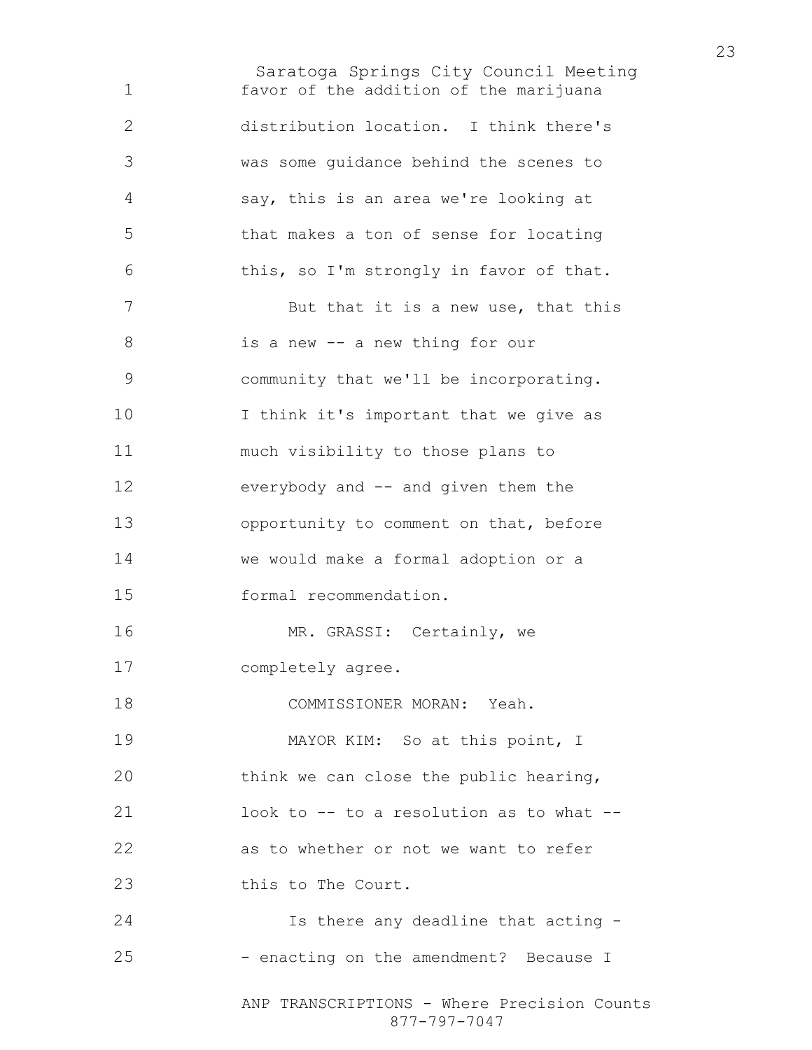favor of the addition of the marijuana distribution location. I think there's was some guidance behind the scenes to say, this is an area we're looking at that makes a ton of sense for locating this, so I'm strongly in favor of that.

But that it is a new use, that this is a new -- a new thing for our community that we'll be incorporating. I think it's important that we give as much visibility to those plans to everybody and -- and given them the opportunity to comment on that, before we would make a formal adoption or a formal recommendation.

MR. GRASSI: Certainly, we completely agree.

COMMISSIONER MORAN: Yeah.

MAYOR KIM: So at this point, I think we can close the public hearing, look to -- to a resolution as to what -- as to whether or not we want to refer this to The Court.

Is there any deadline that acting - - enacting on the amendment? Because I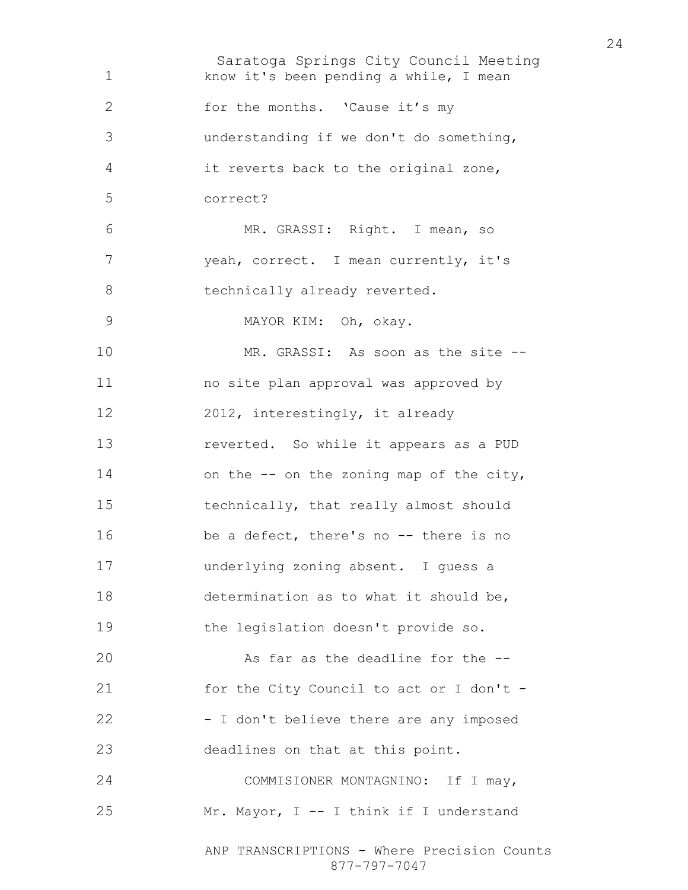know it's been pending a while, I mean for the months. 'Cause it's my understanding if we don't do something, it reverts back to the original zone, correct?

MR. GRASSI: Right. I mean, so yeah, correct. I mean currently, it's technically already reverted.

MAYOR KIM: Oh, okay.

MR. GRASSI: As soon as the site -- no site plan approval was approved by 2012, interestingly, it already reverted. So while it appears as a PUD on the -- on the zoning map of the city, technically, that really almost should be a defect, there's no -- there is no underlying zoning absent. I guess a determination as to what it should be, the legislation doesn't provide so.

As far as the deadline for the -- for the City Council to act or I don't - - I don't believe there are any imposed deadlines on that at this point.

COMMISIONER MONTAGNINO: If I may, Mr. Mayor, I -- I think if I understand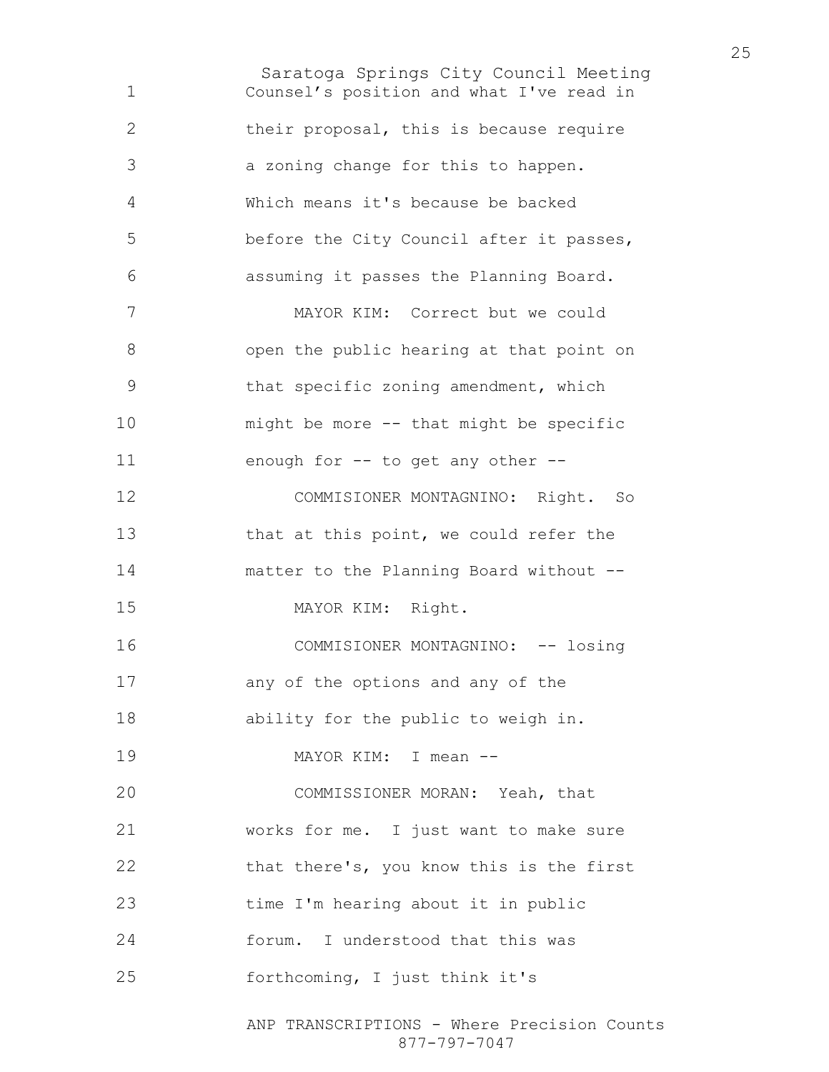Counsel's position and what I've read in their proposal, this is because require a zoning change for this to happen. Which means it's because be backed before the City Council after it passes, assuming it passes the Planning Board.

MAYOR KIM: Correct but we could open the public hearing at that point on that specific zoning amendment, which might be more -- that might be specific enough for -- to get any other --

COMMISIONER MONTAGNINO: Right. So that at this point, we could refer the matter to the Planning Board without --

MAYOR KIM: Right.

COMMISIONER MONTAGNINO: -- losing any of the options and any of the ability for the public to weigh in.

MAYOR KIM: I mean --

COMMISSIONER MORAN: Yeah, that works for me. I just want to make sure that there's, you know this is the first time I'm hearing about it in public forum. I understood that this was forthcoming, I just think it's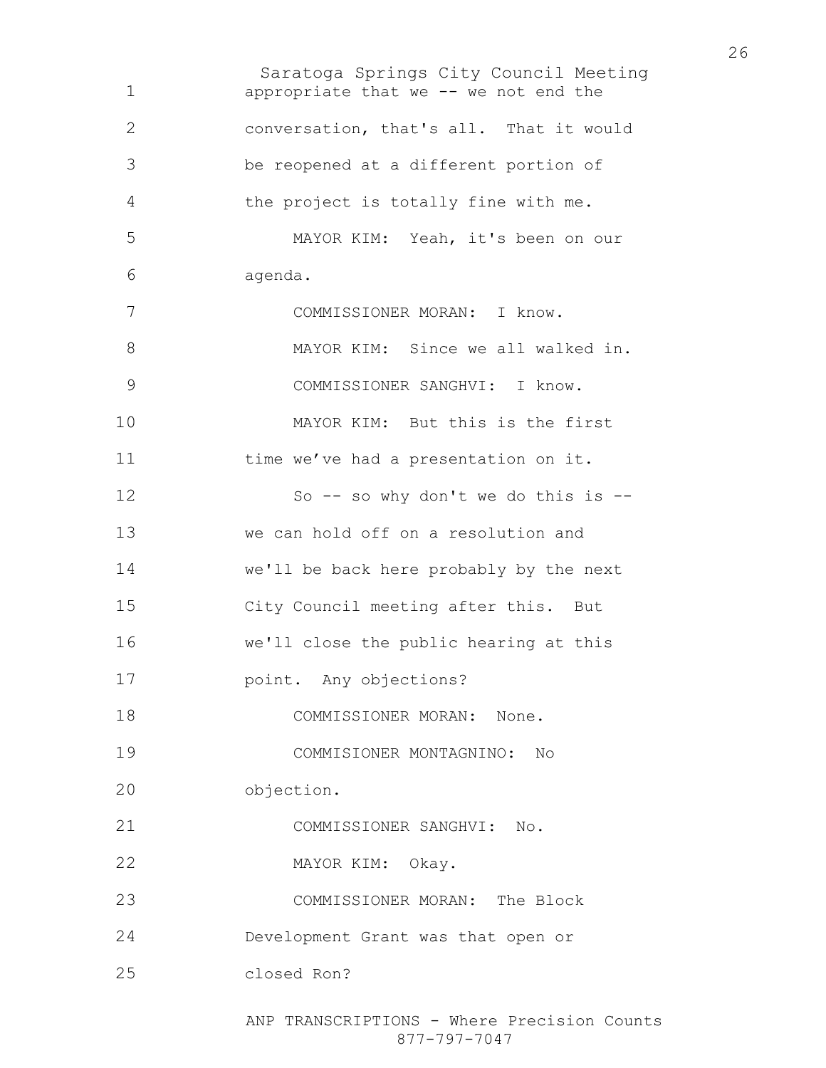appropriate that we -- we not end the conversation, that's all. That it would be reopened at a different portion of the project is totally fine with me.

MAYOR KIM: Yeah, it's been on our agenda.

COMMISSIONER MORAN: I know.

MAYOR KIM: Since we all walked in.

COMMISSIONER SANGHVI: I know.

MAYOR KIM: But this is the first time we've had a presentation on it.

So -- so why don't we do this is -- we can hold off on a resolution and we'll be back here probably by the next City Council meeting after this. But we'll close the public hearing at this point. Any objections?

COMMISSIONER MORAN: None.

COMMISIONER MONTAGNINO: No objection.

COMMISSIONER SANGHVI: No.

MAYOR KIM: Okay.

COMMISSIONER MORAN: The Block Development Grant was that open or closed Ron?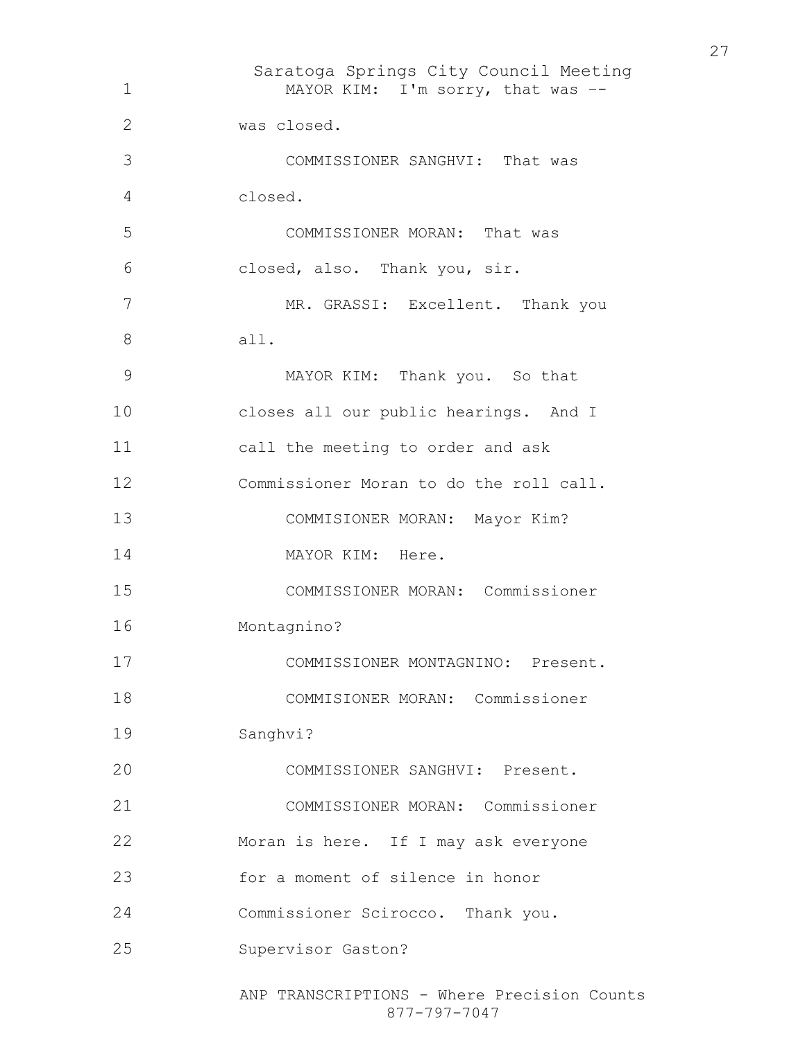MAYOR KIM: I'm sorry, that was -- was closed.

COMMISSIONER SANGHVI: That was closed.

COMMISSIONER MORAN: That was closed, also. Thank you, sir.

MR. GRASSI: Excellent. Thank you all.

MAYOR KIM: Thank you. So that closes all our public hearings. And I call the meeting to order and ask Commissioner Moran to do the roll call.

COMMISIONER MORAN: Mayor Kim?

MAYOR KIM: Here.

COMMISSIONER MORAN: Commissioner Montagnino?

COMMISSIONER MONTAGNINO: Present.

COMMISIONER MORAN: Commissioner Sanghvi?

COMMISSIONER SANGHVI: Present.

COMMISSIONER MORAN: Commissioner Moran is here. If I may ask everyone for a moment of silence in honor Commissioner Scirocco. Thank you. Supervisor Gaston?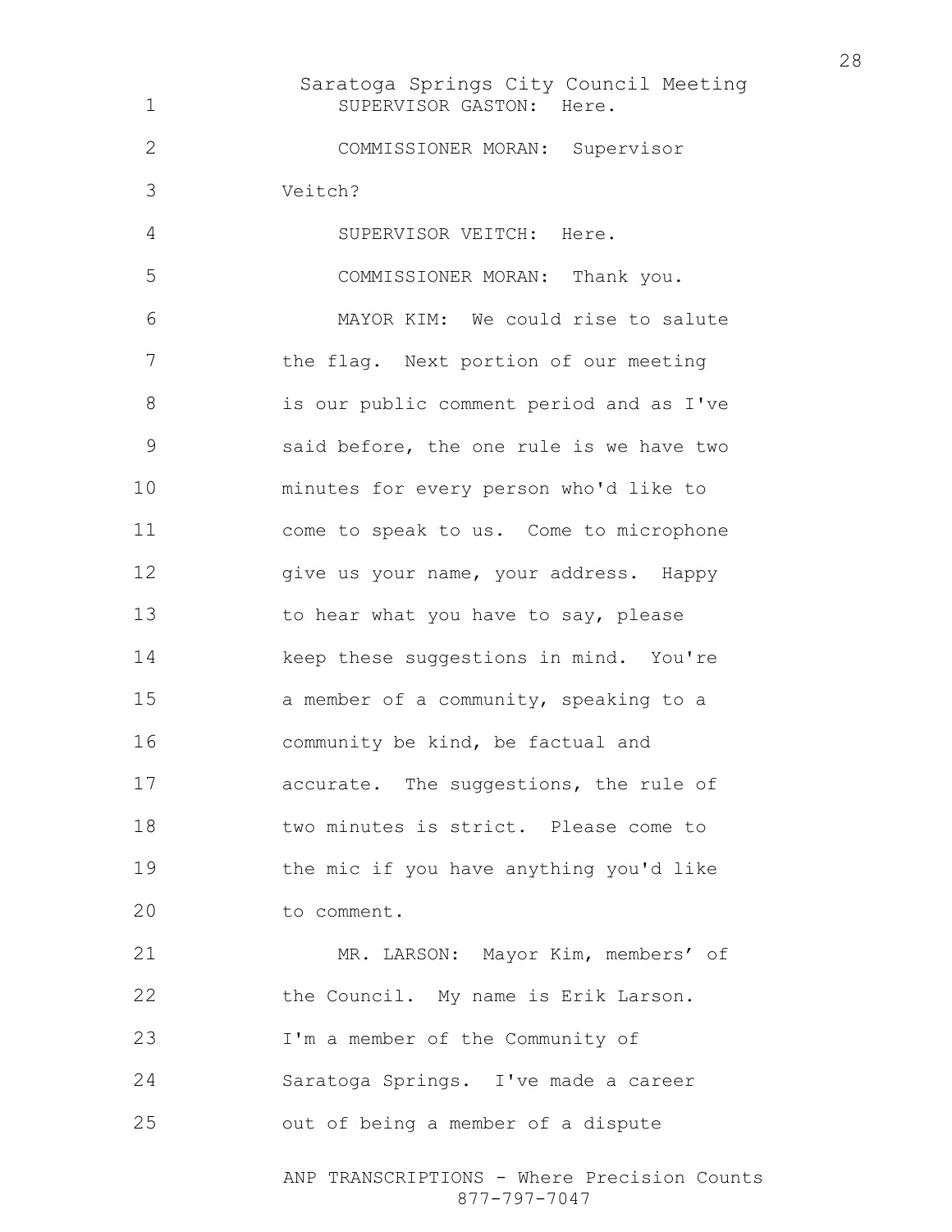SUPERVISOR GASTON: Here.

COMMISSIONER MORAN: Supervisor Veitch?

SUPERVISOR VEITCH: Here.

COMMISSIONER MORAN: Thank you.

MAYOR KIM: We could rise to salute the flag. Next portion of our meeting is our public comment period and as I've said before, the one rule is we have two minutes for every person who'd like to come to speak to us. Come to microphone give us your name, your address. Happy to hear what you have to say, please keep these suggestions in mind. You're a member of a community, speaking to a community be kind, be factual and accurate. The suggestions, the rule of two minutes is strict. Please come to the mic if you have anything you'd like to comment.

MR. LARSON: Mayor Kim, members' of the Council. My name is Erik Larson. I'm a member of the Community of Saratoga Springs. I've made a career out of being a member of a dispute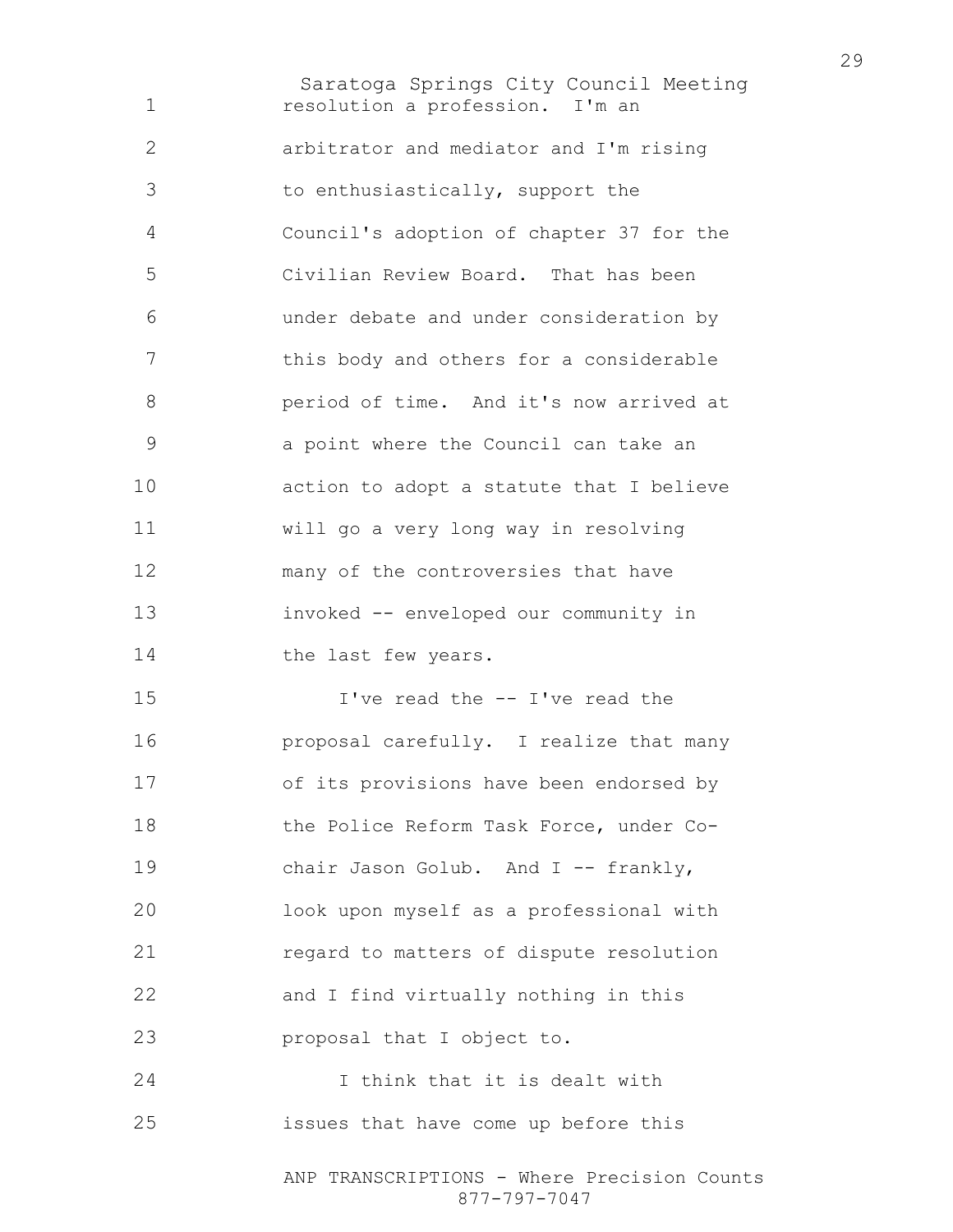resolution a profession. I'm an arbitrator and mediator and I'm rising to enthusiastically, support the Council's adoption of chapter 37 for the Civilian Review Board. That has been under debate and under consideration by this body and others for a considerable period of time. And it's now arrived at a point where the Council can take an action to adopt a statute that I believe will go a very long way in resolving many of the controversies that have invoked -- enveloped our community in the last few years.

I've read the -- I've read the proposal carefully. I realize that many of its provisions have been endorsed by the Police Reform Task Force, under Co-chair Jason Golub. And I -- frankly, look upon myself as a professional with regard to matters of dispute resolution and I find virtually nothing in this proposal that I object to.

I think that it is dealt with issues that have come up before this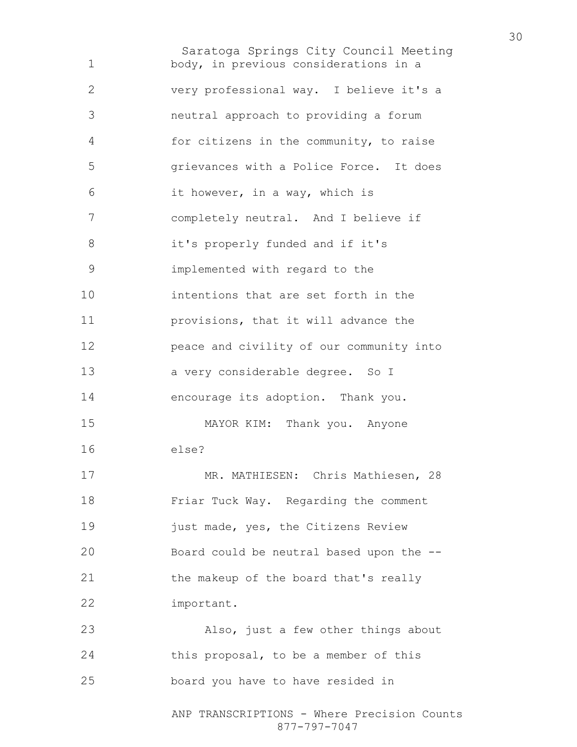body, in previous considerations in a very professional way. I believe it's a neutral approach to providing a forum for citizens in the community, to raise grievances with a Police Force. It does it however, in a way, which is completely neutral. And I believe if it's properly funded and if it's implemented with regard to the intentions that are set forth in the provisions, that it will advance the peace and civility of our community into a very considerable degree. So I encourage its adoption. Thank you.

MAYOR KIM: Thank you. Anyone else?

MR. MATHIESEN: Chris Mathiesen, 28 Friar Tuck Way. Regarding the comment just made, yes, the Citizens Review Board could be neutral based upon the -- the makeup of the board that's really important.

Also, just a few other things about this proposal, to be a member of this board you have to have resided in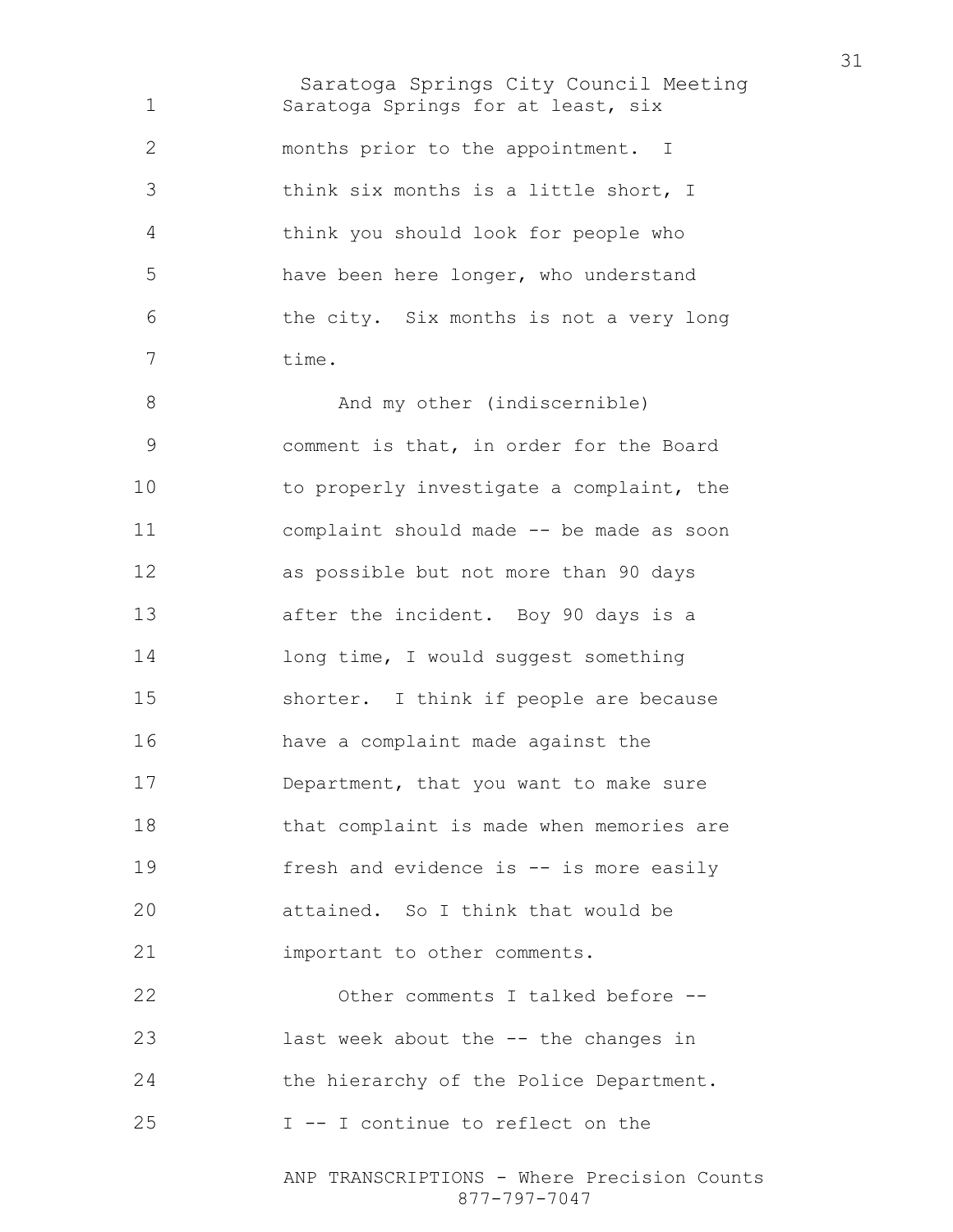Saratoga Springs for at least, six months prior to the appointment. I think six months is a little short, I think you should look for people who have been here longer, who understand the city. Six months is not a very long time.

And my other (indiscernible) comment is that, in order for the Board to properly investigate a complaint, the complaint should made -- be made as soon as possible but not more than 90 days after the incident. Boy 90 days is a long time, I would suggest something shorter. I think if people are because have a complaint made against the Department, that you want to make sure that complaint is made when memories are fresh and evidence is -- is more easily attained. So I think that would be important to other comments.

Other comments I talked before -- last week about the -- the changes in the hierarchy of the Police Department. I -- I continue to reflect on the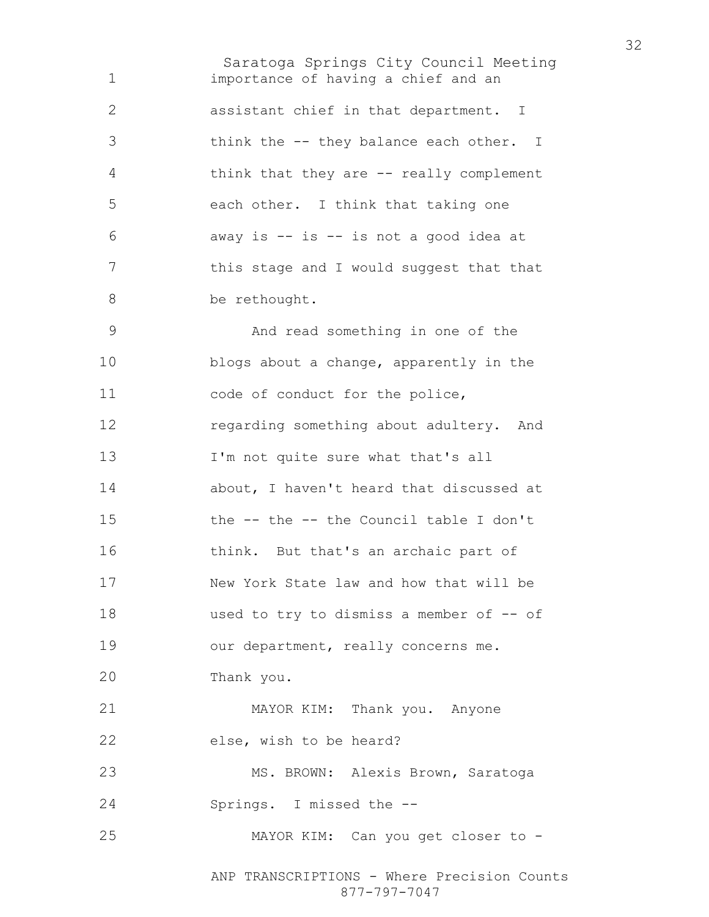importance of having a chief and an assistant chief in that department. I think the -- they balance each other. I think that they are -- really complement each other. I think that taking one away is -- is -- is not a good idea at this stage and I would suggest that that be rethought.

And read something in one of the blogs about a change, apparently in the code of conduct for the police, regarding something about adultery. And I'm not quite sure what that's all about, I haven't heard that discussed at the -- the -- the Council table I don't think. But that's an archaic part of New York State law and how that will be used to try to dismiss a member of -- of our department, really concerns me. Thank you.

MAYOR KIM: Thank you. Anyone else, wish to be heard?

MS. BROWN: Alexis Brown, Saratoga Springs. I missed the --

MAYOR KIM: Can you get closer to -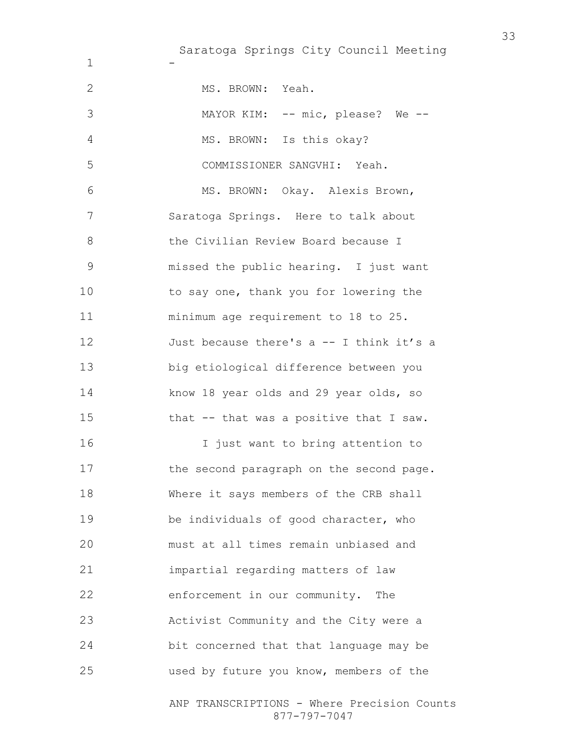-

MS. BROWN: Yeah.

MAYOR KIM: -- mic, please? We --

MS. BROWN: Is this okay?

COMMISSIONER SANGVHI: Yeah.

MS. BROWN: Okay. Alexis Brown, Saratoga Springs. Here to talk about the Civilian Review Board because I missed the public hearing. I just want to say one, thank you for lowering the minimum age requirement to 18 to 25. Just because there's a -- I think it's a big etiological difference between you know 18 year olds and 29 year olds, so that -- that was a positive that I saw.

I just want to bring attention to the second paragraph on the second page. Where it says members of the CRB shall be individuals of good character, who must at all times remain unbiased and impartial regarding matters of law enforcement in our community. The Activist Community and the City were a bit concerned that that language may be used by future you know, members of the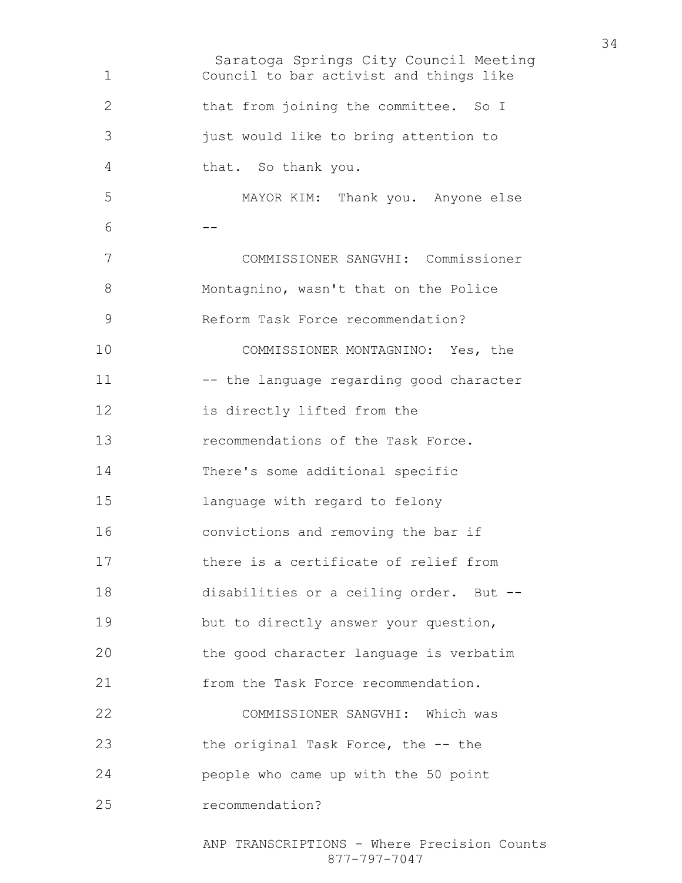Council to bar activist and things like that from joining the committee. So I just would like to bring attention to that. So thank you.

MAYOR KIM: Thank you. Anyone else --

COMMISSIONER SANGVHI: Commissioner Montagnino, wasn't that on the Police Reform Task Force recommendation?

COMMISSIONER MONTAGNINO: Yes, the -- the language regarding good character is directly lifted from the recommendations of the Task Force. There's some additional specific language with regard to felony convictions and removing the bar if there is a certificate of relief from disabilities or a ceiling order. But -- but to directly answer your question, the good character language is verbatim from the Task Force recommendation.

COMMISSIONER SANGVHI: Which was the original Task Force, the -- the people who came up with the 50 point recommendation?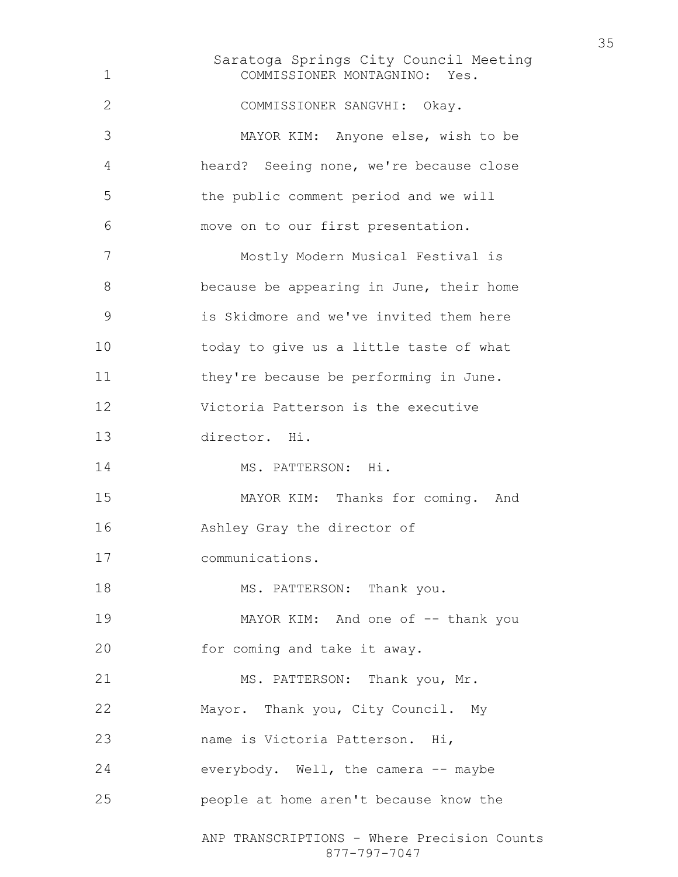1 COMMISSIONER MONTAGNINO: Yes.

2 COMMISSIONER SANGVHI: Okay.

3 MAYOR KIM: Anyone else, wish to be

4 heard? Seeing none, we're because close

5 the public comment period and we will

6 move on to our first presentation.

7 Mostly Modern Musical Festival is

8 because be appearing in June, their home

9 is Skidmore and we've invited them here

10 today to give us a little taste of what

11 they're because be performing in June.

12 Victoria Patterson is the executive

13 director. Hi.

14 MS. PATTERSON: Hi.

15 MAYOR KIM: Thanks for coming. And

16 Ashley Gray the director of

17 communications.

18 MS. PATTERSON: Thank you.

19 MAYOR KIM: And one of -- thank you

20 for coming and take it away.

21 MS. PATTERSON: Thank you, Mr.

22 Mayor. Thank you, City Council. My

23 name is Victoria Patterson. Hi,

24 everybody. Well, the camera -- maybe

25 people at home aren't because know the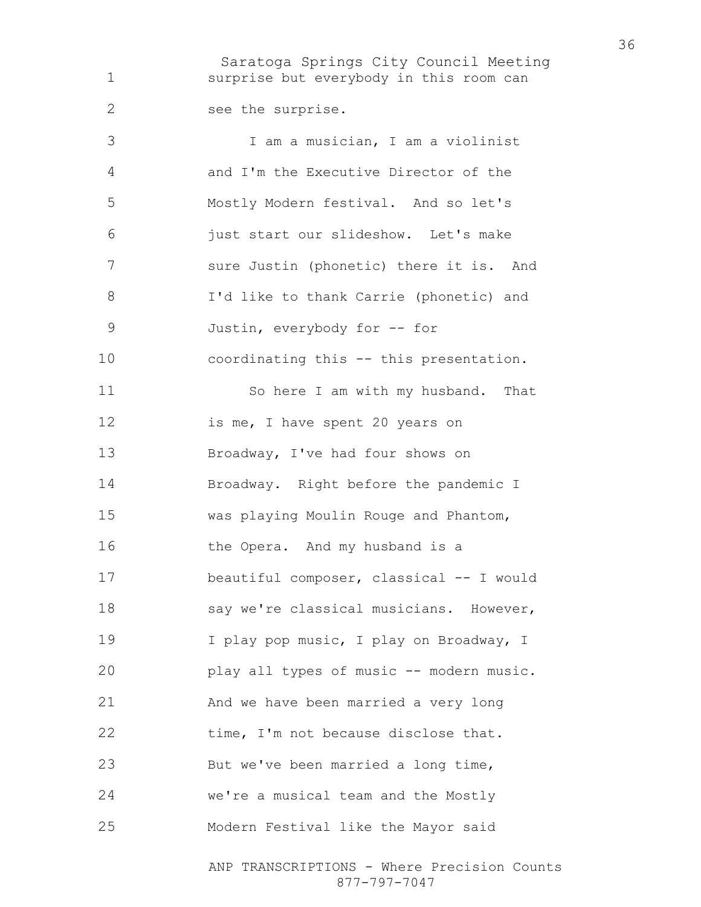surprise but everybody in this room can see the surprise.

I am a musician, I am a violinist and I'm the Executive Director of the Mostly Modern festival. And so let's just start our slideshow. Let's make sure Justin (phonetic) there it is. And I'd like to thank Carrie (phonetic) and Justin, everybody for -- for coordinating this -- this presentation.

So here I am with my husband. That is me, I have spent 20 years on Broadway, I've had four shows on Broadway. Right before the pandemic I was playing Moulin Rouge and Phantom, the Opera. And my husband is a beautiful composer, classical -- I would say we're classical musicians. However, I play pop music, I play on Broadway, I play all types of music -- modern music. And we have been married a very long time, I'm not because disclose that. But we've been married a long time, we're a musical team and the Mostly Modern Festival like the Mayor said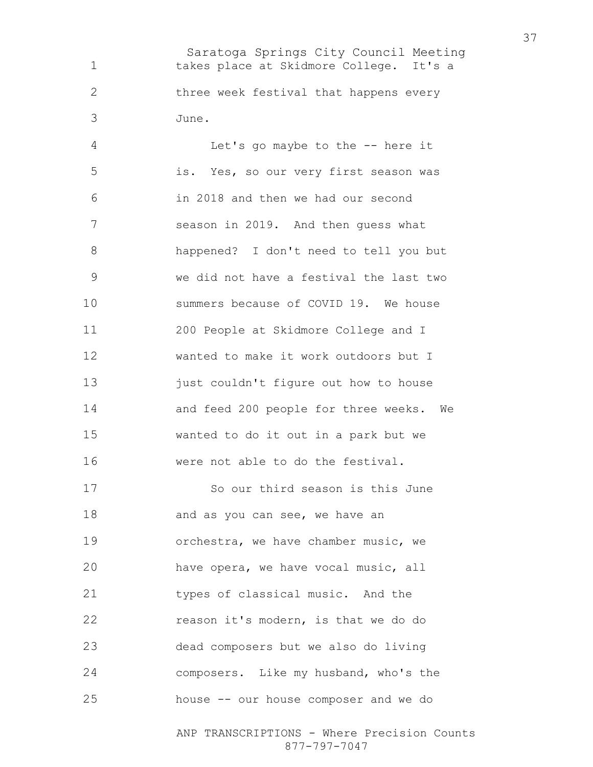takes place at Skidmore College. It's a three week festival that happens every June.

Let's go maybe to the -- here it is. Yes, so our very first season was in 2018 and then we had our second season in 2019. And then guess what happened? I don't need to tell you but we did not have a festival the last two summers because of COVID 19. We house 200 People at Skidmore College and I wanted to make it work outdoors but I just couldn't figure out how to house and feed 200 people for three weeks. We wanted to do it out in a park but we were not able to do the festival.

So our third season is this June and as you can see, we have an orchestra, we have chamber music, we have opera, we have vocal music, all types of classical music. And the reason it's modern, is that we do do dead composers but we also do living composers. Like my husband, who's the house -- our house composer and we do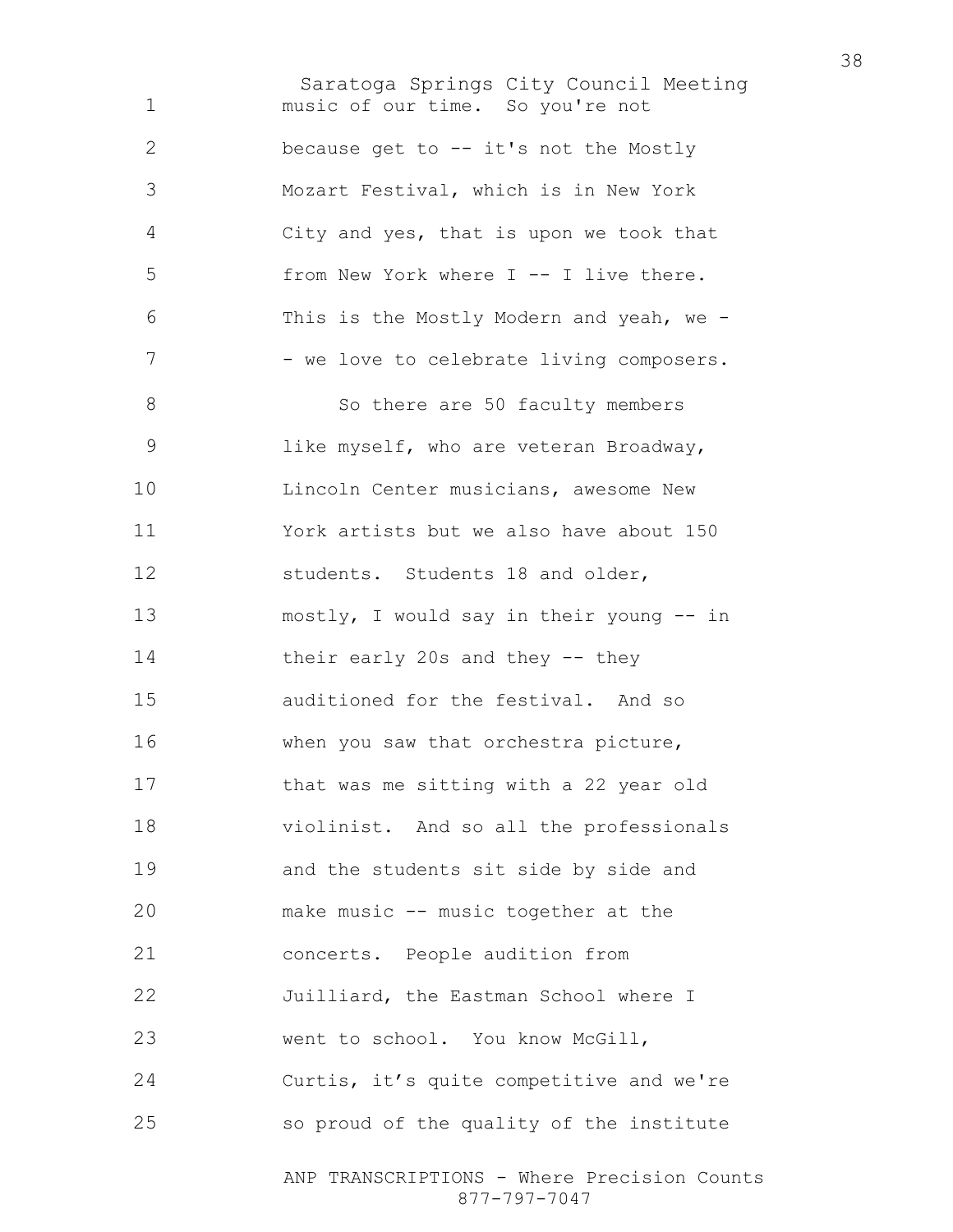music of our time. So you're not because get to -- it's not the Mostly Mozart Festival, which is in New York City and yes, that is upon we took that from New York where I -- I live there. This is the Mostly Modern and yeah, we - - we love to celebrate living composers.

So there are 50 faculty members like myself, who are veteran Broadway, Lincoln Center musicians, awesome New York artists but we also have about 150 students. Students 18 and older, mostly, I would say in their young -- in their early 20s and they -- they auditioned for the festival. And so when you saw that orchestra picture, that was me sitting with a 22 year old violinist. And so all the professionals and the students sit side by side and make music -- music together at the concerts. People audition from Juilliard, the Eastman School where I went to school. You know McGill, Curtis, it’s quite competitive and we're so proud of the quality of the institute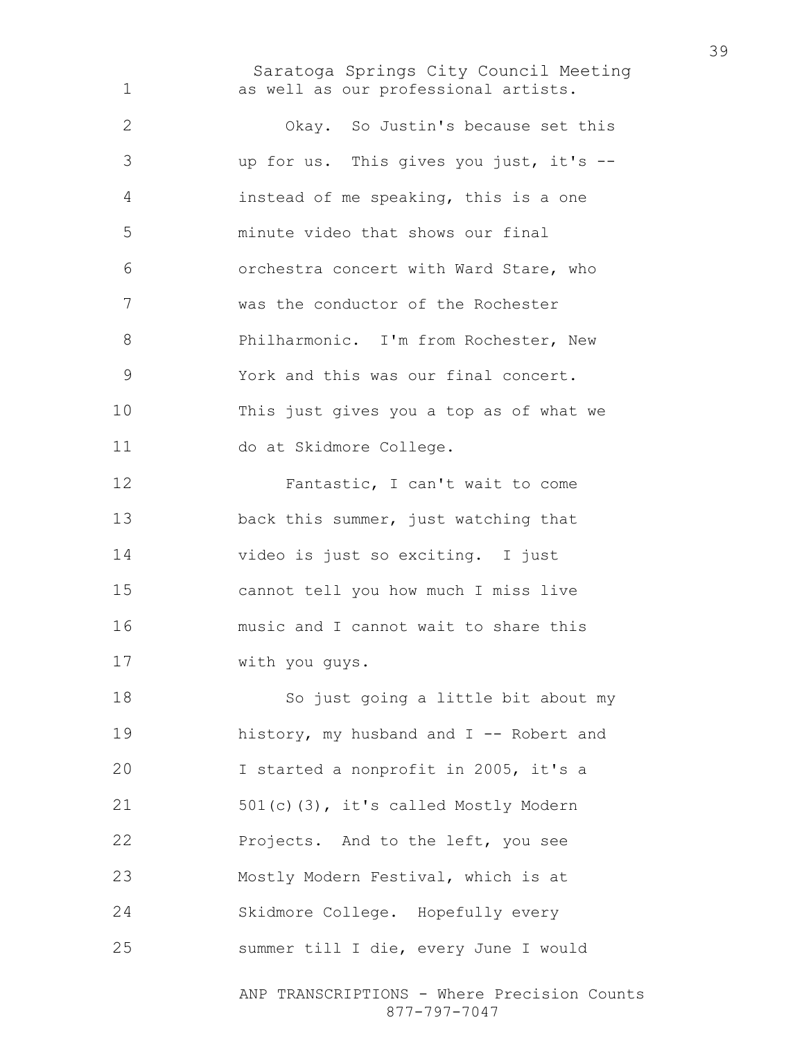as well as our professional artists.

Okay. So Justin's because set this up for us. This gives you just, it's -- instead of me speaking, this is a one minute video that shows our final orchestra concert with Ward Stare, who was the conductor of the Rochester Philharmonic. I'm from Rochester, New York and this was our final concert. This just gives you a top as of what we do at Skidmore College.

Fantastic, I can't wait to come back this summer, just watching that video is just so exciting. I just cannot tell you how much I miss live music and I cannot wait to share this with you guys.

So just going a little bit about my history, my husband and I -- Robert and I started a nonprofit in 2005, it's a 501(c)(3), it's called Mostly Modern Projects. And to the left, you see Mostly Modern Festival, which is at Skidmore College. Hopefully every summer till I die, every June I would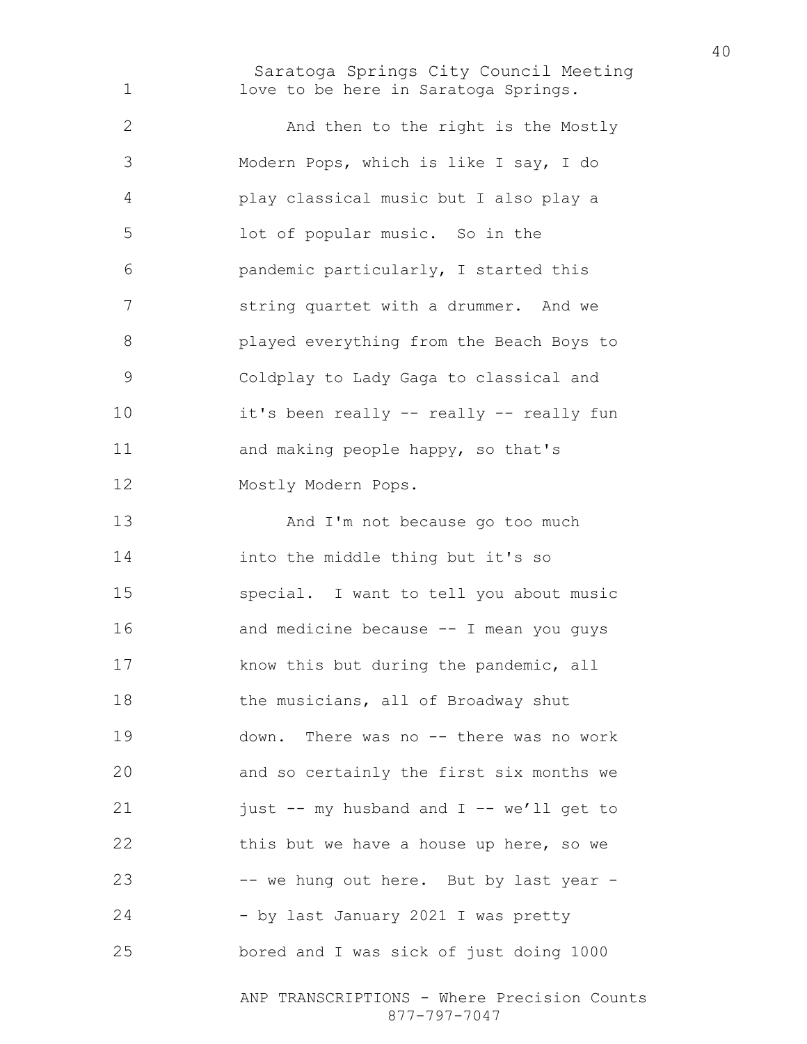love to be here in Saratoga Springs.

And then to the right is the Mostly Modern Pops, which is like I say, I do play classical music but I also play a lot of popular music. So in the pandemic particularly, I started this string quartet with a drummer. And we played everything from the Beach Boys to Coldplay to Lady Gaga to classical and it's been really -- really -- really fun and making people happy, so that's Mostly Modern Pops.

And I'm not because go too much into the middle thing but it's so special. I want to tell you about music and medicine because -- I mean you guys know this but during the pandemic, all the musicians, all of Broadway shut down. There was no -- there was no work and so certainly the first six months we just -- my husband and I -- we'll get to this but we have a house up here, so we -- we hung out here. But by last year -- by last January 2021 I was pretty bored and I was sick of just doing 1000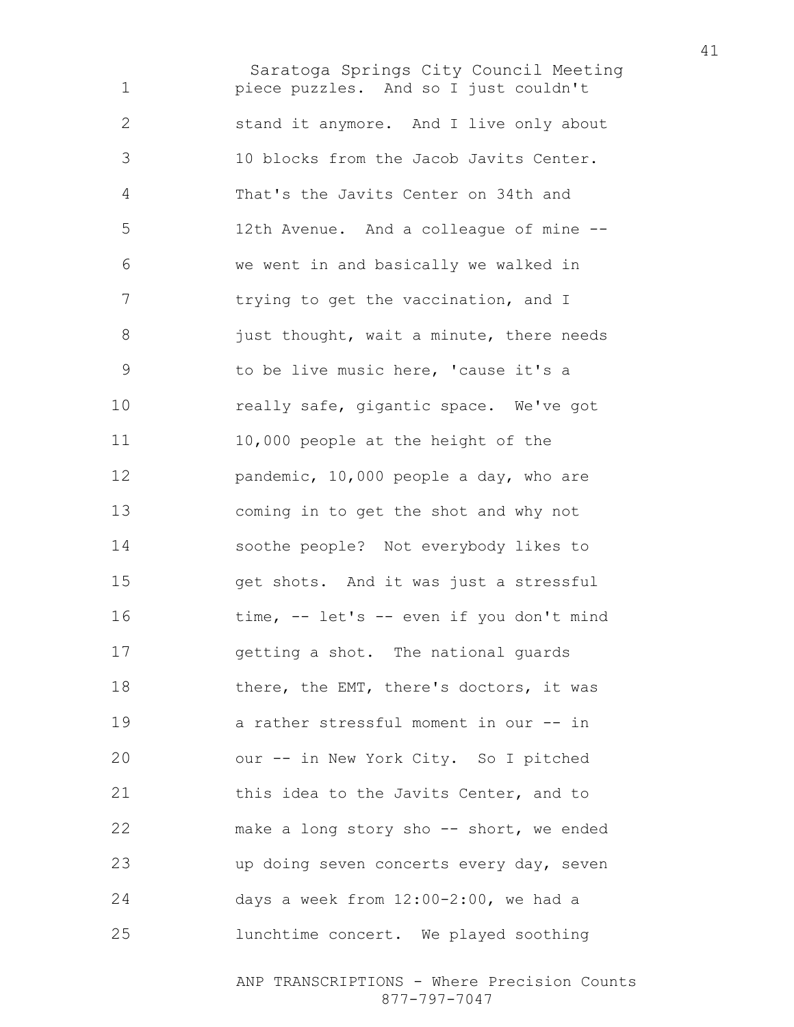piece puzzles. And so I just couldn't stand it anymore. And I live only about 10 blocks from the Jacob Javits Center. That's the Javits Center on 34th and 12th Avenue. And a colleague of mine -- we went in and basically we walked in trying to get the vaccination, and I just thought, wait a minute, there needs to be live music here, 'cause it's a really safe, gigantic space. We've got 10,000 people at the height of the pandemic, 10,000 people a day, who are coming in to get the shot and why not soothe people? Not everybody likes to get shots. And it was just a stressful time, -- let's -- even if you don't mind getting a shot. The national guards there, the EMT, there's doctors, it was a rather stressful moment in our -- in our -- in New York City. So I pitched this idea to the Javits Center, and to make a long story sho -- short, we ended up doing seven concerts every day, seven days a week from 12:00-2:00, we had a lunchtime concert. We played soothing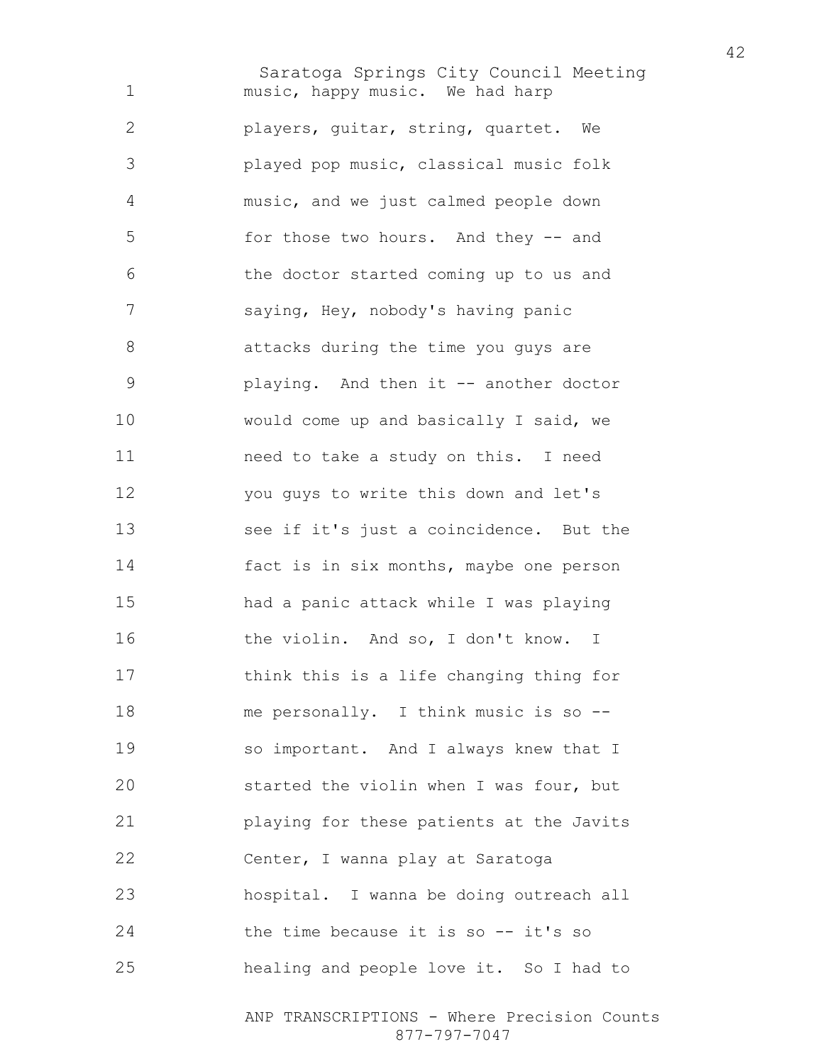music, happy music. We had harp players, guitar, string, quartet. We played pop music, classical music folk music, and we just calmed people down for those two hours. And they -- and the doctor started coming up to us and saying, Hey, nobody's having panic attacks during the time you guys are playing. And then it -- another doctor would come up and basically I said, we need to take a study on this. I need you guys to write this down and let's see if it's just a coincidence. But the fact is in six months, maybe one person had a panic attack while I was playing the violin. And so, I don't know. I think this is a life changing thing for me personally. I think music is so -- so important. And I always knew that I started the violin when I was four, but playing for these patients at the Javits Center, I wanna play at Saratoga hospital. I wanna be doing outreach all the time because it is so -- it's so healing and people love it. So I had to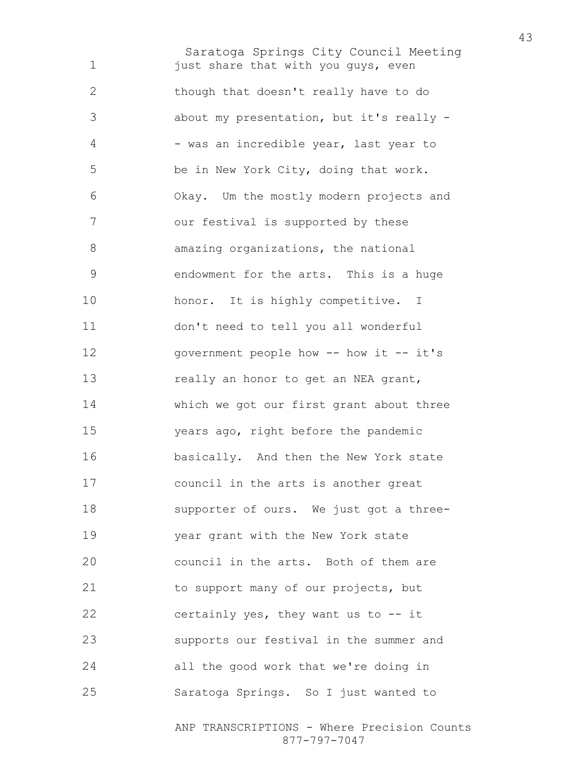just share that with you guys, even though that doesn't really have to do about my presentation, but it's really -- was an incredible year, last year to be in New York City, doing that work. Okay. Um the mostly modern projects and our festival is supported by these amazing organizations, the national endowment for the arts. This is a huge honor. It is highly competitive. I don't need to tell you all wonderful government people how -- how it -- it's really an honor to get an NEA grant, which we got our first grant about three years ago, right before the pandemic basically. And then the New York state council in the arts is another great supporter of ours. We just got a three-year grant with the New York state council in the arts. Both of them are to support many of our projects, but certainly yes, they want us to -- it supports our festival in the summer and all the good work that we're doing in Saratoga Springs. So I just wanted to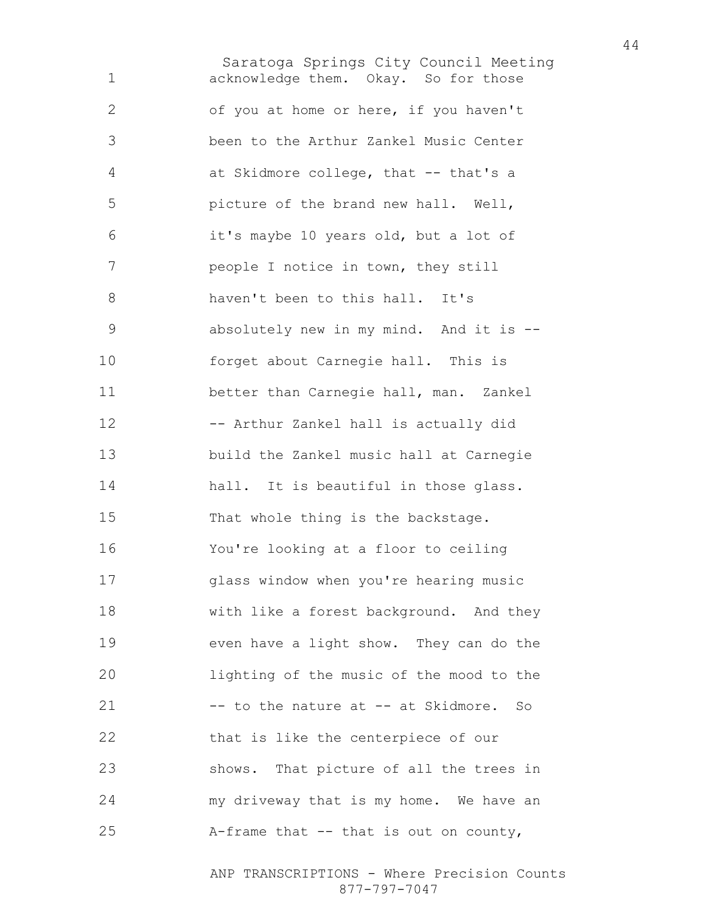acknowledge them. Okay. So for those of you at home or here, if you haven't been to the Arthur Zankel Music Center at Skidmore college, that -- that's a picture of the brand new hall. Well, it's maybe 10 years old, but a lot of people I notice in town, they still haven't been to this hall. It's absolutely new in my mind. And it is -- forget about Carnegie hall. This is better than Carnegie hall, man. Zankel -- Arthur Zankel hall is actually did build the Zankel music hall at Carnegie hall. It is beautiful in those glass. That whole thing is the backstage. You're looking at a floor to ceiling glass window when you're hearing music with like a forest background. And they even have a light show. They can do the lighting of the music of the mood to the -- to the nature at -- at Skidmore. So that is like the centerpiece of our shows. That picture of all the trees in my driveway that is my home. We have an A-frame that -- that is out on county,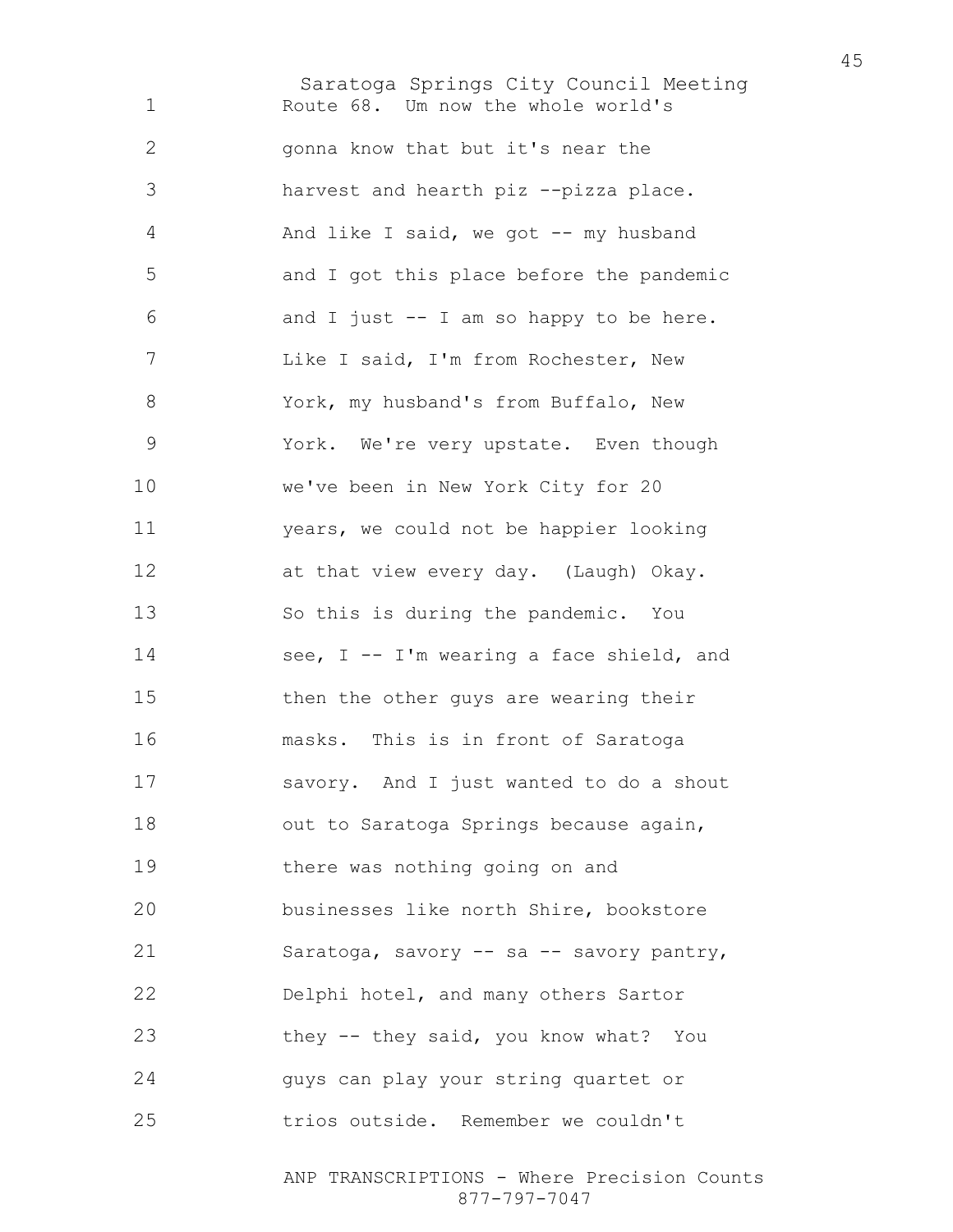Route 68. Um now the whole world's gonna know that but it's near the harvest and hearth piz --pizza place. And like I said, we got -- my husband and I got this place before the pandemic and I just -- I am so happy to be here. Like I said, I'm from Rochester, New York, my husband's from Buffalo, New York. We're very upstate. Even though we've been in New York City for 20 years, we could not be happier looking at that view every day. (Laugh) Okay. So this is during the pandemic. You see, I -- I'm wearing a face shield, and then the other guys are wearing their masks. This is in front of Saratoga savory. And I just wanted to do a shout out to Saratoga Springs because again, there was nothing going on and businesses like north Shire, bookstore Saratoga, savory -- sa -- savory pantry, Delphi hotel, and many others Sartor they -- they said, you know what? You guys can play your string quartet or trios outside. Remember we couldn't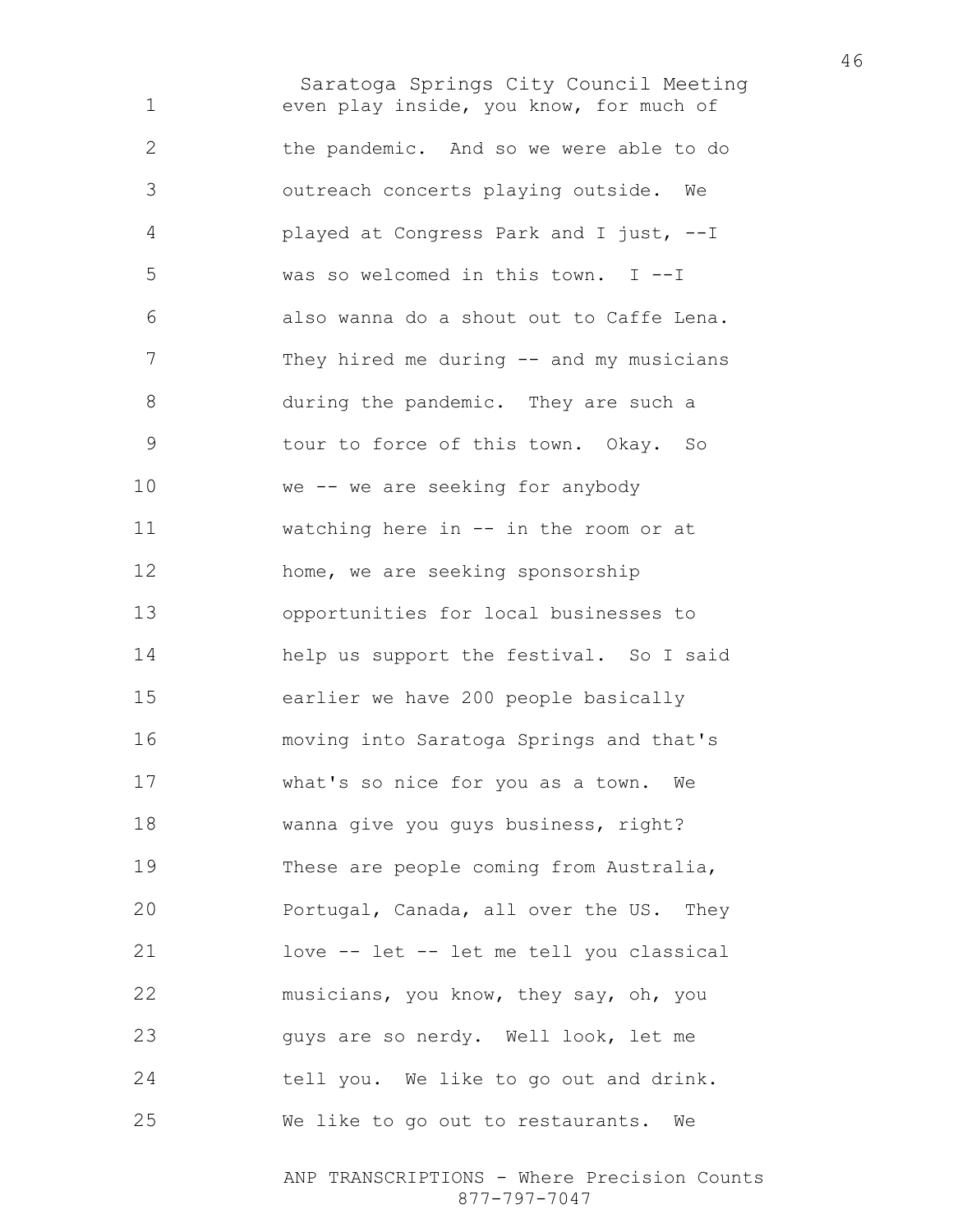even play inside, you know, for much of the pandemic. And so we were able to do outreach concerts playing outside. We played at Congress Park and I just, --I was so welcomed in this town. I --I also wanna do a shout out to Caffe Lena. They hired me during -- and my musicians during the pandemic. They are such a tour to force of this town. Okay. So we -- we are seeking for anybody watching here in -- in the room or at home, we are seeking sponsorship opportunities for local businesses to help us support the festival. So I said earlier we have 200 people basically moving into Saratoga Springs and that's what's so nice for you as a town. We wanna give you guys business, right? These are people coming from Australia, Portugal, Canada, all over the US. They love -- let -- let me tell you classical musicians, you know, they say, oh, you guys are so nerdy. Well look, let me tell you. We like to go out and drink. We like to go out to restaurants. We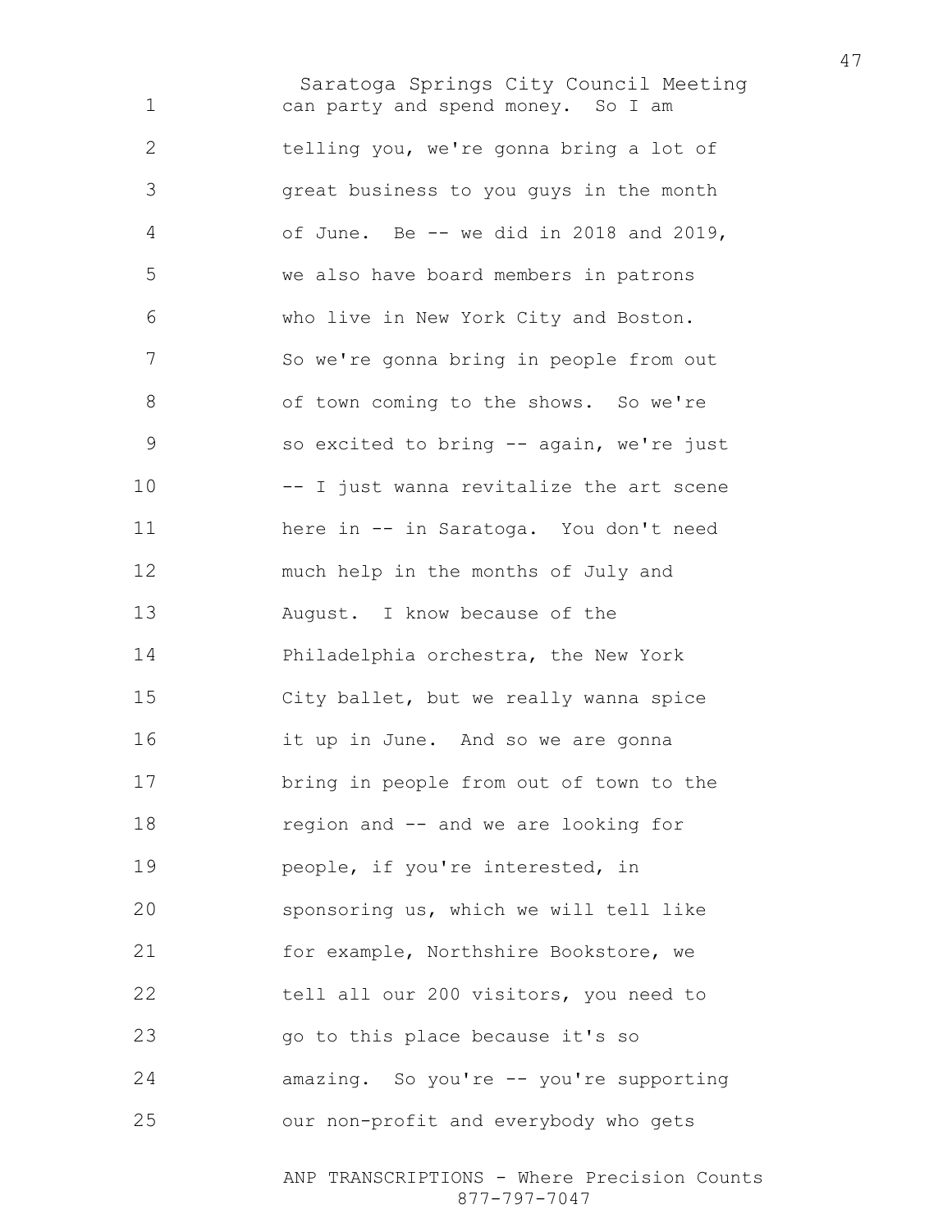can party and spend money. So I am telling you, we're gonna bring a lot of great business to you guys in the month of June. Be -- we did in 2018 and 2019, we also have board members in patrons who live in New York City and Boston. So we're gonna bring in people from out of town coming to the shows. So we're so excited to bring -- again, we're just -- I just wanna revitalize the art scene here in -- in Saratoga. You don't need much help in the months of July and August. I know because of the Philadelphia orchestra, the New York City ballet, but we really wanna spice it up in June. And so we are gonna bring in people from out of town to the region and -- and we are looking for people, if you're interested, in sponsoring us, which we will tell like for example, Northshire Bookstore, we tell all our 200 visitors, you need to go to this place because it's so amazing. So you're -- you're supporting our non-profit and everybody who gets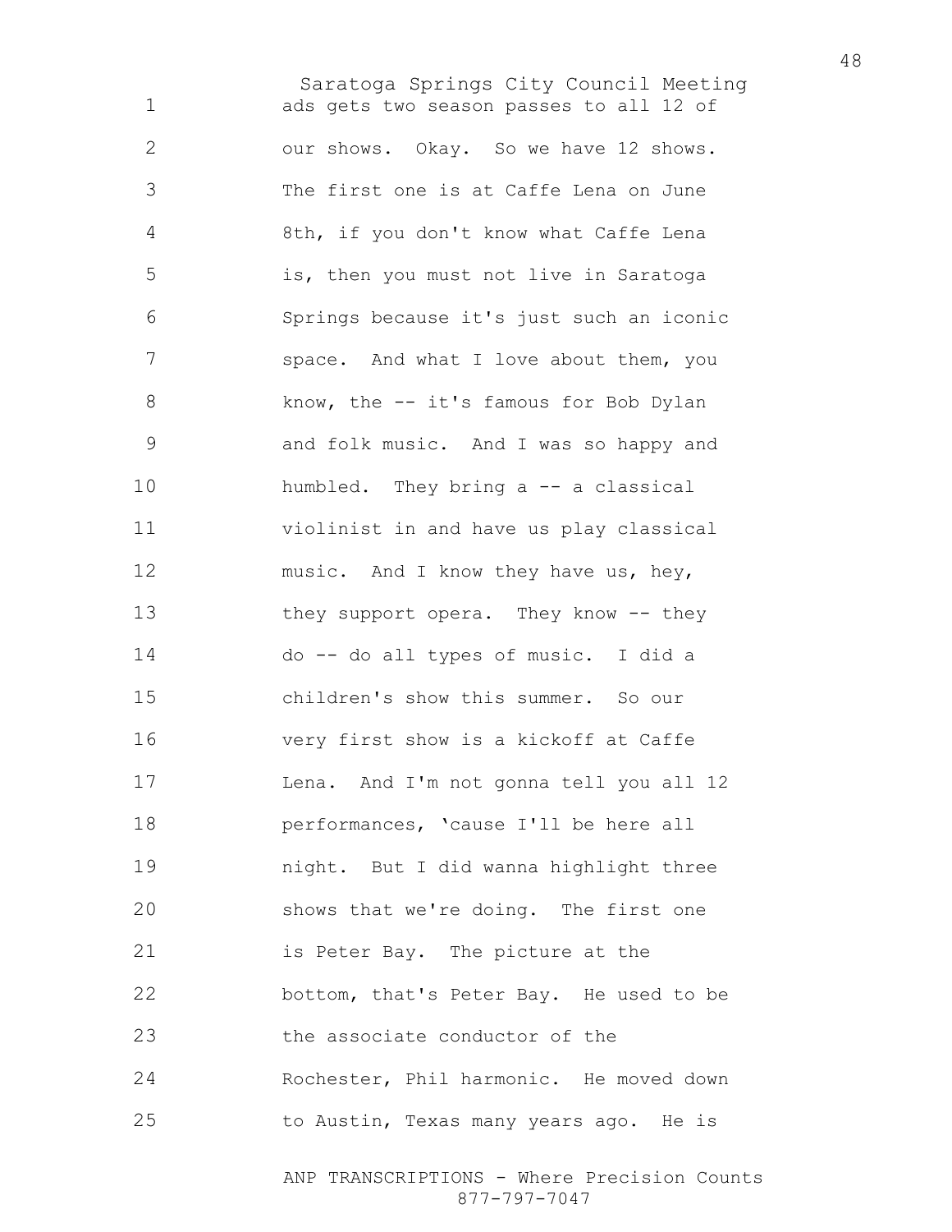1 ads gets two season passes to all 12 of
2 our shows. Okay. So we have 12 shows.
3 The first one is at Caffe Lena on June
4 8th, if you don't know what Caffe Lena
5 is, then you must not live in Saratoga
6 Springs because it's just such an iconic
7 space. And what I love about them, you
8 know, the -- it's famous for Bob Dylan
9 and folk music. And I was so happy and
10 humbled. They bring a -- a classical
11 violinist in and have us play classical
12 music. And I know they have us, hey,
13 they support opera. They know -- they
14 do -- do all types of music. I did a
15 children's show this summer. So our
16 very first show is a kickoff at Caffe
17 Lena. And I'm not gonna tell you all 12
18 performances, 'cause I'll be here all
19 night. But I did wanna highlight three
20 shows that we're doing. The first one
21 is Peter Bay. The picture at the
22 bottom, that's Peter Bay. He used to be
23 the associate conductor of the
24 Rochester, Phil harmonic. He moved down
25 to Austin, Texas many years ago. He is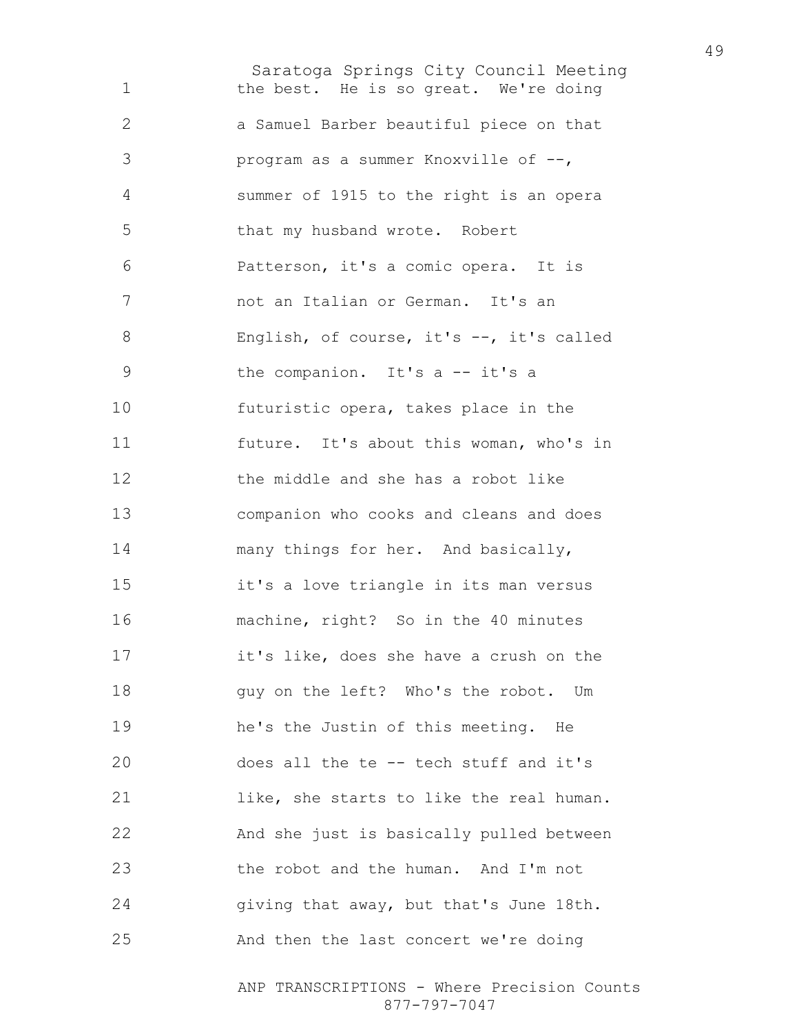the best. He is so great. We're doing a Samuel Barber beautiful piece on that program as a summer Knoxville of --, summer of 1915 to the right is an opera that my husband wrote. Robert Patterson, it's a comic opera. It is not an Italian or German. It's an English, of course, it's --, it's called the companion. It's a -- it's a futuristic opera, takes place in the future. It's about this woman, who's in the middle and she has a robot like companion who cooks and cleans and does many things for her. And basically, it's a love triangle in its man versus machine, right? So in the 40 minutes it's like, does she have a crush on the guy on the left? Who's the robot. Um he's the Justin of this meeting. He does all the te -- tech stuff and it's like, she starts to like the real human. And she just is basically pulled between the robot and the human. And I'm not giving that away, but that's June 18th. And then the last concert we're doing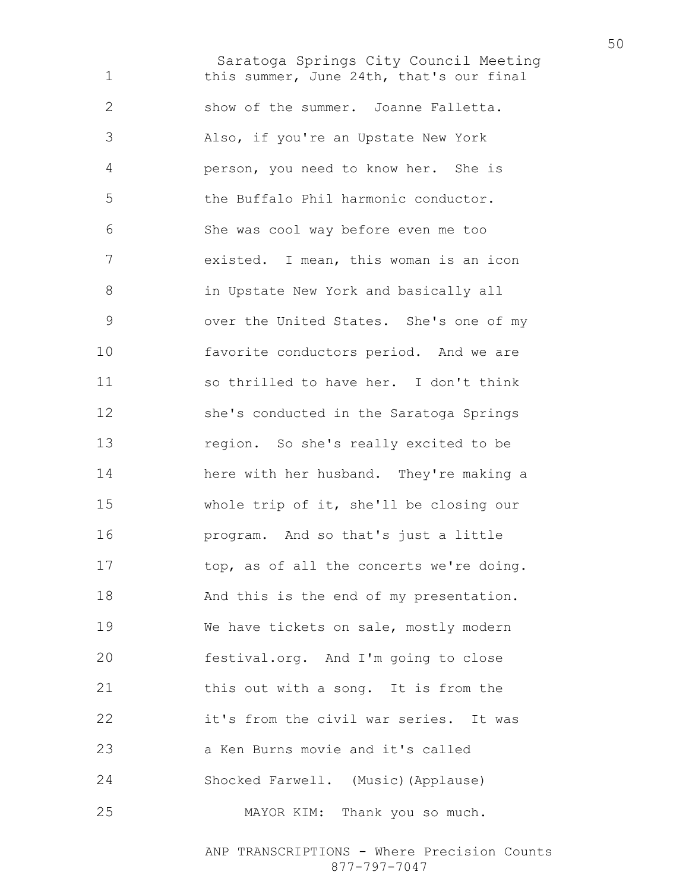this summer, June 24th, that's our final show of the summer. Joanne Falletta. Also, if you're an Upstate New York person, you need to know her. She is the Buffalo Phil harmonic conductor. She was cool way before even me too existed. I mean, this woman is an icon in Upstate New York and basically all over the United States. She's one of my favorite conductors period. And we are so thrilled to have her. I don't think she's conducted in the Saratoga Springs region. So she's really excited to be here with her husband. They're making a whole trip of it, she'll be closing our program. And so that's just a little top, as of all the concerts we're doing. And this is the end of my presentation. We have tickets on sale, mostly modern festival.org. And I'm going to close this out with a song. It is from the it's from the civil war series. It was a Ken Burns movie and it's called Shocked Farwell. (Music)(Applause)

MAYOR KIM: Thank you so much.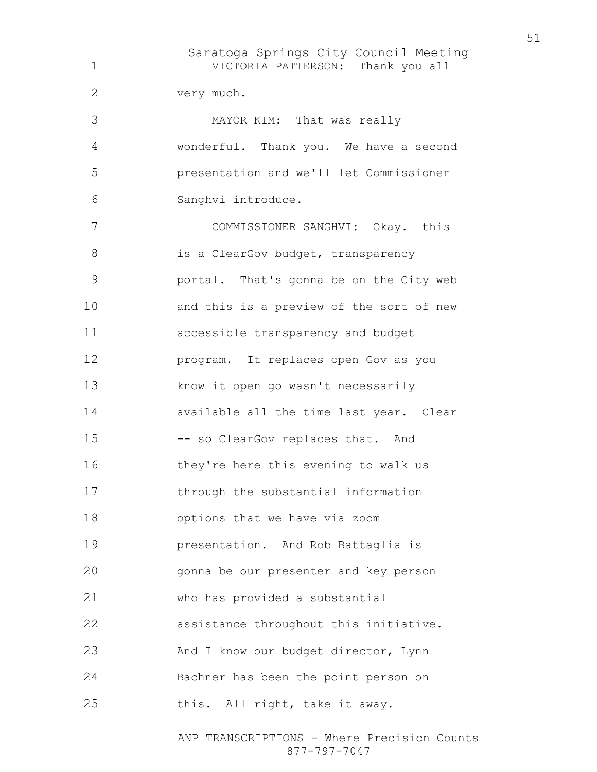VICTORIA PATTERSON: Thank you all very much.

MAYOR KIM: That was really wonderful. Thank you. We have a second presentation and we'll let Commissioner Sanghvi introduce.

COMMISSIONER SANGHVI: Okay. this is a ClearGov budget, transparency portal. That's gonna be on the City web and this is a preview of the sort of new accessible transparency and budget program. It replaces open Gov as you know it open go wasn't necessarily available all the time last year. Clear -- so ClearGov replaces that. And they're here this evening to walk us through the substantial information options that we have via zoom presentation. And Rob Battaglia is gonna be our presenter and key person who has provided a substantial assistance throughout this initiative. And I know our budget director, Lynn Bachner has been the point person on this. All right, take it away.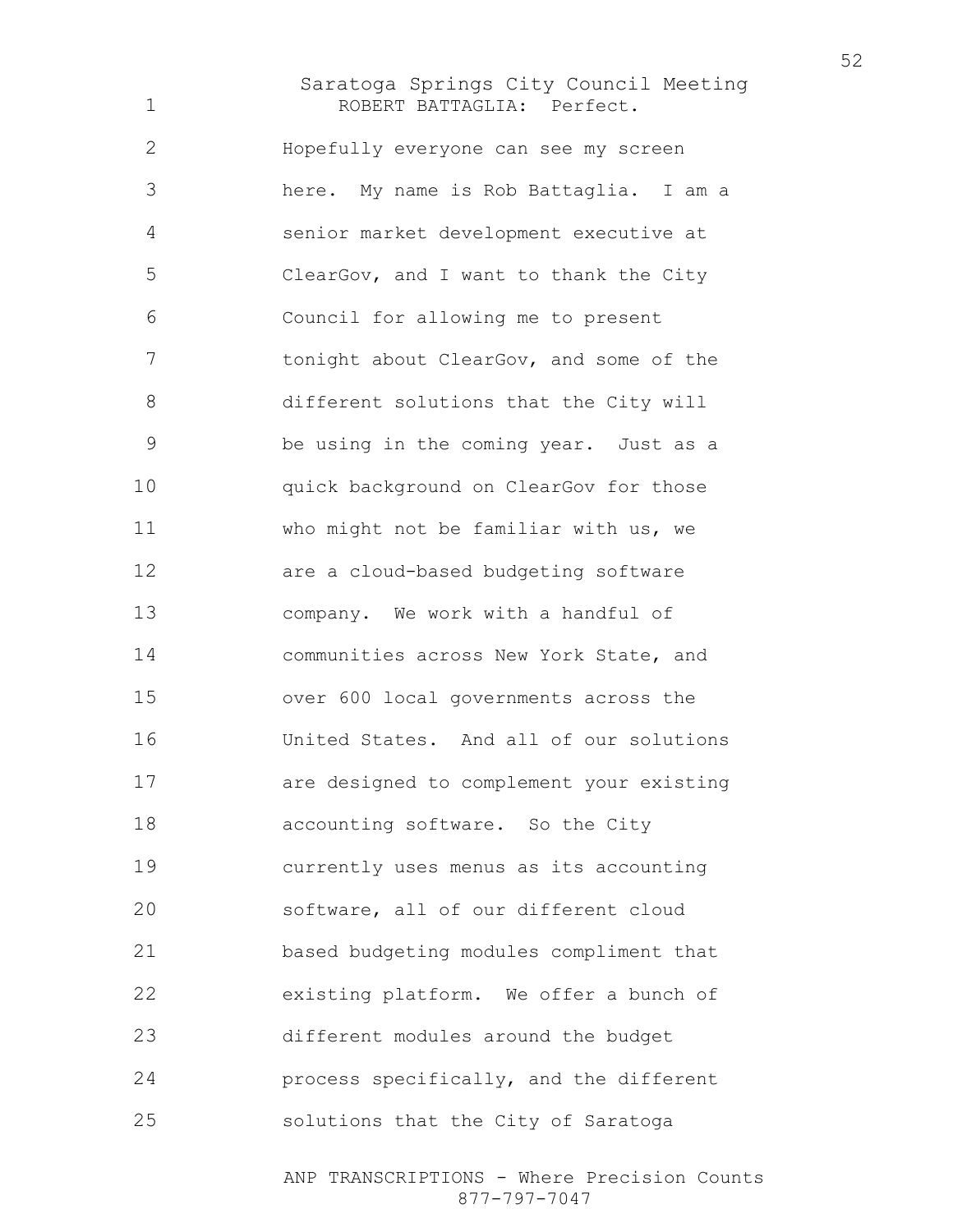ROBERT BATTAGLIA: Perfect. Hopefully everyone can see my screen here. My name is Rob Battaglia. I am a senior market development executive at ClearGov, and I want to thank the City Council for allowing me to present tonight about ClearGov, and some of the different solutions that the City will be using in the coming year. Just as a quick background on ClearGov for those who might not be familiar with us, we are a cloud-based budgeting software company. We work with a handful of communities across New York State, and over 600 local governments across the United States. And all of our solutions are designed to complement your existing accounting software. So the City currently uses menus as its accounting software, all of our different cloud based budgeting modules compliment that existing platform. We offer a bunch of different modules around the budget process specifically, and the different solutions that the City of Saratoga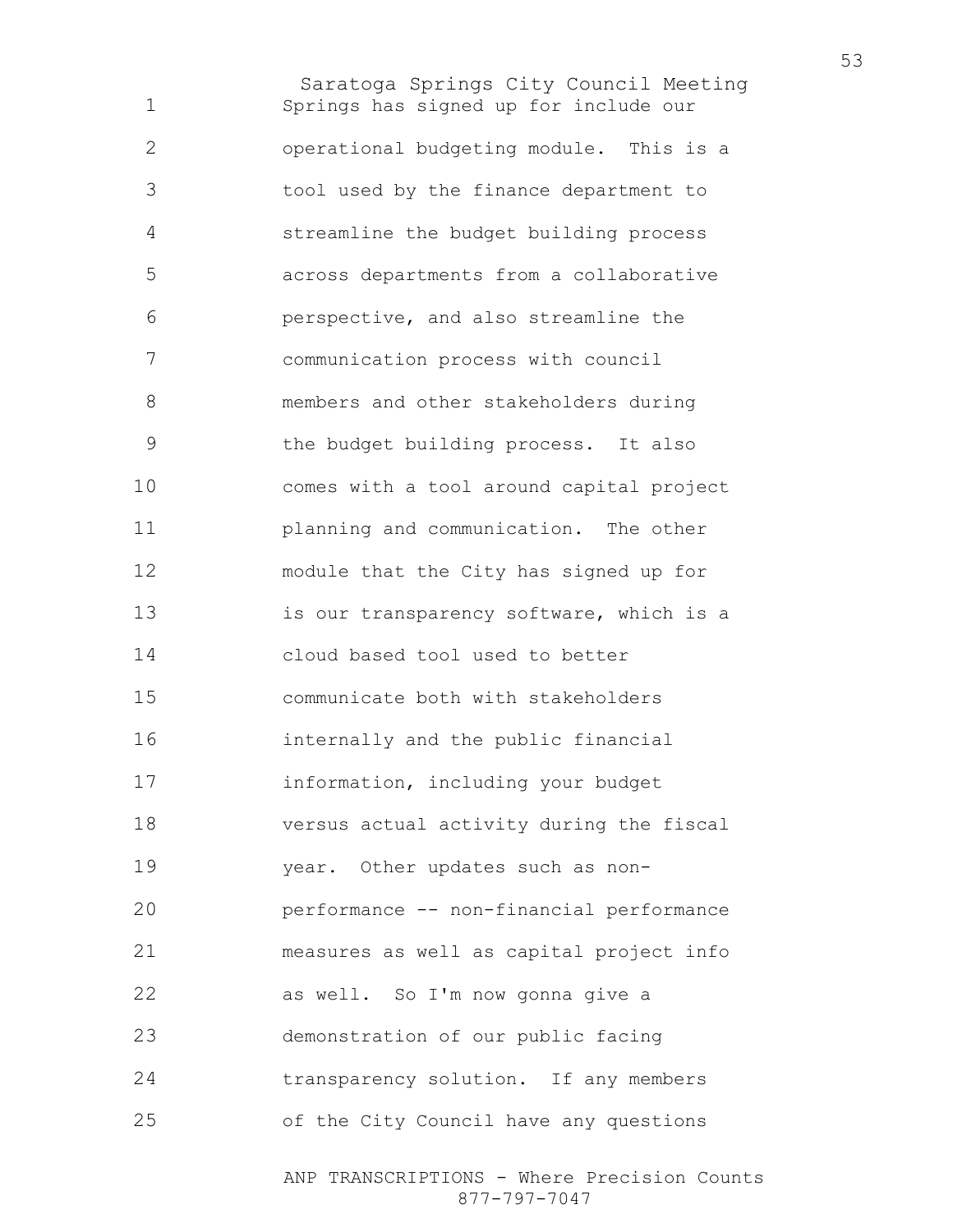Springs has signed up for include our operational budgeting module. This is a tool used by the finance department to streamline the budget building process across departments from a collaborative perspective, and also streamline the communication process with council members and other stakeholders during the budget building process. It also comes with a tool around capital project planning and communication. The other module that the City has signed up for is our transparency software, which is a cloud based tool used to better communicate both with stakeholders internally and the public financial information, including your budget versus actual activity during the fiscal year. Other updates such as non-performance -- non-financial performance measures as well as capital project info as well. So I'm now gonna give a demonstration of our public facing transparency solution. If any members of the City Council have any questions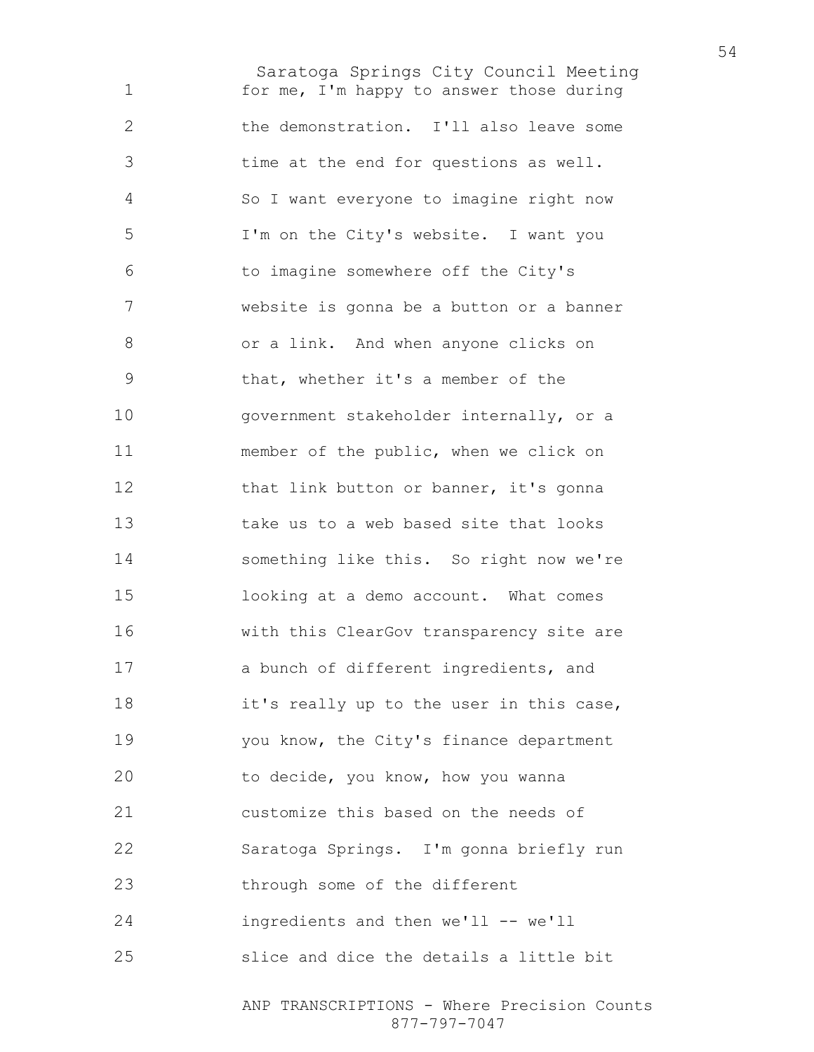for me, I'm happy to answer those during the demonstration. I'll also leave some time at the end for questions as well. So I want everyone to imagine right now I'm on the City's website. I want you to imagine somewhere off the City's website is gonna be a button or a banner or a link. And when anyone clicks on that, whether it's a member of the government stakeholder internally, or a member of the public, when we click on that link button or banner, it's gonna take us to a web based site that looks something like this. So right now we're looking at a demo account. What comes with this ClearGov transparency site are a bunch of different ingredients, and it's really up to the user in this case, you know, the City's finance department to decide, you know, how you wanna customize this based on the needs of Saratoga Springs. I'm gonna briefly run through some of the different ingredients and then we'll -- we'll slice and dice the details a little bit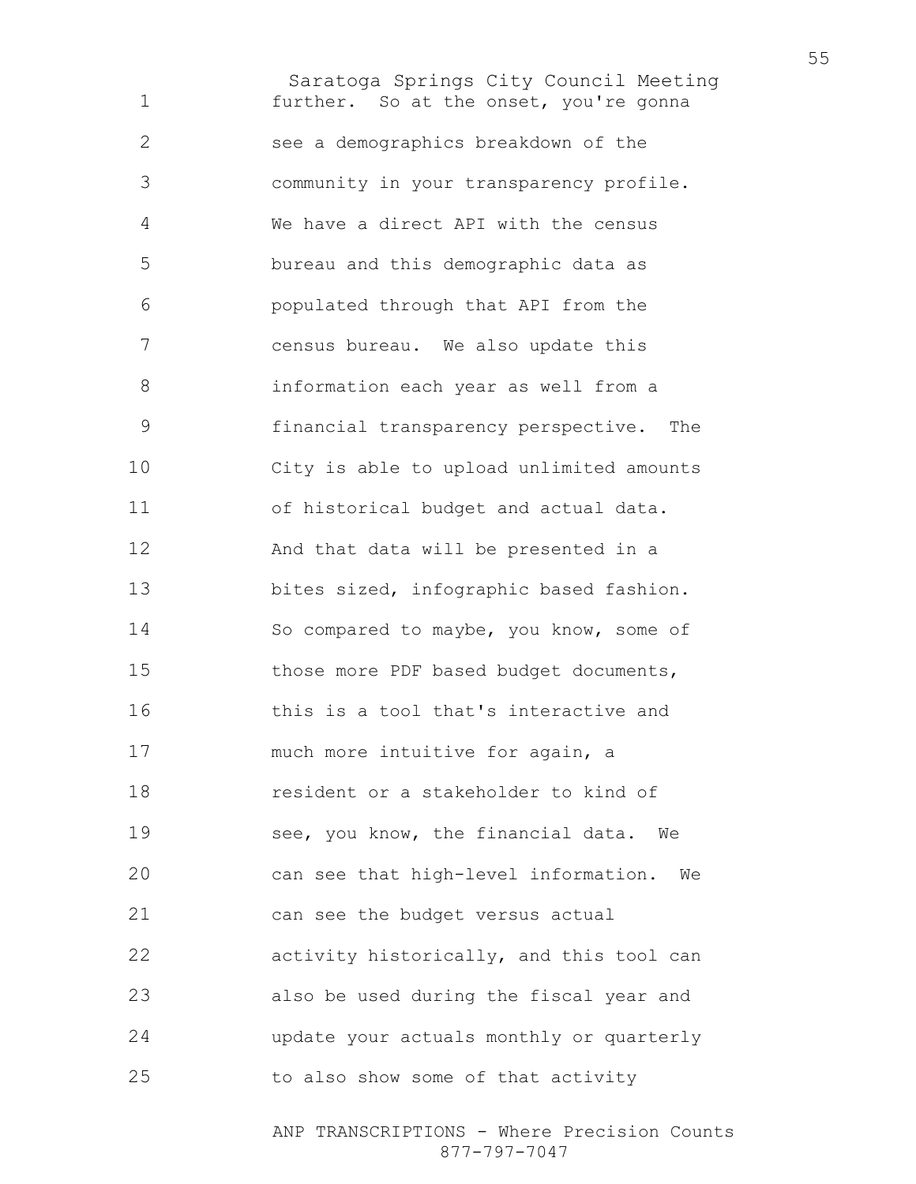further. So at the onset, you're gonna see a demographics breakdown of the community in your transparency profile. We have a direct API with the census bureau and this demographic data as populated through that API from the census bureau. We also update this information each year as well from a financial transparency perspective. The City is able to upload unlimited amounts of historical budget and actual data. And that data will be presented in a bites sized, infographic based fashion. So compared to maybe, you know, some of those more PDF based budget documents, this is a tool that's interactive and much more intuitive for again, a resident or a stakeholder to kind of see, you know, the financial data. We can see that high-level information. We can see the budget versus actual activity historically, and this tool can also be used during the fiscal year and update your actuals monthly or quarterly to also show some of that activity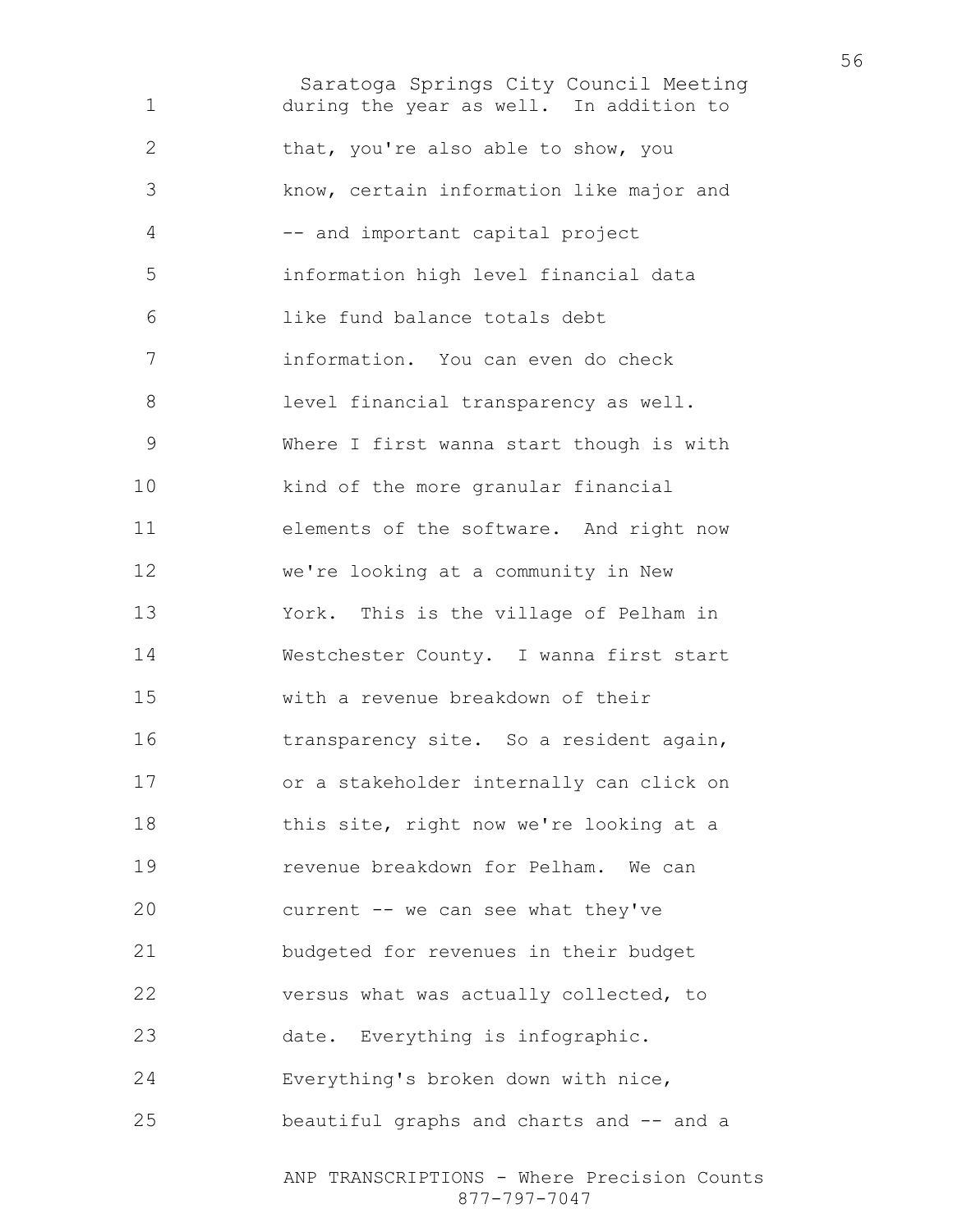during the year as well. In addition to that, you're also able to show, you know, certain information like major and -- and important capital project information high level financial data like fund balance totals debt information. You can even do check level financial transparency as well. Where I first wanna start though is with kind of the more granular financial elements of the software. And right now we're looking at a community in New York. This is the village of Pelham in Westchester County. I wanna first start with a revenue breakdown of their transparency site. So a resident again, or a stakeholder internally can click on this site, right now we're looking at a revenue breakdown for Pelham. We can current -- we can see what they've budgeted for revenues in their budget versus what was actually collected, to date. Everything is infographic. Everything's broken down with nice, beautiful graphs and charts and -- and a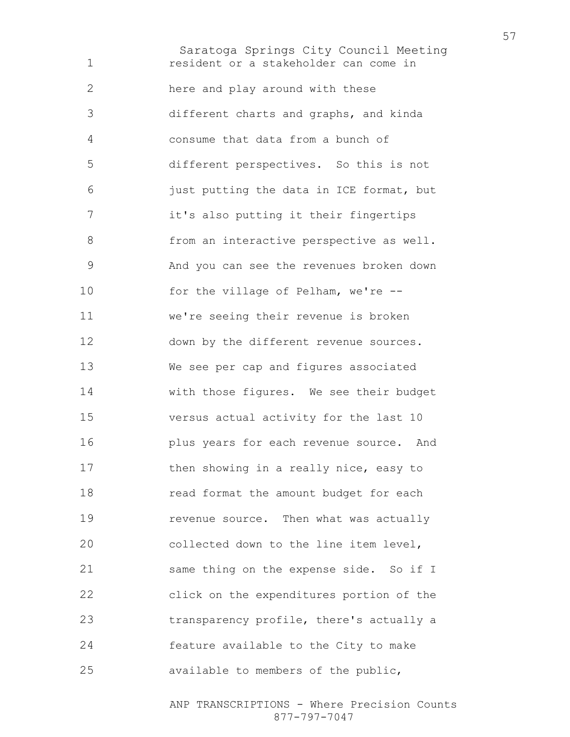resident or a stakeholder can come in here and play around with these different charts and graphs, and kinda consume that data from a bunch of different perspectives. So this is not just putting the data in ICE format, but it's also putting it their fingertips from an interactive perspective as well. And you can see the revenues broken down for the village of Pelham, we're -- we're seeing their revenue is broken down by the different revenue sources. We see per cap and figures associated with those figures. We see their budget versus actual activity for the last 10 plus years for each revenue source. And then showing in a really nice, easy to read format the amount budget for each revenue source. Then what was actually collected down to the line item level, same thing on the expense side. So if I click on the expenditures portion of the transparency profile, there's actually a feature available to the City to make available to members of the public,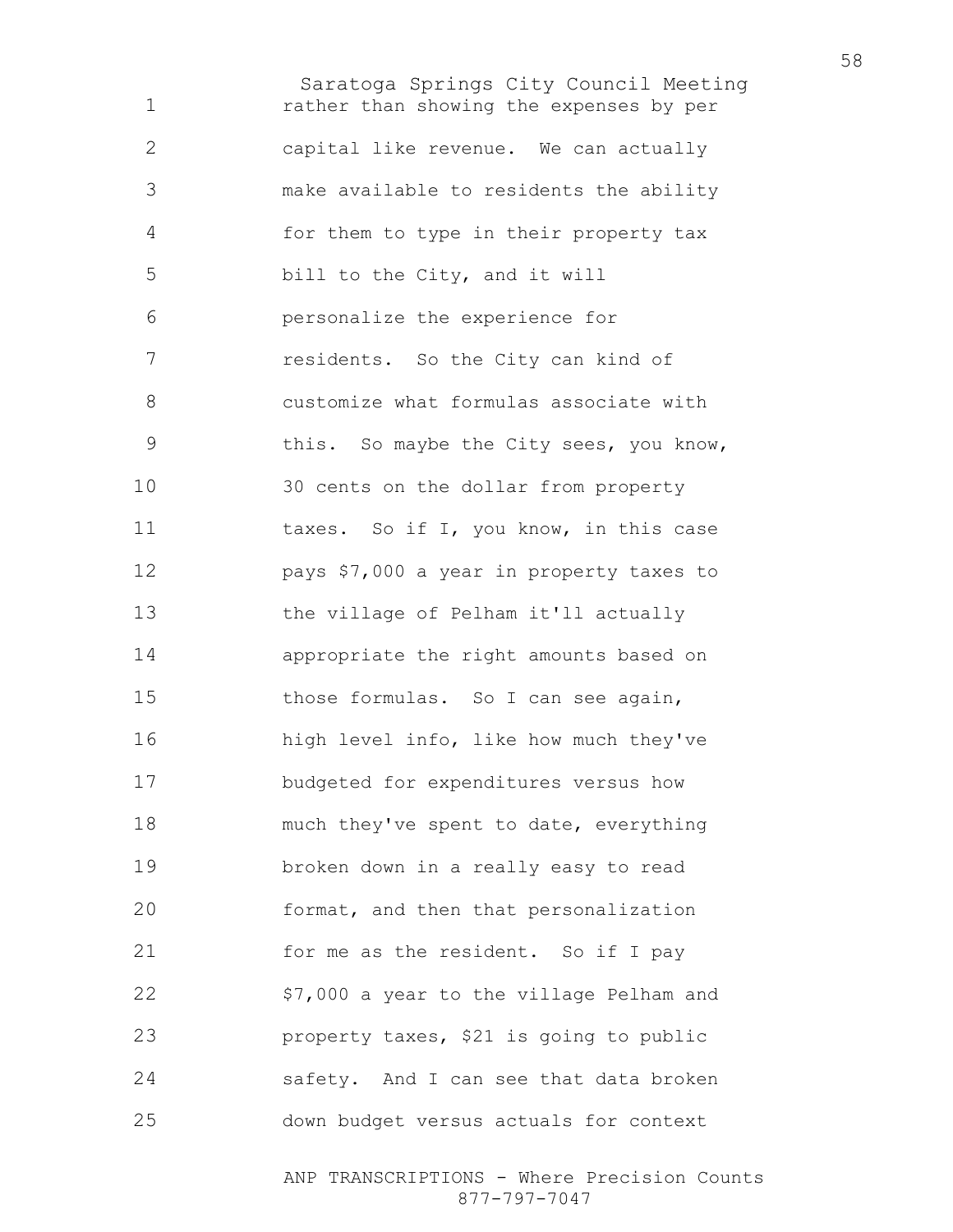rather than showing the expenses by per capital like revenue. We can actually make available to residents the ability for them to type in their property tax bill to the City, and it will personalize the experience for residents. So the City can kind of customize what formulas associate with this. So maybe the City sees, you know, 30 cents on the dollar from property taxes. So if I, you know, in this case pays $7,000 a year in property taxes to the village of Pelham it'll actually appropriate the right amounts based on those formulas. So I can see again, high level info, like how much they've budgeted for expenditures versus how much they've spent to date, everything broken down in a really easy to read format, and then that personalization for me as the resident. So if I pay $7,000 a year to the village Pelham and property taxes, $21 is going to public safety. And I can see that data broken down budget versus actuals for context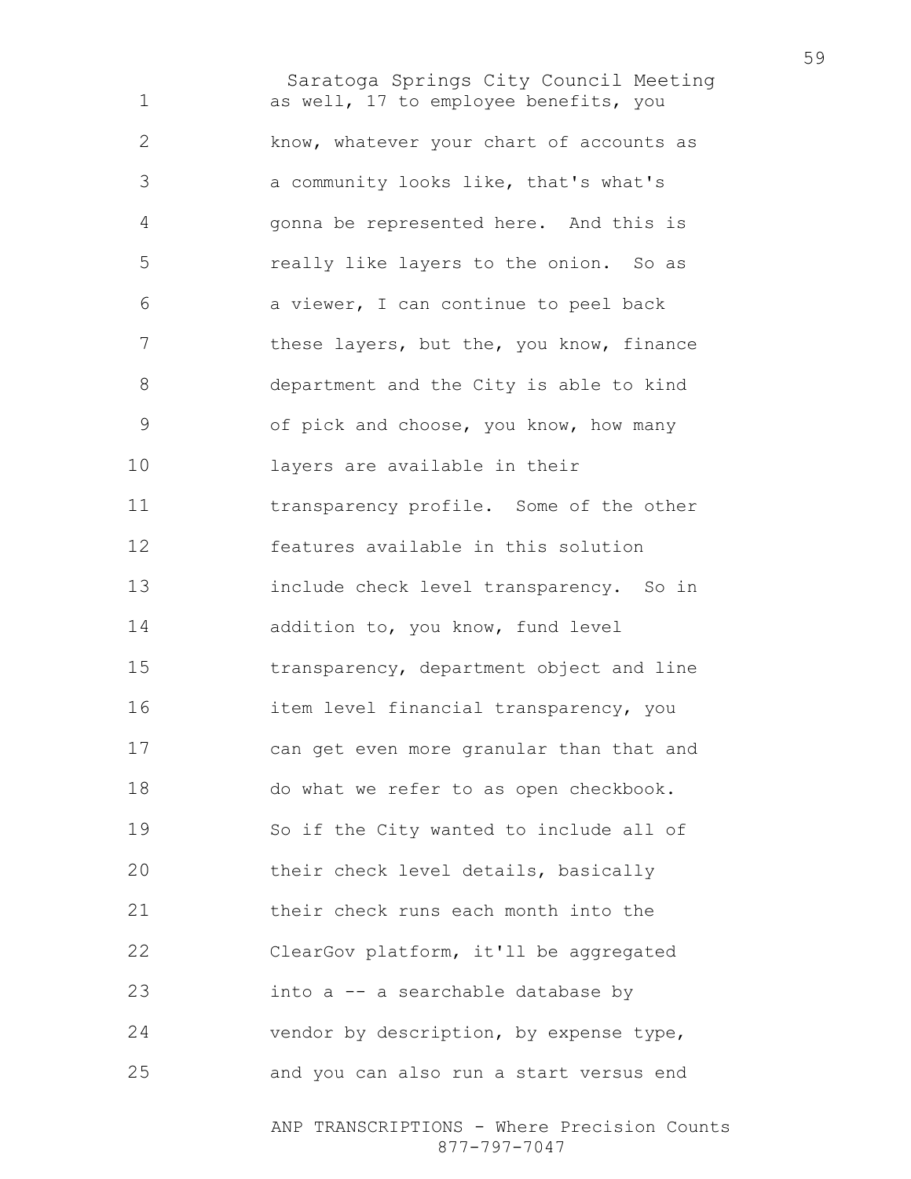as well, 17 to employee benefits, you know, whatever your chart of accounts as a community looks like, that's what's gonna be represented here. And this is really like layers to the onion. So as a viewer, I can continue to peel back these layers, but the, you know, finance department and the City is able to kind of pick and choose, you know, how many layers are available in their transparency profile. Some of the other features available in this solution include check level transparency. So in addition to, you know, fund level transparency, department object and line item level financial transparency, you can get even more granular than that and do what we refer to as open checkbook. So if the City wanted to include all of their check level details, basically their check runs each month into the ClearGov platform, it'll be aggregated into a -- a searchable database by vendor by description, by expense type, and you can also run a start versus end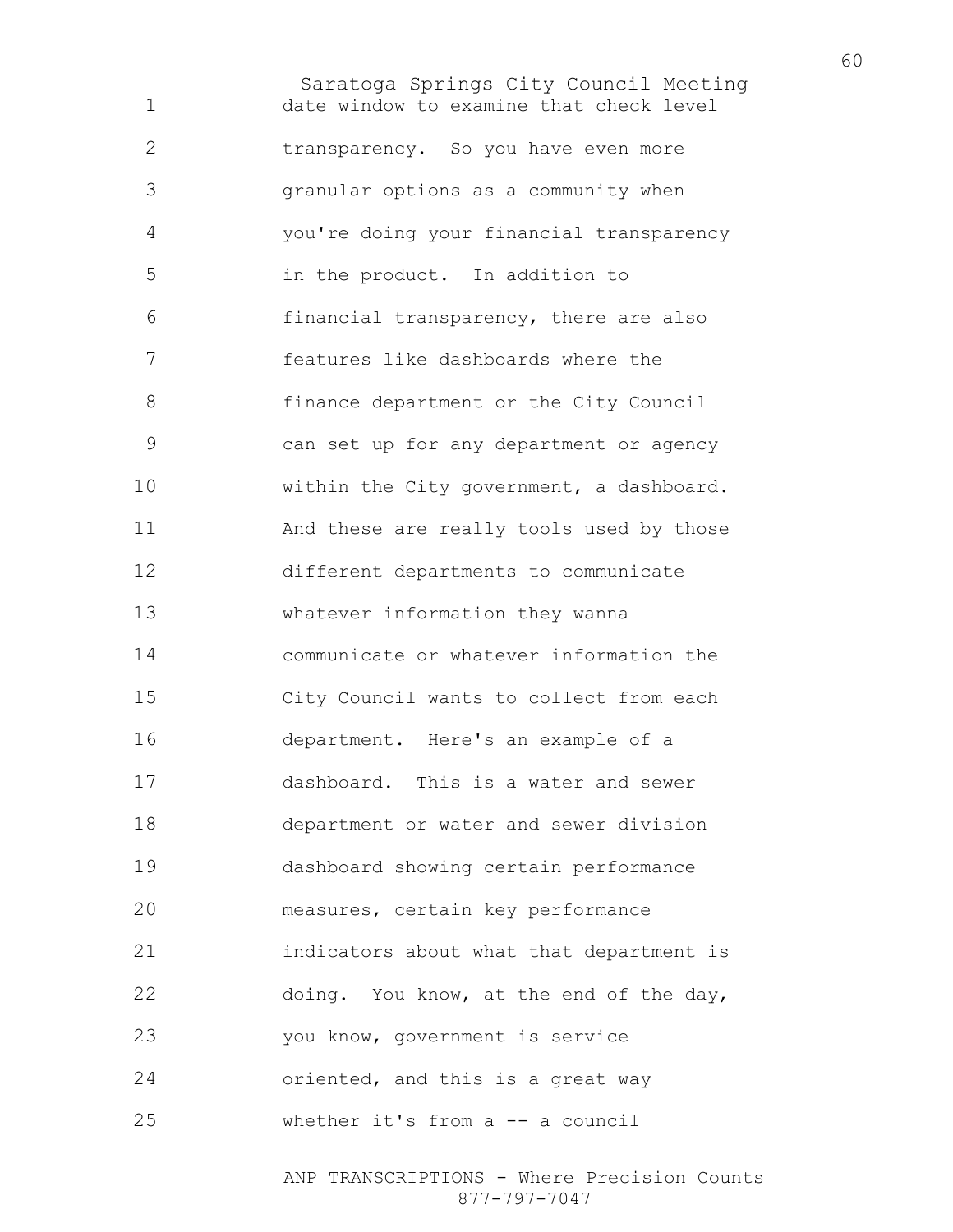date window to examine that check level transparency. So you have even more granular options as a community when you're doing your financial transparency in the product. In addition to financial transparency, there are also features like dashboards where the finance department or the City Council can set up for any department or agency within the City government, a dashboard. And these are really tools used by those different departments to communicate whatever information they wanna communicate or whatever information the City Council wants to collect from each department. Here's an example of a dashboard. This is a water and sewer department or water and sewer division dashboard showing certain performance measures, certain key performance indicators about what that department is doing. You know, at the end of the day, you know, government is service oriented, and this is a great way whether it's from a -- a council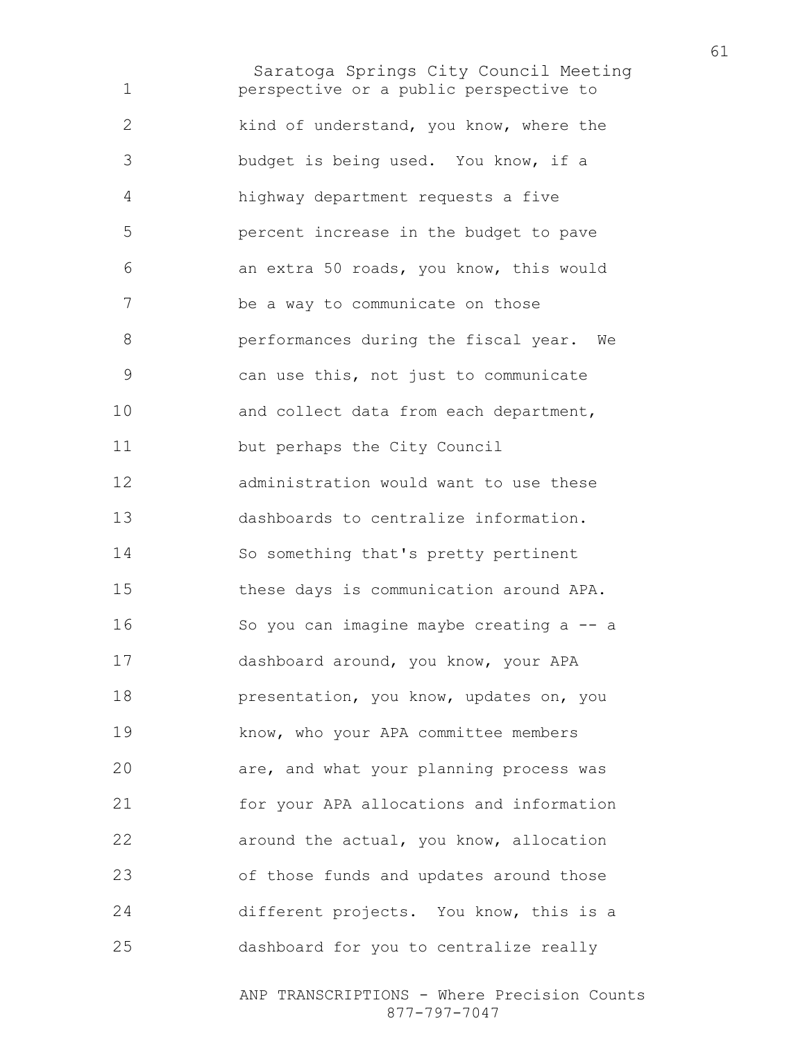perspective or a public perspective to kind of understand, you know, where the budget is being used. You know, if a highway department requests a five percent increase in the budget to pave an extra 50 roads, you know, this would be a way to communicate on those performances during the fiscal year. We can use this, not just to communicate and collect data from each department, but perhaps the City Council administration would want to use these dashboards to centralize information. So something that's pretty pertinent these days is communication around APA. So you can imagine maybe creating a -- a dashboard around, you know, your APA presentation, you know, updates on, you know, who your APA committee members are, and what your planning process was for your APA allocations and information around the actual, you know, allocation of those funds and updates around those different projects. You know, this is a dashboard for you to centralize really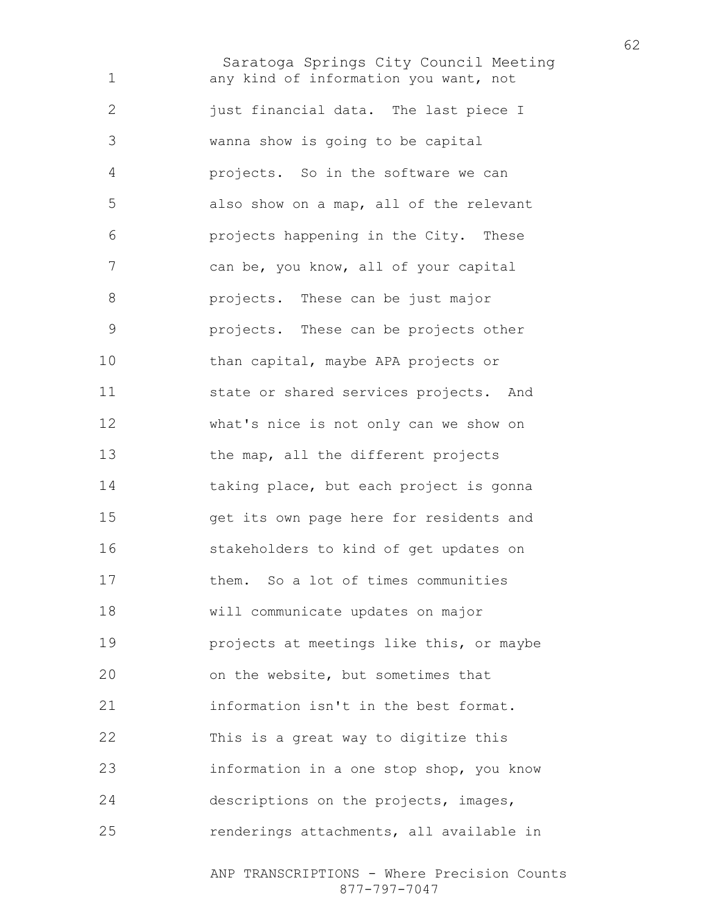any kind of information you want, not just financial data. The last piece I wanna show is going to be capital projects. So in the software we can also show on a map, all of the relevant projects happening in the City. These can be, you know, all of your capital projects. These can be just major projects. These can be projects other than capital, maybe APA projects or state or shared services projects. And what's nice is not only can we show on the map, all the different projects taking place, but each project is gonna get its own page here for residents and stakeholders to kind of get updates on them. So a lot of times communities will communicate updates on major projects at meetings like this, or maybe on the website, but sometimes that information isn't in the best format. This is a great way to digitize this information in a one stop shop, you know descriptions on the projects, images, renderings attachments, all available in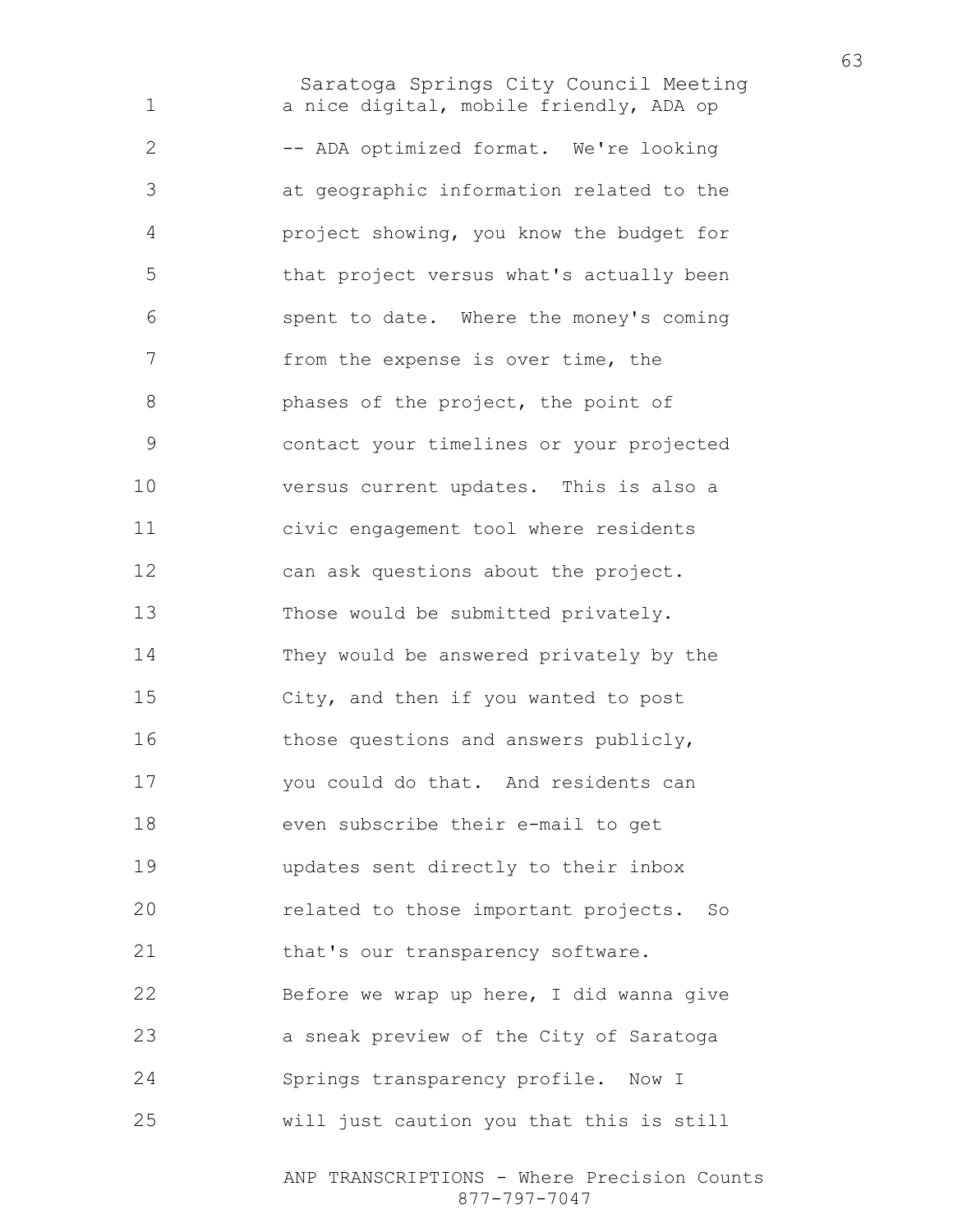a nice digital, mobile friendly, ADA op -- ADA optimized format. We're looking at geographic information related to the project showing, you know the budget for that project versus what's actually been spent to date. Where the money's coming from the expense is over time, the phases of the project, the point of contact your timelines or your projected versus current updates. This is also a civic engagement tool where residents can ask questions about the project. Those would be submitted privately. They would be answered privately by the City, and then if you wanted to post those questions and answers publicly, you could do that. And residents can even subscribe their e-mail to get updates sent directly to their inbox related to those important projects. So that's our transparency software. Before we wrap up here, I did wanna give a sneak preview of the City of Saratoga Springs transparency profile. Now I will just caution you that this is still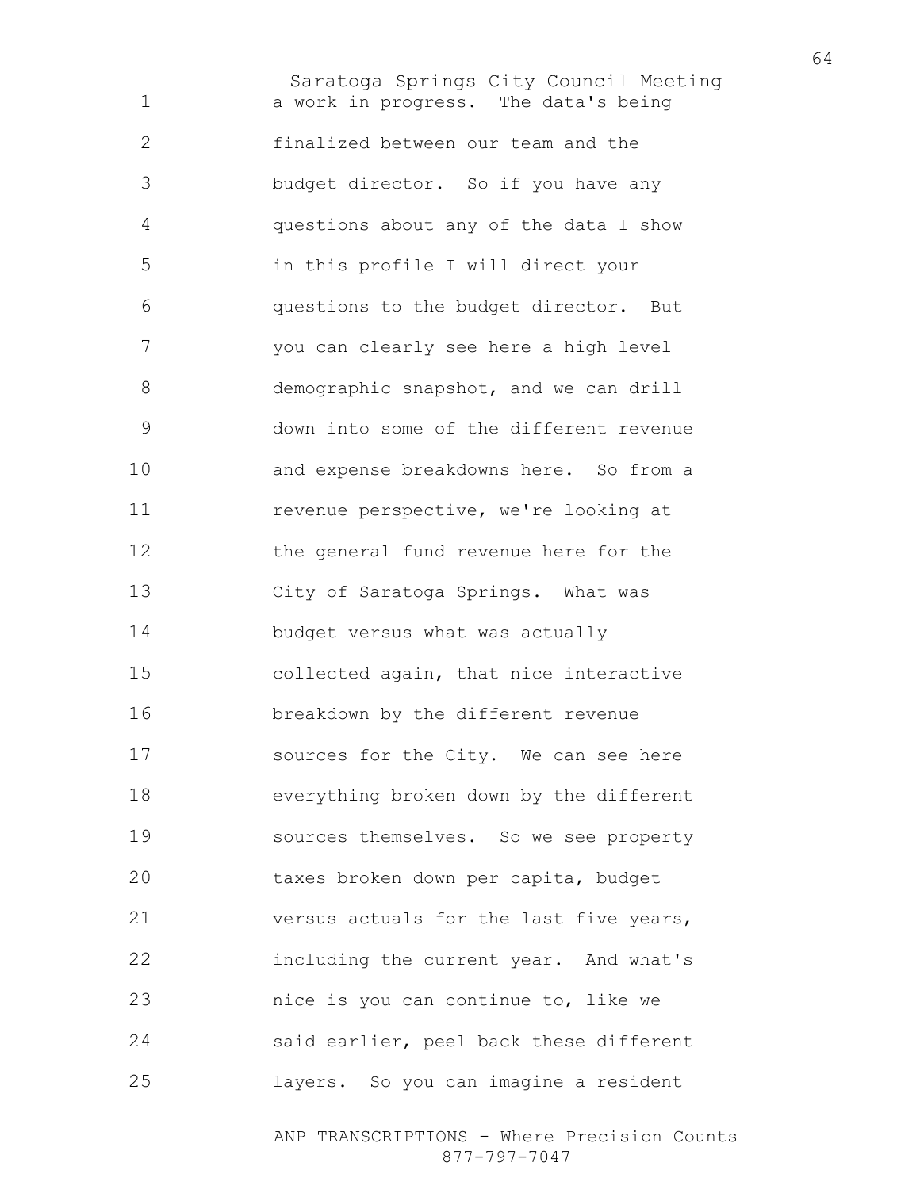a work in progress. The data's being finalized between our team and the budget director. So if you have any questions about any of the data I show in this profile I will direct your questions to the budget director. But you can clearly see here a high level demographic snapshot, and we can drill down into some of the different revenue and expense breakdowns here. So from a revenue perspective, we're looking at the general fund revenue here for the City of Saratoga Springs. What was budget versus what was actually collected again, that nice interactive breakdown by the different revenue sources for the City. We can see here everything broken down by the different sources themselves. So we see property taxes broken down per capita, budget versus actuals for the last five years, including the current year. And what's nice is you can continue to, like we said earlier, peel back these different layers. So you can imagine a resident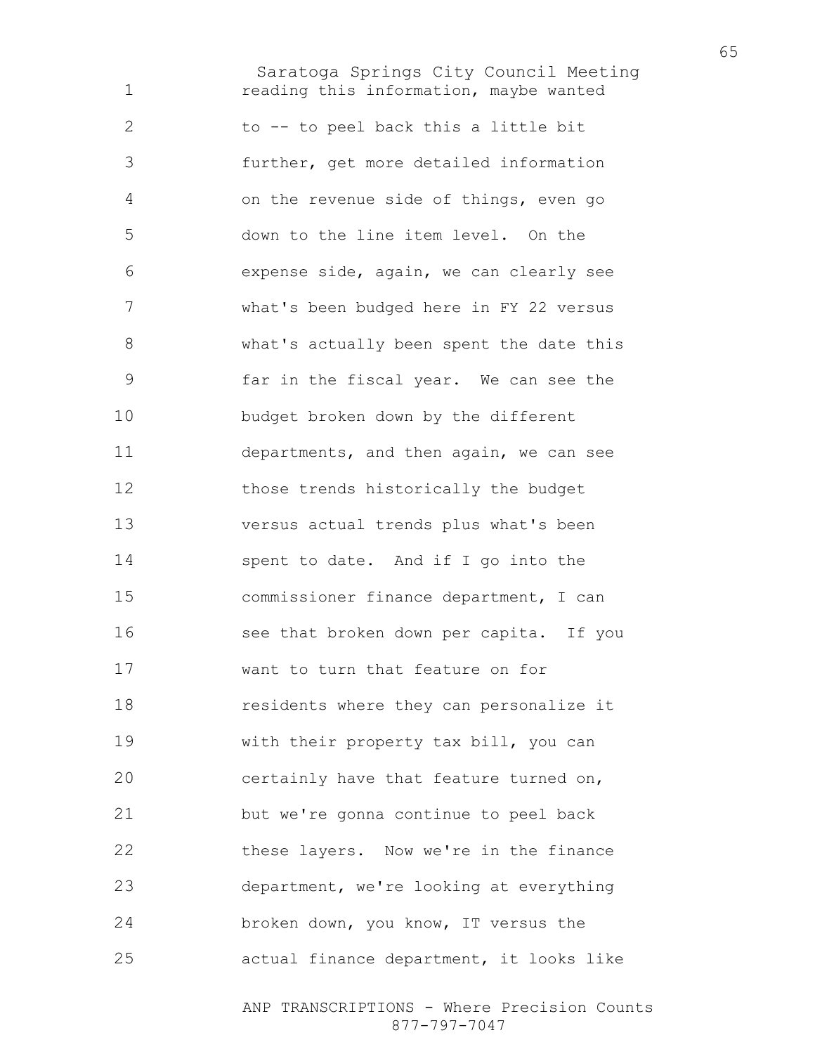reading this information, maybe wanted to -- to peel back this a little bit further, get more detailed information on the revenue side of things, even go down to the line item level. On the expense side, again, we can clearly see what's been budged here in FY 22 versus what's actually been spent the date this far in the fiscal year. We can see the budget broken down by the different departments, and then again, we can see those trends historically the budget versus actual trends plus what's been spent to date. And if I go into the commissioner finance department, I can see that broken down per capita. If you want to turn that feature on for residents where they can personalize it with their property tax bill, you can certainly have that feature turned on, but we're gonna continue to peel back these layers. Now we're in the finance department, we're looking at everything broken down, you know, IT versus the actual finance department, it looks like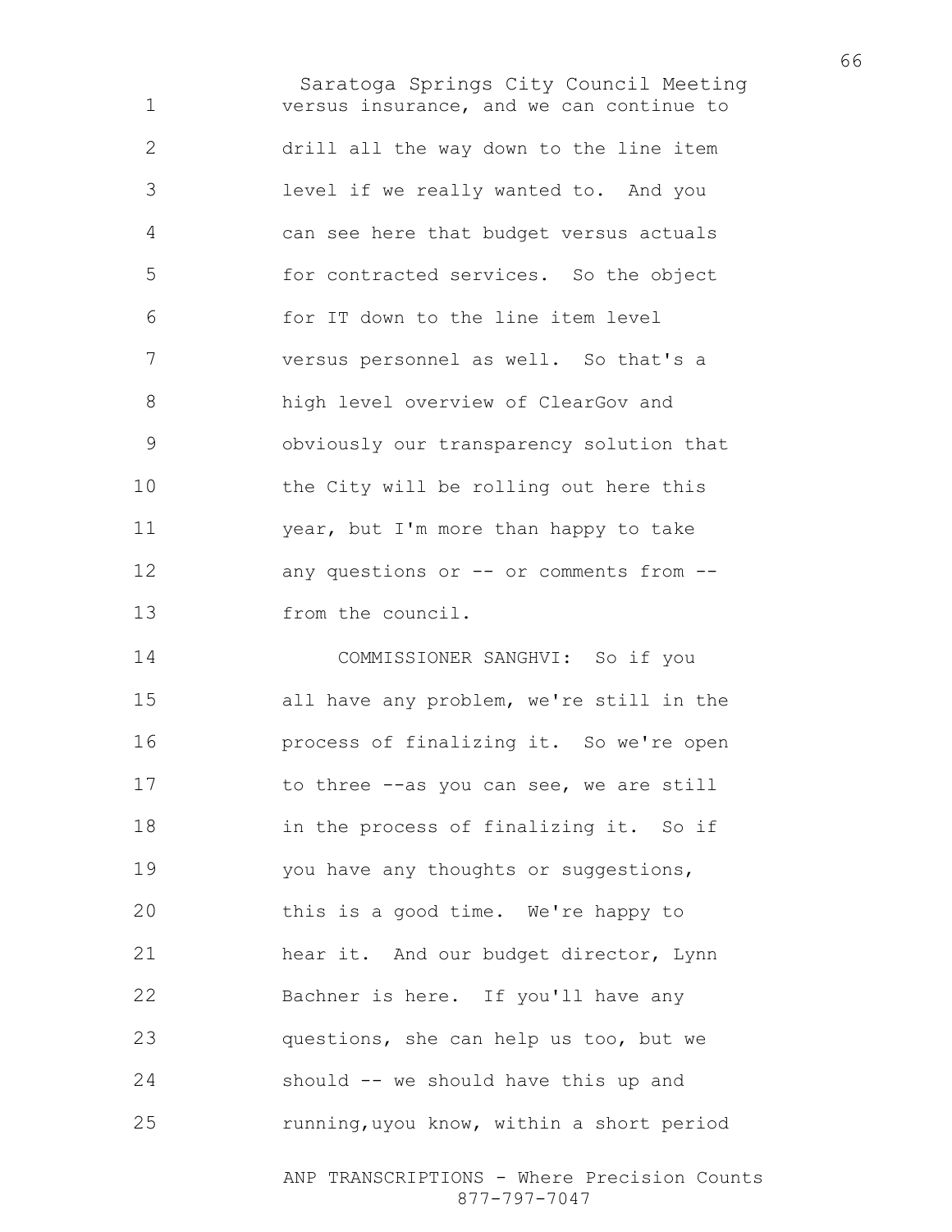versus insurance, and we can continue to drill all the way down to the line item level if we really wanted to. And you can see here that budget versus actuals for contracted services. So the object for IT down to the line item level versus personnel as well. So that's a high level overview of ClearGov and obviously our transparency solution that the City will be rolling out here this year, but I'm more than happy to take any questions or -- or comments from -- from the council.

COMMISSIONER SANGHVI: So if you all have any problem, we're still in the process of finalizing it. So we're open to three --as you can see, we are still in the process of finalizing it. So if you have any thoughts or suggestions, this is a good time. We're happy to hear it. And our budget director, Lynn Bachner is here. If you'll have any questions, she can help us too, but we should -- we should have this up and running,uyou know, within a short period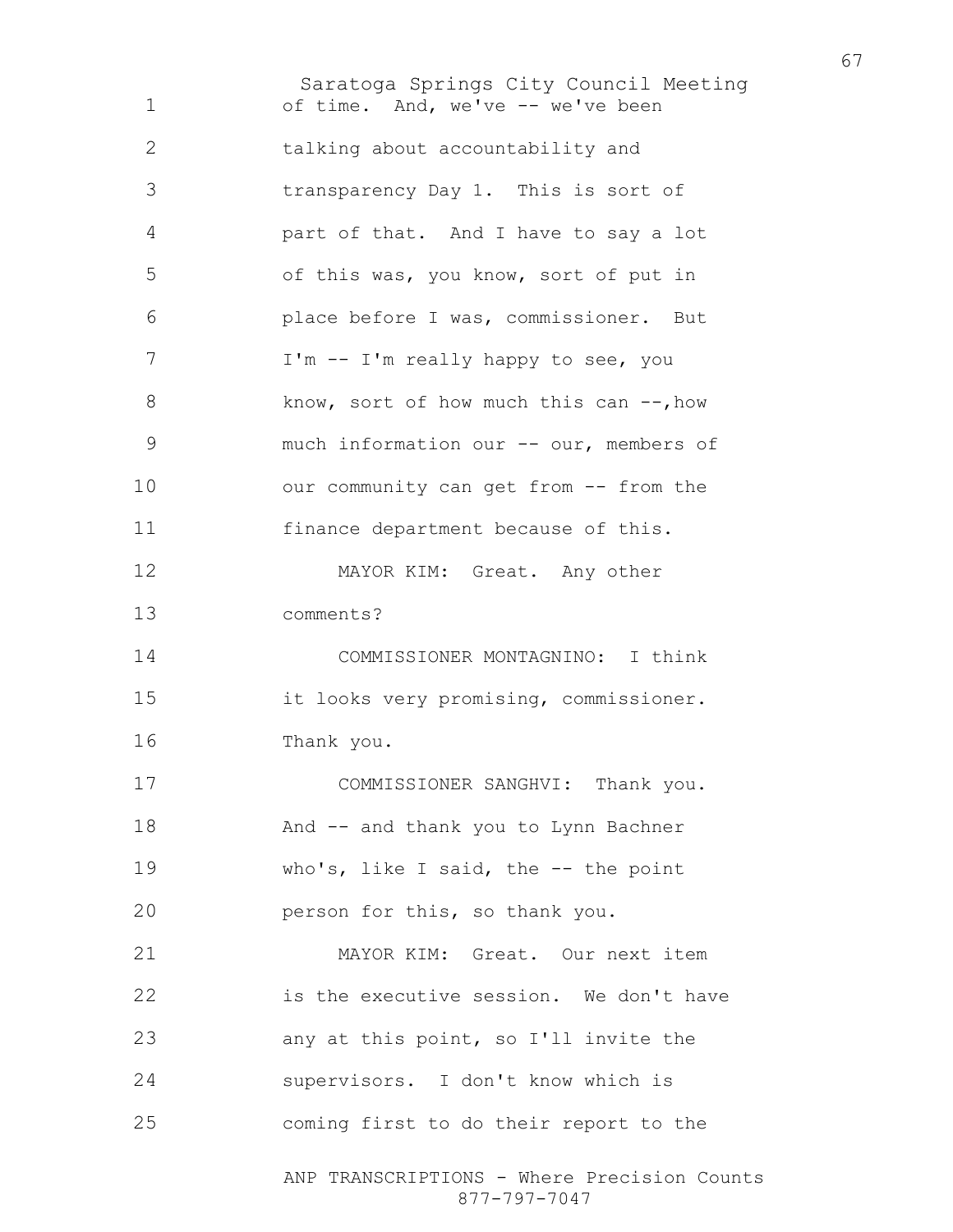of time. And, we've -- we've been talking about accountability and transparency Day 1. This is sort of part of that. And I have to say a lot of this was, you know, sort of put in place before I was, commissioner. But I'm -- I'm really happy to see, you know, sort of how much this can --,how much information our -- our, members of our community can get from -- from the finance department because of this.

MAYOR KIM: Great. Any other comments?

COMMISSIONER MONTAGNINO: I think it looks very promising, commissioner. Thank you.

COMMISSIONER SANGHVI: Thank you. And -- and thank you to Lynn Bachner who's, like I said, the -- the point person for this, so thank you.

MAYOR KIM: Great. Our next item is the executive session. We don't have any at this point, so I'll invite the supervisors. I don't know which is coming first to do their report to the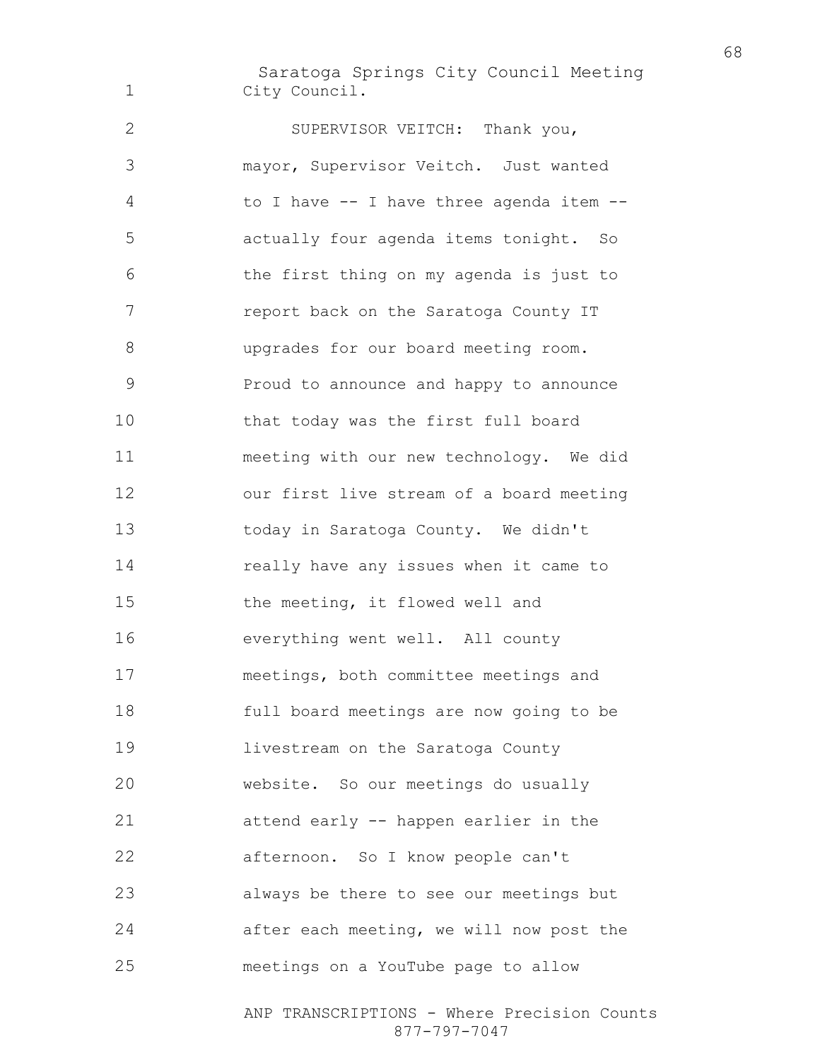City Council.

SUPERVISOR VEITCH: Thank you, mayor, Supervisor Veitch. Just wanted to I have -- I have three agenda item -- actually four agenda items tonight. So the first thing on my agenda is just to report back on the Saratoga County IT upgrades for our board meeting room. Proud to announce and happy to announce that today was the first full board meeting with our new technology. We did our first live stream of a board meeting today in Saratoga County. We didn't really have any issues when it came to the meeting, it flowed well and everything went well. All county meetings, both committee meetings and full board meetings are now going to be livestream on the Saratoga County website. So our meetings do usually attend early -- happen earlier in the afternoon. So I know people can't always be there to see our meetings but after each meeting, we will now post the meetings on a YouTube page to allow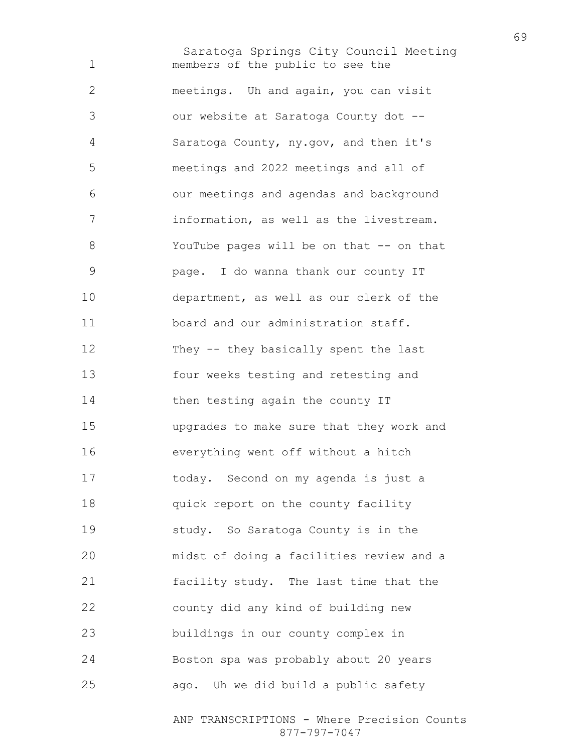members of the public to see the meetings. Uh and again, you can visit our website at Saratoga County dot -- Saratoga County, ny.gov, and then it's meetings and 2022 meetings and all of our meetings and agendas and background information, as well as the livestream. YouTube pages will be on that -- on that page. I do wanna thank our county IT department, as well as our clerk of the board and our administration staff. They -- they basically spent the last four weeks testing and retesting and then testing again the county IT upgrades to make sure that they work and everything went off without a hitch today. Second on my agenda is just a quick report on the county facility study. So Saratoga County is in the midst of doing a facilities review and a facility study. The last time that the county did any kind of building new buildings in our county complex in Boston spa was probably about 20 years ago. Uh we did build a public safety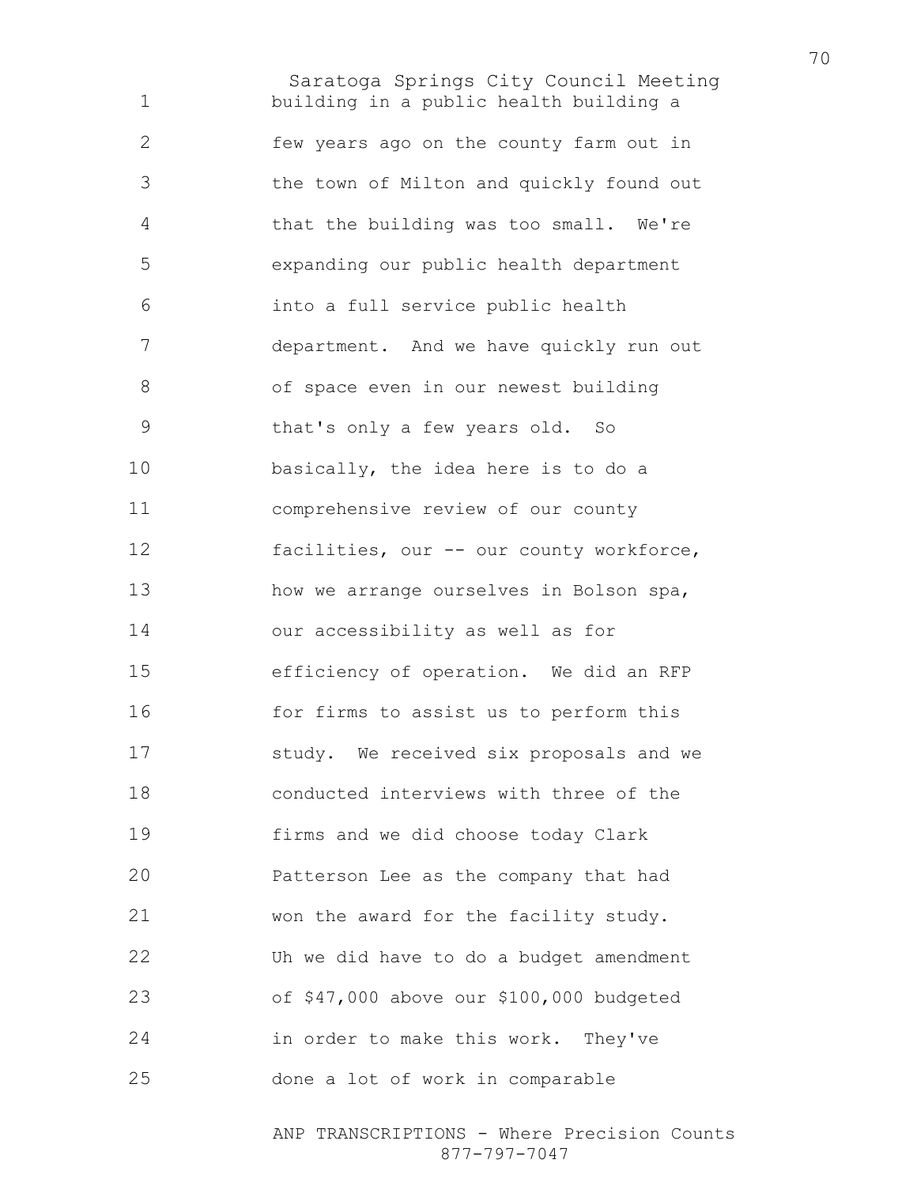building in a public health building a few years ago on the county farm out in the town of Milton and quickly found out that the building was too small. We're expanding our public health department into a full service public health department. And we have quickly run out of space even in our newest building that's only a few years old. So basically, the idea here is to do a comprehensive review of our county facilities, our -- our county workforce, how we arrange ourselves in Bolson spa, our accessibility as well as for efficiency of operation. We did an RFP for firms to assist us to perform this study. We received six proposals and we conducted interviews with three of the firms and we did choose today Clark Patterson Lee as the company that had won the award for the facility study. Uh we did have to do a budget amendment of $47,000 above our $100,000 budgeted in order to make this work. They've done a lot of work in comparable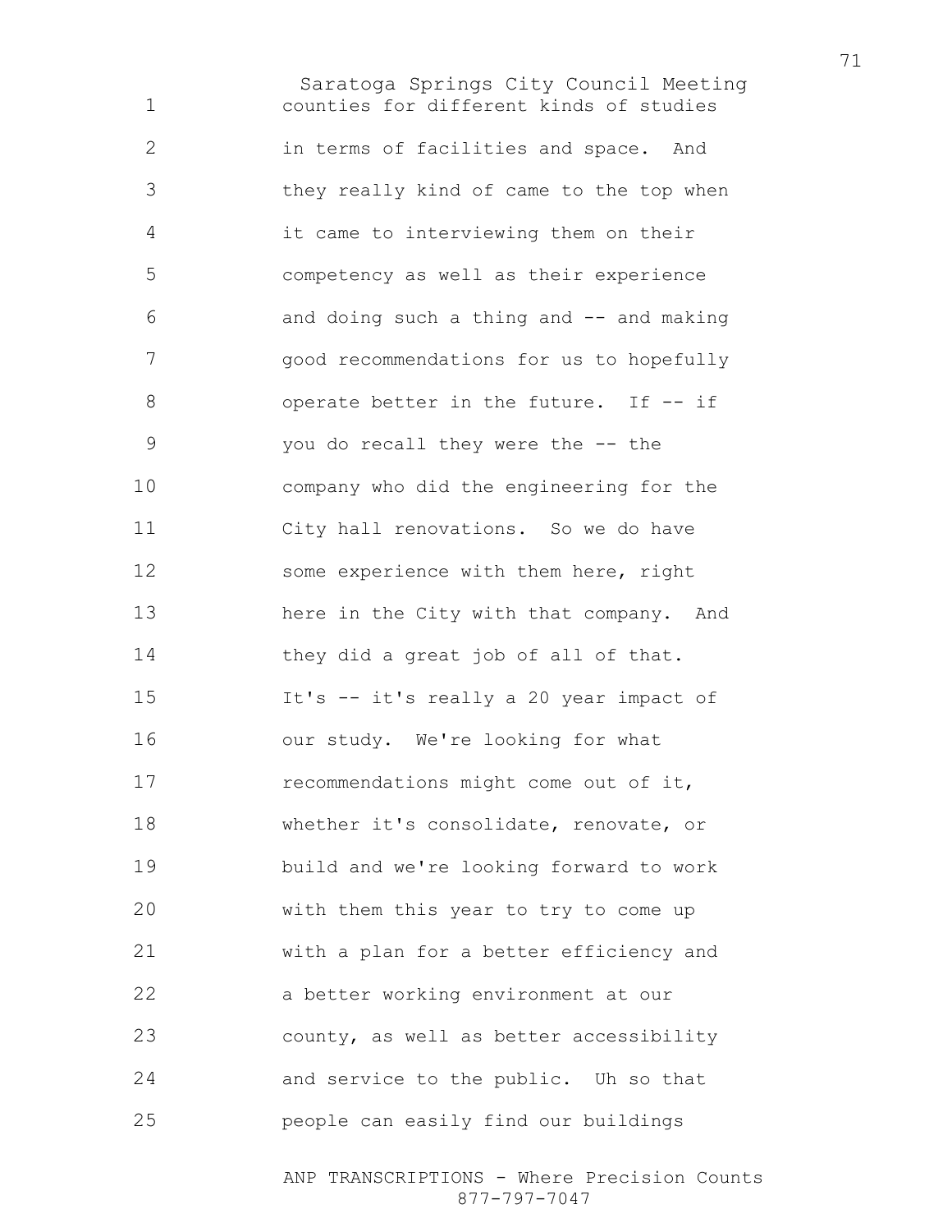counties for different kinds of studies in terms of facilities and space. And they really kind of came to the top when it came to interviewing them on their competency as well as their experience and doing such a thing and -- and making good recommendations for us to hopefully operate better in the future. If -- if you do recall they were the -- the company who did the engineering for the City hall renovations. So we do have some experience with them here, right here in the City with that company. And they did a great job of all of that. It's -- it's really a 20 year impact of our study. We're looking for what recommendations might come out of it, whether it's consolidate, renovate, or build and we're looking forward to work with them this year to try to come up with a plan for a better efficiency and a better working environment at our county, as well as better accessibility and service to the public. Uh so that people can easily find our buildings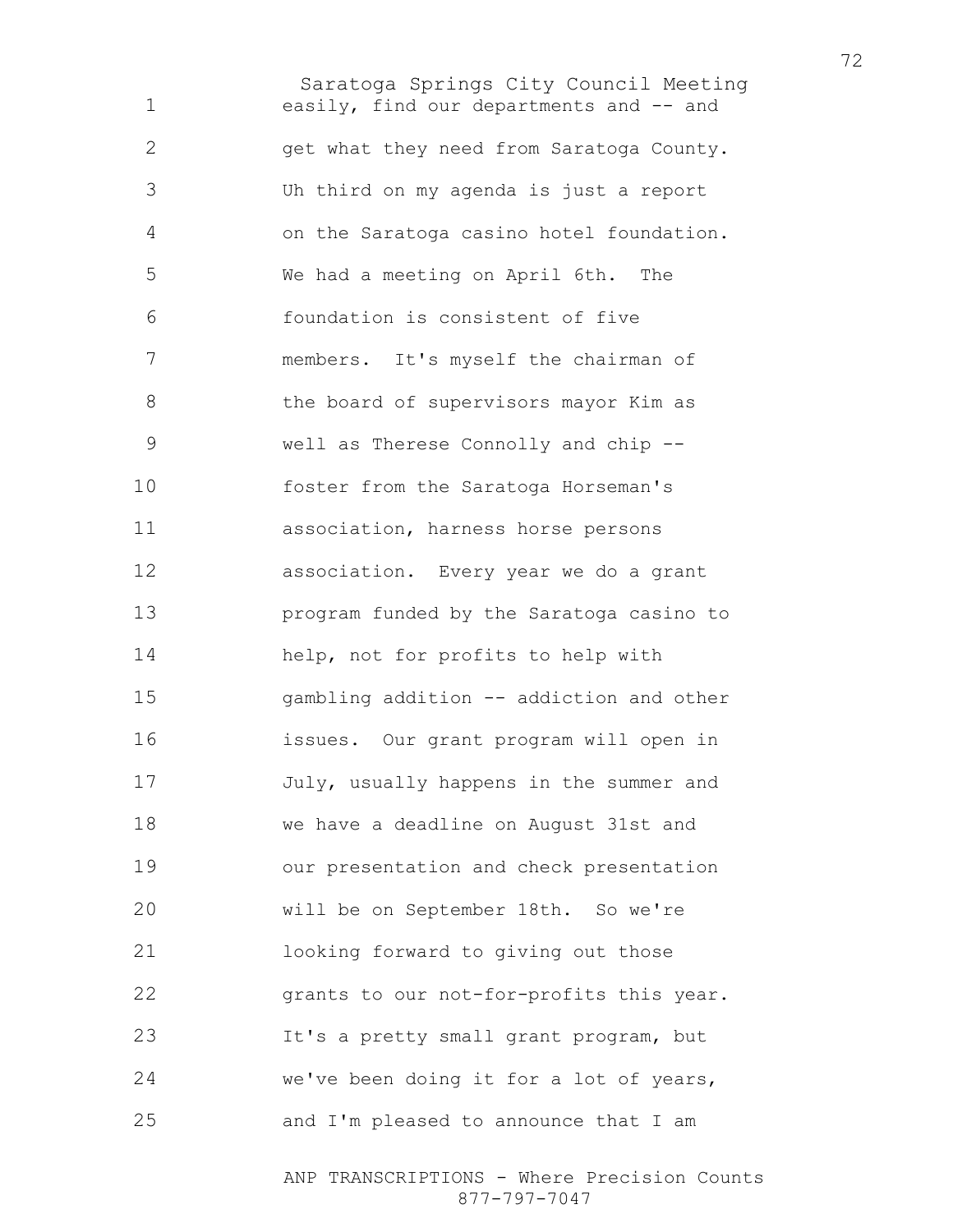easily, find our departments and -- and get what they need from Saratoga County. Uh third on my agenda is just a report on the Saratoga casino hotel foundation. We had a meeting on April 6th. The foundation is consistent of five members. It's myself the chairman of the board of supervisors mayor Kim as well as Therese Connolly and chip -- foster from the Saratoga Horseman's association, harness horse persons association. Every year we do a grant program funded by the Saratoga casino to help, not for profits to help with gambling addition -- addiction and other issues. Our grant program will open in July, usually happens in the summer and we have a deadline on August 31st and our presentation and check presentation will be on September 18th. So we're looking forward to giving out those grants to our not-for-profits this year. It's a pretty small grant program, but we've been doing it for a lot of years, and I'm pleased to announce that I am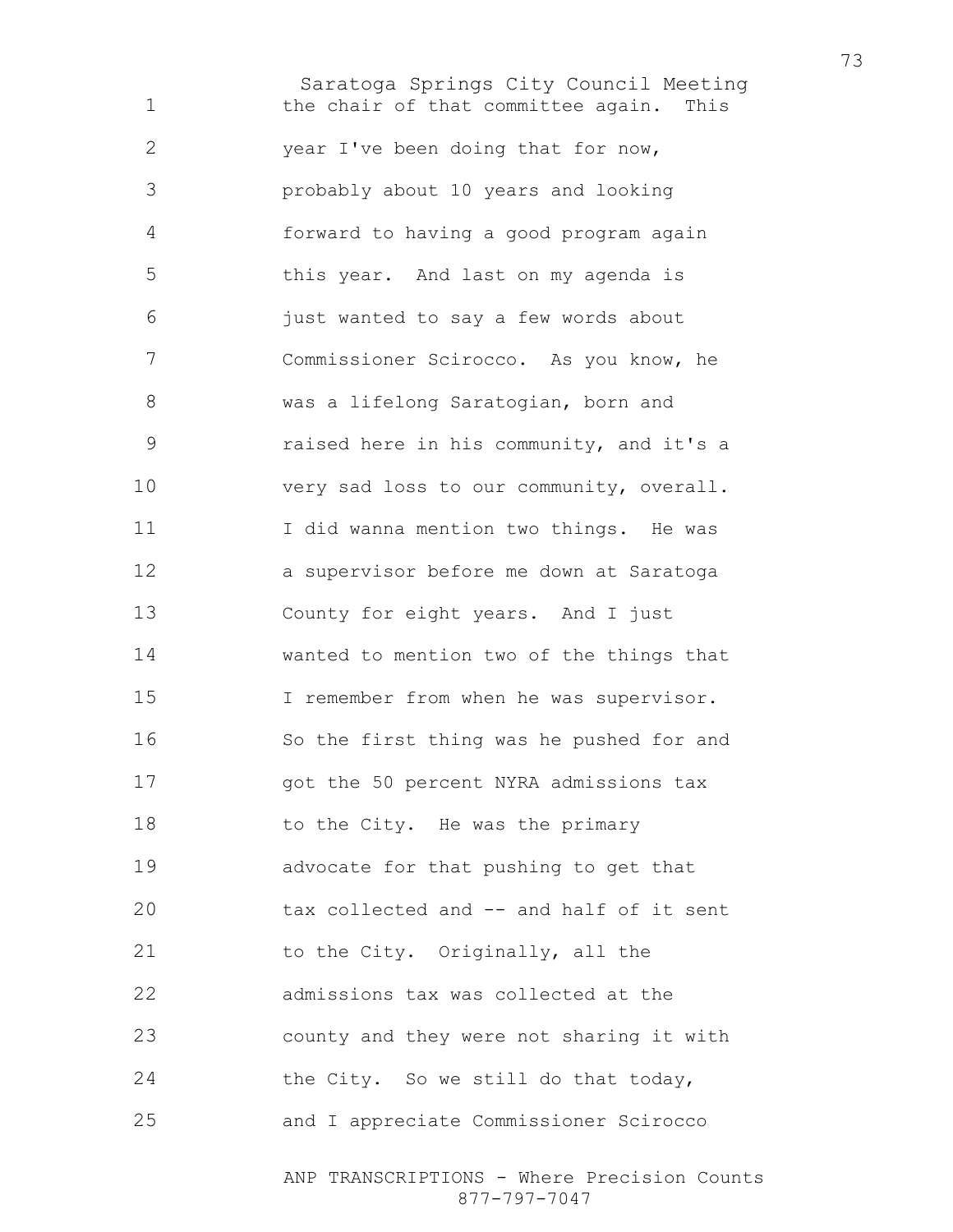the chair of that committee again. This year I've been doing that for now, probably about 10 years and looking forward to having a good program again this year. And last on my agenda is just wanted to say a few words about Commissioner Scirocco. As you know, he was a lifelong Saratogian, born and raised here in his community, and it's a very sad loss to our community, overall. I did wanna mention two things. He was a supervisor before me down at Saratoga County for eight years. And I just wanted to mention two of the things that I remember from when he was supervisor. So the first thing was he pushed for and got the 50 percent NYRA admissions tax to the City. He was the primary advocate for that pushing to get that tax collected and -- and half of it sent to the City. Originally, all the admissions tax was collected at the county and they were not sharing it with the City. So we still do that today, and I appreciate Commissioner Scirocco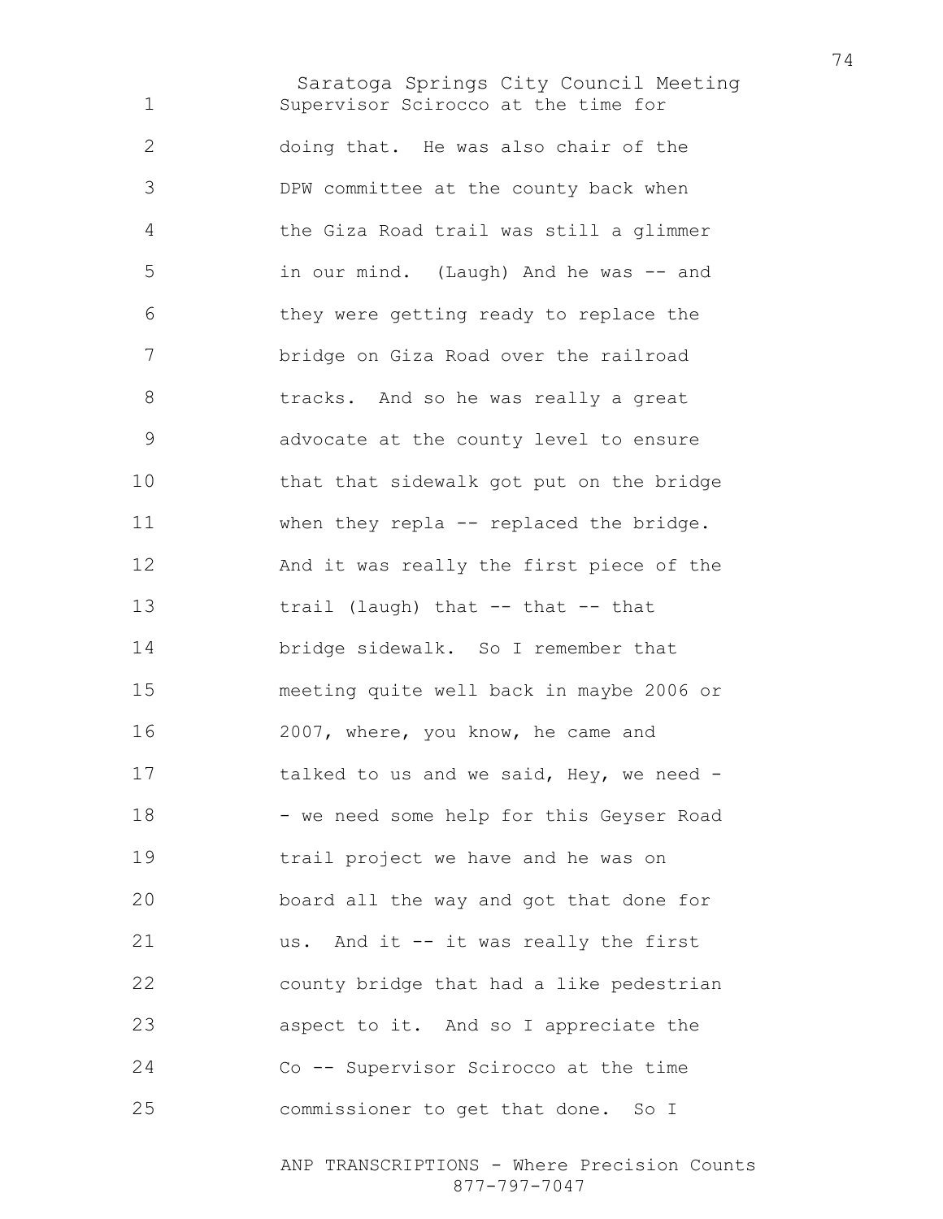Supervisor Scirocco at the time for doing that. He was also chair of the DPW committee at the county back when the Giza Road trail was still a glimmer in our mind. (Laugh) And he was -- and they were getting ready to replace the bridge on Giza Road over the railroad tracks. And so he was really a great advocate at the county level to ensure that that sidewalk got put on the bridge when they repla -- replaced the bridge. And it was really the first piece of the trail (laugh) that -- that -- that bridge sidewalk. So I remember that meeting quite well back in maybe 2006 or 2007, where, you know, he came and talked to us and we said, Hey, we need -- we need some help for this Geyser Road trail project we have and he was on board all the way and got that done for us. And it -- it was really the first county bridge that had a like pedestrian aspect to it. And so I appreciate the Co -- Supervisor Scirocco at the time commissioner to get that done. So I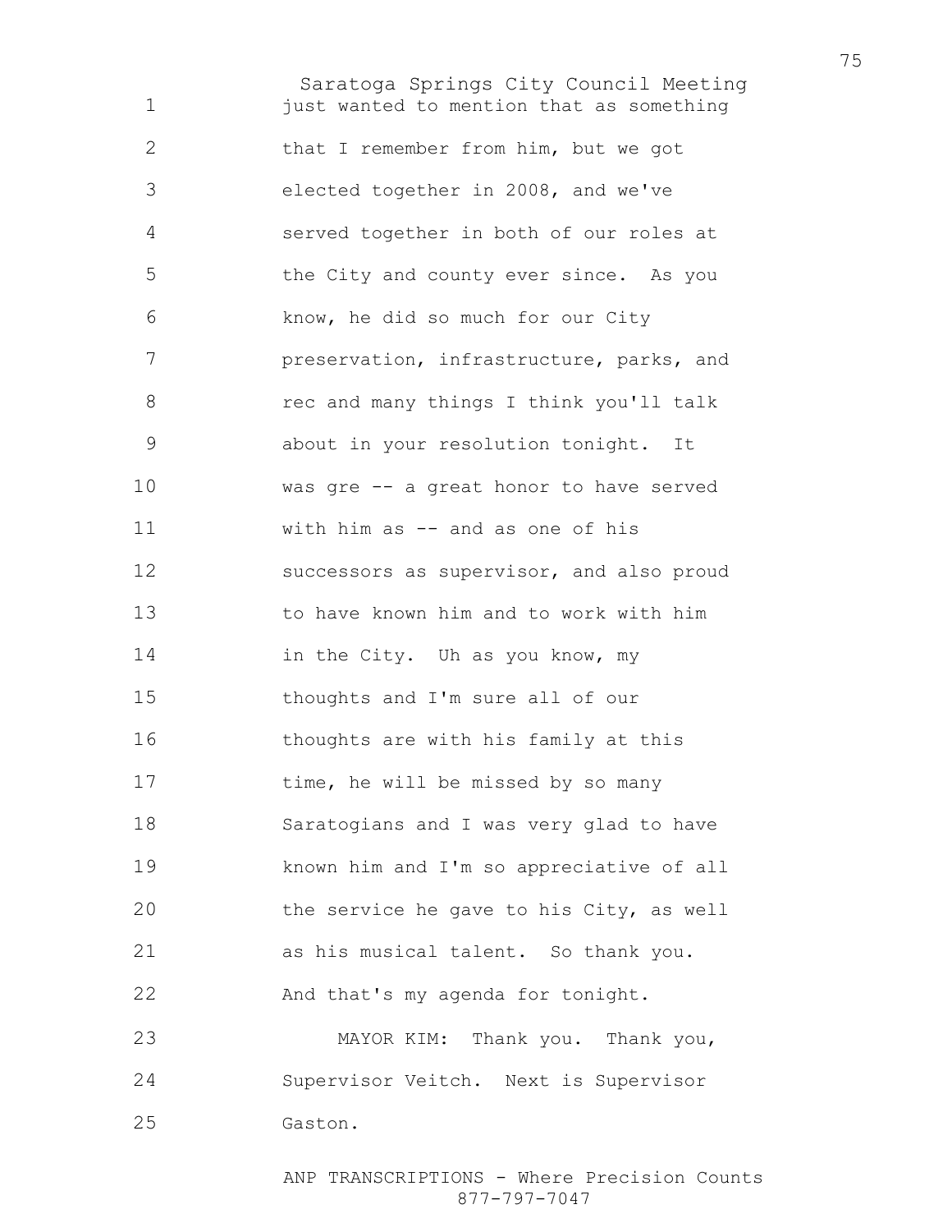just wanted to mention that as something that I remember from him, but we got elected together in 2008, and we've served together in both of our roles at the City and county ever since. As you know, he did so much for our City preservation, infrastructure, parks, and rec and many things I think you'll talk about in your resolution tonight. It was gre -- a great honor to have served with him as -- and as one of his successors as supervisor, and also proud to have known him and to work with him in the City. Uh as you know, my thoughts and I'm sure all of our thoughts are with his family at this time, he will be missed by so many Saratogians and I was very glad to have known him and I'm so appreciative of all the service he gave to his City, as well as his musical talent. So thank you. And that's my agenda for tonight.

MAYOR KIM: Thank you. Thank you, Supervisor Veitch. Next is Supervisor Gaston.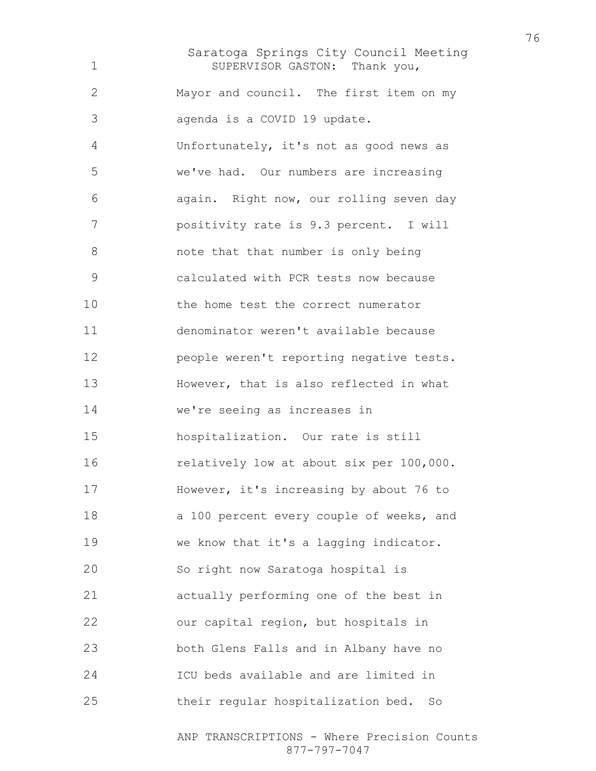SUPERVISOR GASTON: Thank you, Mayor and council. The first item on my agenda is a COVID 19 update. Unfortunately, it's not as good news as we've had. Our numbers are increasing again. Right now, our rolling seven day positivity rate is 9.3 percent. I will note that that number is only being calculated with PCR tests now because the home test the correct numerator denominator weren't available because people weren't reporting negative tests. However, that is also reflected in what we're seeing as increases in hospitalization. Our rate is still relatively low at about six per 100,000. However, it's increasing by about 76 to a 100 percent every couple of weeks, and we know that it's a lagging indicator. So right now Saratoga hospital is actually performing one of the best in our capital region, but hospitals in both Glens Falls and in Albany have no ICU beds available and are limited in their regular hospitalization bed. So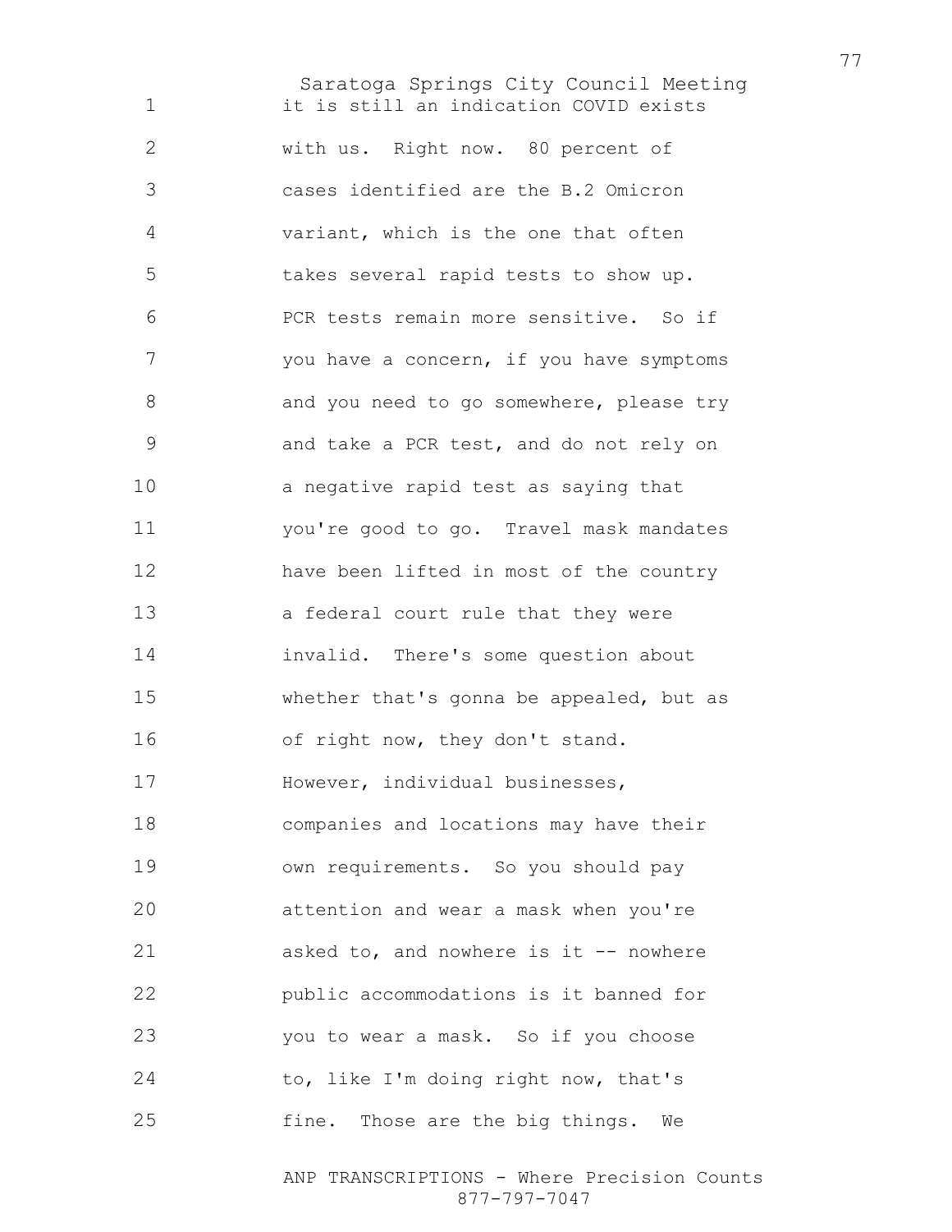it is still an indication COVID exists with us. Right now. 80 percent of cases identified are the B.2 Omicron variant, which is the one that often takes several rapid tests to show up. PCR tests remain more sensitive. So if you have a concern, if you have symptoms and you need to go somewhere, please try and take a PCR test, and do not rely on a negative rapid test as saying that you're good to go. Travel mask mandates have been lifted in most of the country a federal court rule that they were invalid. There's some question about whether that's gonna be appealed, but as of right now, they don't stand. However, individual businesses, companies and locations may have their own requirements. So you should pay attention and wear a mask when you're asked to, and nowhere is it -- nowhere public accommodations is it banned for you to wear a mask. So if you choose to, like I'm doing right now, that's fine. Those are the big things. We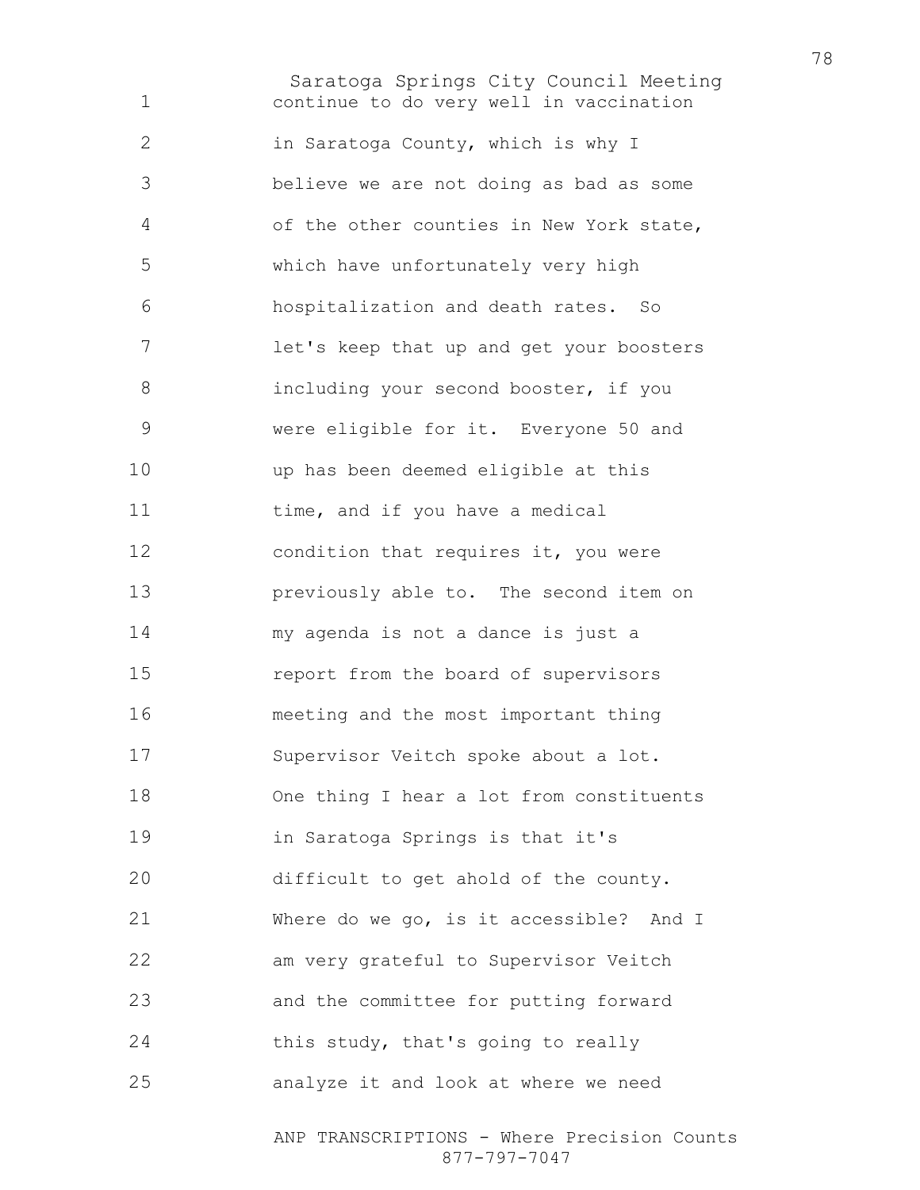continue to do very well in vaccination in Saratoga County, which is why I believe we are not doing as bad as some of the other counties in New York state, which have unfortunately very high hospitalization and death rates. So let's keep that up and get your boosters including your second booster, if you were eligible for it. Everyone 50 and up has been deemed eligible at this time, and if you have a medical condition that requires it, you were previously able to. The second item on my agenda is not a dance is just a report from the board of supervisors meeting and the most important thing Supervisor Veitch spoke about a lot. One thing I hear a lot from constituents in Saratoga Springs is that it's difficult to get ahold of the county. Where do we go, is it accessible? And I am very grateful to Supervisor Veitch and the committee for putting forward this study, that's going to really analyze it and look at where we need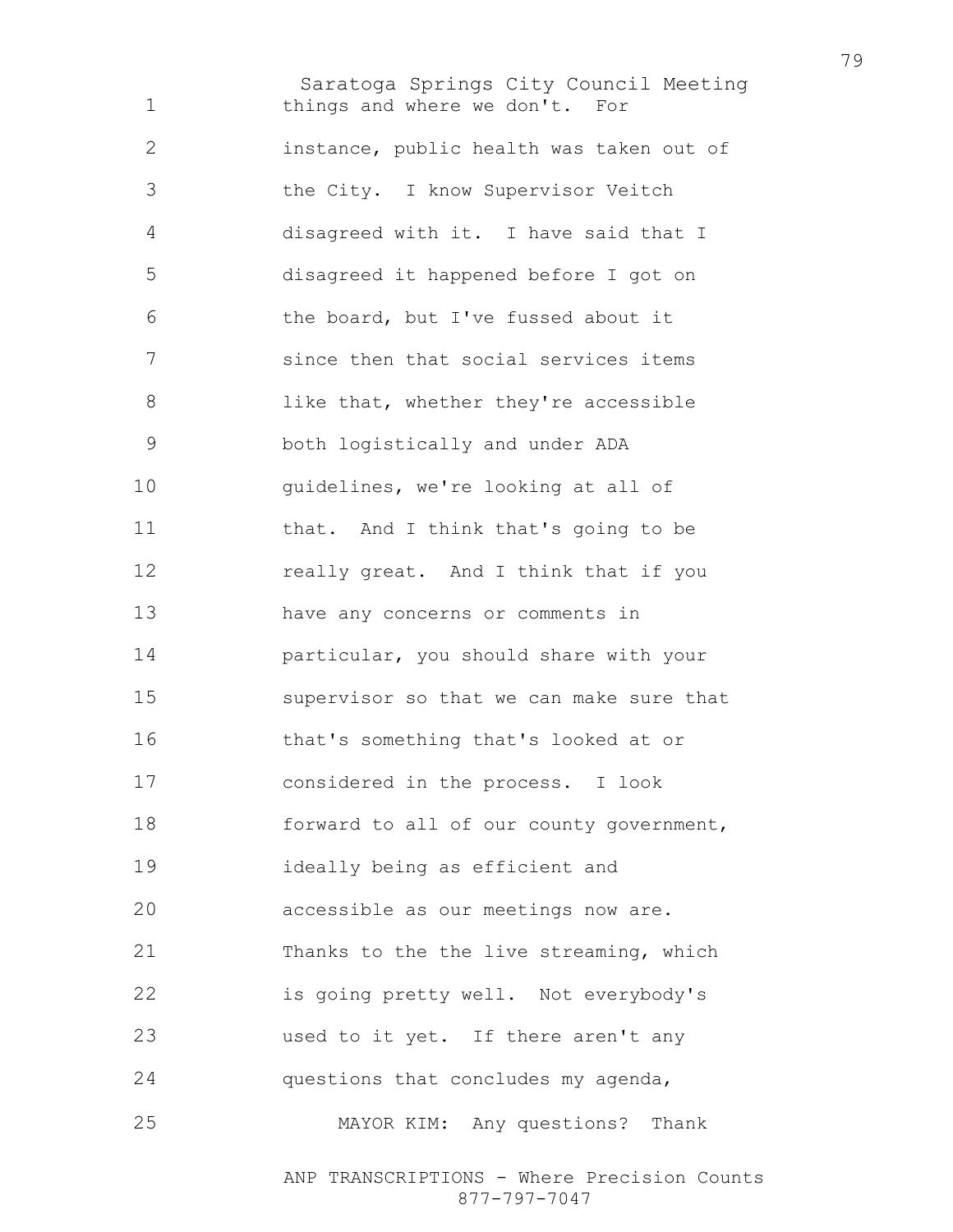things and where we don't. For instance, public health was taken out of the City. I know Supervisor Veitch disagreed with it. I have said that I disagreed it happened before I got on the board, but I've fussed about it since then that social services items like that, whether they're accessible both logistically and under ADA guidelines, we're looking at all of that. And I think that's going to be really great. And I think that if you have any concerns or comments in particular, you should share with your supervisor so that we can make sure that that's something that's looked at or considered in the process. I look forward to all of our county government, ideally being as efficient and accessible as our meetings now are. Thanks to the the live streaming, which is going pretty well. Not everybody's used to it yet. If there aren't any questions that concludes my agenda,

MAYOR KIM: Any questions? Thank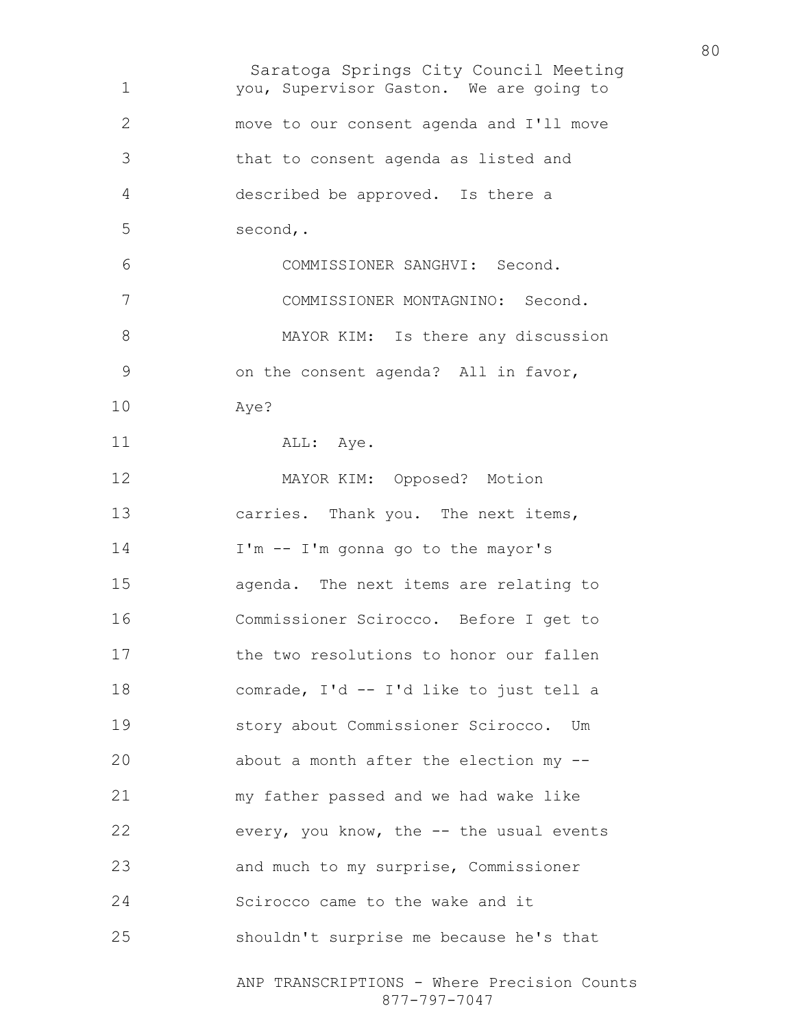you, Supervisor Gaston. We are going to move to our consent agenda and I'll move that to consent agenda as listed and described be approved. Is there a second,.

COMMISSIONER SANGHVI: Second.

COMMISSIONER MONTAGNINO: Second.

MAYOR KIM: Is there any discussion on the consent agenda? All in favor, Aye?

ALL: Aye.

MAYOR KIM: Opposed? Motion carries. Thank you. The next items, I'm -- I'm gonna go to the mayor's agenda. The next items are relating to Commissioner Scirocco. Before I get to the two resolutions to honor our fallen comrade, I'd -- I'd like to just tell a story about Commissioner Scirocco. Um about a month after the election my -- my father passed and we had wake like every, you know, the -- the usual events and much to my surprise, Commissioner Scirocco came to the wake and it shouldn't surprise me because he's that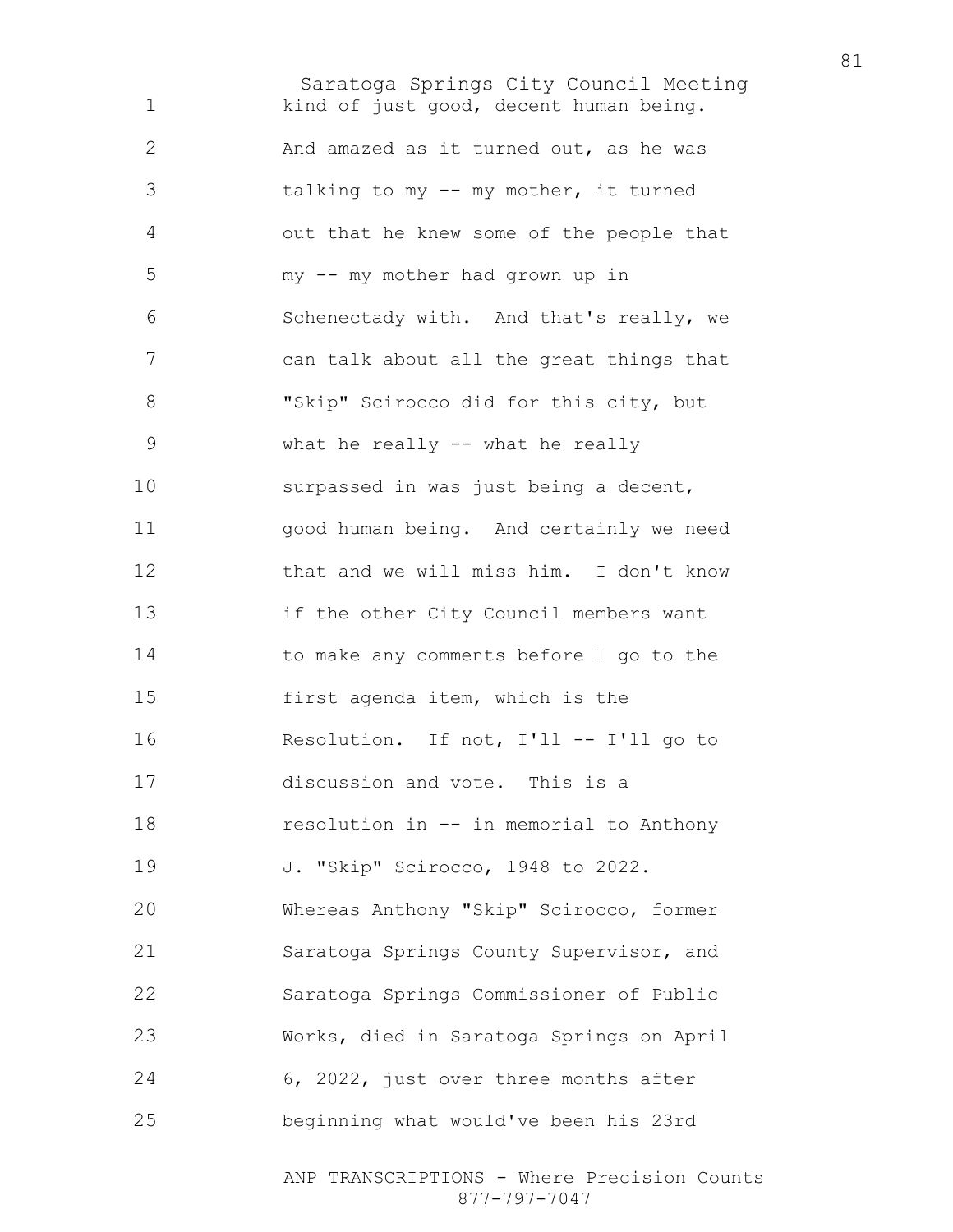kind of just good, decent human being. And amazed as it turned out, as he was talking to my -- my mother, it turned out that he knew some of the people that my -- my mother had grown up in Schenectady with. And that's really, we can talk about all the great things that "Skip" Scirocco did for this city, but what he really -- what he really surpassed in was just being a decent, good human being. And certainly we need that and we will miss him. I don't know if the other City Council members want to make any comments before I go to the first agenda item, which is the Resolution. If not, I'll -- I'll go to discussion and vote. This is a resolution in -- in memorial to Anthony J. "Skip" Scirocco, 1948 to 2022. Whereas Anthony "Skip" Scirocco, former Saratoga Springs County Supervisor, and Saratoga Springs Commissioner of Public Works, died in Saratoga Springs on April 6, 2022, just over three months after beginning what would've been his 23rd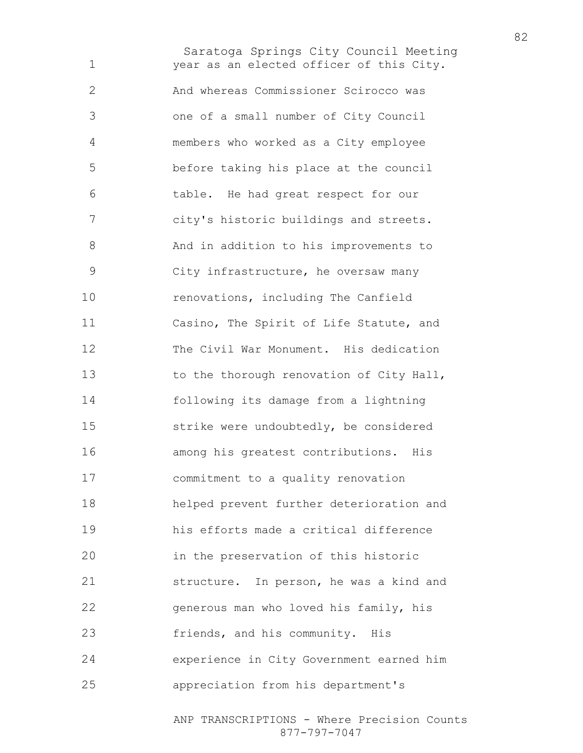year as an elected officer of this City. And whereas Commissioner Scirocco was one of a small number of City Council members who worked as a City employee before taking his place at the council table. He had great respect for our city's historic buildings and streets. And in addition to his improvements to City infrastructure, he oversaw many renovations, including The Canfield Casino, The Spirit of Life Statute, and The Civil War Monument. His dedication to the thorough renovation of City Hall, following its damage from a lightning strike were undoubtedly, be considered among his greatest contributions. His commitment to a quality renovation helped prevent further deterioration and his efforts made a critical difference in the preservation of this historic structure. In person, he was a kind and generous man who loved his family, his friends, and his community. His experience in City Government earned him appreciation from his department's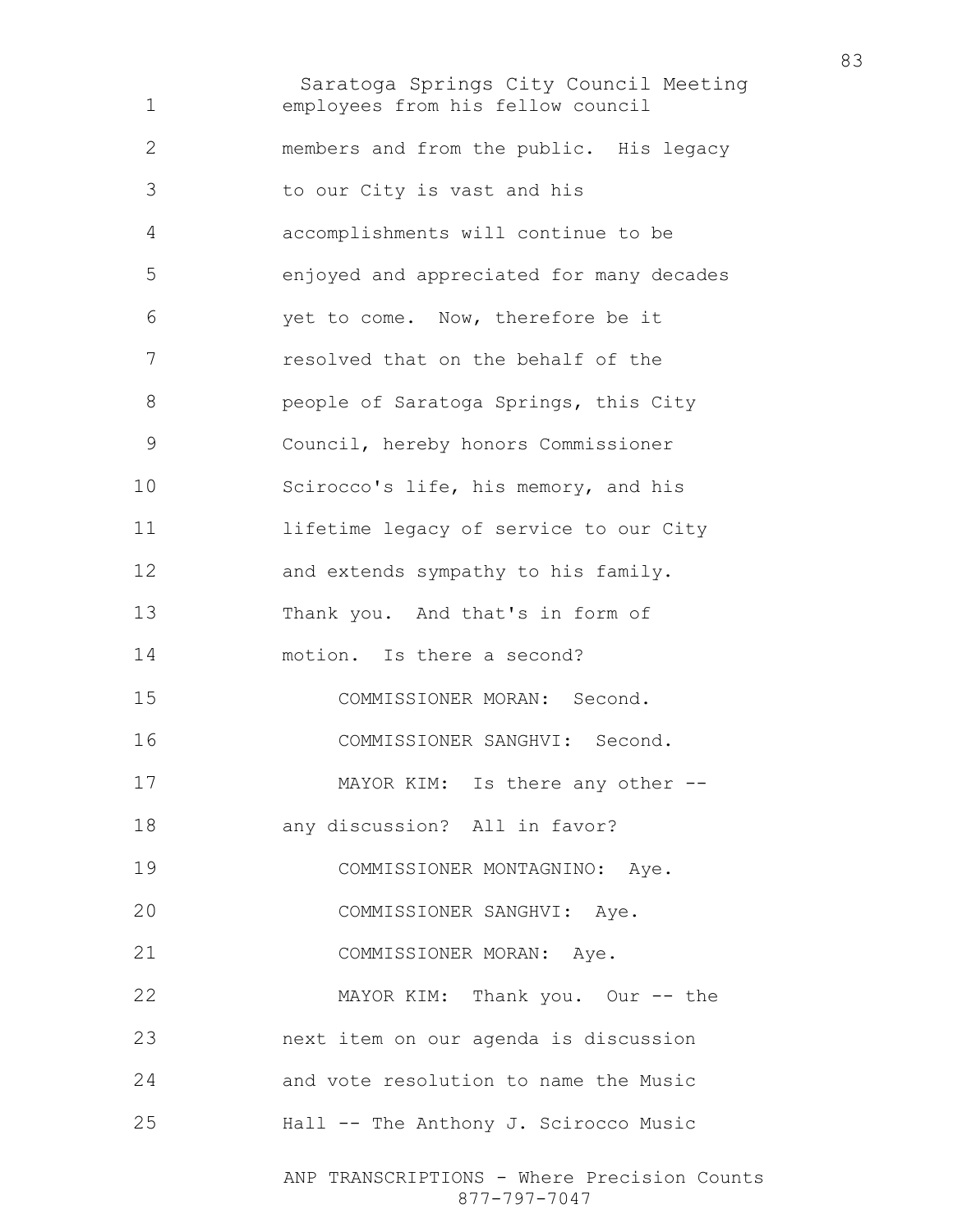employees from his fellow council members and from the public. His legacy to our City is vast and his accomplishments will continue to be enjoyed and appreciated for many decades yet to come. Now, therefore be it resolved that on the behalf of the people of Saratoga Springs, this City Council, hereby honors Commissioner Scirocco's life, his memory, and his lifetime legacy of service to our City and extends sympathy to his family. Thank you. And that's in form of motion. Is there a second?

COMMISSIONER MORAN: Second.

COMMISSIONER SANGHVI: Second.

MAYOR KIM: Is there any other -- any discussion? All in favor?

COMMISSIONER MONTAGNINO: Aye.

COMMISSIONER SANGHVI: Aye.

COMMISSIONER MORAN: Aye.

MAYOR KIM: Thank you. Our -- the next item on our agenda is discussion and vote resolution to name the Music Hall -- The Anthony J. Scirocco Music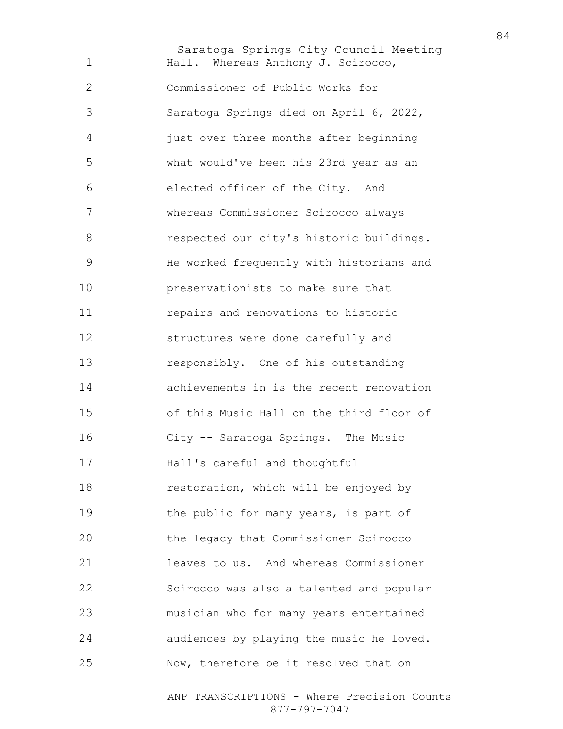Hall. Whereas Anthony J. Scirocco, Commissioner of Public Works for Saratoga Springs died on April 6, 2022, just over three months after beginning what would've been his 23rd year as an elected officer of the City. And whereas Commissioner Scirocco always respected our city's historic buildings. He worked frequently with historians and preservationists to make sure that repairs and renovations to historic structures were done carefully and responsibly. One of his outstanding achievements in is the recent renovation of this Music Hall on the third floor of City -- Saratoga Springs. The Music Hall's careful and thoughtful restoration, which will be enjoyed by the public for many years, is part of the legacy that Commissioner Scirocco leaves to us. And whereas Commissioner Scirocco was also a talented and popular musician who for many years entertained audiences by playing the music he loved. Now, therefore be it resolved that on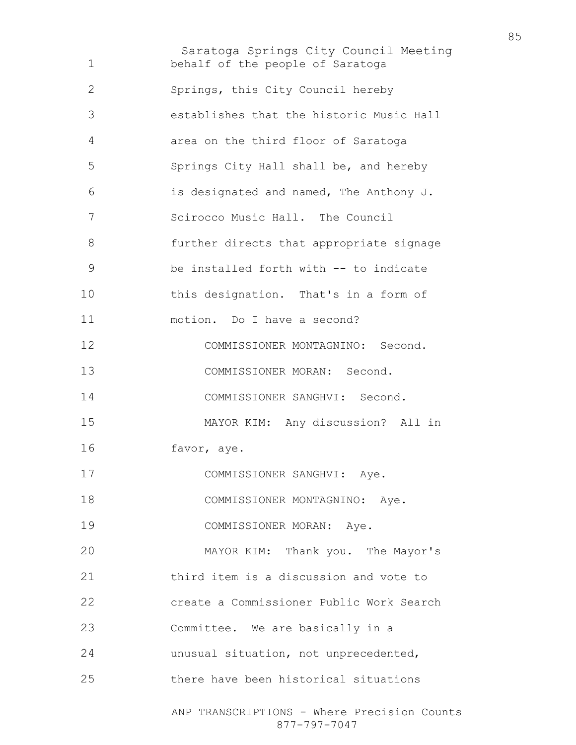behalf of the people of Saratoga Springs, this City Council hereby establishes that the historic Music Hall area on the third floor of Saratoga Springs City Hall shall be, and hereby is designated and named, The Anthony J. Scirocco Music Hall. The Council further directs that appropriate signage be installed forth with -- to indicate this designation. That's in a form of motion. Do I have a second?

COMMISSIONER MONTAGNINO: Second.

COMMISSIONER MORAN: Second.

COMMISSIONER SANGHVI: Second.

MAYOR KIM: Any discussion? All in favor, aye.

COMMISSIONER SANGHVI: Aye.

COMMISSIONER MONTAGNINO: Aye.

COMMISSIONER MORAN: Aye.

MAYOR KIM: Thank you. The Mayor's third item is a discussion and vote to create a Commissioner Public Work Search Committee. We are basically in a unusual situation, not unprecedented, there have been historical situations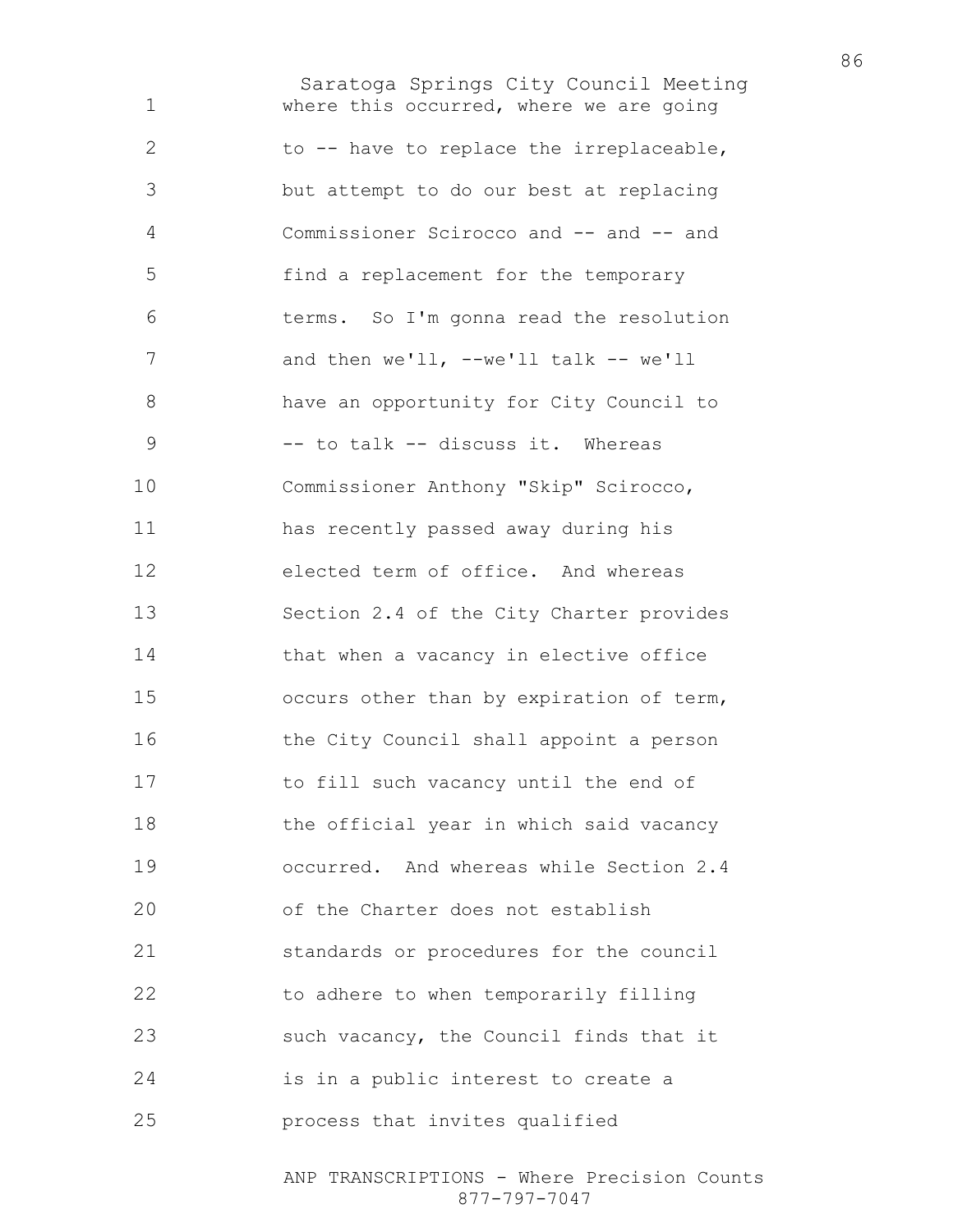where this occurred, where we are going to -- have to replace the irreplaceable, but attempt to do our best at replacing Commissioner Scirocco and -- and -- and find a replacement for the temporary terms. So I'm gonna read the resolution and then we'll, --we'll talk -- we'll have an opportunity for City Council to -- to talk -- discuss it. Whereas Commissioner Anthony "Skip" Scirocco, has recently passed away during his elected term of office. And whereas Section 2.4 of the City Charter provides that when a vacancy in elective office occurs other than by expiration of term, the City Council shall appoint a person to fill such vacancy until the end of the official year in which said vacancy occurred. And whereas while Section 2.4 of the Charter does not establish standards or procedures for the council to adhere to when temporarily filling such vacancy, the Council finds that it is in a public interest to create a process that invites qualified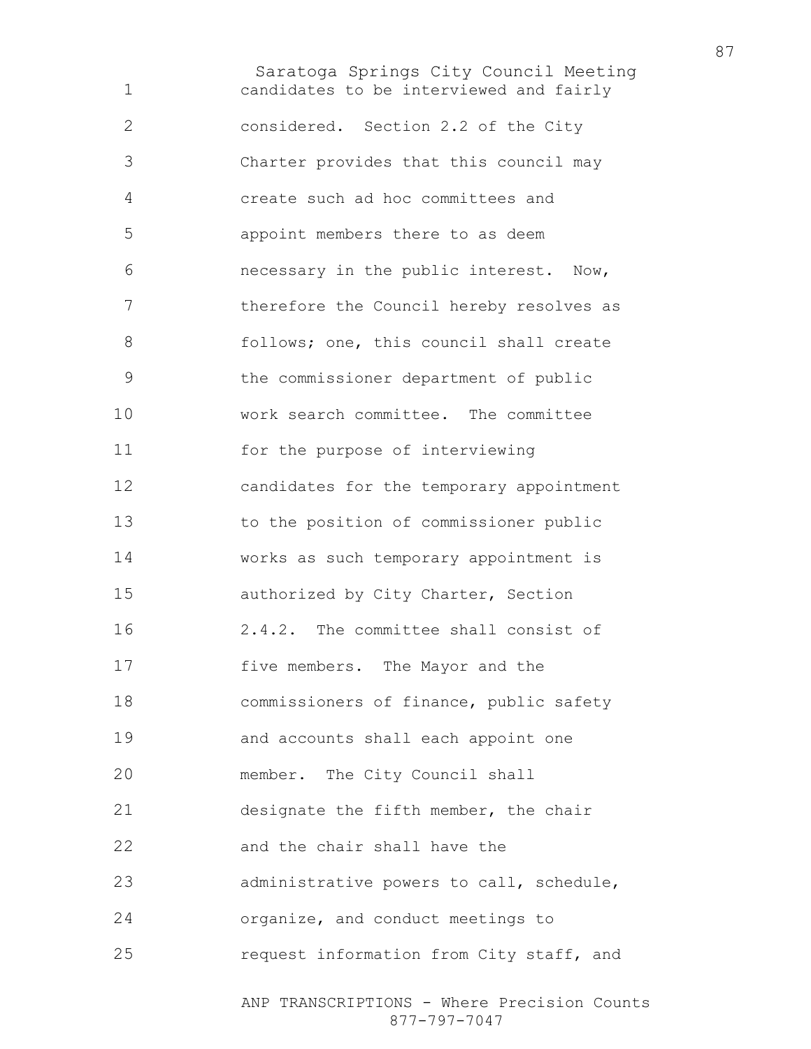candidates to be interviewed and fairly considered. Section 2.2 of the City Charter provides that this council may create such ad hoc committees and appoint members there to as deem necessary in the public interest. Now, therefore the Council hereby resolves as follows; one, this council shall create the commissioner department of public work search committee. The committee for the purpose of interviewing candidates for the temporary appointment to the position of commissioner public works as such temporary appointment is authorized by City Charter, Section 2.4.2. The committee shall consist of five members. The Mayor and the commissioners of finance, public safety and accounts shall each appoint one member. The City Council shall designate the fifth member, the chair and the chair shall have the administrative powers to call, schedule, organize, and conduct meetings to request information from City staff, and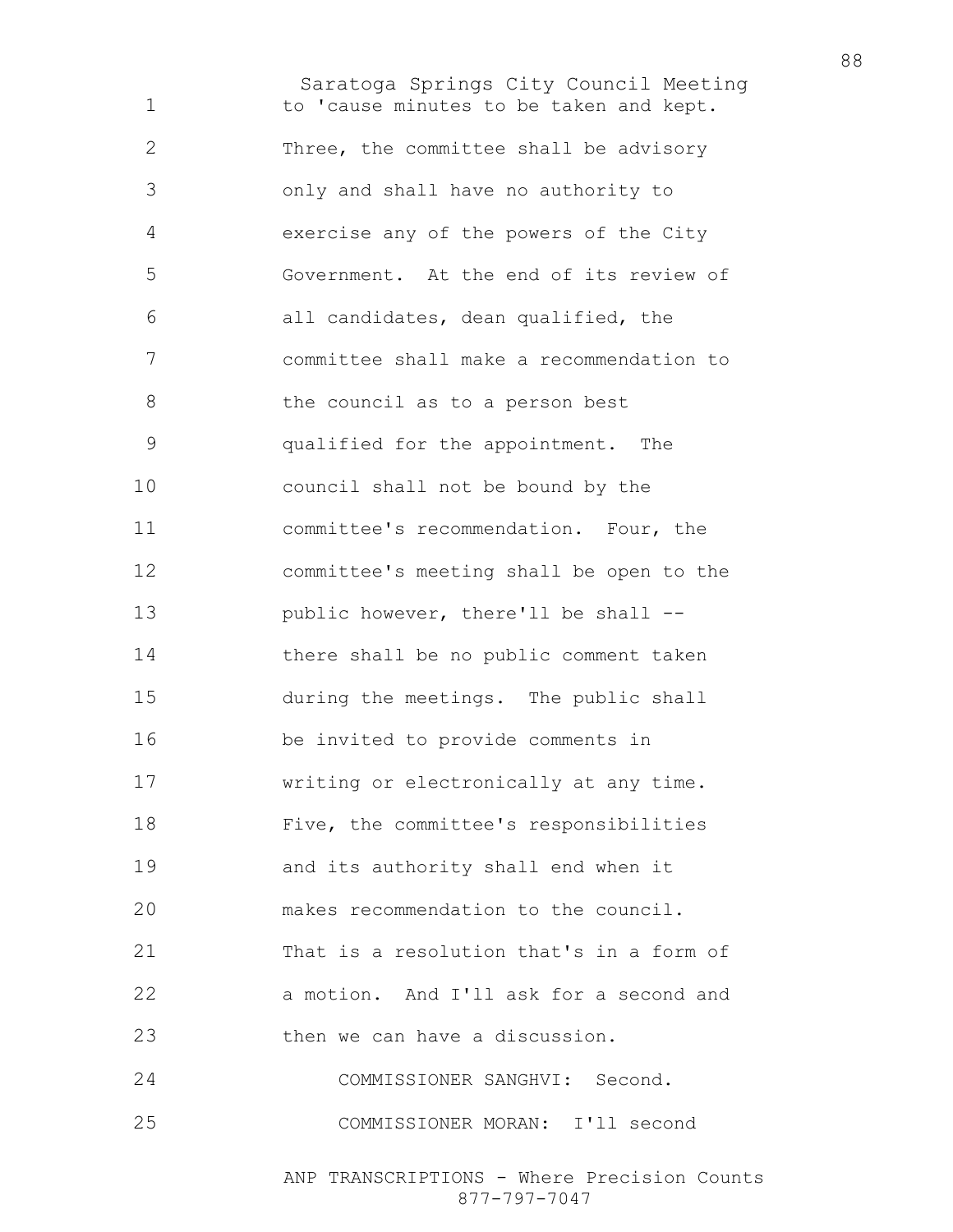to 'cause minutes to be taken and kept. Three, the committee shall be advisory only and shall have no authority to exercise any of the powers of the City Government. At the end of its review of all candidates, dean qualified, the committee shall make a recommendation to the council as to a person best qualified for the appointment. The council shall not be bound by the committee's recommendation. Four, the committee's meeting shall be open to the public however, there'll be shall -- there shall be no public comment taken during the meetings. The public shall be invited to provide comments in writing or electronically at any time. Five, the committee's responsibilities and its authority shall end when it makes recommendation to the council. That is a resolution that's in a form of a motion. And I'll ask for a second and then we can have a discussion.

COMMISSIONER SANGHVI: Second.

COMMISSIONER MORAN: I'll second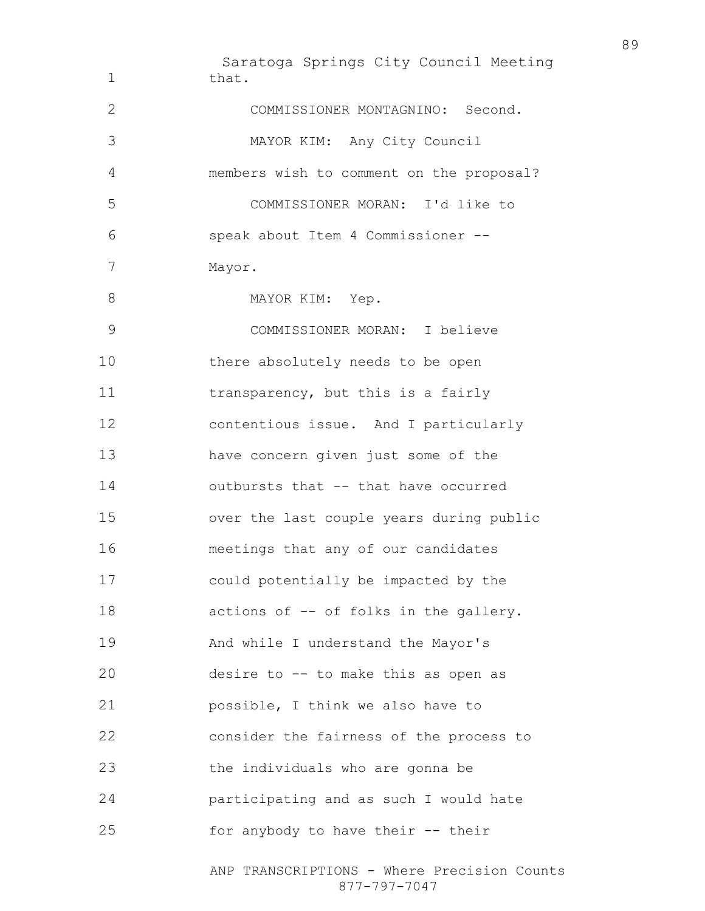that.

COMMISSIONER MONTAGNINO: Second.

MAYOR KIM: Any City Council members wish to comment on the proposal?

COMMISSIONER MORAN: I'd like to speak about Item 4 Commissioner -- Mayor.

MAYOR KIM: Yep.

COMMISSIONER MORAN: I believe there absolutely needs to be open transparency, but this is a fairly contentious issue. And I particularly have concern given just some of the outbursts that -- that have occurred over the last couple years during public meetings that any of our candidates could potentially be impacted by the actions of -- of folks in the gallery. And while I understand the Mayor's desire to -- to make this as open as possible, I think we also have to consider the fairness of the process to the individuals who are gonna be participating and as such I would hate for anybody to have their -- their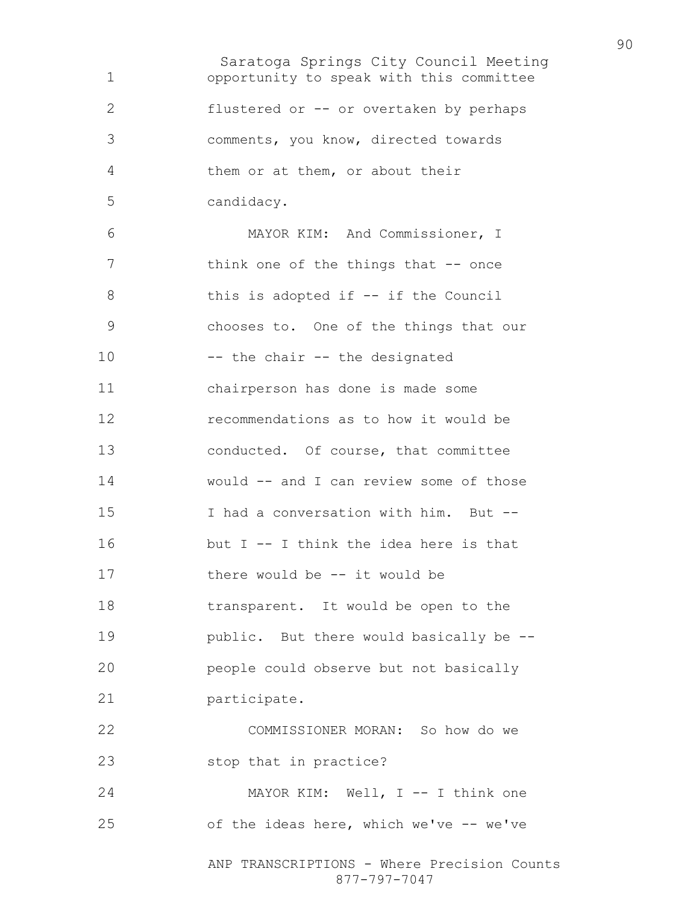opportunity to speak with this committee flustered or -- or overtaken by perhaps comments, you know, directed towards them or at them, or about their candidacy.

MAYOR KIM: And Commissioner, I think one of the things that -- once this is adopted if -- if the Council chooses to. One of the things that our -- the chair -- the designated chairperson has done is made some recommendations as to how it would be conducted. Of course, that committee would -- and I can review some of those I had a conversation with him. But -- but I -- I think the idea here is that there would be -- it would be transparent. It would be open to the public. But there would basically be -- people could observe but not basically participate.

COMMISSIONER MORAN: So how do we stop that in practice?

MAYOR KIM: Well, I -- I think one of the ideas here, which we've -- we've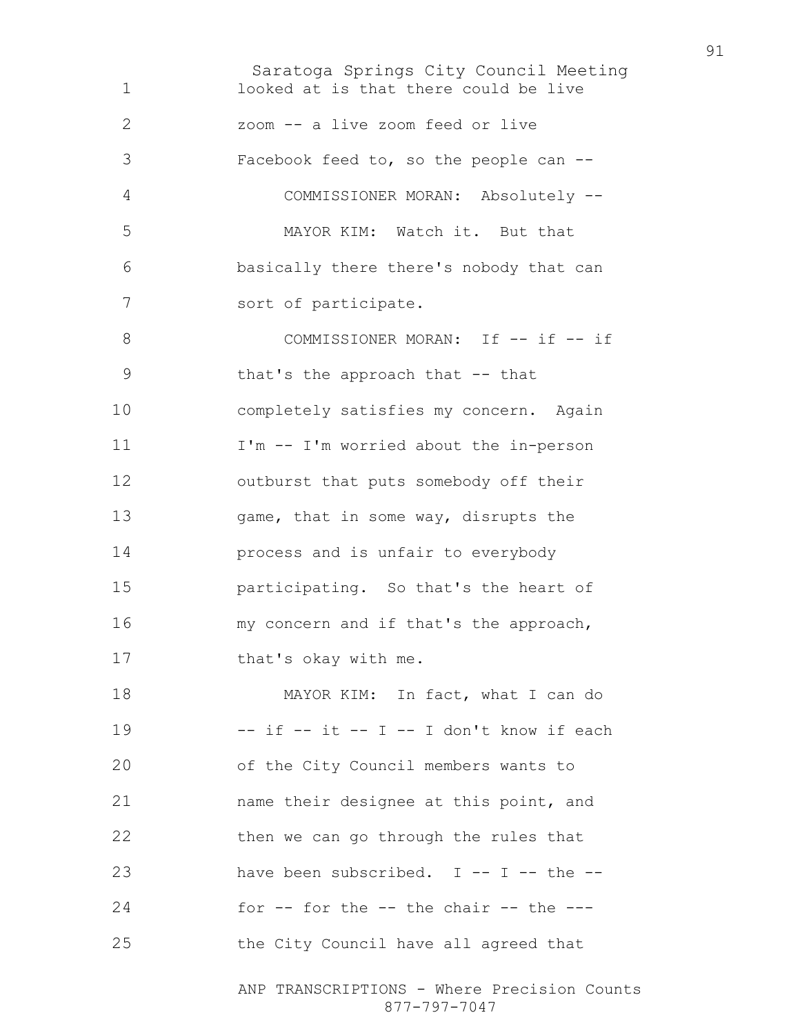looked at is that there could be live zoom -- a live zoom feed or live Facebook feed to, so the people can --

COMMISSIONER MORAN: Absolutely --

MAYOR KIM: Watch it. But that basically there there's nobody that can sort of participate.

COMMISSIONER MORAN: If -- if -- if that's the approach that -- that completely satisfies my concern. Again I'm -- I'm worried about the in-person outburst that puts somebody off their game, that in some way, disrupts the process and is unfair to everybody participating. So that's the heart of my concern and if that's the approach, that's okay with me.

MAYOR KIM: In fact, what I can do -- if -- it -- I -- I don't know if each of the City Council members wants to name their designee at this point, and then we can go through the rules that have been subscribed. I -- I -- the -- for -- for the -- the chair -- the --- the City Council have all agreed that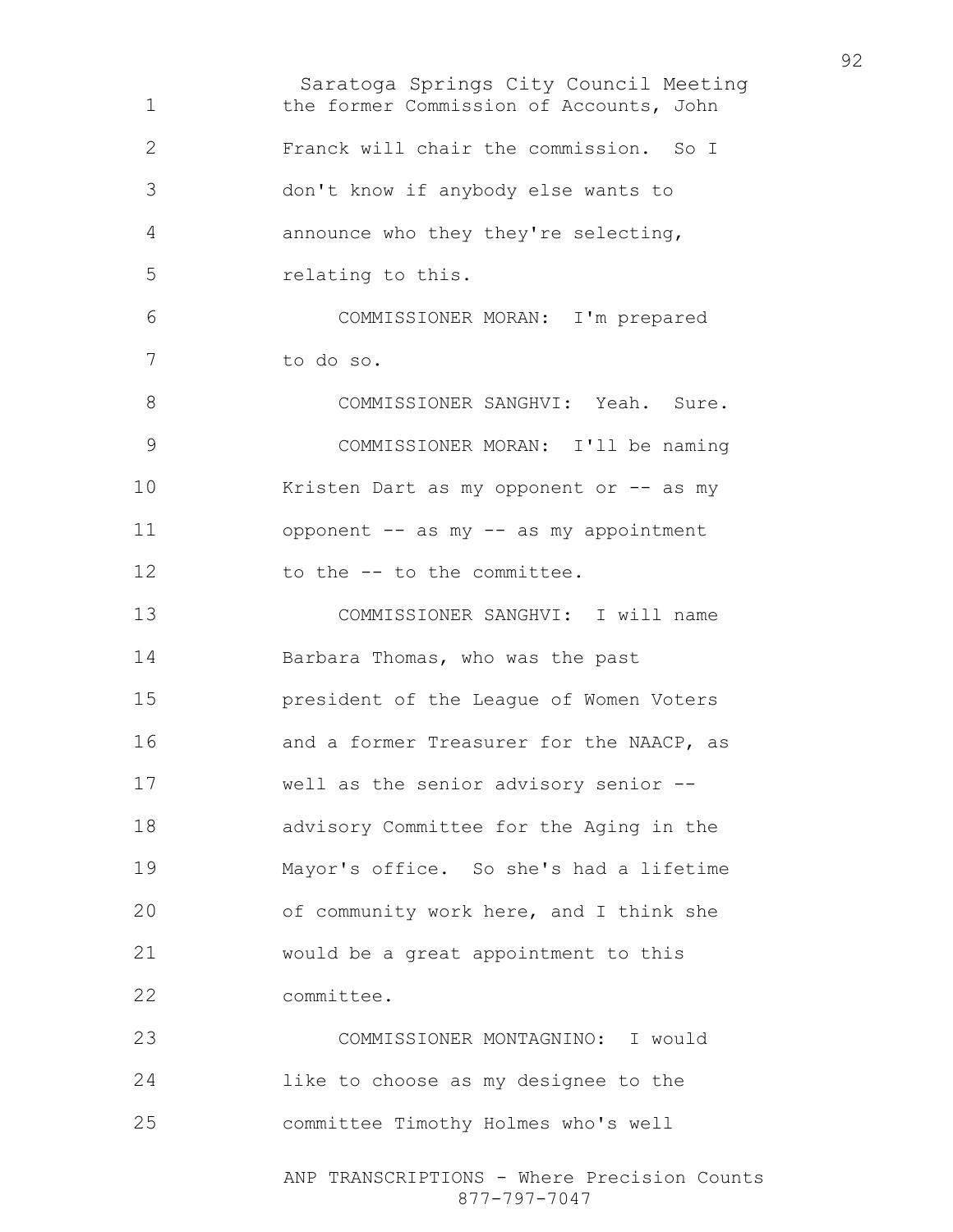the former Commission of Accounts, John Franck will chair the commission. So I don't know if anybody else wants to announce who they they're selecting, relating to this.

COMMISSIONER MORAN: I'm prepared to do so.

COMMISSIONER SANGHVI: Yeah. Sure.

COMMISSIONER MORAN: I'll be naming Kristen Dart as my opponent or -- as my opponent -- as my -- as my appointment to the -- to the committee.

COMMISSIONER SANGHVI: I will name Barbara Thomas, who was the past president of the League of Women Voters and a former Treasurer for the NAACP, as well as the senior advisory senior -- advisory Committee for the Aging in the Mayor's office. So she's had a lifetime of community work here, and I think she would be a great appointment to this committee.

COMMISSIONER MONTAGNINO: I would like to choose as my designee to the committee Timothy Holmes who's well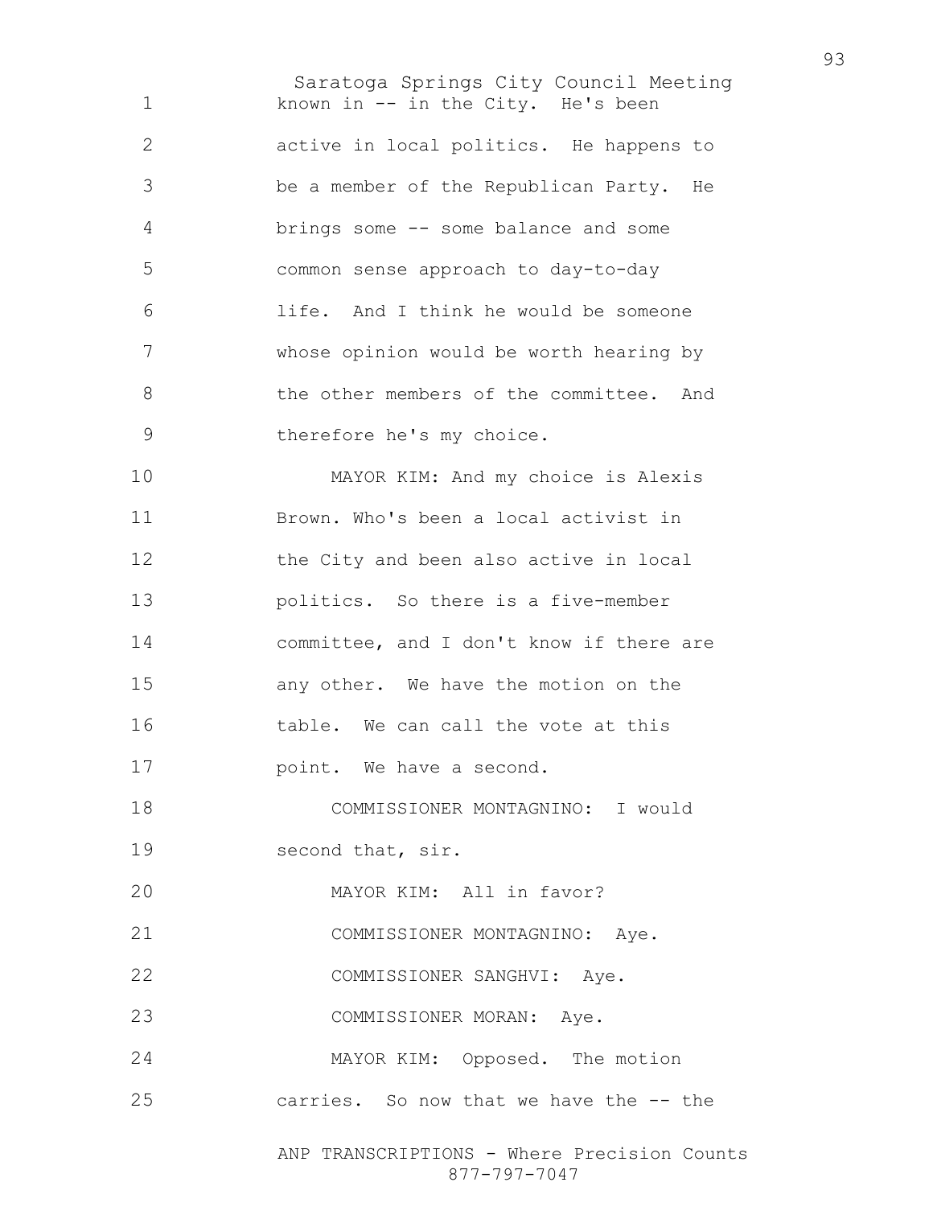known in -- in the City. He's been active in local politics. He happens to be a member of the Republican Party. He brings some -- some balance and some common sense approach to day-to-day life. And I think he would be someone whose opinion would be worth hearing by the other members of the committee. And therefore he's my choice.

MAYOR KIM: And my choice is Alexis Brown. Who's been a local activist in the City and been also active in local politics. So there is a five-member committee, and I don't know if there are any other. We have the motion on the table. We can call the vote at this point. We have a second.

COMMISSIONER MONTAGNINO: I would second that, sir.

MAYOR KIM: All in favor?

COMMISSIONER MONTAGNINO: Aye.

COMMISSIONER SANGHVI: Aye.

COMMISSIONER MORAN: Aye.

MAYOR KIM: Opposed. The motion carries. So now that we have the -- the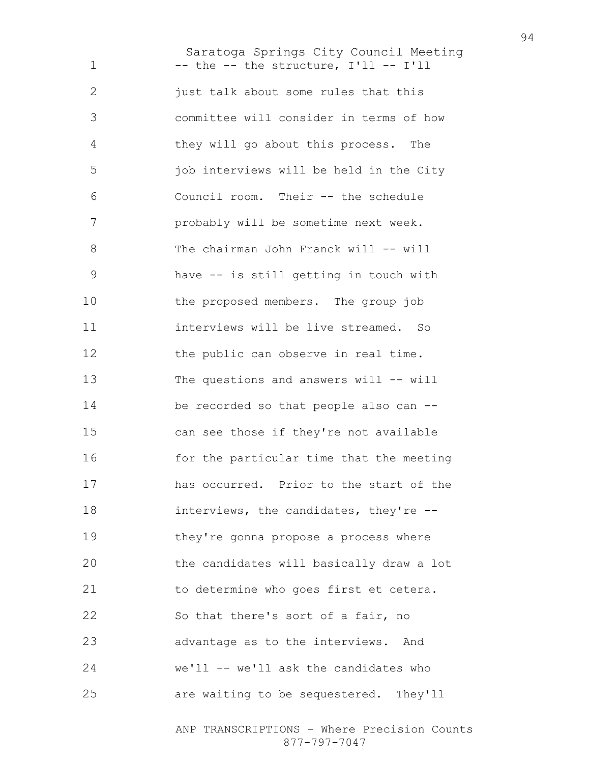-- the -- the structure, I'll -- I'll just talk about some rules that this committee will consider in terms of how they will go about this process. The job interviews will be held in the City Council room. Their -- the schedule probably will be sometime next week. The chairman John Franck will -- will have -- is still getting in touch with the proposed members. The group job interviews will be live streamed. So the public can observe in real time. The questions and answers will -- will be recorded so that people also can -- can see those if they're not available for the particular time that the meeting has occurred. Prior to the start of the interviews, the candidates, they're -- they're gonna propose a process where the candidates will basically draw a lot to determine who goes first et cetera. So that there's sort of a fair, no advantage as to the interviews. And we'll -- we'll ask the candidates who are waiting to be sequestered. They'll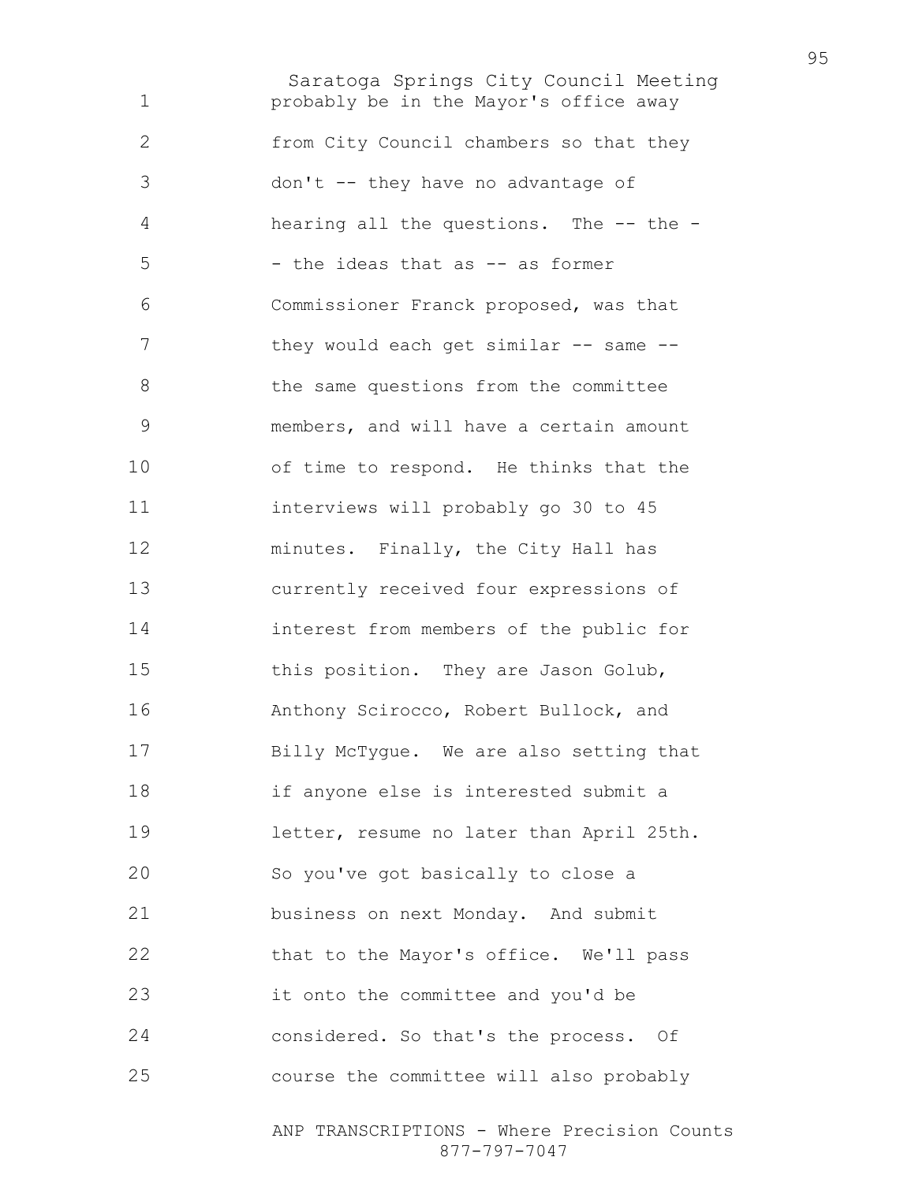probably be in the Mayor's office away from City Council chambers so that they don't -- they have no advantage of hearing all the questions. The -- the - - the ideas that as -- as former Commissioner Franck proposed, was that they would each get similar -- same -- the same questions from the committee members, and will have a certain amount of time to respond. He thinks that the interviews will probably go 30 to 45 minutes. Finally, the City Hall has currently received four expressions of interest from members of the public for this position. They are Jason Golub, Anthony Scirocco, Robert Bullock, and Billy McTygue. We are also setting that if anyone else is interested submit a letter, resume no later than April 25th. So you've got basically to close a business on next Monday. And submit that to the Mayor's office. We'll pass it onto the committee and you'd be considered. So that's the process. Of course the committee will also probably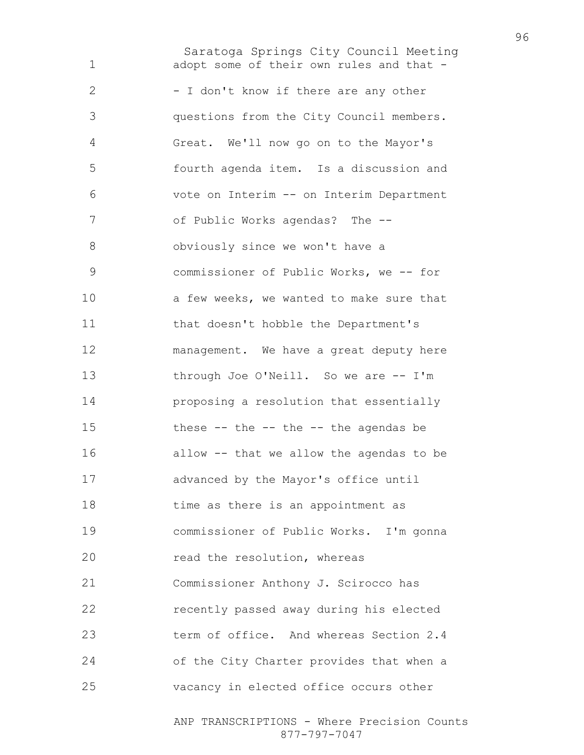adopt some of their own rules and that -
- I don't know if there are any other
questions from the City Council members.
Great. We'll now go on to the Mayor's
fourth agenda item. Is a discussion and
vote on Interim -- on Interim Department
of Public Works agendas? The --
obviously since we won't have a
commissioner of Public Works, we -- for
a few weeks, we wanted to make sure that
that doesn't hobble the Department's
management. We have a great deputy here
through Joe O'Neill. So we are -- I'm
proposing a resolution that essentially
these -- the -- the -- the agendas be
allow -- that we allow the agendas to be
advanced by the Mayor's office until
time as there is an appointment as
commissioner of Public Works. I'm gonna
read the resolution, whereas
Commissioner Anthony J. Scirocco has
recently passed away during his elected
term of office. And whereas Section 2.4
of the City Charter provides that when a
vacancy in elected office occurs other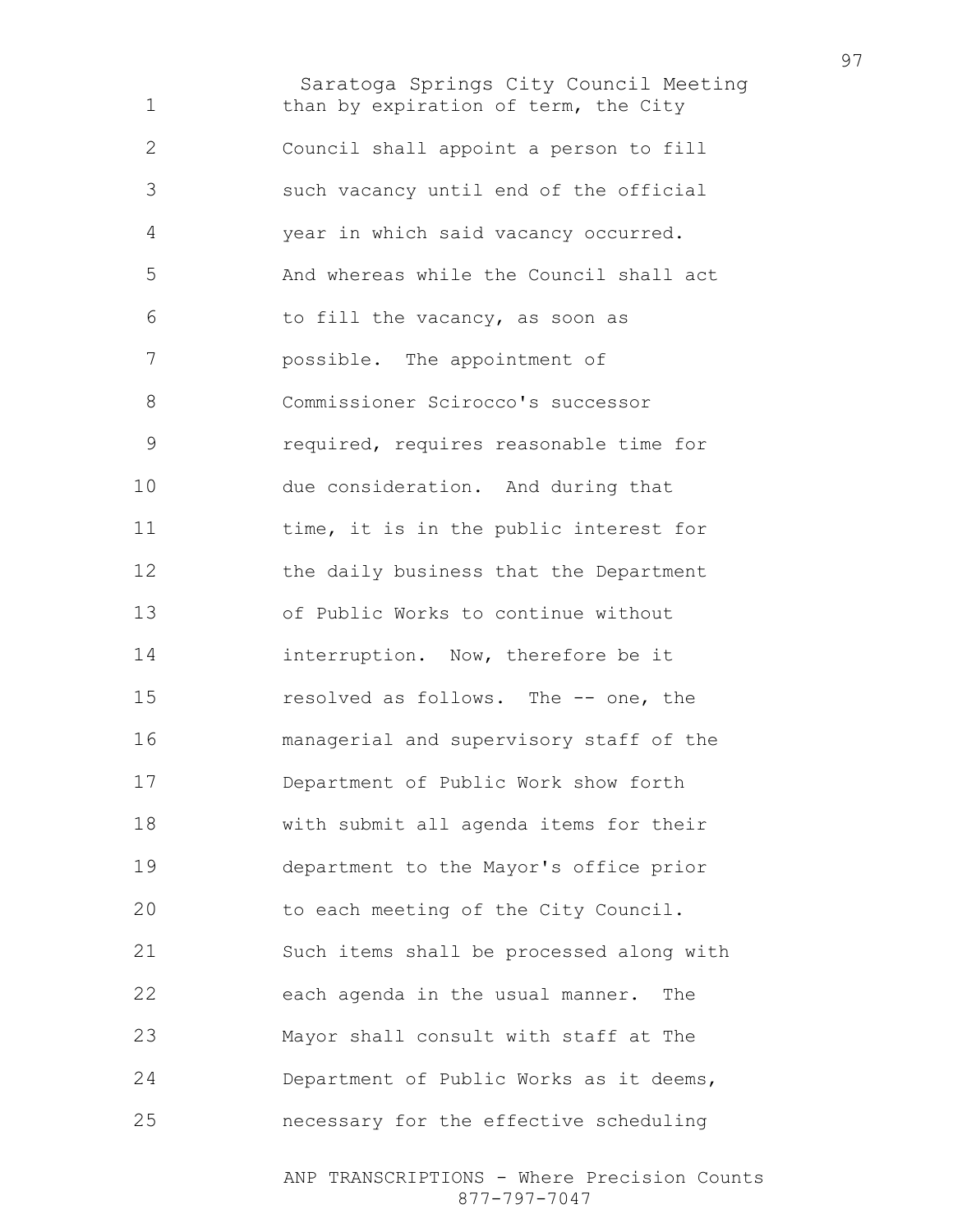than by expiration of term, the City Council shall appoint a person to fill such vacancy until end of the official year in which said vacancy occurred. And whereas while the Council shall act to fill the vacancy, as soon as possible. The appointment of Commissioner Scirocco's successor required, requires reasonable time for due consideration. And during that time, it is in the public interest for the daily business that the Department of Public Works to continue without interruption. Now, therefore be it resolved as follows. The -- one, the managerial and supervisory staff of the Department of Public Work show forth with submit all agenda items for their department to the Mayor's office prior to each meeting of the City Council. Such items shall be processed along with each agenda in the usual manner. The Mayor shall consult with staff at The Department of Public Works as it deems, necessary for the effective scheduling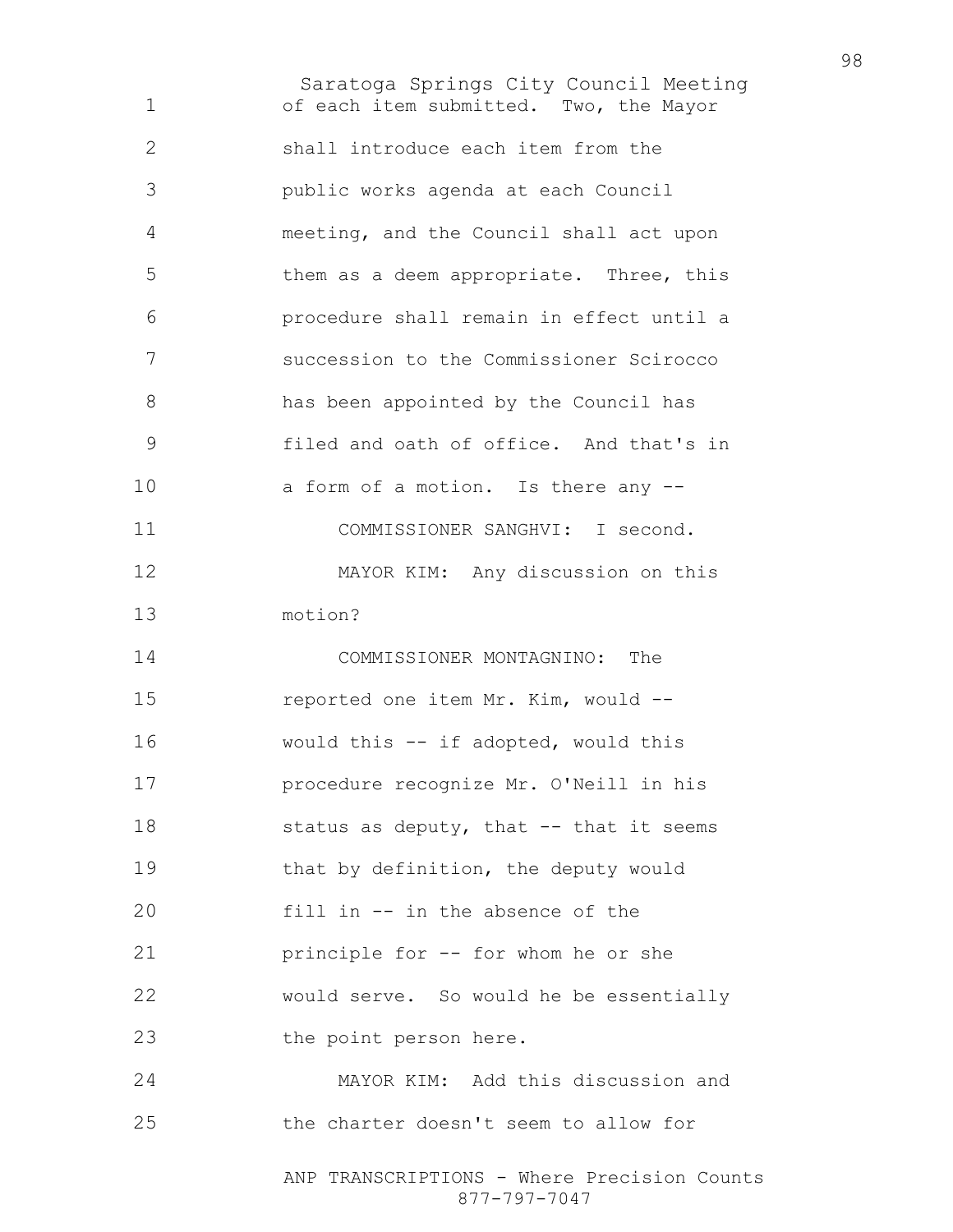of each item submitted. Two, the Mayor shall introduce each item from the public works agenda at each Council meeting, and the Council shall act upon them as a deem appropriate. Three, this procedure shall remain in effect until a succession to the Commissioner Scirocco has been appointed by the Council has filed and oath of office. And that's in a form of a motion. Is there any --

COMMISSIONER SANGHVI: I second.

MAYOR KIM: Any discussion on this motion?

COMMISSIONER MONTAGNINO: The reported one item Mr. Kim, would -- would this -- if adopted, would this procedure recognize Mr. O'Neill in his status as deputy, that -- that it seems that by definition, the deputy would fill in -- in the absence of the principle for -- for whom he or she would serve. So would he be essentially the point person here.

MAYOR KIM: Add this discussion and the charter doesn't seem to allow for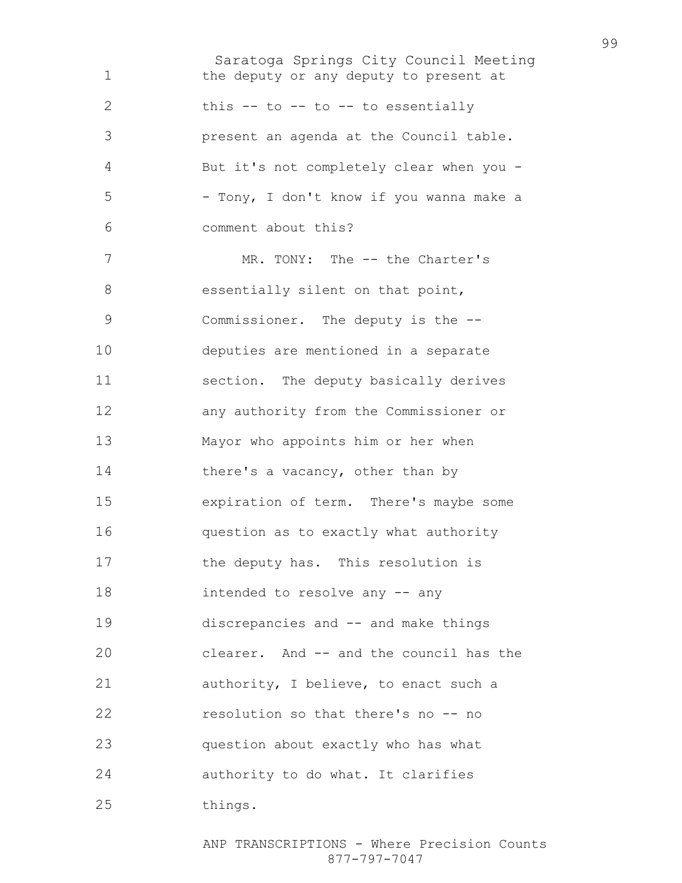the deputy or any deputy to present at this -- to -- to -- to essentially present an agenda at the Council table. But it's not completely clear when you - - Tony, I don't know if you wanna make a comment about this?

MR. TONY: The -- the Charter's essentially silent on that point, Commissioner. The deputy is the -- deputies are mentioned in a separate section. The deputy basically derives any authority from the Commissioner or Mayor who appoints him or her when there's a vacancy, other than by expiration of term. There's maybe some question as to exactly what authority the deputy has. This resolution is intended to resolve any -- any discrepancies and -- and make things clearer. And -- and the council has the authority, I believe, to enact such a resolution so that there's no -- no question about exactly who has what authority to do what. It clarifies things.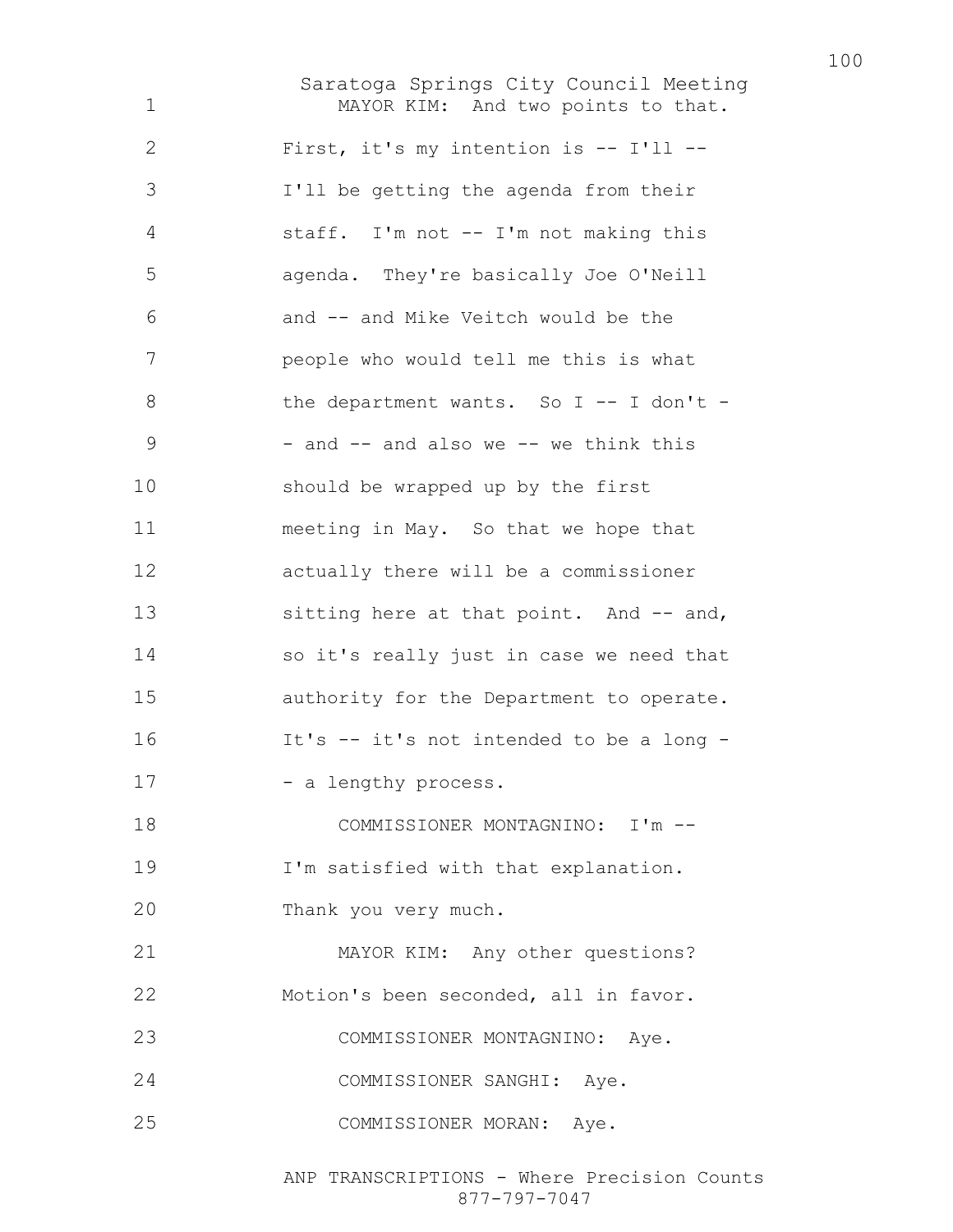MAYOR KIM: And two points to that. First, it's my intention is -- I'll -- I'll be getting the agenda from their staff. I'm not -- I'm not making this agenda. They're basically Joe O'Neill and -- and Mike Veitch would be the people who would tell me this is what the department wants. So I -- I don't -- and -- and also we -- we think this should be wrapped up by the first meeting in May. So that we hope that actually there will be a commissioner sitting here at that point. And -- and, so it's really just in case we need that authority for the Department to operate. It's -- it's not intended to be a long -- a lengthy process.

COMMISSIONER MONTAGNINO: I'm -- I'm satisfied with that explanation. Thank you very much.

MAYOR KIM: Any other questions? Motion's been seconded, all in favor.

COMMISSIONER MONTAGNINO: Aye.

COMMISSIONER SANGHI: Aye.

COMMISSIONER MORAN: Aye.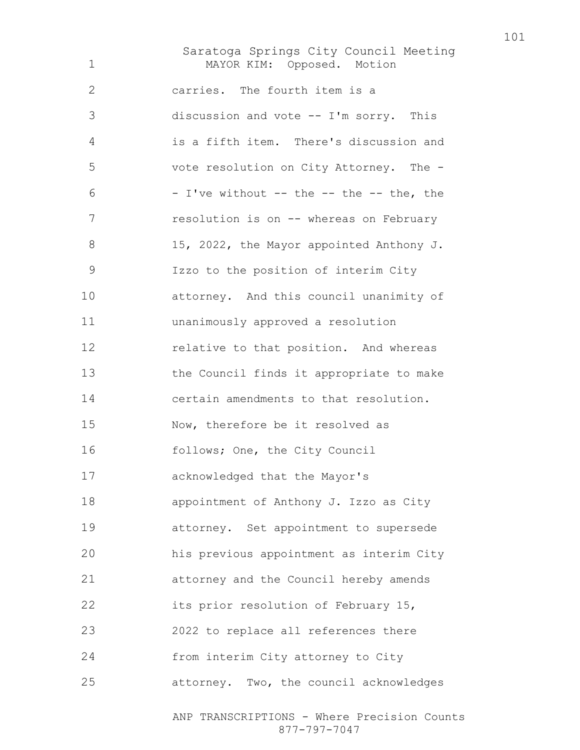MAYOR KIM: Opposed. Motion carries. The fourth item is a discussion and vote -- I'm sorry. This is a fifth item. There's discussion and vote resolution on City Attorney. The -- I've without -- the -- the -- the, the resolution is on -- whereas on February 15, 2022, the Mayor appointed Anthony J. Izzo to the position of interim City attorney. And this council unanimity of unanimously approved a resolution relative to that position. And whereas the Council finds it appropriate to make certain amendments to that resolution. Now, therefore be it resolved as follows; One, the City Council acknowledged that the Mayor's appointment of Anthony J. Izzo as City attorney. Set appointment to supersede his previous appointment as interim City attorney and the Council hereby amends its prior resolution of February 15, 2022 to replace all references there from interim City attorney to City attorney. Two, the council acknowledges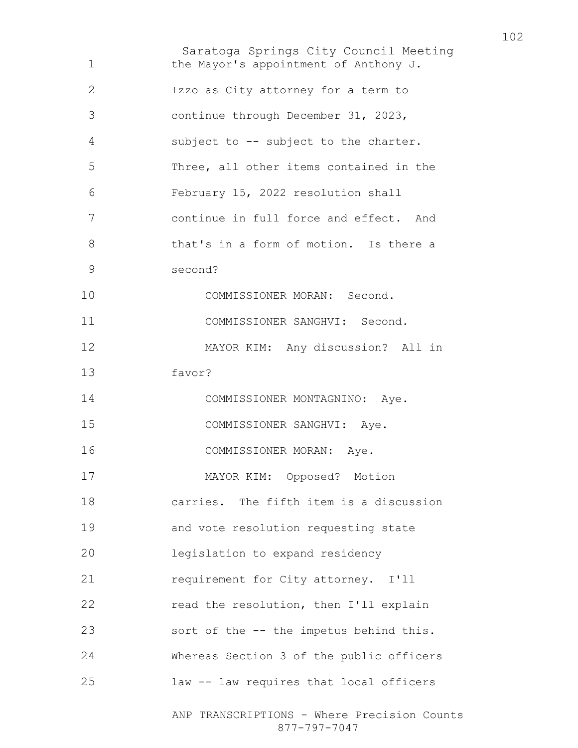the Mayor's appointment of Anthony J. Izzo as City attorney for a term to continue through December 31, 2023, subject to -- subject to the charter. Three, all other items contained in the February 15, 2022 resolution shall continue in full force and effect. And that's in a form of motion. Is there a second?

COMMISSIONER MORAN: Second.

COMMISSIONER SANGHVI: Second.

MAYOR KIM: Any discussion? All in favor?

COMMISSIONER MONTAGNINO: Aye.

COMMISSIONER SANGHVI: Aye.

COMMISSIONER MORAN: Aye.

MAYOR KIM: Opposed? Motion carries. The fifth item is a discussion and vote resolution requesting state legislation to expand residency requirement for City attorney. I'll read the resolution, then I'll explain sort of the -- the impetus behind this. Whereas Section 3 of the public officers law -- law requires that local officers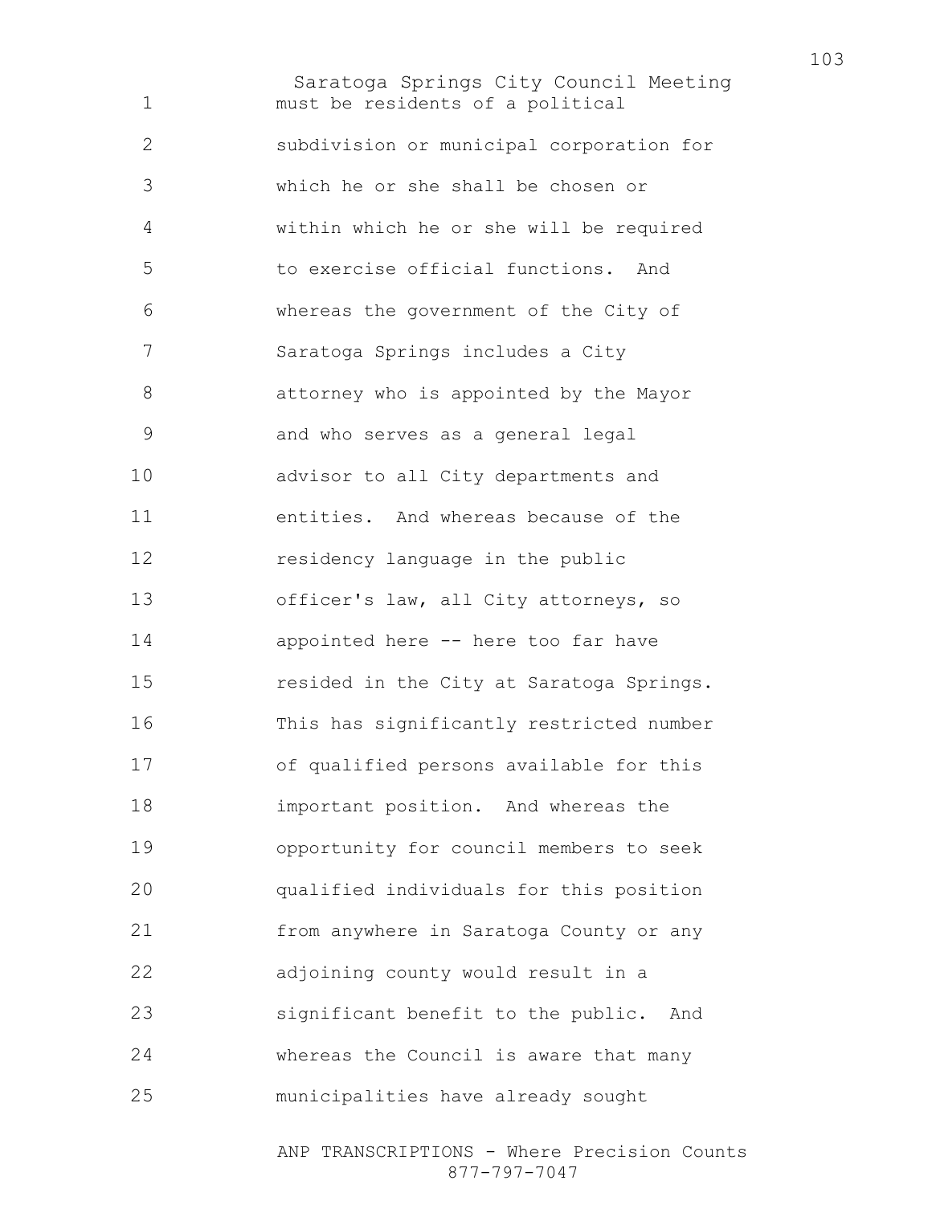must be residents of a political subdivision or municipal corporation for which he or she shall be chosen or within which he or she will be required to exercise official functions. And whereas the government of the City of Saratoga Springs includes a City attorney who is appointed by the Mayor and who serves as a general legal advisor to all City departments and entities. And whereas because of the residency language in the public officer's law, all City attorneys, so appointed here -- here too far have resided in the City at Saratoga Springs. This has significantly restricted number of qualified persons available for this important position. And whereas the opportunity for council members to seek qualified individuals for this position from anywhere in Saratoga County or any adjoining county would result in a significant benefit to the public. And whereas the Council is aware that many municipalities have already sought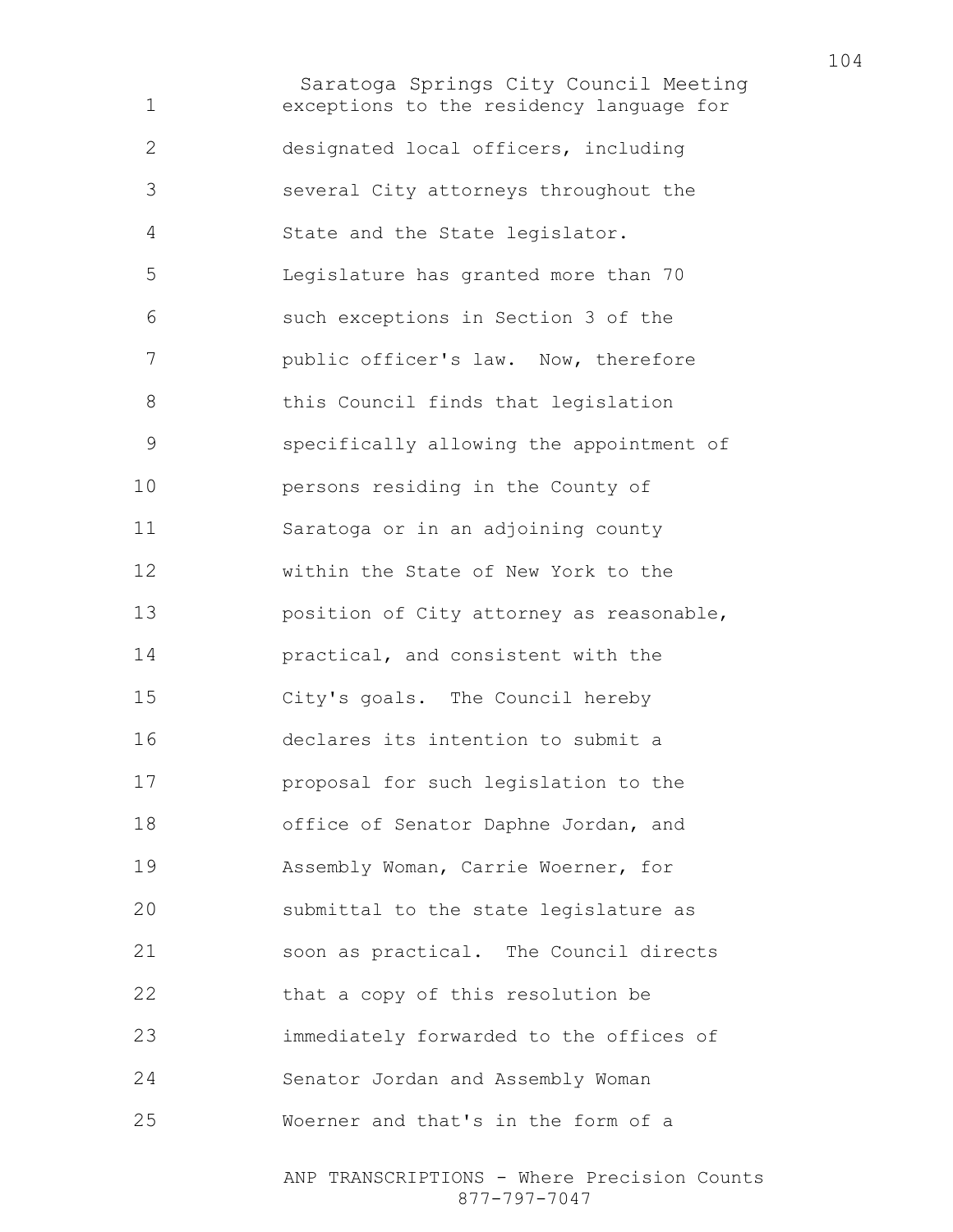exceptions to the residency language for designated local officers, including several City attorneys throughout the State and the State legislator. Legislature has granted more than 70 such exceptions in Section 3 of the public officer's law. Now, therefore this Council finds that legislation specifically allowing the appointment of persons residing in the County of Saratoga or in an adjoining county within the State of New York to the position of City attorney as reasonable, practical, and consistent with the City's goals. The Council hereby declares its intention to submit a proposal for such legislation to the office of Senator Daphne Jordan, and Assembly Woman, Carrie Woerner, for submittal to the state legislature as soon as practical. The Council directs that a copy of this resolution be immediately forwarded to the offices of Senator Jordan and Assembly Woman Woerner and that's in the form of a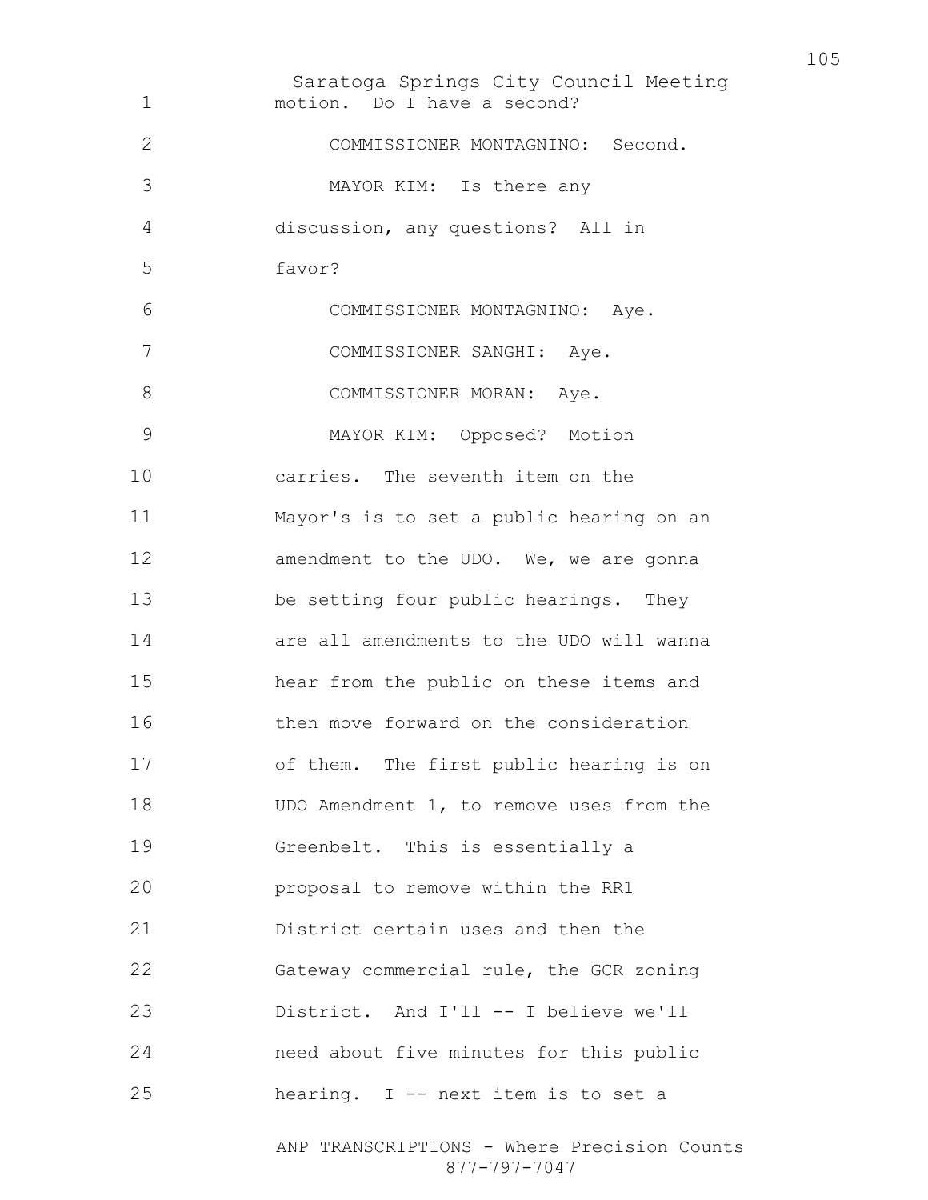motion. Do I have a second?

COMMISSIONER MONTAGNINO: Second.

MAYOR KIM: Is there any discussion, any questions? All in favor?

COMMISSIONER MONTAGNINO: Aye.

COMMISSIONER SANGHI: Aye.

COMMISSIONER MORAN: Aye.

MAYOR KIM: Opposed? Motion carries. The seventh item on the Mayor's is to set a public hearing on an amendment to the UDO. We, we are gonna be setting four public hearings. They are all amendments to the UDO will wanna hear from the public on these items and then move forward on the consideration of them. The first public hearing is on UDO Amendment 1, to remove uses from the Greenbelt. This is essentially a proposal to remove within the RR1 District certain uses and then the Gateway commercial rule, the GCR zoning District. And I'll -- I believe we'll need about five minutes for this public hearing. I -- next item is to set a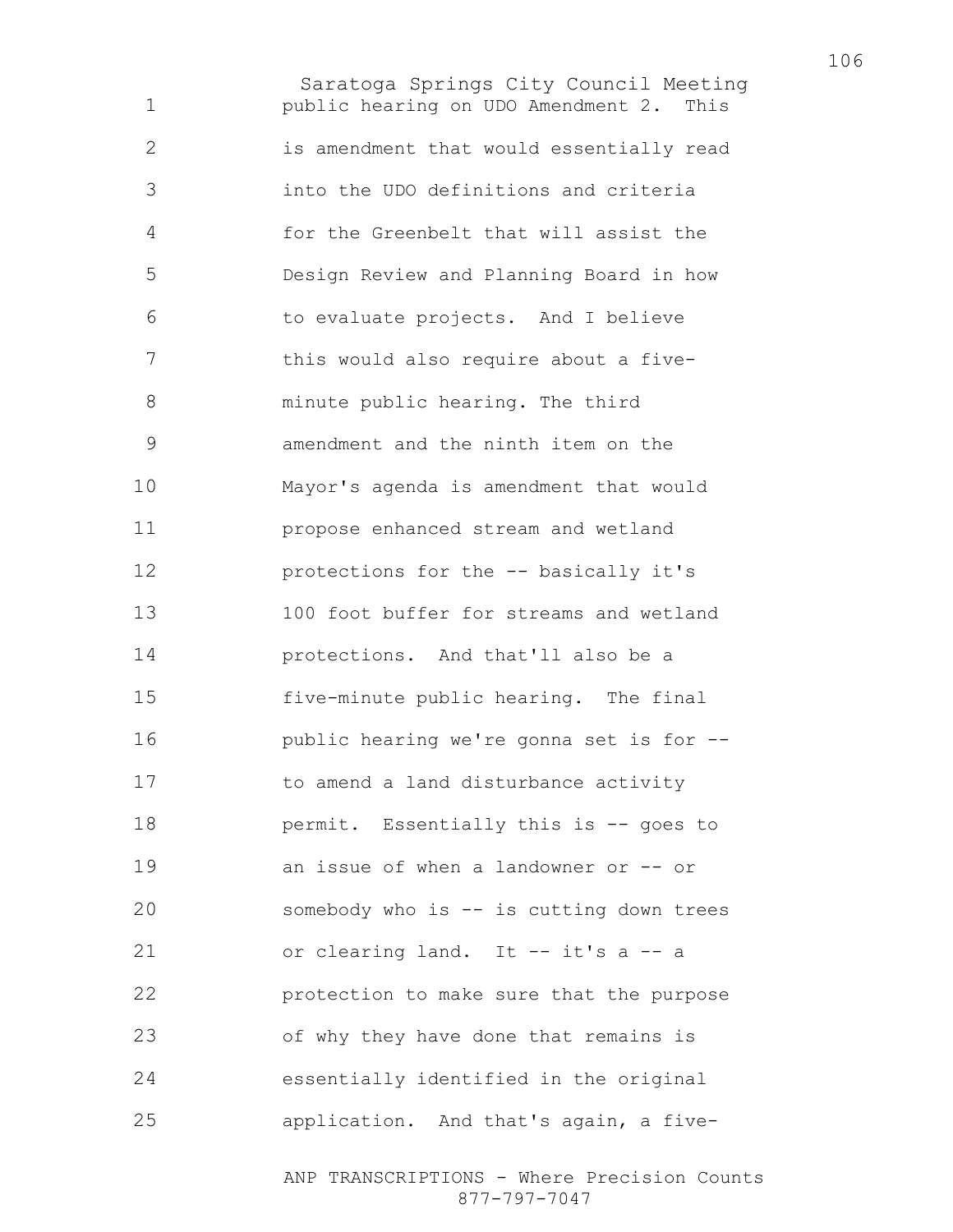public hearing on UDO Amendment 2. This is amendment that would essentially read into the UDO definitions and criteria for the Greenbelt that will assist the Design Review and Planning Board in how to evaluate projects. And I believe this would also require about a five-minute public hearing. The third amendment and the ninth item on the Mayor's agenda is amendment that would propose enhanced stream and wetland protections for the -- basically it's 100 foot buffer for streams and wetland protections. And that'll also be a five-minute public hearing. The final public hearing we're gonna set is for -- to amend a land disturbance activity permit. Essentially this is -- goes to an issue of when a landowner or -- or somebody who is -- is cutting down trees or clearing land. It -- it's a -- a protection to make sure that the purpose of why they have done that remains is essentially identified in the original application. And that's again, a five-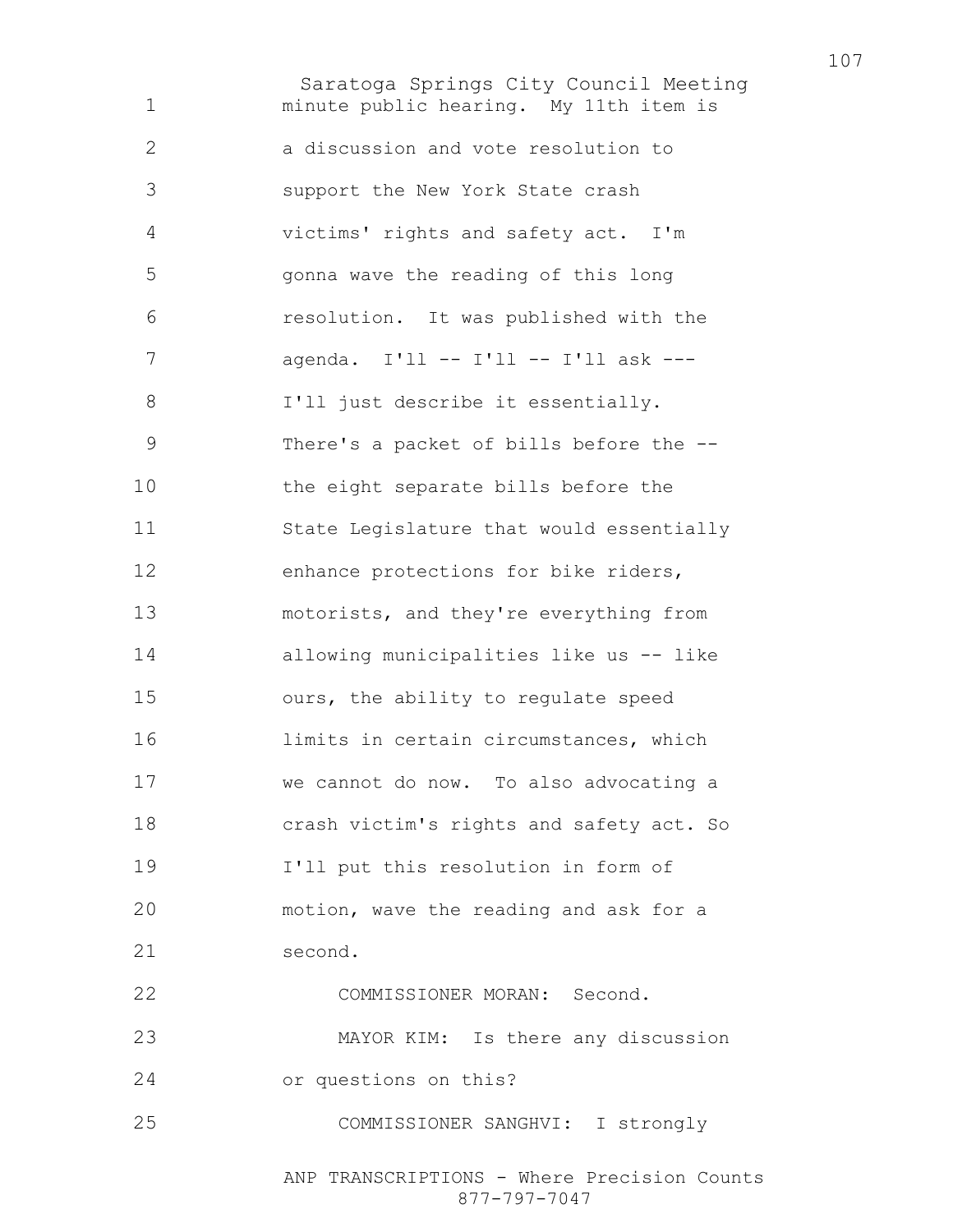minute public hearing. My 11th item is a discussion and vote resolution to support the New York State crash victims' rights and safety act. I'm gonna wave the reading of this long resolution. It was published with the agenda. I'll -- I'll -- I'll ask --- I'll just describe it essentially. There's a packet of bills before the -- the eight separate bills before the State Legislature that would essentially enhance protections for bike riders, motorists, and they're everything from allowing municipalities like us -- like ours, the ability to regulate speed limits in certain circumstances, which we cannot do now. To also advocating a crash victim's rights and safety act. So I'll put this resolution in form of motion, wave the reading and ask for a second.

COMMISSIONER MORAN: Second.

MAYOR KIM: Is there any discussion or questions on this?

COMMISSIONER SANGHVI: I strongly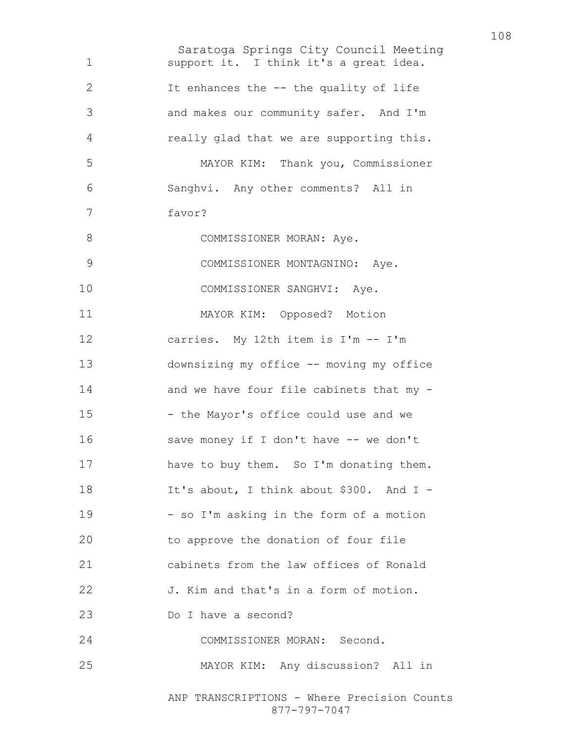support it. I think it's a great idea. It enhances the -- the quality of life and makes our community safer. And I'm really glad that we are supporting this.

MAYOR KIM: Thank you, Commissioner Sanghvi. Any other comments? All in favor?

COMMISSIONER MORAN: Aye.

COMMISSIONER MONTAGNINO: Aye.

COMMISSIONER SANGHVI: Aye.

MAYOR KIM: Opposed? Motion carries. My 12th item is I'm -- I'm downsizing my office -- moving my office and we have four file cabinets that my -- the Mayor's office could use and we save money if I don't have -- we don't have to buy them. So I'm donating them. It's about, I think about $300. And I -- so I'm asking in the form of a motion to approve the donation of four file cabinets from the law offices of Ronald J. Kim and that's in a form of motion. Do I have a second?

COMMISSIONER MORAN: Second.

MAYOR KIM: Any discussion? All in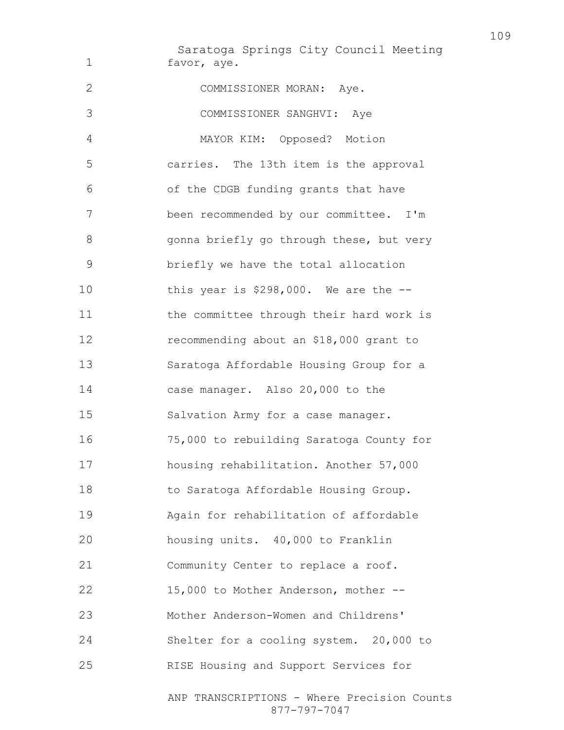favor, aye.

COMMISSIONER MORAN: Aye.

COMMISSIONER SANGHVI: Aye

MAYOR KIM: Opposed? Motion carries. The 13th item is the approval of the CDGB funding grants that have been recommended by our committee. I'm gonna briefly go through these, but very briefly we have the total allocation this year is $298,000. We are the -- the committee through their hard work is recommending about an $18,000 grant to Saratoga Affordable Housing Group for a case manager. Also 20,000 to the Salvation Army for a case manager. 75,000 to rebuilding Saratoga County for housing rehabilitation. Another 57,000 to Saratoga Affordable Housing Group. Again for rehabilitation of affordable housing units. 40,000 to Franklin Community Center to replace a roof. 15,000 to Mother Anderson, mother -- Mother Anderson-Women and Childrens' Shelter for a cooling system. 20,000 to RISE Housing and Support Services for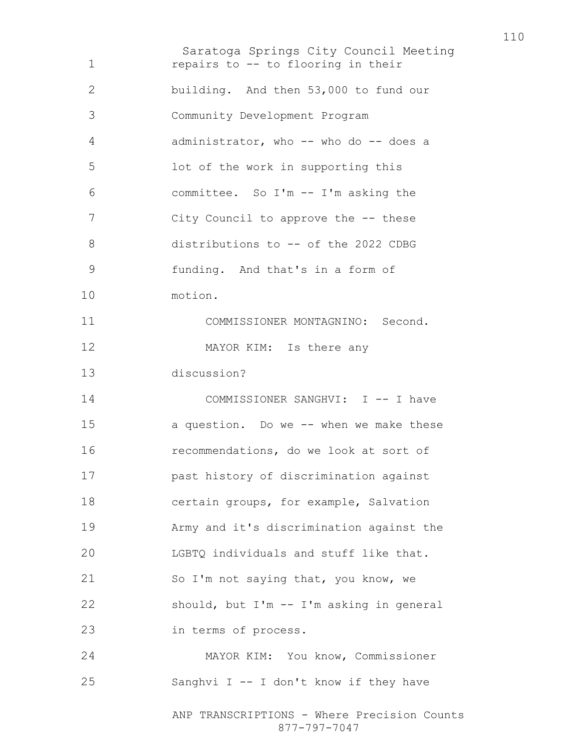repairs to -- to flooring in their building. And then 53,000 to fund our Community Development Program administrator, who -- who do -- does a lot of the work in supporting this committee. So I'm -- I'm asking the City Council to approve the -- these distributions to -- of the 2022 CDBG funding. And that's in a form of motion.

COMMISSIONER MONTAGNINO: Second.

MAYOR KIM: Is there any discussion?

COMMISSIONER SANGHVI: I -- I have a question. Do we -- when we make these recommendations, do we look at sort of past history of discrimination against certain groups, for example, Salvation Army and it's discrimination against the LGBTQ individuals and stuff like that. So I'm not saying that, you know, we should, but I'm -- I'm asking in general in terms of process.

MAYOR KIM: You know, Commissioner Sanghvi I -- I don't know if they have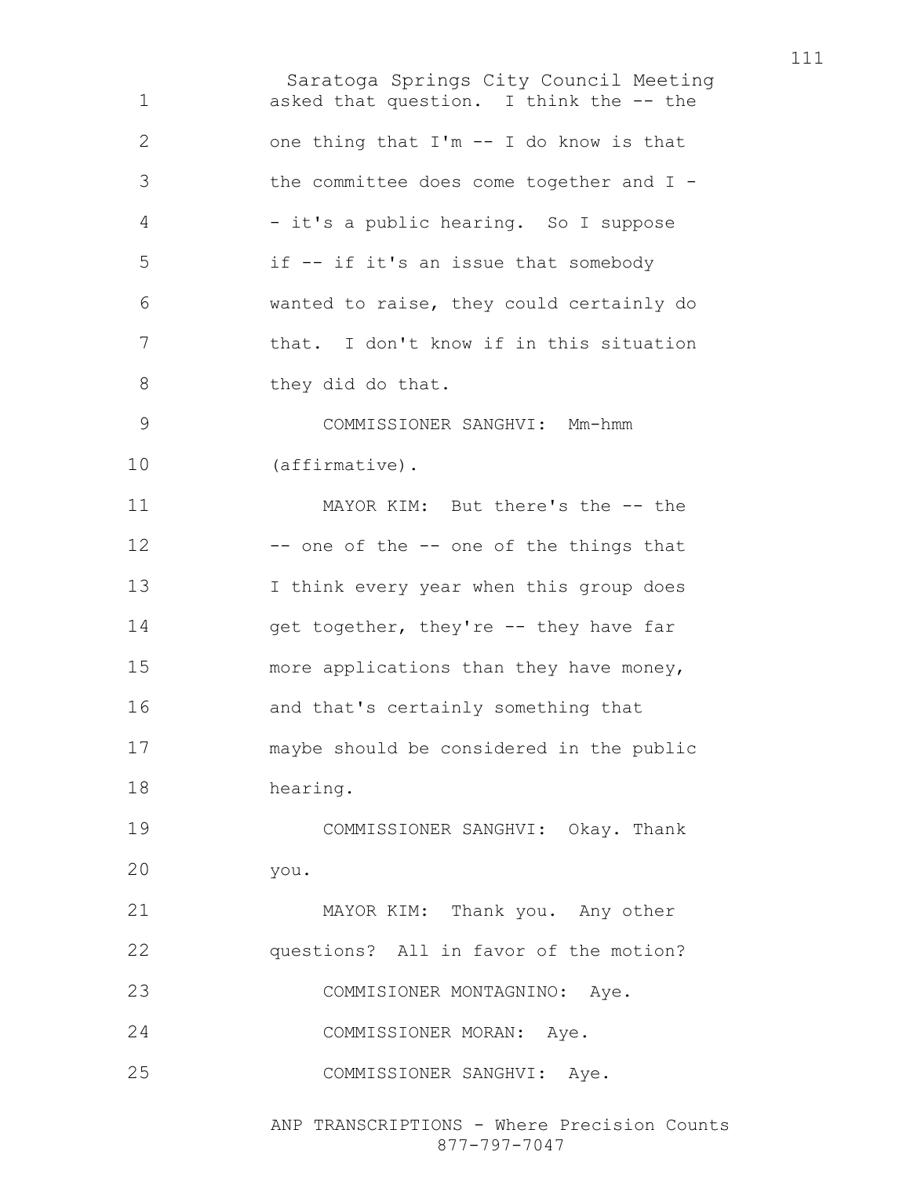asked that question. I think the -- the one thing that I'm -- I do know is that the committee does come together and I - - it's a public hearing. So I suppose if -- if it's an issue that somebody wanted to raise, they could certainly do that. I don't know if in this situation they did do that.

COMMISSIONER SANGHVI: Mm-hmm (affirmative).

MAYOR KIM: But there's the -- the -- one of the -- one of the things that I think every year when this group does get together, they're -- they have far more applications than they have money, and that's certainly something that maybe should be considered in the public hearing.

COMMISSIONER SANGHVI: Okay. Thank you.

MAYOR KIM: Thank you. Any other questions? All in favor of the motion?

COMMISIONER MONTAGNINO: Aye.

COMMISSIONER MORAN: Aye.

COMMISSIONER SANGHVI: Aye.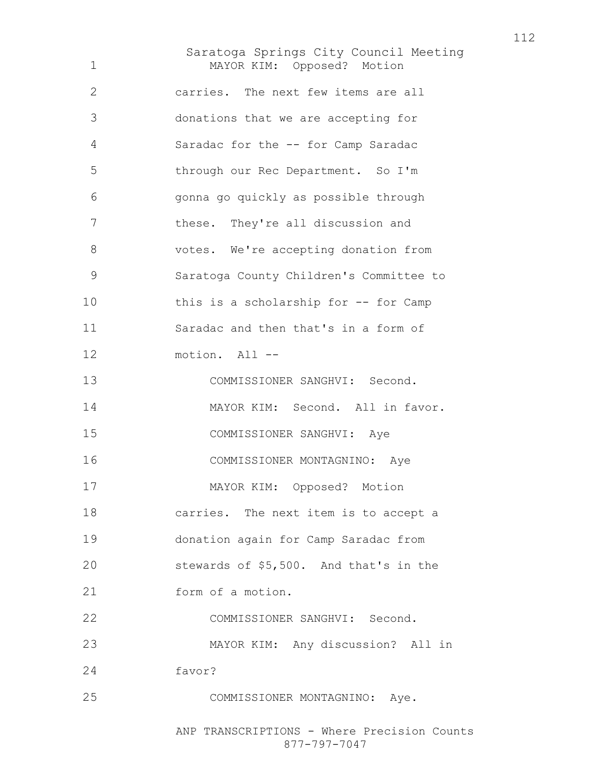MAYOR KIM: Opposed? Motion carries. The next few items are all donations that we are accepting for Saradac for the -- for Camp Saradac through our Rec Department. So I'm gonna go quickly as possible through these. They're all discussion and votes. We're accepting donation from Saratoga County Children's Committee to this is a scholarship for -- for Camp Saradac and then that's in a form of motion. All --

COMMISSIONER SANGHVI: Second.

MAYOR KIM: Second. All in favor.

COMMISSIONER SANGHVI: Aye

COMMISSIONER MONTAGNINO: Aye

MAYOR KIM: Opposed? Motion carries. The next item is to accept a donation again for Camp Saradac from stewards of $5,500. And that's in the form of a motion.

COMMISSIONER SANGHVI: Second.

MAYOR KIM: Any discussion? All in favor?

COMMISSIONER MONTAGNINO: Aye.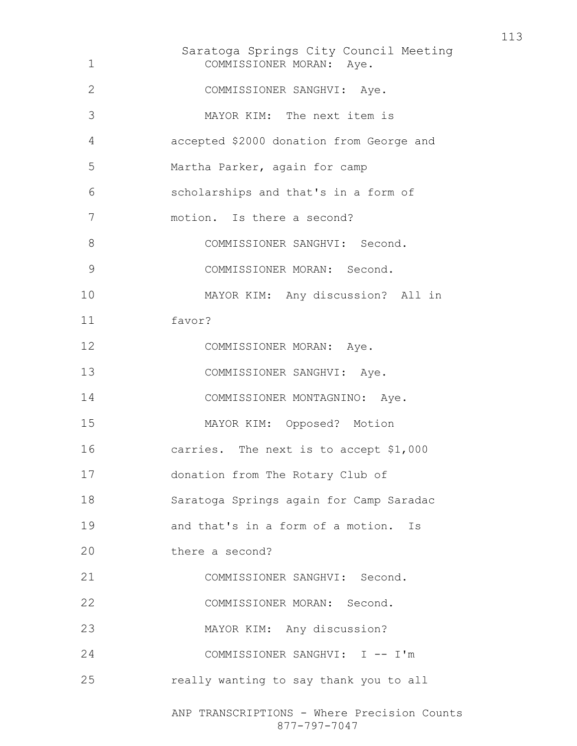COMMISSIONER MORAN: Aye.

COMMISSIONER SANGHVI: Aye.

MAYOR KIM: The next item is accepted $2000 donation from George and Martha Parker, again for camp scholarships and that's in a form of motion. Is there a second?

COMMISSIONER SANGHVI: Second.

COMMISSIONER MORAN: Second.

MAYOR KIM: Any discussion? All in favor?

COMMISSIONER MORAN: Aye.

COMMISSIONER SANGHVI: Aye.

COMMISSIONER MONTAGNINO: Aye.

MAYOR KIM: Opposed? Motion carries. The next is to accept $1,000 donation from The Rotary Club of Saratoga Springs again for Camp Saradac and that's in a form of a motion. Is there a second?

COMMISSIONER SANGHVI: Second.

COMMISSIONER MORAN: Second.

MAYOR KIM: Any discussion?

COMMISSIONER SANGHVI: I -- I'm really wanting to say thank you to all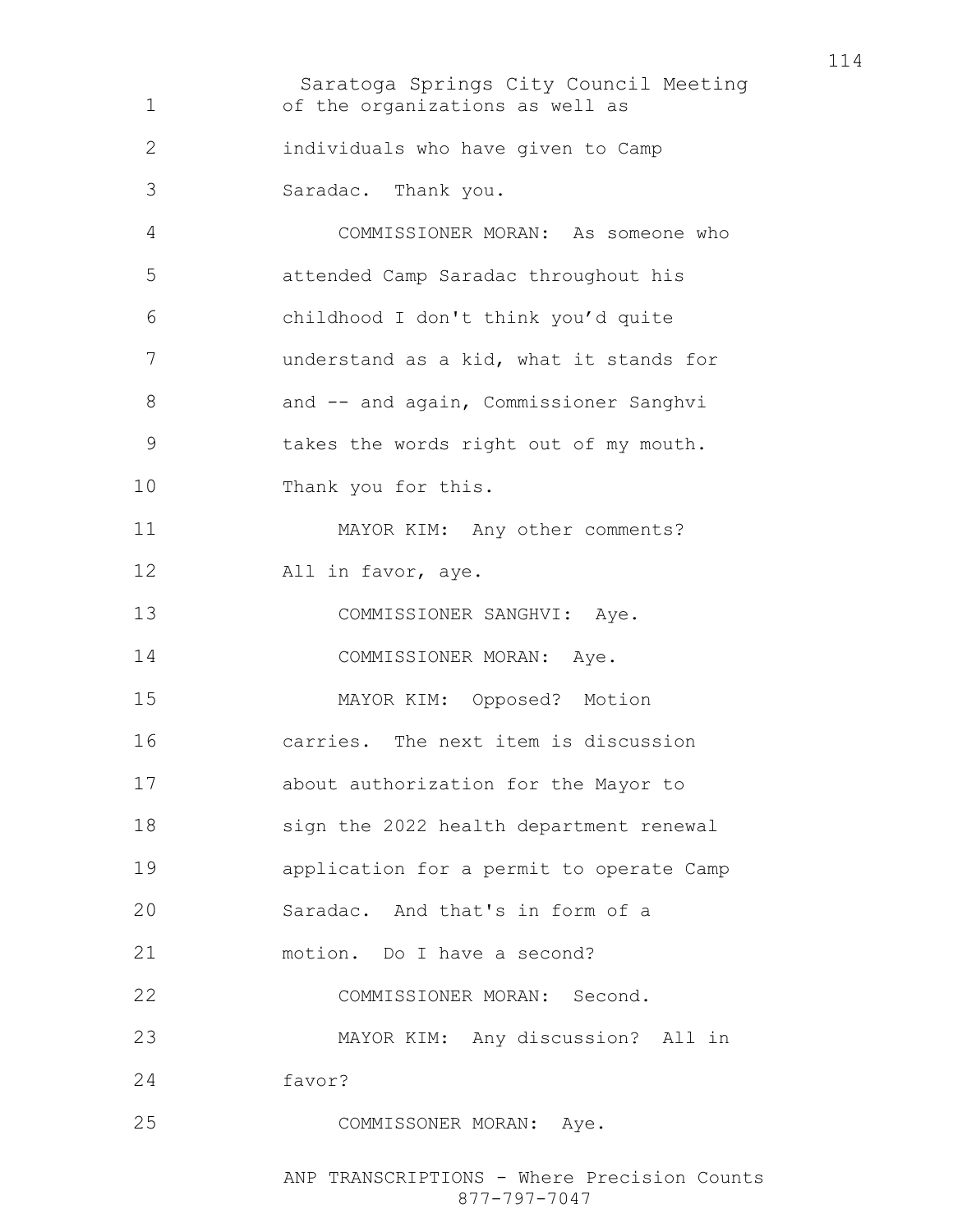of the organizations as well as individuals who have given to Camp Saradac. Thank you.

COMMISSIONER MORAN: As someone who attended Camp Saradac throughout his childhood I don't think you'd quite understand as a kid, what it stands for and -- and again, Commissioner Sanghvi takes the words right out of my mouth. Thank you for this.

MAYOR KIM: Any other comments? All in favor, aye.

COMMISSIONER SANGHVI: Aye.

COMMISSIONER MORAN: Aye.

MAYOR KIM: Opposed? Motion carries. The next item is discussion about authorization for the Mayor to sign the 2022 health department renewal application for a permit to operate Camp Saradac. And that's in form of a motion. Do I have a second?

COMMISSIONER MORAN: Second.

MAYOR KIM: Any discussion? All in favor?

COMMISSONER MORAN: Aye.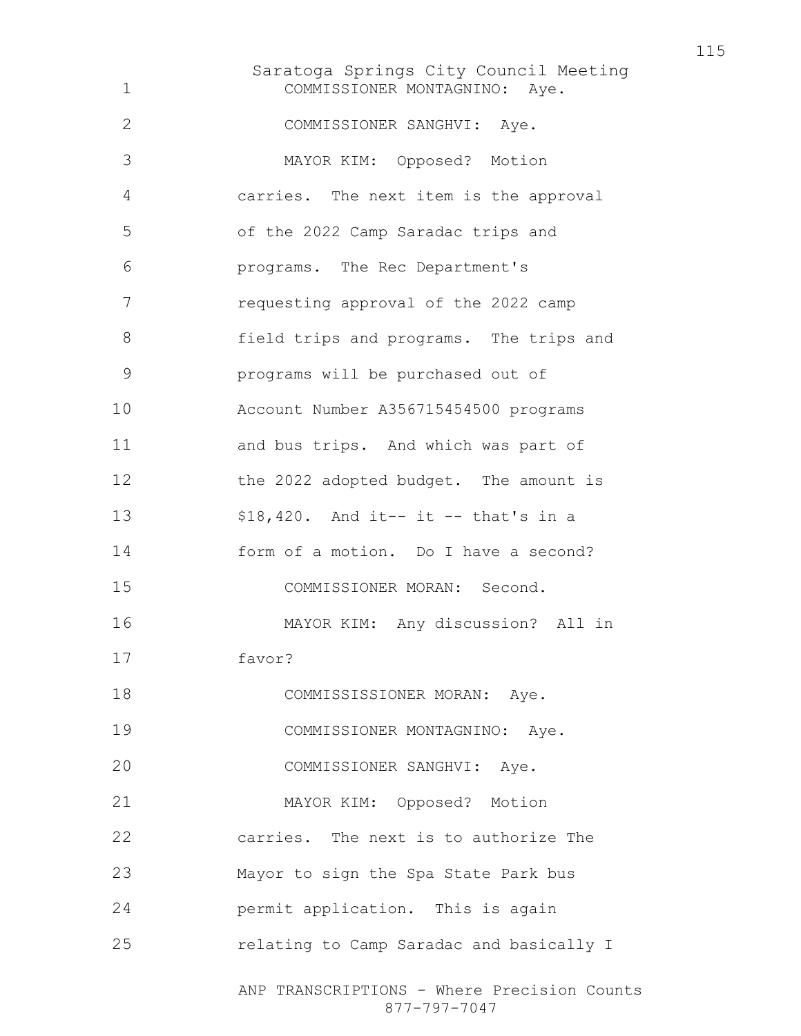COMMISSIONER MONTAGNINO: Aye.

COMMISSIONER SANGHVI: Aye.

MAYOR KIM: Opposed? Motion carries. The next item is the approval of the 2022 Camp Saradac trips and programs. The Rec Department's requesting approval of the 2022 camp field trips and programs. The trips and programs will be purchased out of Account Number A356715454500 programs and bus trips. And which was part of the 2022 adopted budget. The amount is $18,420. And it-- it -- that's in a form of a motion. Do I have a second?

COMMISSIONER MORAN: Second.

MAYOR KIM: Any discussion? All in favor?

COMMISSISSIONER MORAN: Aye.

COMMISSIONER MONTAGNINO: Aye.

COMMISSIONER SANGHVI: Aye.

MAYOR KIM: Opposed? Motion carries. The next is to authorize The Mayor to sign the Spa State Park bus permit application. This is again relating to Camp Saradac and basically I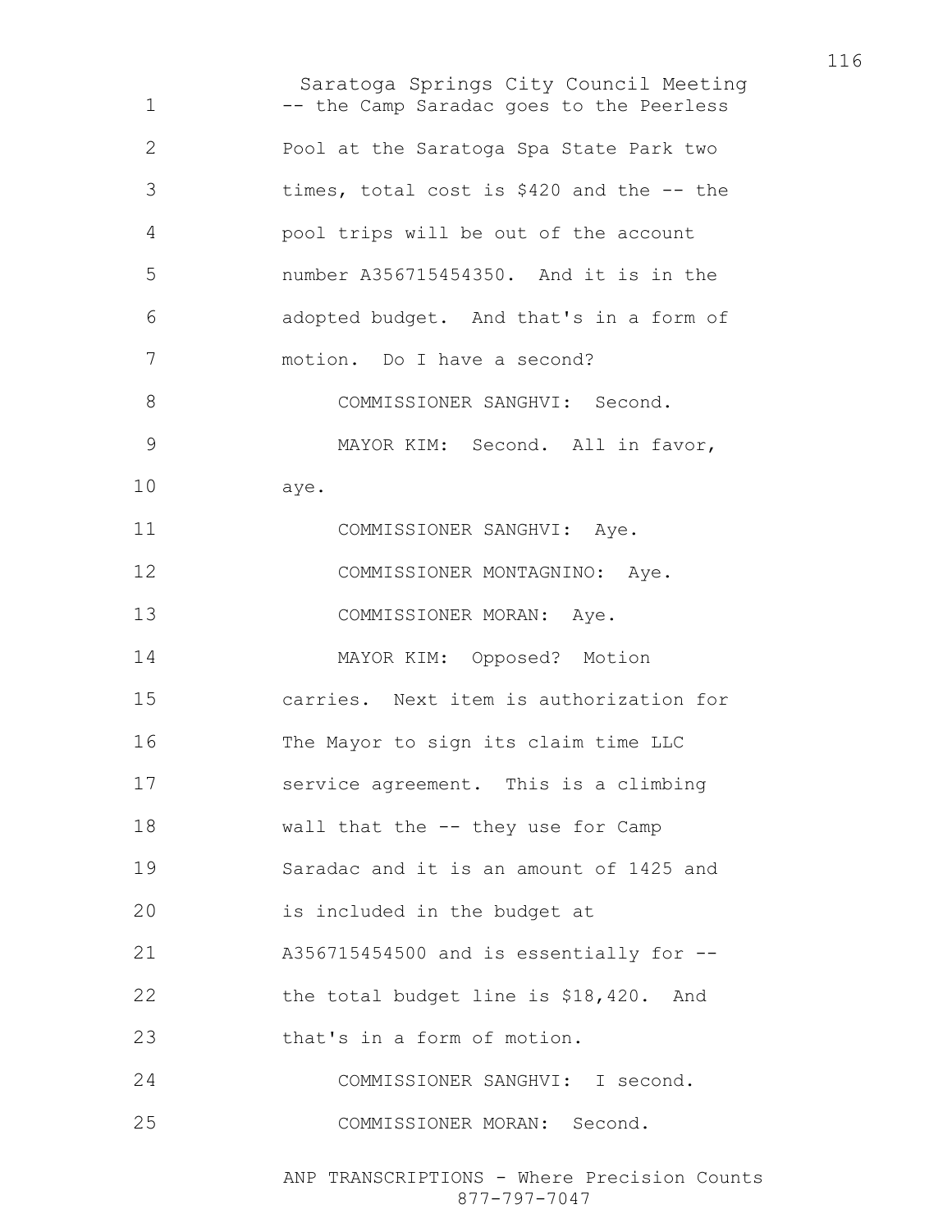-- the Camp Saradac goes to the Peerless Pool at the Saratoga Spa State Park two times, total cost is $420 and the -- the pool trips will be out of the account number A356715454350. And it is in the adopted budget. And that's in a form of motion. Do I have a second?

COMMISSIONER SANGHVI: Second.

MAYOR KIM: Second. All in favor, aye.

COMMISSIONER SANGHVI: Aye.

COMMISSIONER MONTAGNINO: Aye.

COMMISSIONER MORAN: Aye.

MAYOR KIM: Opposed? Motion carries. Next item is authorization for The Mayor to sign its claim time LLC service agreement. This is a climbing wall that the -- they use for Camp Saradac and it is an amount of 1425 and is included in the budget at A356715454500 and is essentially for -- the total budget line is $18,420. And that's in a form of motion.

COMMISSIONER SANGHVI: I second.

COMMISSIONER MORAN: Second.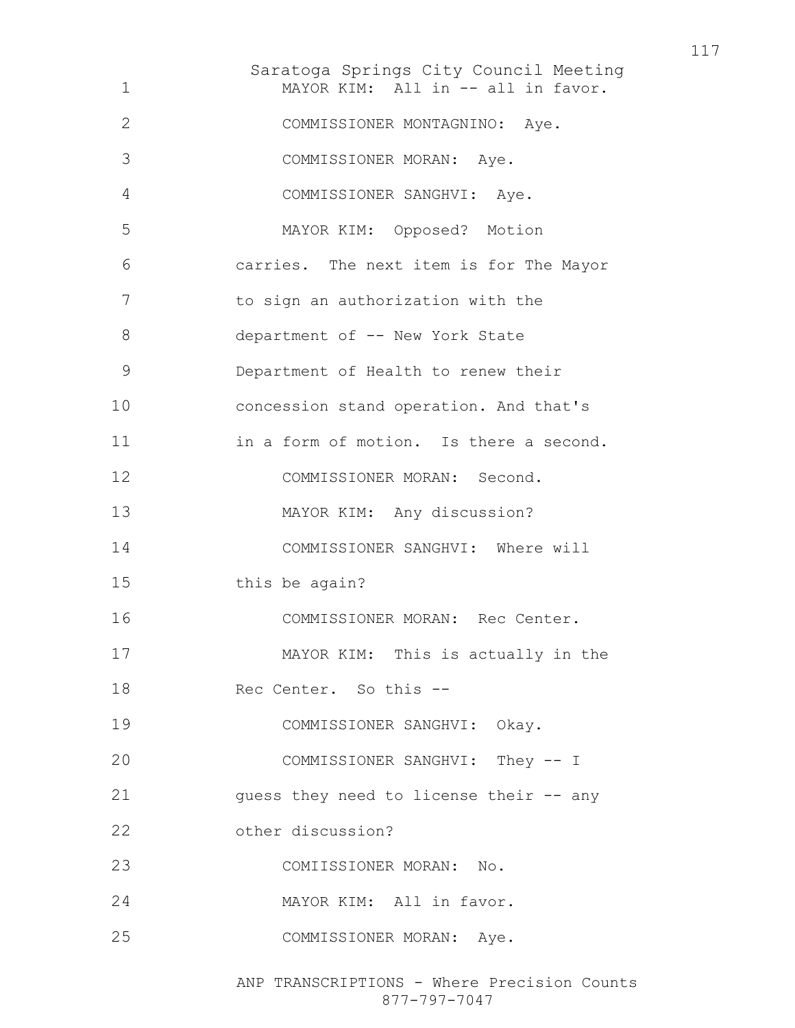MAYOR KIM: All in -- all in favor.

COMMISSIONER MONTAGNINO: Aye.

COMMISSIONER MORAN: Aye.

COMMISSIONER SANGHVI: Aye.

MAYOR KIM: Opposed? Motion carries. The next item is for The Mayor to sign an authorization with the department of -- New York State Department of Health to renew their concession stand operation. And that's in a form of motion. Is there a second.

COMMISSIONER MORAN: Second.

MAYOR KIM: Any discussion?

COMMISSIONER SANGHVI: Where will this be again?

COMMISSIONER MORAN: Rec Center.

MAYOR KIM: This is actually in the Rec Center. So this --

COMMISSIONER SANGHVI: Okay.

COMMISSIONER SANGHVI: They -- I guess they need to license their -- any other discussion?

COMIISSIONER MORAN: No.

MAYOR KIM: All in favor.

COMMISSIONER MORAN: Aye.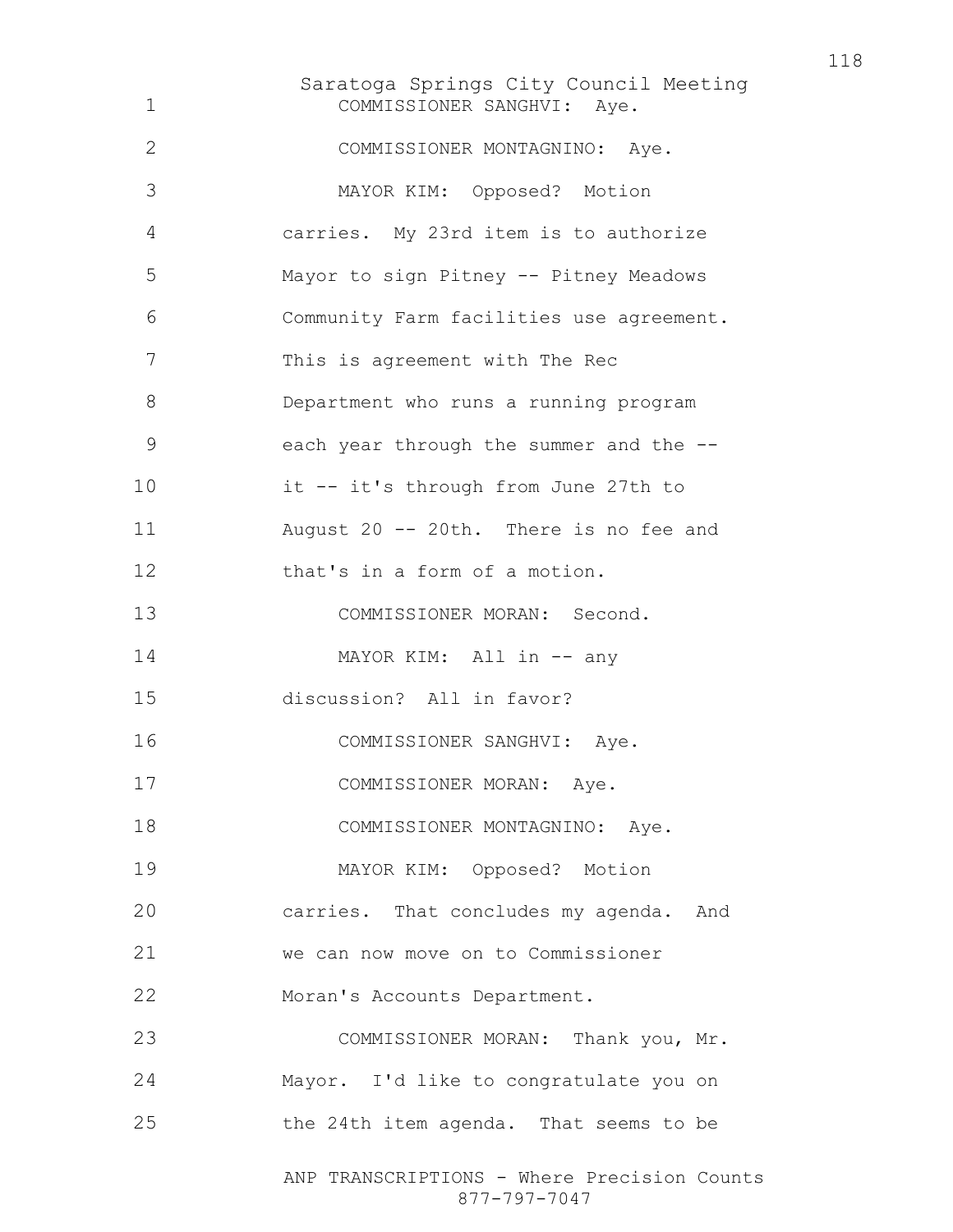COMMISSIONER SANGHVI: Aye.

COMMISSIONER MONTAGNINO: Aye.

MAYOR KIM: Opposed? Motion carries. My 23rd item is to authorize Mayor to sign Pitney -- Pitney Meadows Community Farm facilities use agreement. This is agreement with The Rec Department who runs a running program each year through the summer and the -- it -- it's through from June 27th to August 20 -- 20th. There is no fee and that's in a form of a motion.

COMMISSIONER MORAN: Second.

MAYOR KIM: All in -- any discussion? All in favor?

COMMISSIONER SANGHVI: Aye.

COMMISSIONER MORAN: Aye.

COMMISSIONER MONTAGNINO: Aye.

MAYOR KIM: Opposed? Motion carries. That concludes my agenda. And we can now move on to Commissioner Moran's Accounts Department.

COMMISSIONER MORAN: Thank you, Mr. Mayor. I'd like to congratulate you on the 24th item agenda. That seems to be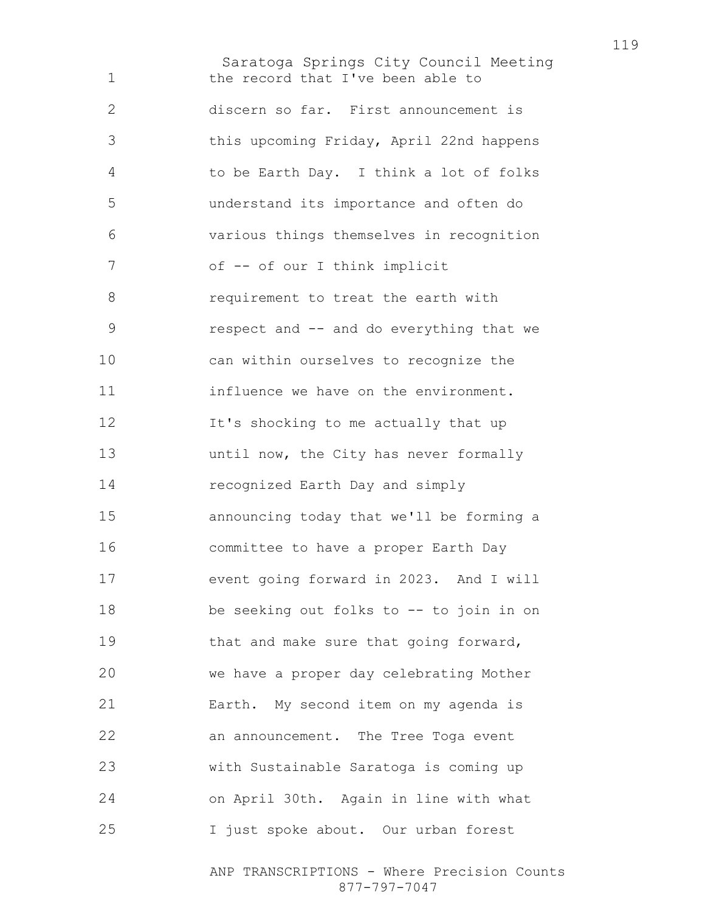the record that I've been able to discern so far. First announcement is this upcoming Friday, April 22nd happens to be Earth Day. I think a lot of folks understand its importance and often do various things themselves in recognition of -- of our I think implicit requirement to treat the earth with respect and -- and do everything that we can within ourselves to recognize the influence we have on the environment. It's shocking to me actually that up until now, the City has never formally recognized Earth Day and simply announcing today that we'll be forming a committee to have a proper Earth Day event going forward in 2023. And I will be seeking out folks to -- to join in on that and make sure that going forward, we have a proper day celebrating Mother Earth. My second item on my agenda is an announcement. The Tree Toga event with Sustainable Saratoga is coming up on April 30th. Again in line with what I just spoke about. Our urban forest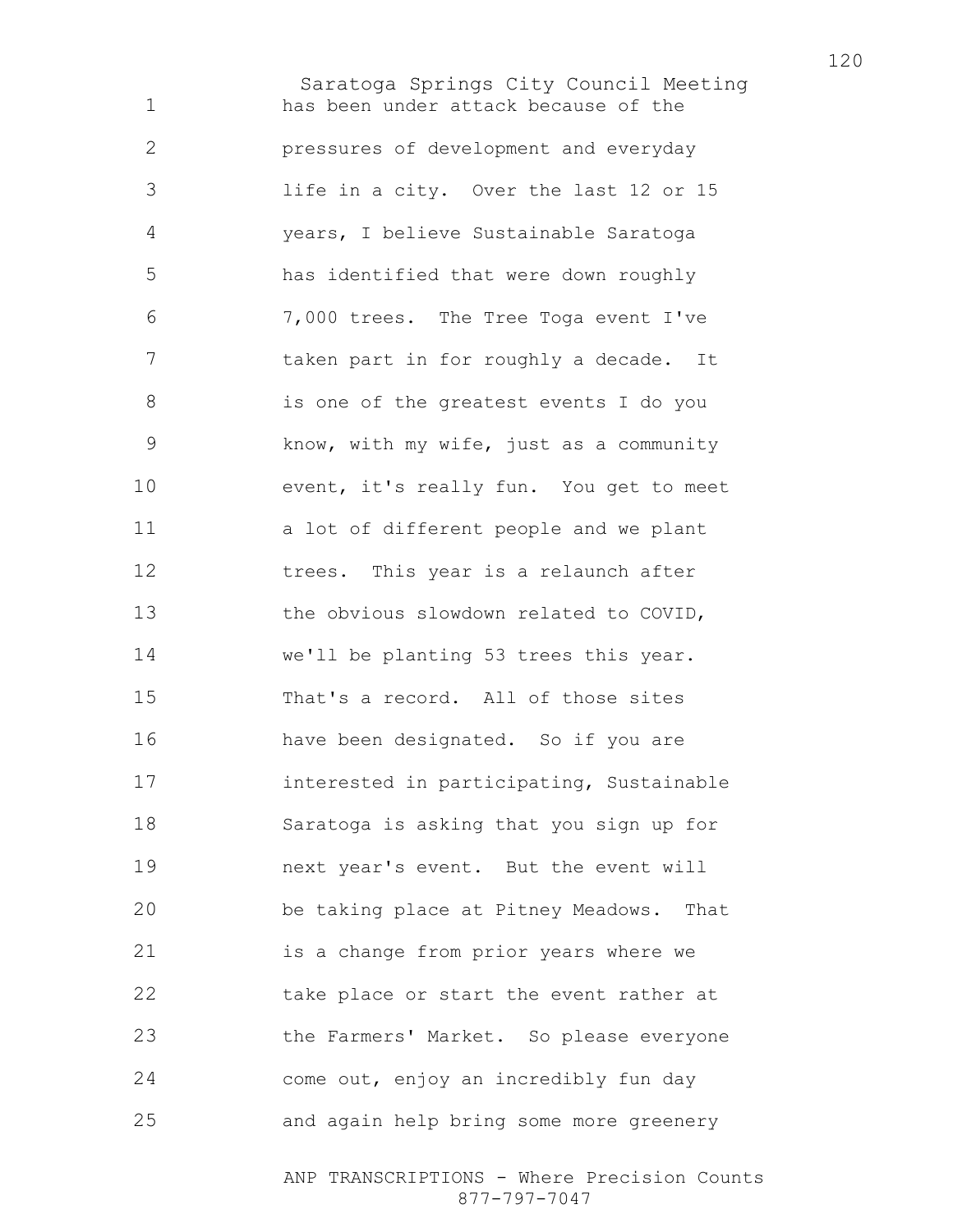has been under attack because of the pressures of development and everyday life in a city. Over the last 12 or 15 years, I believe Sustainable Saratoga has identified that were down roughly 7,000 trees. The Tree Toga event I've taken part in for roughly a decade. It is one of the greatest events I do you know, with my wife, just as a community event, it's really fun. You get to meet a lot of different people and we plant trees. This year is a relaunch after the obvious slowdown related to COVID, we'll be planting 53 trees this year. That's a record. All of those sites have been designated. So if you are interested in participating, Sustainable Saratoga is asking that you sign up for next year's event. But the event will be taking place at Pitney Meadows. That is a change from prior years where we take place or start the event rather at the Farmers' Market. So please everyone come out, enjoy an incredibly fun day and again help bring some more greenery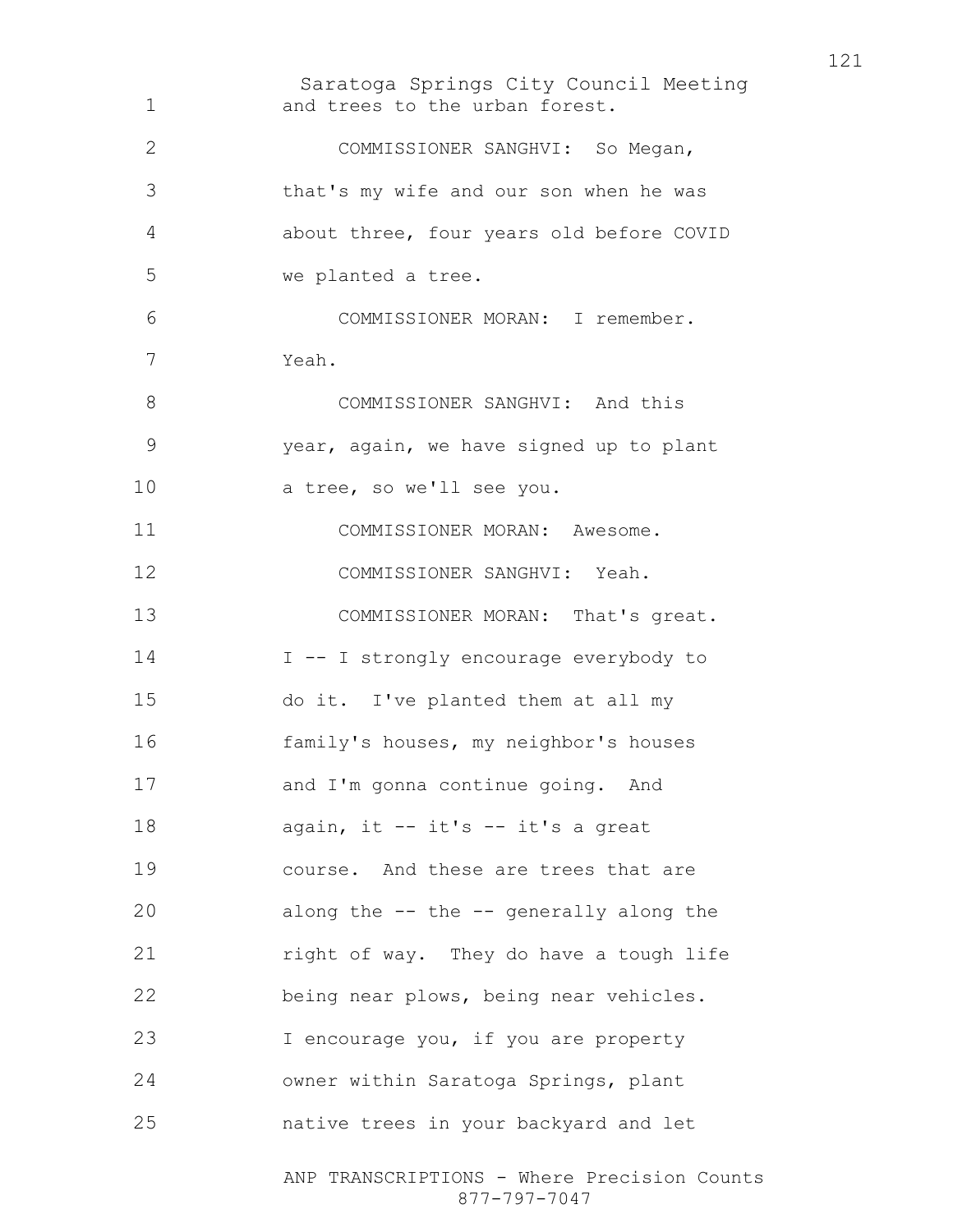and trees to the urban forest.

COMMISSIONER SANGHVI: So Megan, that's my wife and our son when he was about three, four years old before COVID we planted a tree.

COMMISSIONER MORAN: I remember. Yeah.

COMMISSIONER SANGHVI: And this year, again, we have signed up to plant a tree, so we'll see you.

COMMISSIONER MORAN: Awesome.

COMMISSIONER SANGHVI: Yeah.

COMMISSIONER MORAN: That's great. I -- I strongly encourage everybody to do it. I've planted them at all my family's houses, my neighbor's houses and I'm gonna continue going. And again, it -- it's -- it's a great course. And these are trees that are along the -- the -- generally along the right of way. They do have a tough life being near plows, being near vehicles. I encourage you, if you are property owner within Saratoga Springs, plant native trees in your backyard and let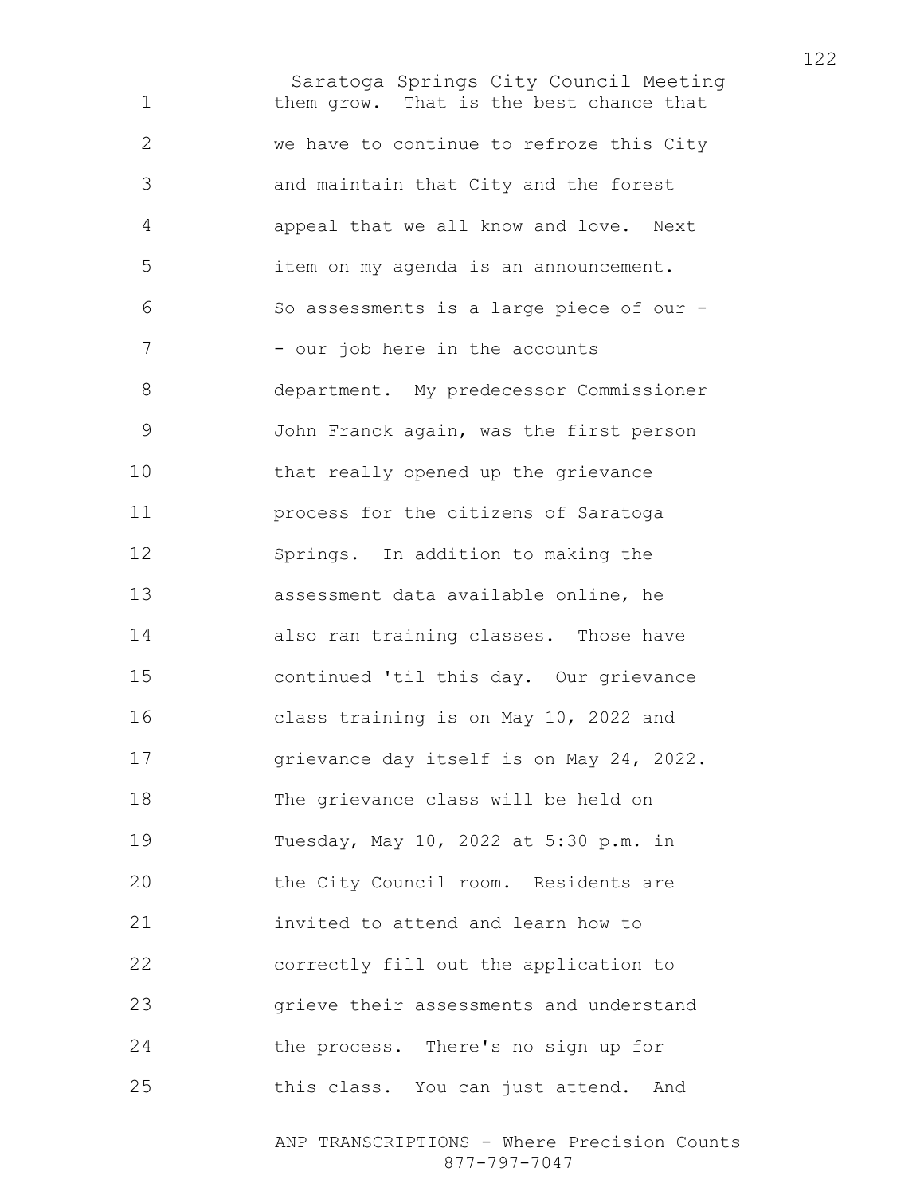them grow. That is the best chance that we have to continue to refroze this City and maintain that City and the forest appeal that we all know and love. Next item on my agenda is an announcement. So assessments is a large piece of our -- our job here in the accounts department. My predecessor Commissioner John Franck again, was the first person that really opened up the grievance process for the citizens of Saratoga Springs. In addition to making the assessment data available online, he also ran training classes. Those have continued 'til this day. Our grievance class training is on May 10, 2022 and grievance day itself is on May 24, 2022. The grievance class will be held on Tuesday, May 10, 2022 at 5:30 p.m. in the City Council room. Residents are invited to attend and learn how to correctly fill out the application to grieve their assessments and understand the process. There's no sign up for this class. You can just attend. And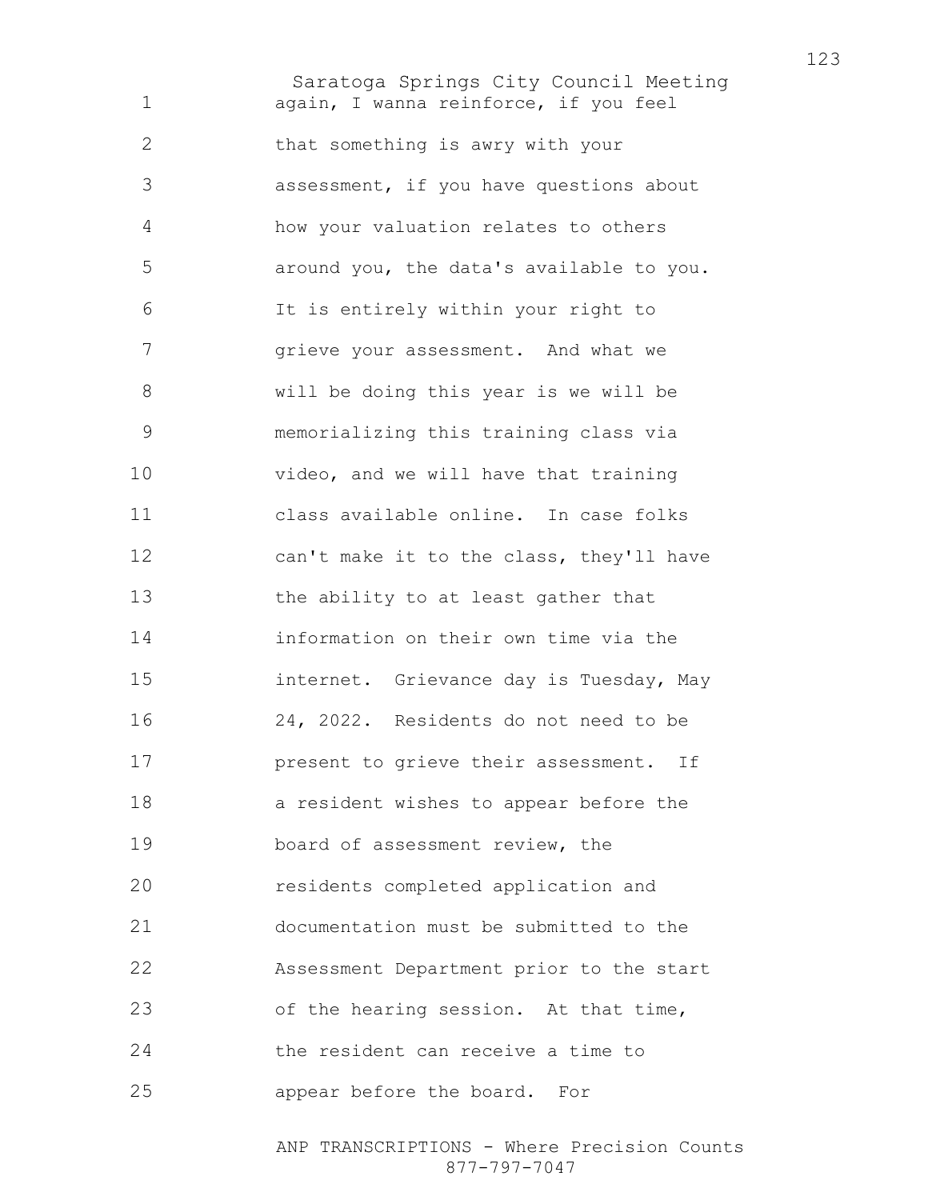again, I wanna reinforce, if you feel that something is awry with your assessment, if you have questions about how your valuation relates to others around you, the data's available to you. It is entirely within your right to grieve your assessment. And what we will be doing this year is we will be memorializing this training class via video, and we will have that training class available online. In case folks can't make it to the class, they'll have the ability to at least gather that information on their own time via the internet. Grievance day is Tuesday, May 24, 2022. Residents do not need to be present to grieve their assessment. If a resident wishes to appear before the board of assessment review, the residents completed application and documentation must be submitted to the Assessment Department prior to the start of the hearing session. At that time, the resident can receive a time to appear before the board. For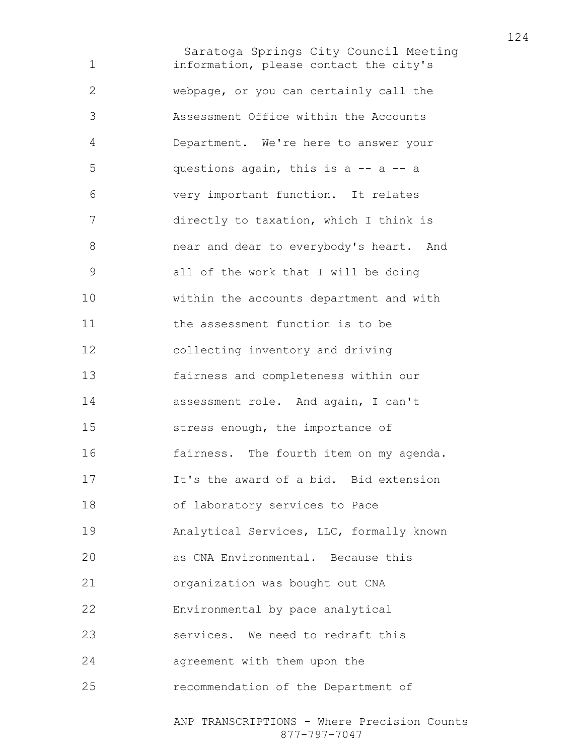information, please contact the city's webpage, or you can certainly call the Assessment Office within the Accounts Department. We're here to answer your questions again, this is a -- a -- a very important function. It relates directly to taxation, which I think is near and dear to everybody's heart. And all of the work that I will be doing within the accounts department and with the assessment function is to be collecting inventory and driving fairness and completeness within our assessment role. And again, I can't stress enough, the importance of fairness. The fourth item on my agenda. It's the award of a bid. Bid extension of laboratory services to Pace Analytical Services, LLC, formally known as CNA Environmental. Because this organization was bought out CNA Environmental by pace analytical services. We need to redraft this agreement with them upon the recommendation of the Department of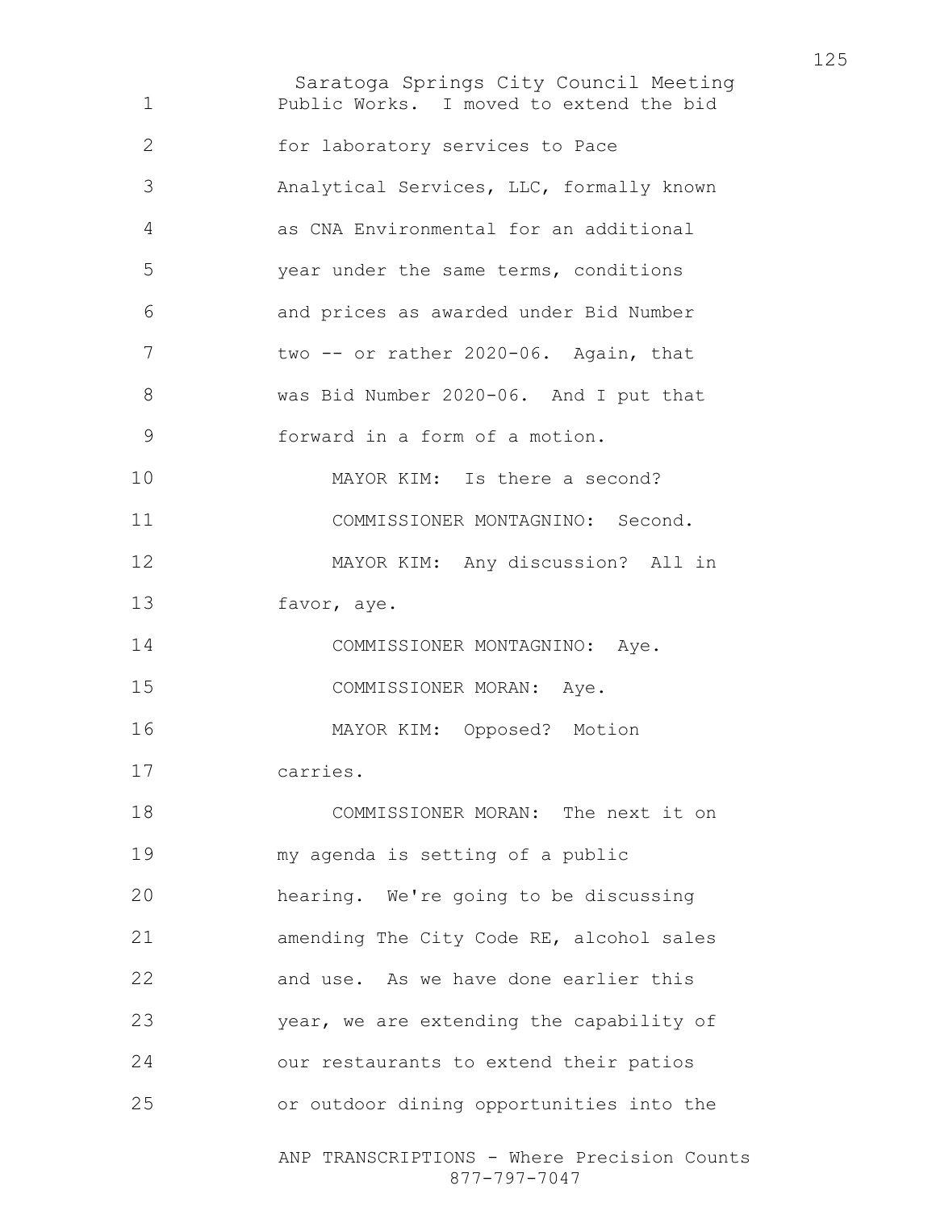Public Works. I moved to extend the bid for laboratory services to Pace Analytical Services, LLC, formally known as CNA Environmental for an additional year under the same terms, conditions and prices as awarded under Bid Number two -- or rather 2020-06. Again, that was Bid Number 2020-06. And I put that forward in a form of a motion.

MAYOR KIM: Is there a second?

COMMISSIONER MONTAGNINO: Second.

MAYOR KIM: Any discussion? All in favor, aye.

COMMISSIONER MONTAGNINO: Aye.

COMMISSIONER MORAN: Aye.

MAYOR KIM: Opposed? Motion carries.

COMMISSIONER MORAN: The next it on my agenda is setting of a public hearing. We're going to be discussing amending The City Code RE, alcohol sales and use. As we have done earlier this year, we are extending the capability of our restaurants to extend their patios or outdoor dining opportunities into the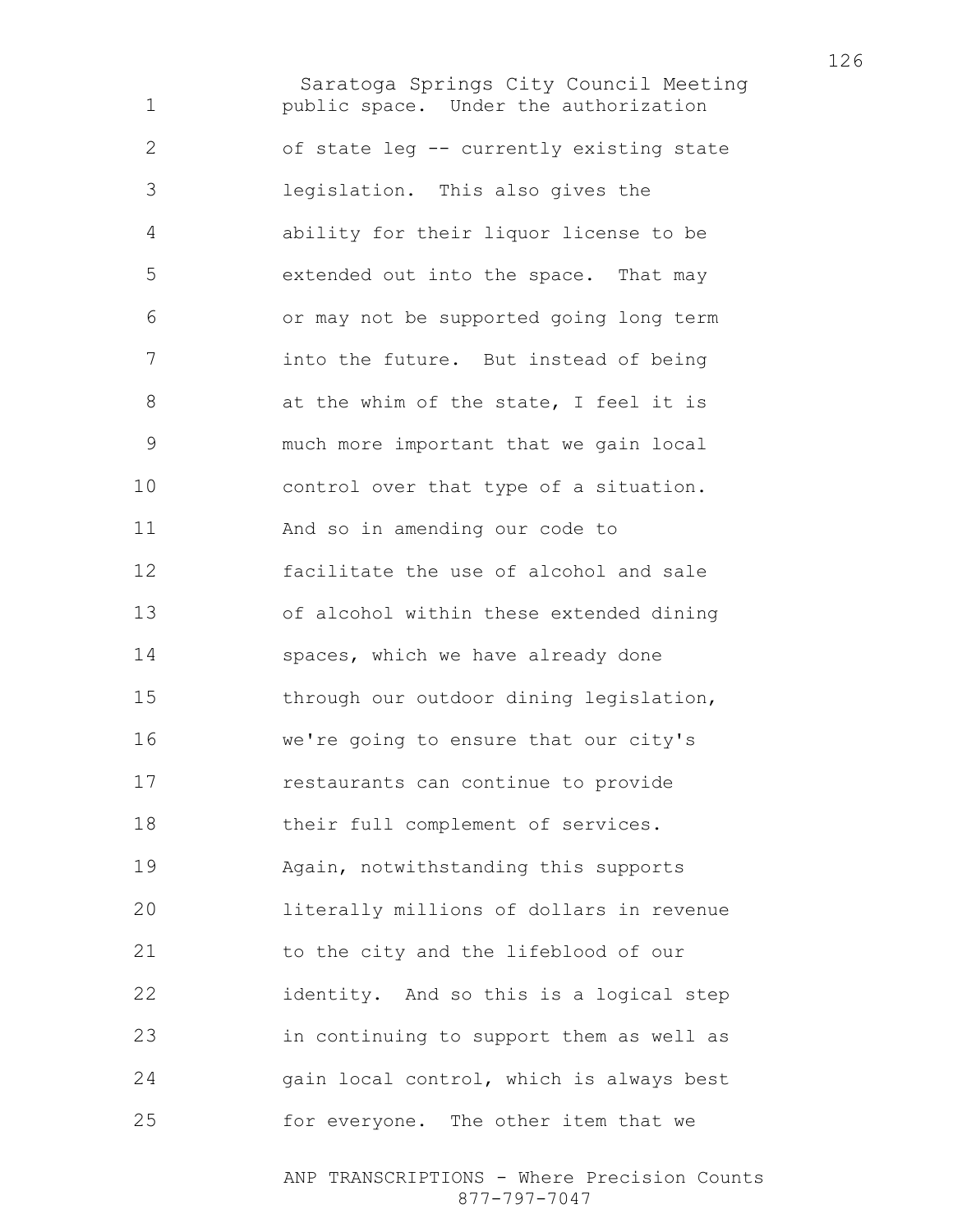public space. Under the authorization of state leg -- currently existing state legislation. This also gives the ability for their liquor license to be extended out into the space. That may or may not be supported going long term into the future. But instead of being at the whim of the state, I feel it is much more important that we gain local control over that type of a situation. And so in amending our code to facilitate the use of alcohol and sale of alcohol within these extended dining spaces, which we have already done through our outdoor dining legislation, we're going to ensure that our city's restaurants can continue to provide their full complement of services. Again, notwithstanding this supports literally millions of dollars in revenue to the city and the lifeblood of our identity. And so this is a logical step in continuing to support them as well as gain local control, which is always best for everyone. The other item that we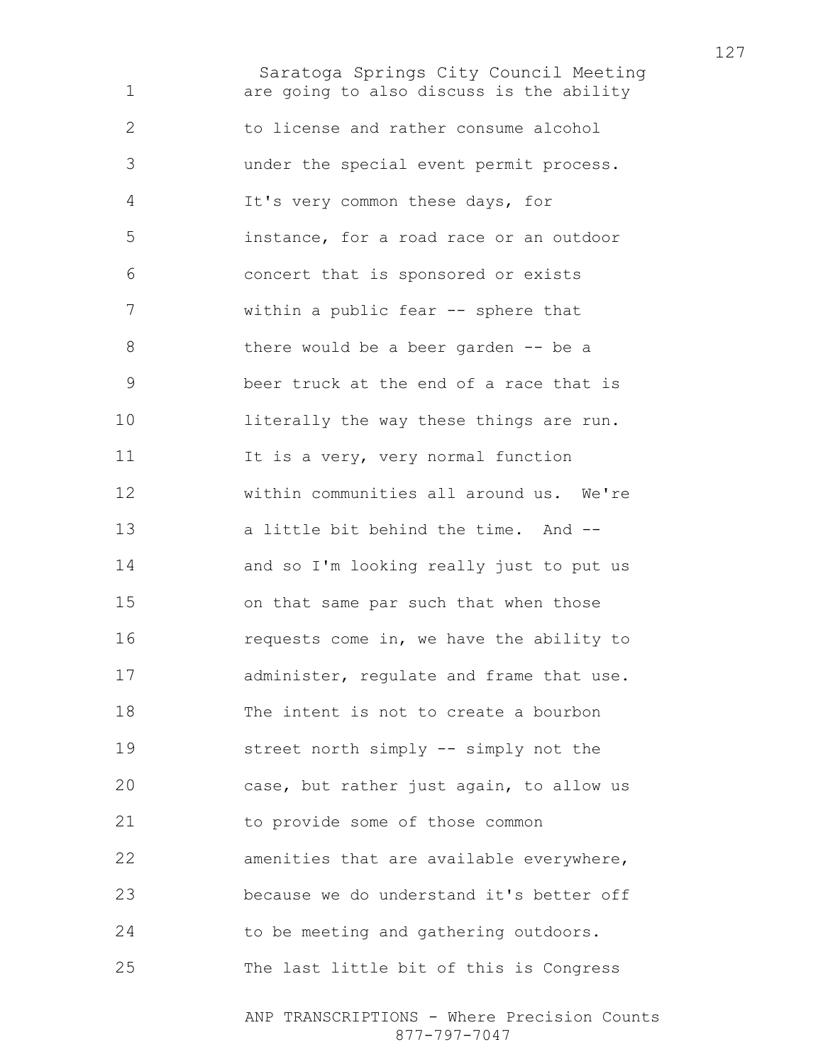are going to also discuss is the ability to license and rather consume alcohol under the special event permit process. It's very common these days, for instance, for a road race or an outdoor concert that is sponsored or exists within a public fear -- sphere that there would be a beer garden -- be a beer truck at the end of a race that is literally the way these things are run. It is a very, very normal function within communities all around us. We're a little bit behind the time. And -- and so I'm looking really just to put us on that same par such that when those requests come in, we have the ability to administer, regulate and frame that use. The intent is not to create a bourbon street north simply -- simply not the case, but rather just again, to allow us to provide some of those common amenities that are available everywhere, because we do understand it's better off to be meeting and gathering outdoors. The last little bit of this is Congress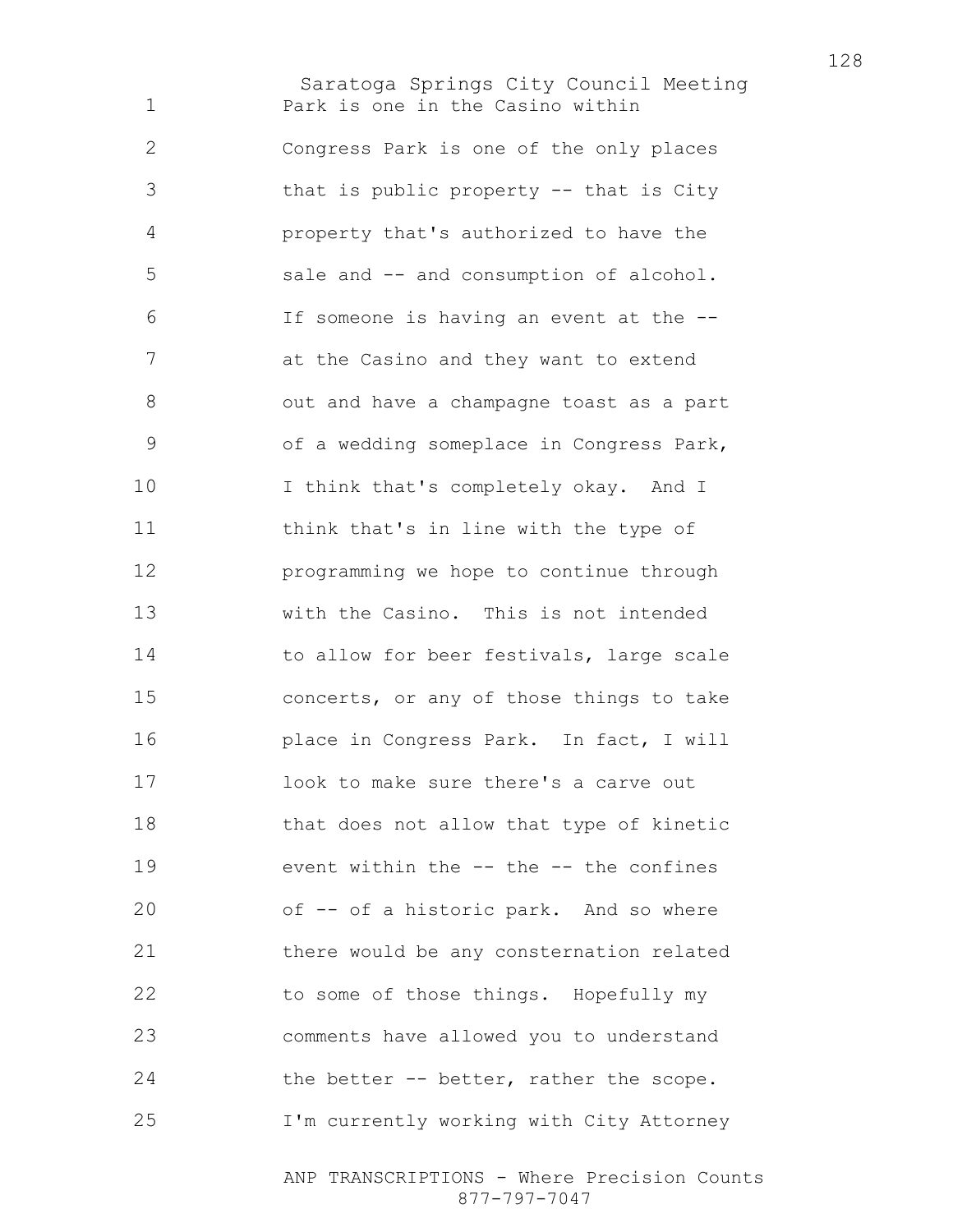Park is one in the Casino within Congress Park is one of the only places that is public property -- that is City property that's authorized to have the sale and -- and consumption of alcohol. If someone is having an event at the -- at the Casino and they want to extend out and have a champagne toast as a part of a wedding someplace in Congress Park, I think that's completely okay. And I think that's in line with the type of programming we hope to continue through with the Casino. This is not intended to allow for beer festivals, large scale concerts, or any of those things to take place in Congress Park. In fact, I will look to make sure there's a carve out that does not allow that type of kinetic event within the -- the -- the confines of -- of a historic park. And so where there would be any consternation related to some of those things. Hopefully my comments have allowed you to understand the better -- better, rather the scope. I'm currently working with City Attorney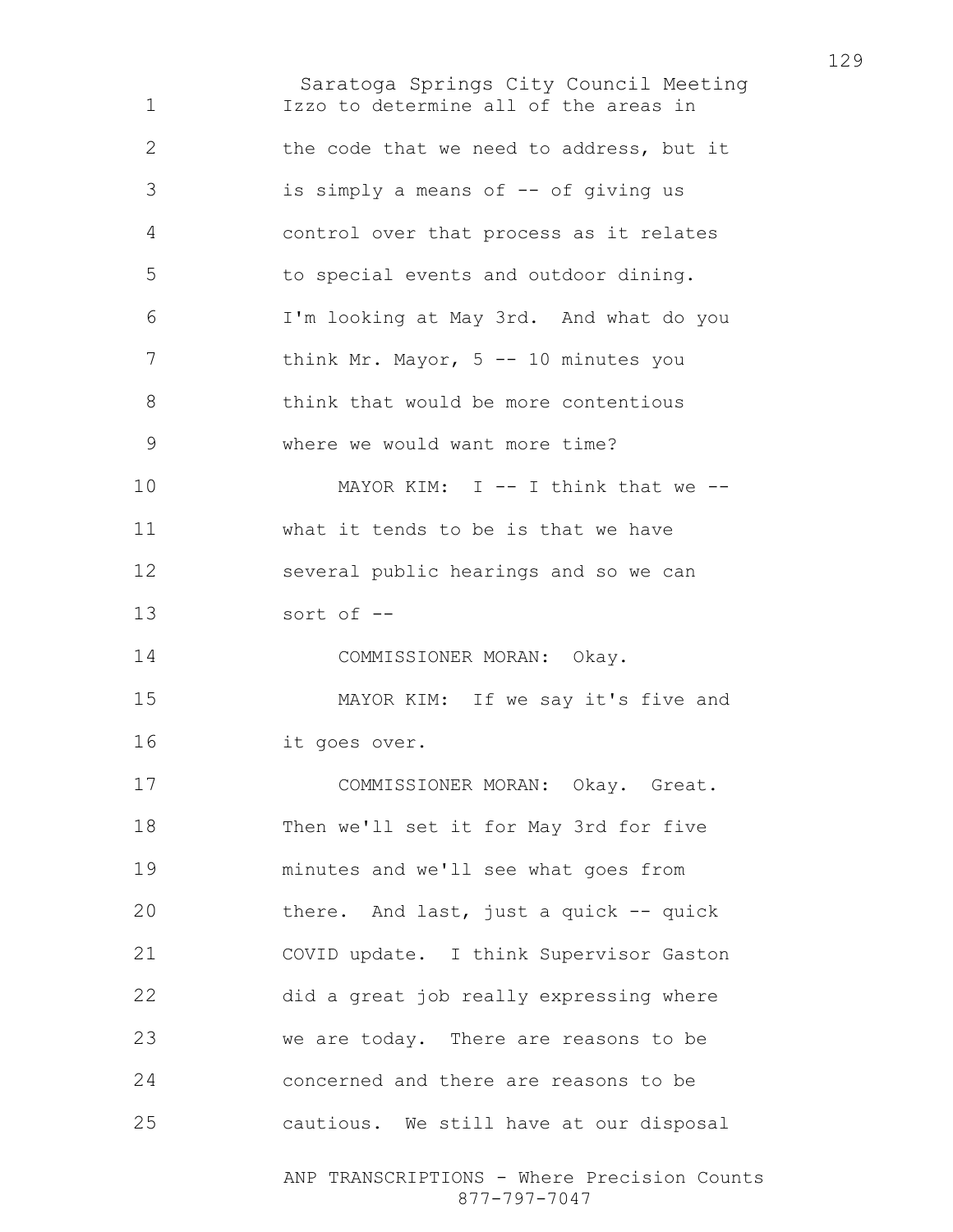Izzo to determine all of the areas in the code that we need to address, but it is simply a means of -- of giving us control over that process as it relates to special events and outdoor dining. I'm looking at May 3rd. And what do you think Mr. Mayor, 5 -- 10 minutes you think that would be more contentious where we would want more time?

MAYOR KIM: I -- I think that we -- what it tends to be is that we have several public hearings and so we can sort of --

COMMISSIONER MORAN: Okay.

MAYOR KIM: If we say it's five and it goes over.

COMMISSIONER MORAN: Okay. Great. Then we'll set it for May 3rd for five minutes and we'll see what goes from there. And last, just a quick -- quick COVID update. I think Supervisor Gaston did a great job really expressing where we are today. There are reasons to be concerned and there are reasons to be cautious. We still have at our disposal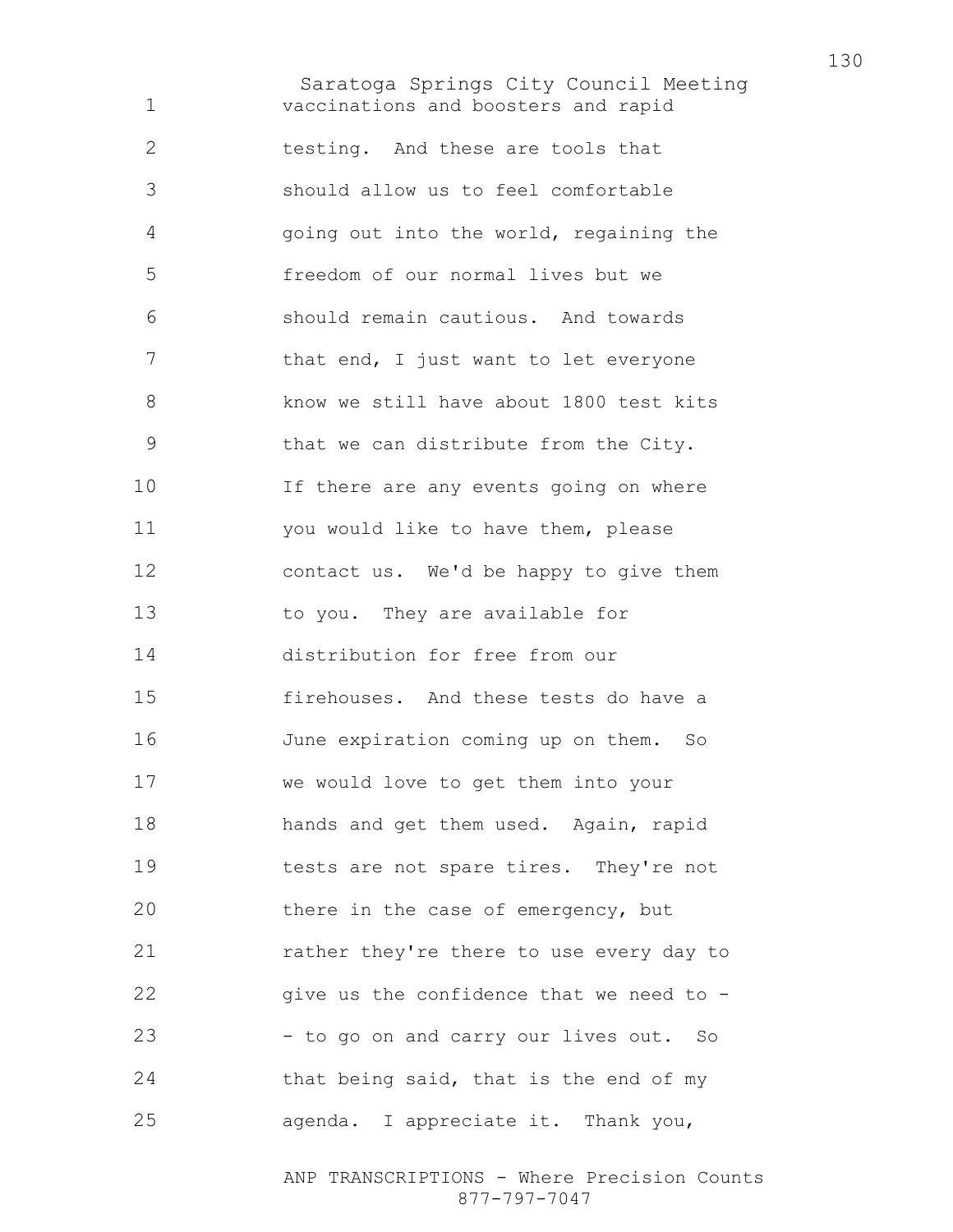vaccinations and boosters and rapid testing. And these are tools that should allow us to feel comfortable going out into the world, regaining the freedom of our normal lives but we should remain cautious. And towards that end, I just want to let everyone know we still have about 1800 test kits that we can distribute from the City. If there are any events going on where you would like to have them, please contact us. We'd be happy to give them to you. They are available for distribution for free from our firehouses. And these tests do have a June expiration coming up on them. So we would love to get them into your hands and get them used. Again, rapid tests are not spare tires. They're not there in the case of emergency, but rather they're there to use every day to give us the confidence that we need to -- to go on and carry our lives out. So that being said, that is the end of my agenda. I appreciate it. Thank you,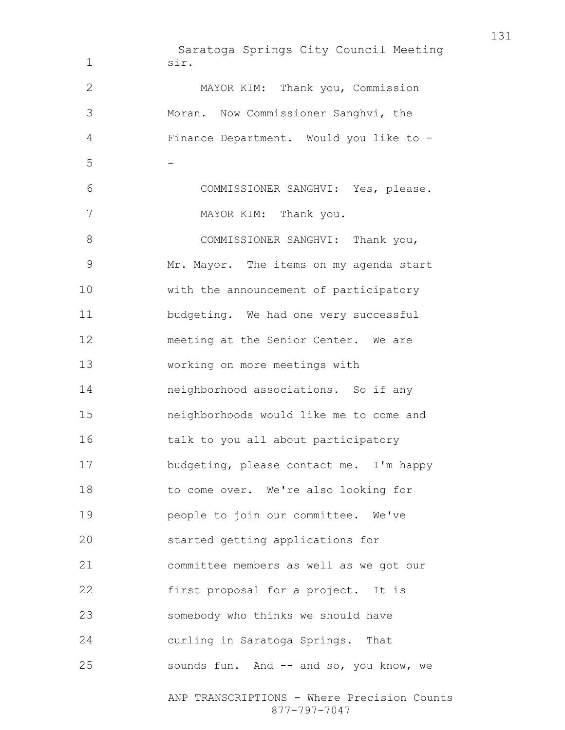sir.

MAYOR KIM: Thank you, Commission Moran. Now Commissioner Sanghvi, the Finance Department. Would you like to --

COMMISSIONER SANGHVI: Yes, please.

MAYOR KIM: Thank you.

COMMISSIONER SANGHVI: Thank you, Mr. Mayor. The items on my agenda start with the announcement of participatory budgeting. We had one very successful meeting at the Senior Center. We are working on more meetings with neighborhood associations. So if any neighborhoods would like me to come and talk to you all about participatory budgeting, please contact me. I'm happy to come over. We're also looking for people to join our committee. We've started getting applications for committee members as well as we got our first proposal for a project. It is somebody who thinks we should have curling in Saratoga Springs. That sounds fun. And -- and so, you know, we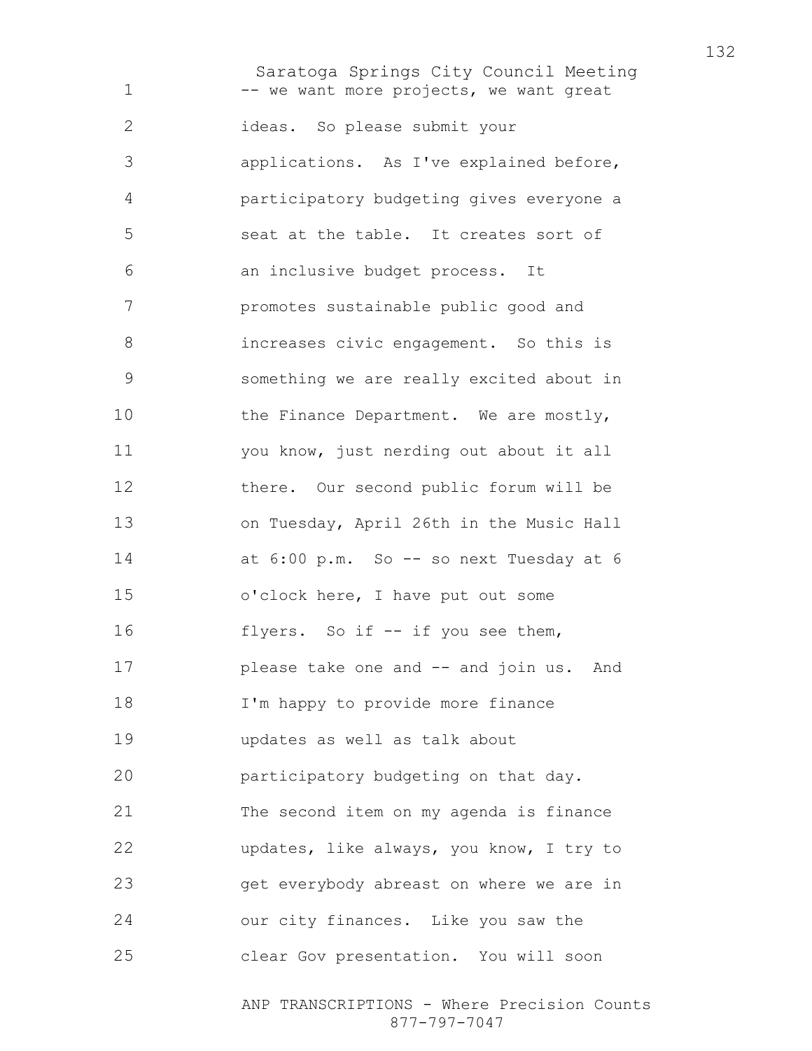-- we want more projects, we want great ideas. So please submit your applications. As I've explained before, participatory budgeting gives everyone a seat at the table. It creates sort of an inclusive budget process. It promotes sustainable public good and increases civic engagement. So this is something we are really excited about in the Finance Department. We are mostly, you know, just nerding out about it all there. Our second public forum will be on Tuesday, April 26th in the Music Hall at 6:00 p.m. So -- so next Tuesday at 6 o'clock here, I have put out some flyers. So if -- if you see them, please take one and -- and join us. And I'm happy to provide more finance updates as well as talk about participatory budgeting on that day. The second item on my agenda is finance updates, like always, you know, I try to get everybody abreast on where we are in our city finances. Like you saw the clear Gov presentation. You will soon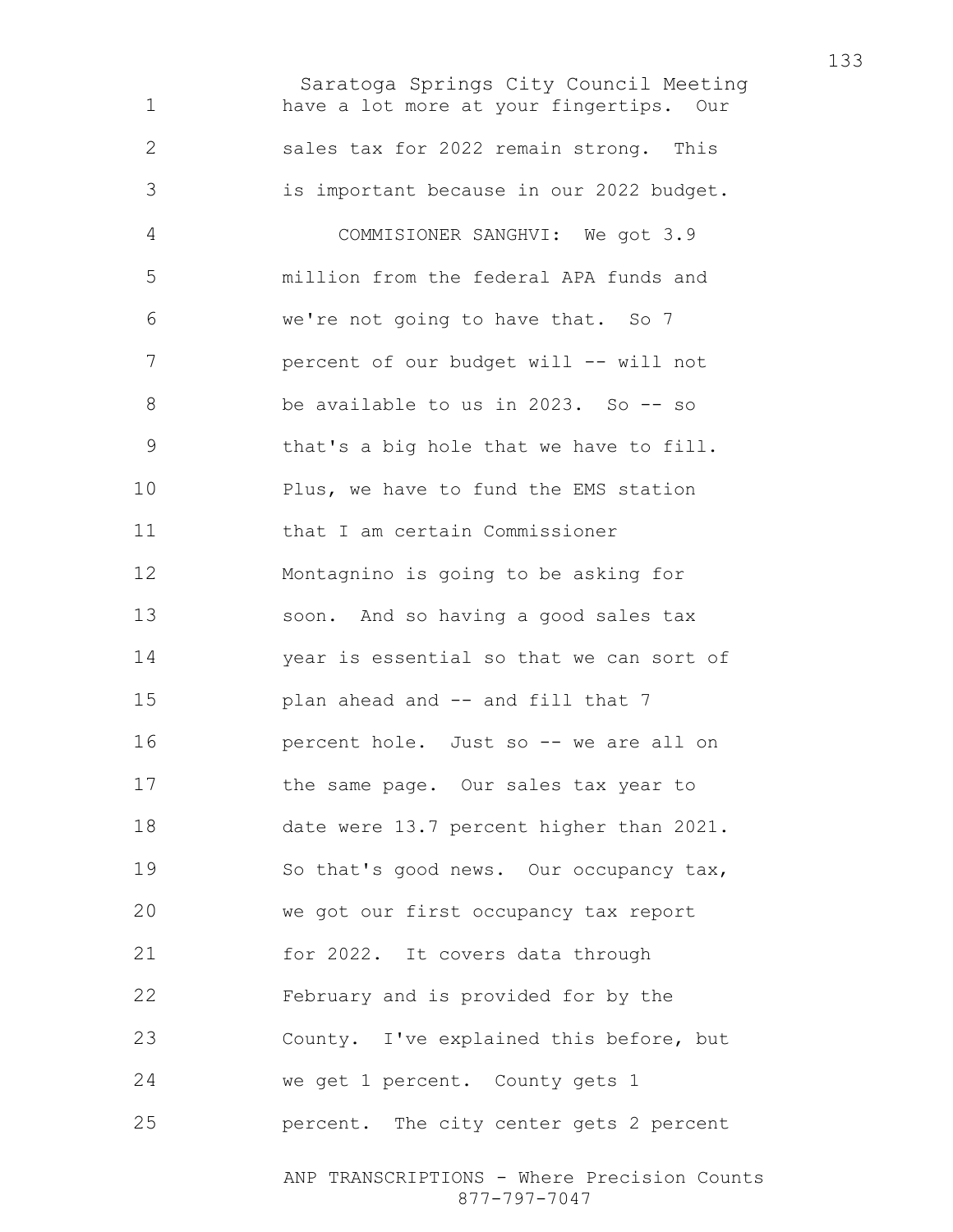have a lot more at your fingertips. Our sales tax for 2022 remain strong. This is important because in our 2022 budget.

COMMISIONER SANGHVI: We got 3.9 million from the federal APA funds and we're not going to have that. So 7 percent of our budget will -- will not be available to us in 2023. So -- so that's a big hole that we have to fill. Plus, we have to fund the EMS station that I am certain Commissioner Montagnino is going to be asking for soon. And so having a good sales tax year is essential so that we can sort of plan ahead and -- and fill that 7 percent hole. Just so -- we are all on the same page. Our sales tax year to date were 13.7 percent higher than 2021. So that's good news. Our occupancy tax, we got our first occupancy tax report for 2022. It covers data through February and is provided for by the County. I've explained this before, but we get 1 percent. County gets 1 percent. The city center gets 2 percent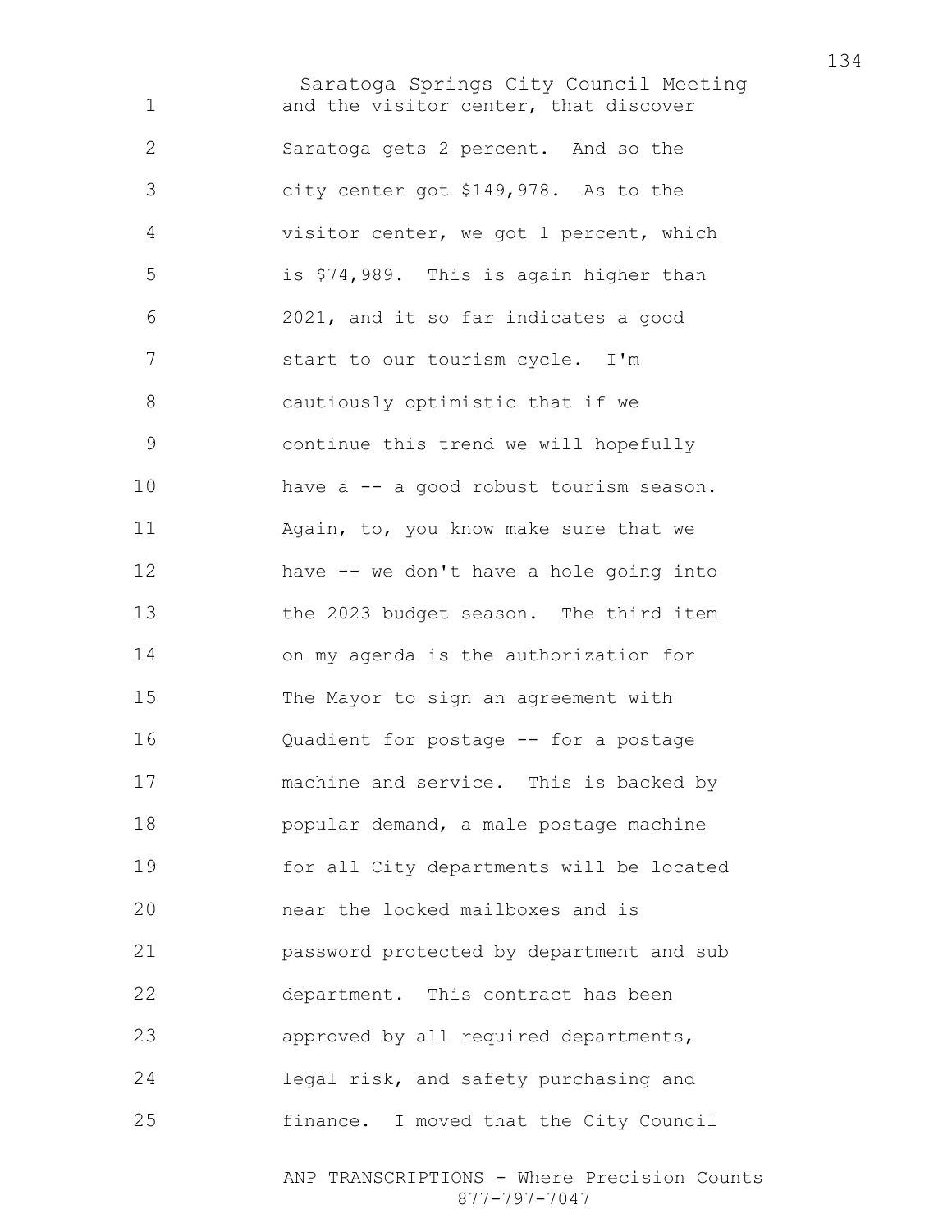and the visitor center, that discover Saratoga gets 2 percent. And so the city center got $149,978. As to the visitor center, we got 1 percent, which is $74,989. This is again higher than 2021, and it so far indicates a good start to our tourism cycle. I'm cautiously optimistic that if we continue this trend we will hopefully have a -- a good robust tourism season. Again, to, you know make sure that we have -- we don't have a hole going into the 2023 budget season. The third item on my agenda is the authorization for The Mayor to sign an agreement with Quadient for postage -- for a postage machine and service. This is backed by popular demand, a male postage machine for all City departments will be located near the locked mailboxes and is password protected by department and sub department. This contract has been approved by all required departments, legal risk, and safety purchasing and finance. I moved that the City Council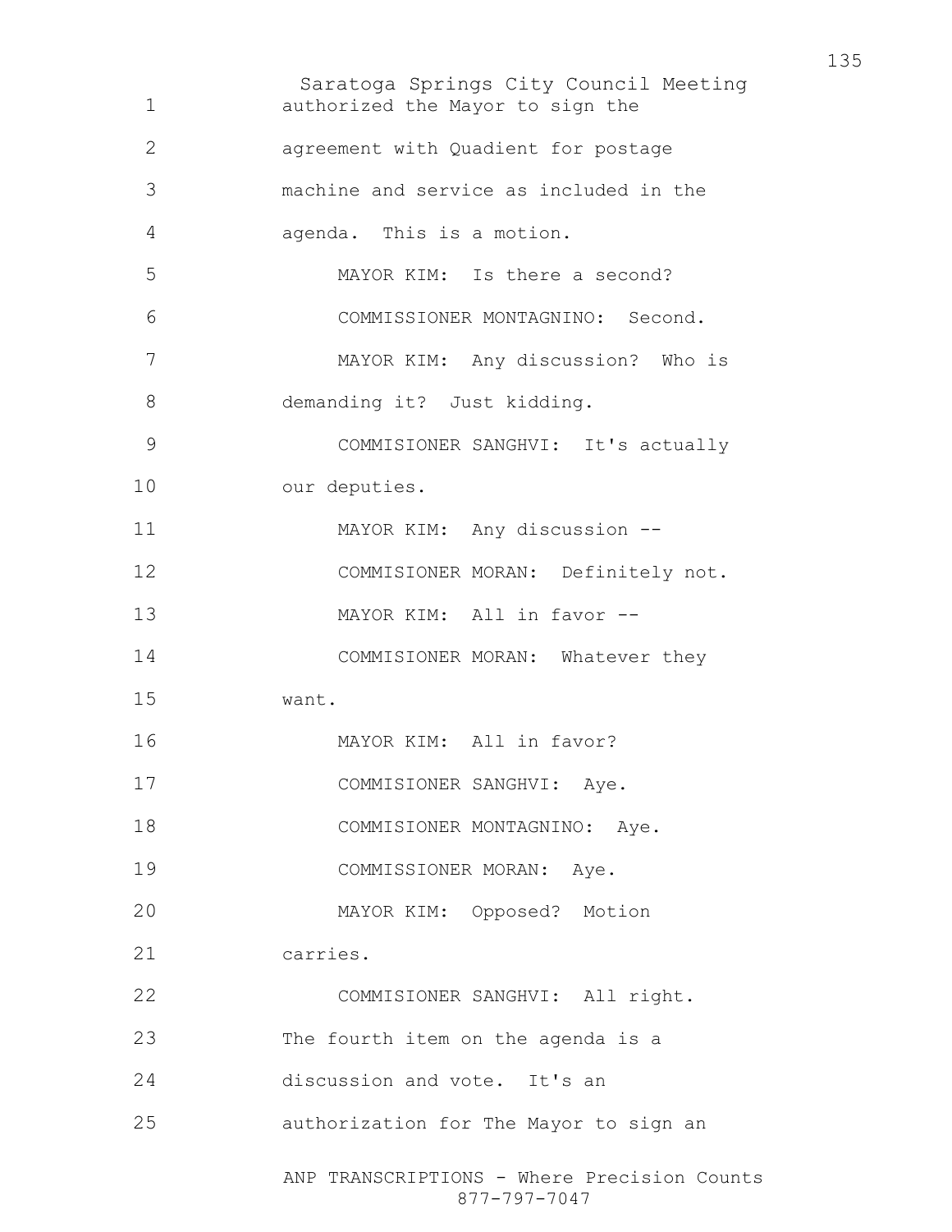authorized the Mayor to sign the agreement with Quadient for postage machine and service as included in the agenda. This is a motion.

MAYOR KIM: Is there a second?

COMMISSIONER MONTAGNINO: Second.

MAYOR KIM: Any discussion? Who is demanding it? Just kidding.

COMMISIONER SANGHVI: It's actually our deputies.

MAYOR KIM: Any discussion --

COMMISIONER MORAN: Definitely not.

MAYOR KIM: All in favor --

COMMISIONER MORAN: Whatever they want.

MAYOR KIM: All in favor?

COMMISIONER SANGHVI: Aye.

COMMISIONER MONTAGNINO: Aye.

COMMISSIONER MORAN: Aye.

MAYOR KIM: Opposed? Motion carries.

COMMISIONER SANGHVI: All right. The fourth item on the agenda is a discussion and vote. It's an authorization for The Mayor to sign an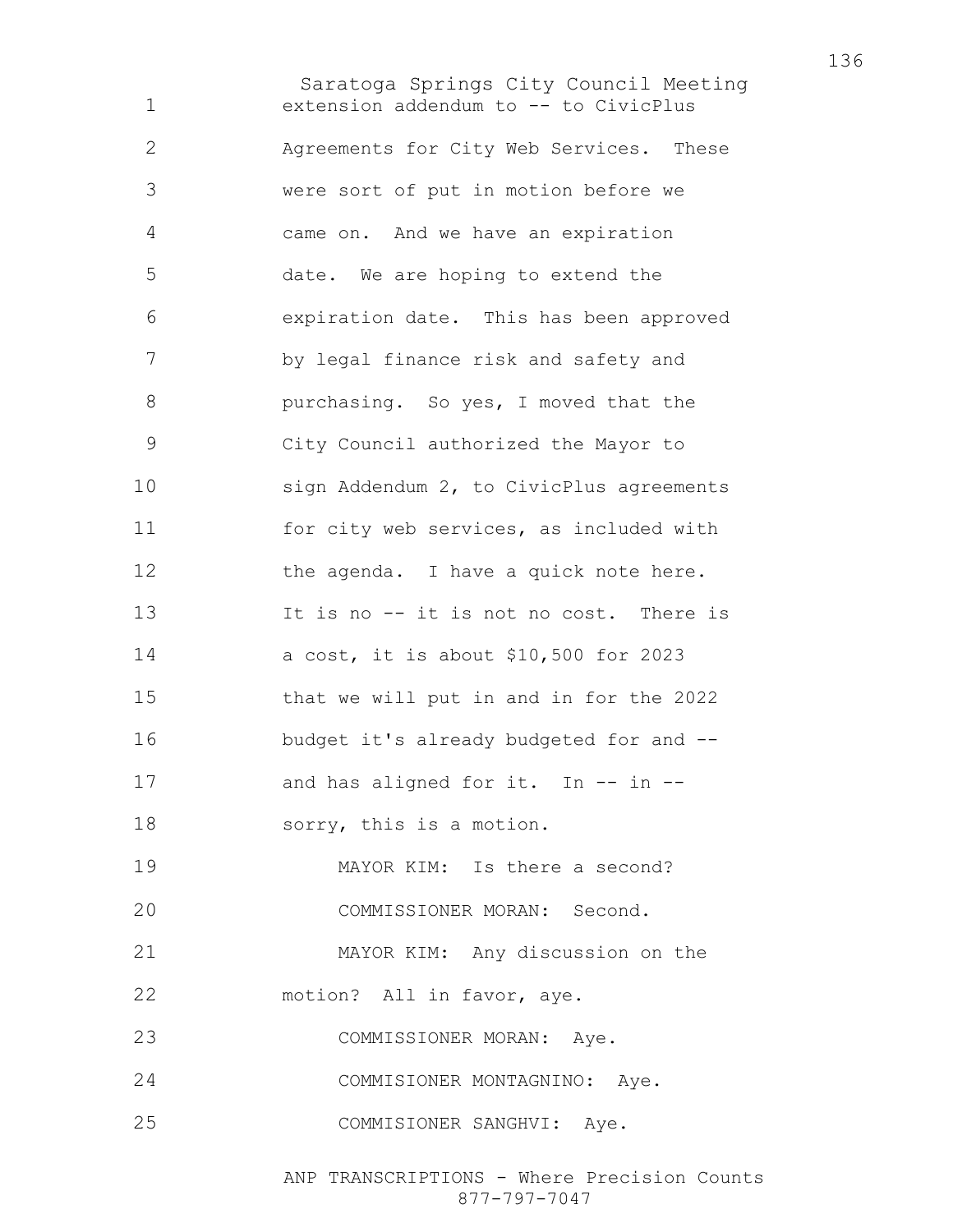extension addendum to -- to CivicPlus Agreements for City Web Services. These were sort of put in motion before we came on. And we have an expiration date. We are hoping to extend the expiration date. This has been approved by legal finance risk and safety and purchasing. So yes, I moved that the City Council authorized the Mayor to sign Addendum 2, to CivicPlus agreements for city web services, as included with the agenda. I have a quick note here. It is no -- it is not no cost. There is a cost, it is about $10,500 for 2023 that we will put in and in for the 2022 budget it's already budgeted for and -- and has aligned for it. In -- in -- sorry, this is a motion.

MAYOR KIM: Is there a second?

COMMISSIONER MORAN: Second.

MAYOR KIM: Any discussion on the motion? All in favor, aye.

COMMISSIONER MORAN: Aye.

COMMISIONER MONTAGNINO: Aye.

COMMISIONER SANGHVI: Aye.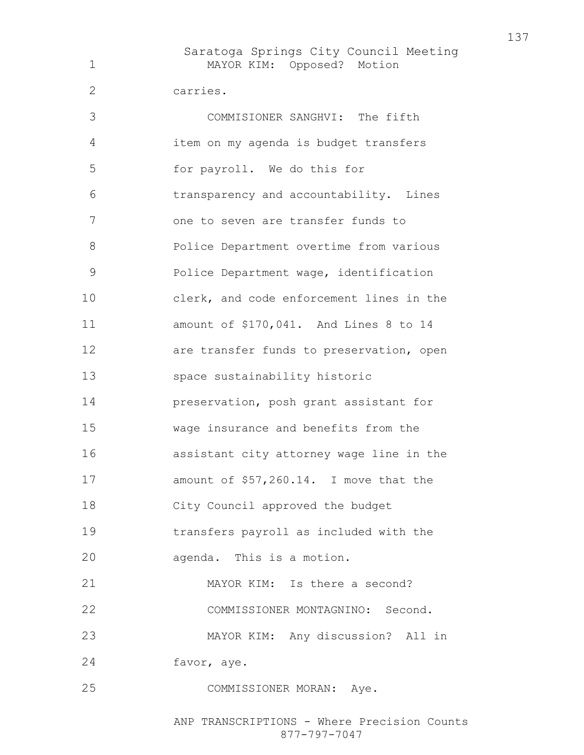MAYOR KIM: Opposed? Motion carries.

COMMISIONER SANGHVI: The fifth item on my agenda is budget transfers for payroll. We do this for transparency and accountability. Lines one to seven are transfer funds to Police Department overtime from various Police Department wage, identification clerk, and code enforcement lines in the amount of $170,041. And Lines 8 to 14 are transfer funds to preservation, open space sustainability historic preservation, posh grant assistant for wage insurance and benefits from the assistant city attorney wage line in the amount of $57,260.14. I move that the City Council approved the budget transfers payroll as included with the agenda. This is a motion.

MAYOR KIM: Is there a second?

COMMISSIONER MONTAGNINO: Second.

MAYOR KIM: Any discussion? All in favor, aye.

COMMISSIONER MORAN: Aye.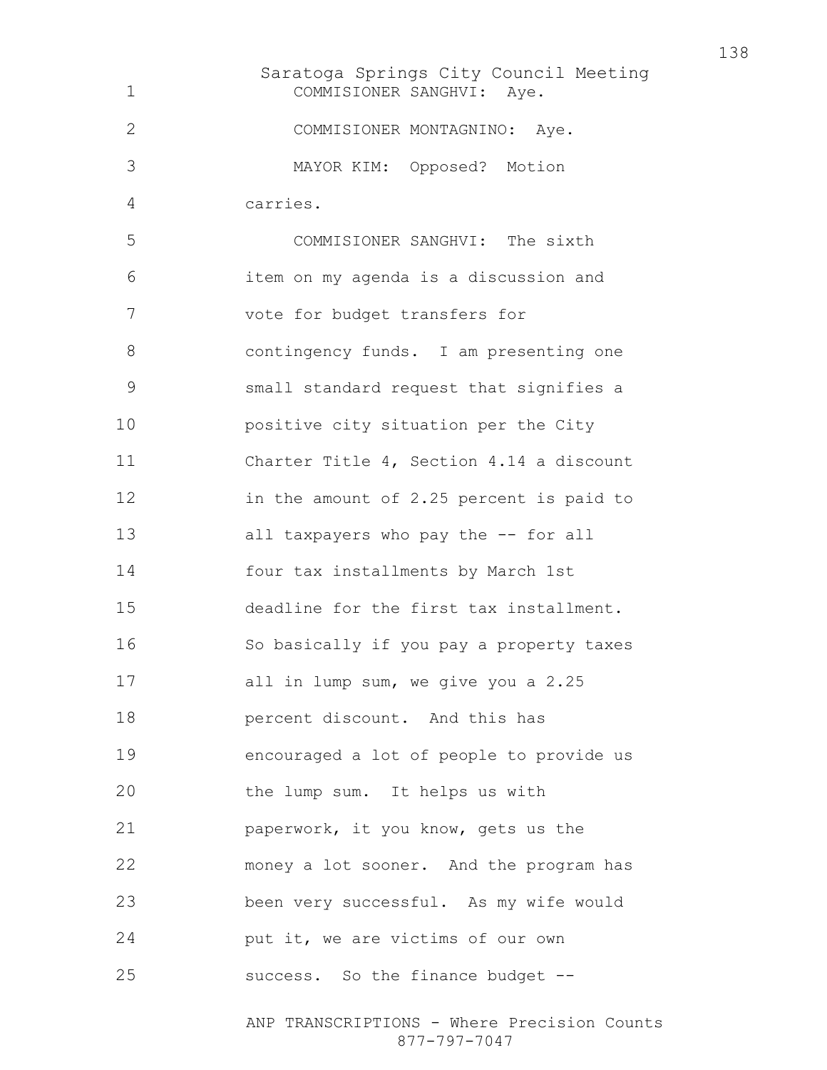COMMISIONER SANGHVI: Aye.

COMMISIONER MONTAGNINO: Aye.

MAYOR KIM: Opposed? Motion carries.

COMMISIONER SANGHVI: The sixth item on my agenda is a discussion and vote for budget transfers for contingency funds. I am presenting one small standard request that signifies a positive city situation per the City Charter Title 4, Section 4.14 a discount in the amount of 2.25 percent is paid to all taxpayers who pay the -- for all four tax installments by March 1st deadline for the first tax installment. So basically if you pay a property taxes all in lump sum, we give you a 2.25 percent discount. And this has encouraged a lot of people to provide us the lump sum. It helps us with paperwork, it you know, gets us the money a lot sooner. And the program has been very successful. As my wife would put it, we are victims of our own success. So the finance budget --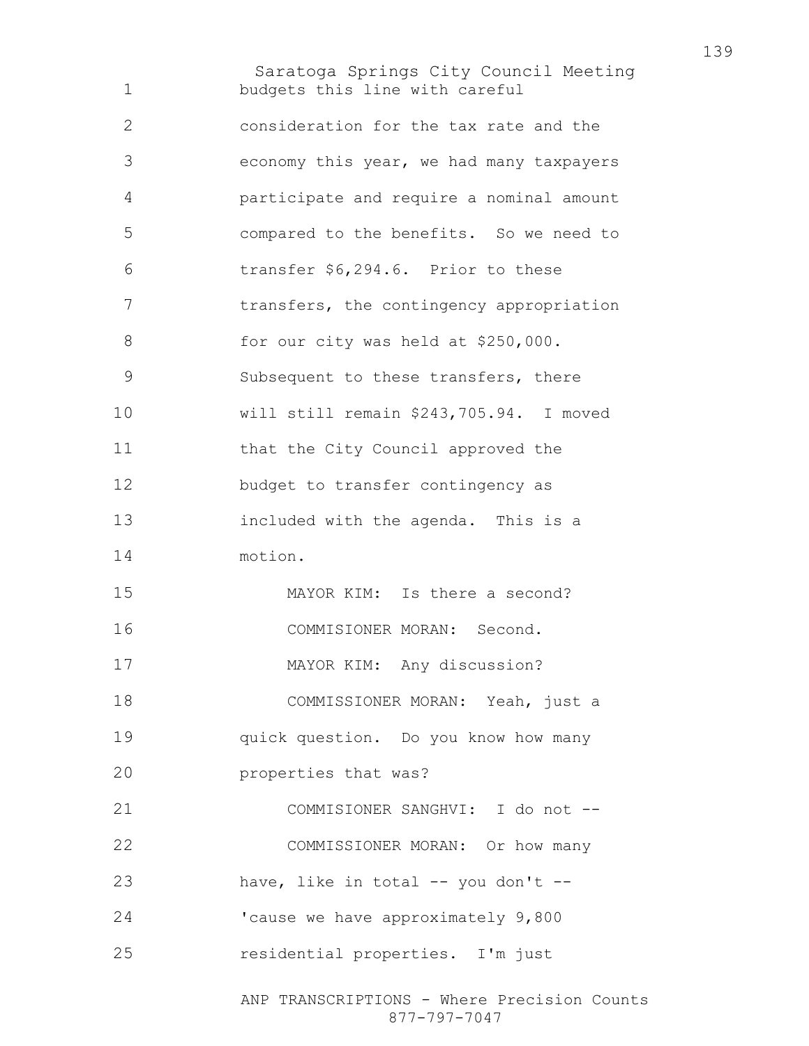budgets this line with careful consideration for the tax rate and the economy this year, we had many taxpayers participate and require a nominal amount compared to the benefits. So we need to transfer $6,294.6. Prior to these transfers, the contingency appropriation for our city was held at $250,000. Subsequent to these transfers, there will still remain $243,705.94. I moved that the City Council approved the budget to transfer contingency as included with the agenda. This is a motion.

MAYOR KIM: Is there a second?

COMMISIONER MORAN: Second.

MAYOR KIM: Any discussion?

COMMISSIONER MORAN: Yeah, just a quick question. Do you know how many properties that was?

COMMISIONER SANGHVI: I do not --

COMMISSIONER MORAN: Or how many have, like in total -- you don't -- 'cause we have approximately 9,800 residential properties. I'm just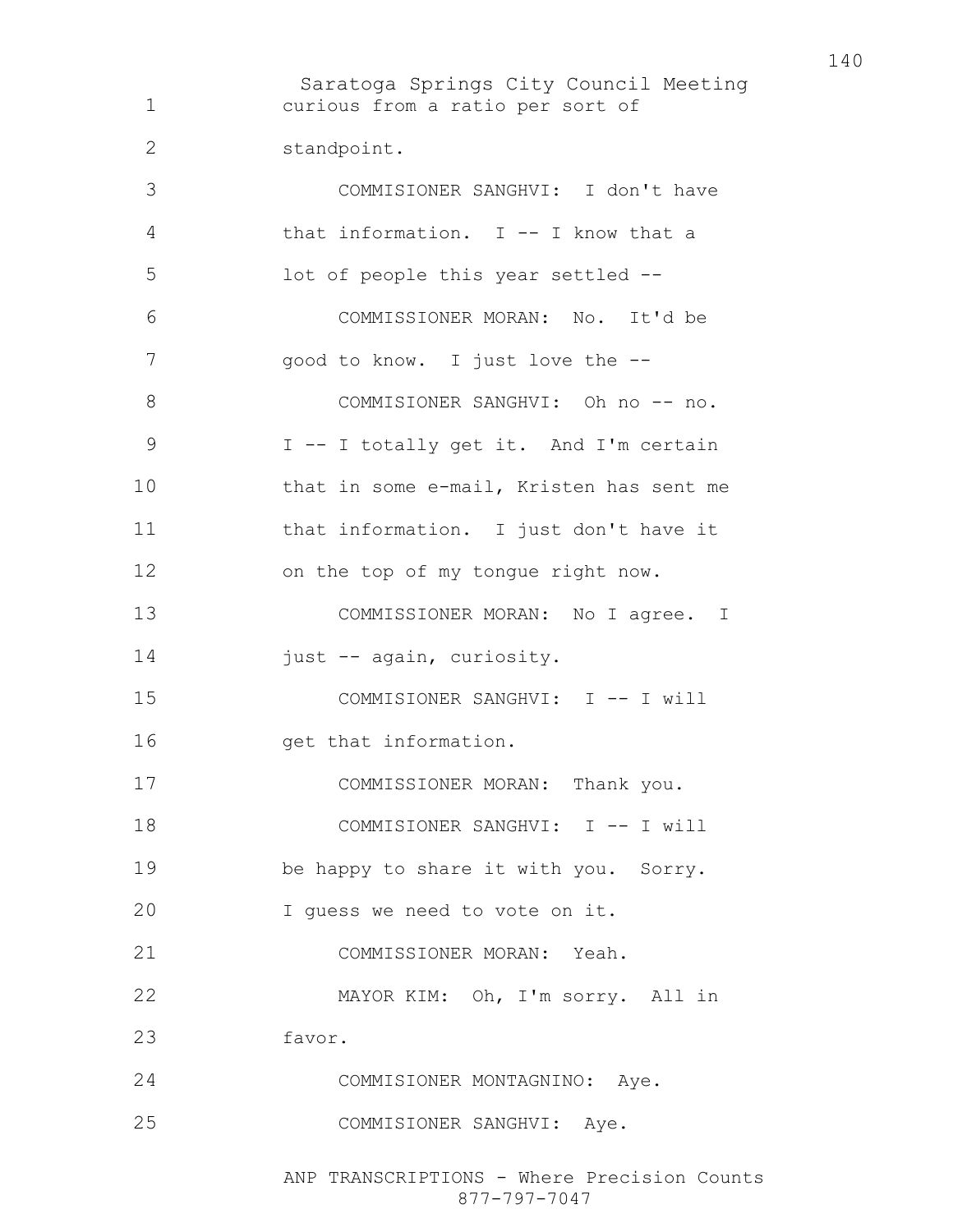curious from a ratio per sort of standpoint.

COMMISIONER SANGHVI: I don't have that information. I -- I know that a lot of people this year settled --

COMMISSIONER MORAN: No. It'd be good to know. I just love the --

COMMISIONER SANGHVI: Oh no -- no. I -- I totally get it. And I'm certain that in some e-mail, Kristen has sent me that information. I just don't have it on the top of my tongue right now.

COMMISSIONER MORAN: No I agree. I just -- again, curiosity.

COMMISIONER SANGHVI: I -- I will get that information.

COMMISSIONER MORAN: Thank you.

COMMISIONER SANGHVI: I -- I will be happy to share it with you. Sorry. I guess we need to vote on it.

COMMISSIONER MORAN: Yeah.

MAYOR KIM: Oh, I'm sorry. All in favor.

COMMISIONER MONTAGNINO: Aye.

COMMISIONER SANGHVI: Aye.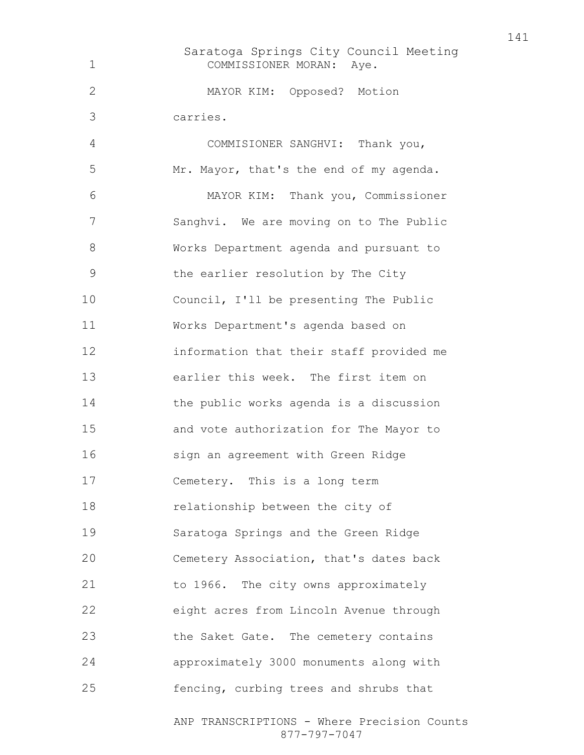COMMISSIONER MORAN: Aye.

MAYOR KIM: Opposed? Motion carries.

COMMISIONER SANGHVI: Thank you, Mr. Mayor, that's the end of my agenda.

MAYOR KIM: Thank you, Commissioner Sanghvi. We are moving on to The Public Works Department agenda and pursuant to the earlier resolution by The City Council, I'll be presenting The Public Works Department's agenda based on information that their staff provided me earlier this week. The first item on the public works agenda is a discussion and vote authorization for The Mayor to sign an agreement with Green Ridge Cemetery. This is a long term relationship between the city of Saratoga Springs and the Green Ridge Cemetery Association, that's dates back to 1966. The city owns approximately eight acres from Lincoln Avenue through the Saket Gate. The cemetery contains approximately 3000 monuments along with fencing, curbing trees and shrubs that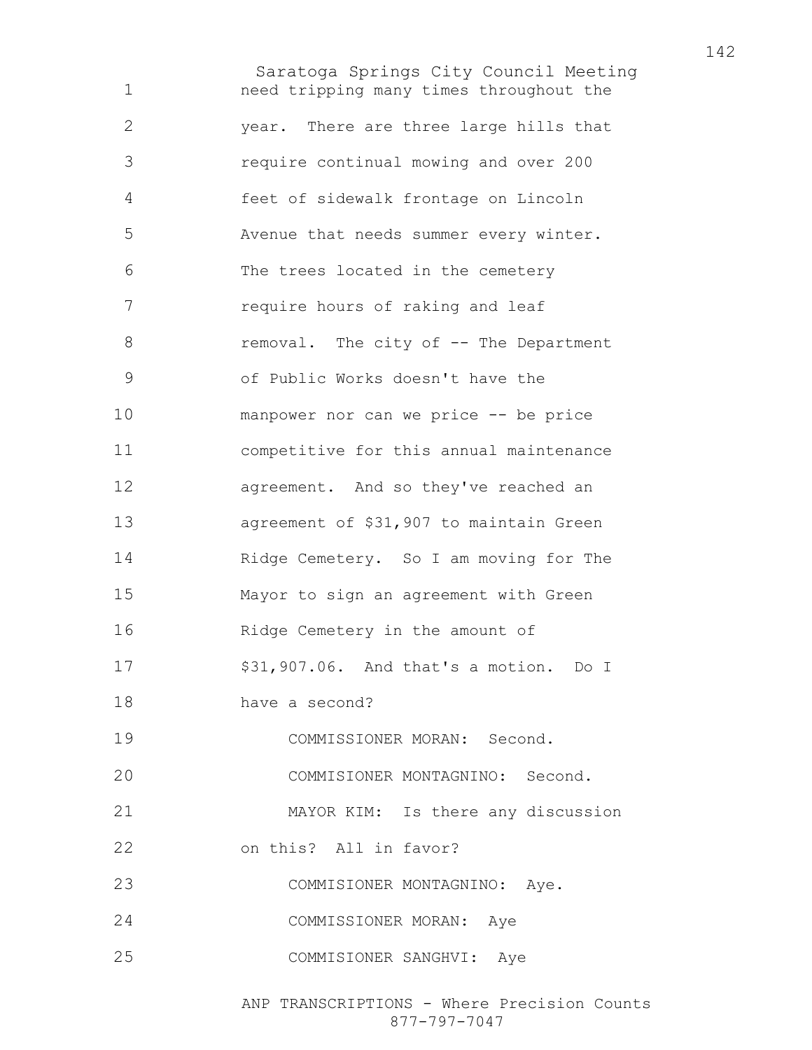need tripping many times throughout the year. There are three large hills that require continual mowing and over 200 feet of sidewalk frontage on Lincoln Avenue that needs summer every winter. The trees located in the cemetery require hours of raking and leaf removal. The city of -- The Department of Public Works doesn't have the manpower nor can we price -- be price competitive for this annual maintenance agreement. And so they've reached an agreement of $31,907 to maintain Green Ridge Cemetery. So I am moving for The Mayor to sign an agreement with Green Ridge Cemetery in the amount of $31,907.06. And that's a motion. Do I have a second?

COMMISSIONER MORAN: Second.

COMMISIONER MONTAGNINO: Second.

MAYOR KIM: Is there any discussion on this? All in favor?

COMMISIONER MONTAGNINO: Aye.

COMMISSIONER MORAN: Aye

COMMISIONER SANGHVI: Aye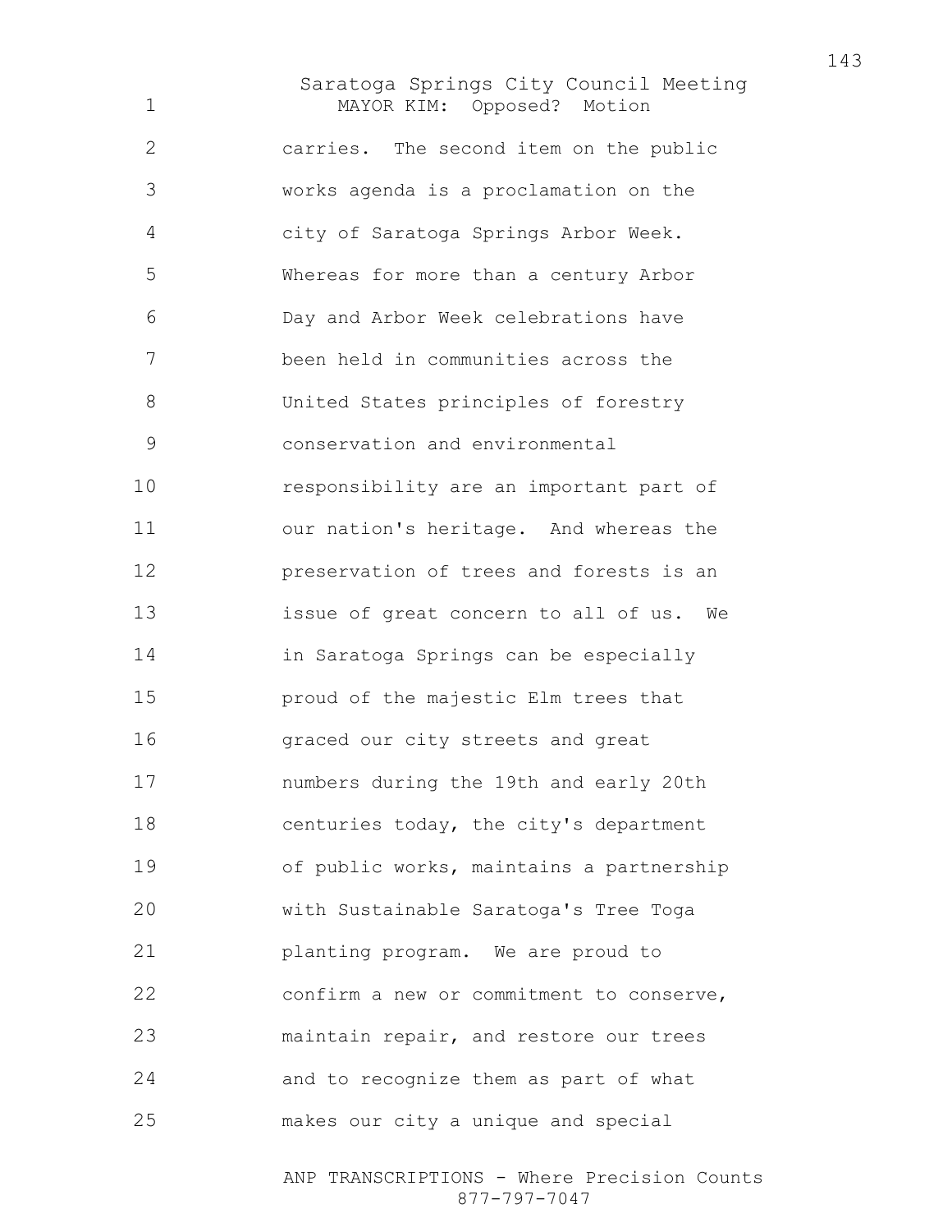MAYOR KIM: Opposed? Motion carries. The second item on the public works agenda is a proclamation on the city of Saratoga Springs Arbor Week. Whereas for more than a century Arbor Day and Arbor Week celebrations have been held in communities across the United States principles of forestry conservation and environmental responsibility are an important part of our nation's heritage. And whereas the preservation of trees and forests is an issue of great concern to all of us. We in Saratoga Springs can be especially proud of the majestic Elm trees that graced our city streets and great numbers during the 19th and early 20th centuries today, the city's department of public works, maintains a partnership with Sustainable Saratoga's Tree Toga planting program. We are proud to confirm a new or commitment to conserve, maintain repair, and restore our trees and to recognize them as part of what makes our city a unique and special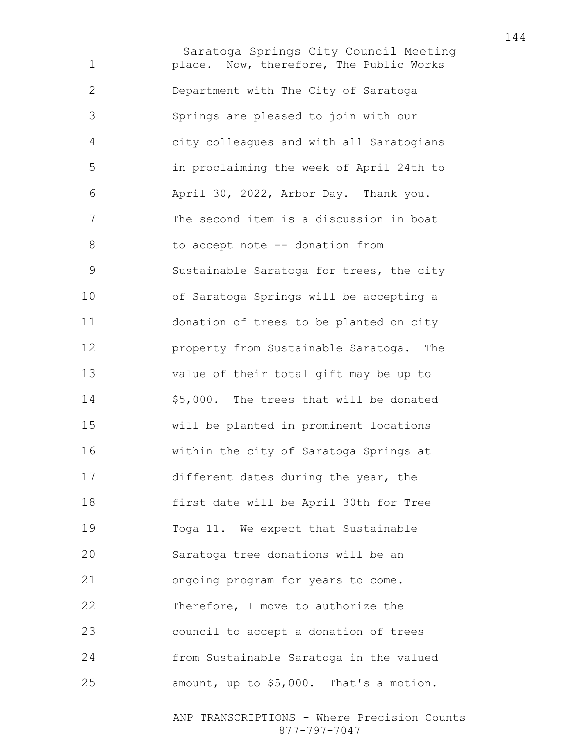place. Now, therefore, The Public Works Department with The City of Saratoga Springs are pleased to join with our city colleagues and with all Saratogians in proclaiming the week of April 24th to April 30, 2022, Arbor Day. Thank you. The second item is a discussion in boat to accept note -- donation from Sustainable Saratoga for trees, the city of Saratoga Springs will be accepting a donation of trees to be planted on city property from Sustainable Saratoga. The value of their total gift may be up to $5,000. The trees that will be donated will be planted in prominent locations within the city of Saratoga Springs at different dates during the year, the first date will be April 30th for Tree Toga 11. We expect that Sustainable Saratoga tree donations will be an ongoing program for years to come. Therefore, I move to authorize the council to accept a donation of trees from Sustainable Saratoga in the valued amount, up to $5,000. That's a motion.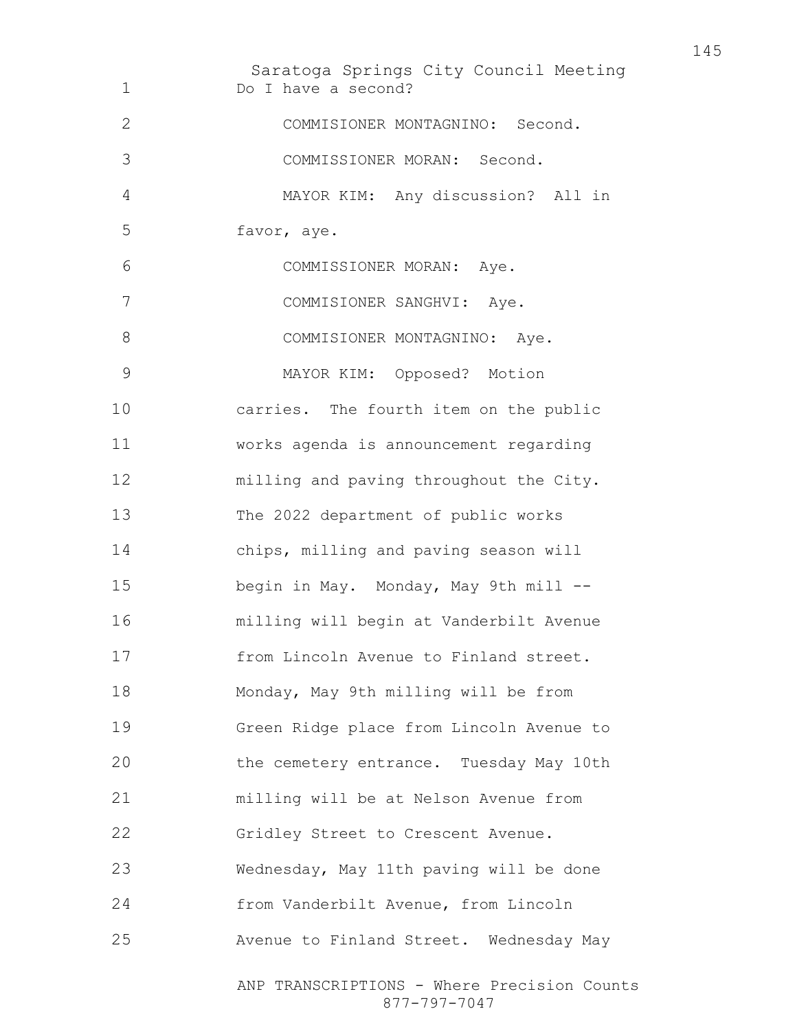Do I have a second?

COMMISIONER MONTAGNINO: Second.

COMMISSIONER MORAN: Second.

MAYOR KIM: Any discussion? All in favor, aye.

COMMISSIONER MORAN: Aye.

COMMISIONER SANGHVI: Aye.

COMMISIONER MONTAGNINO: Aye.

MAYOR KIM: Opposed? Motion carries. The fourth item on the public works agenda is announcement regarding milling and paving throughout the City. The 2022 department of public works chips, milling and paving season will begin in May. Monday, May 9th mill -- milling will begin at Vanderbilt Avenue from Lincoln Avenue to Finland street. Monday, May 9th milling will be from Green Ridge place from Lincoln Avenue to the cemetery entrance. Tuesday May 10th milling will be at Nelson Avenue from Gridley Street to Crescent Avenue. Wednesday, May 11th paving will be done from Vanderbilt Avenue, from Lincoln Avenue to Finland Street. Wednesday May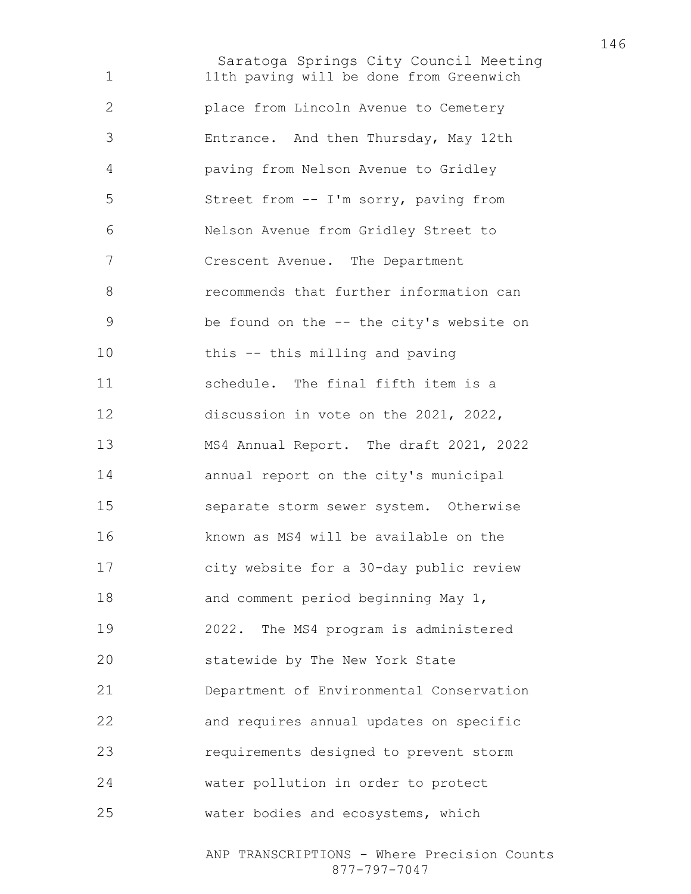11th paving will be done from Greenwich place from Lincoln Avenue to Cemetery Entrance. And then Thursday, May 12th paving from Nelson Avenue to Gridley Street from -- I'm sorry, paving from Nelson Avenue from Gridley Street to Crescent Avenue. The Department recommends that further information can be found on the -- the city's website on this -- this milling and paving schedule. The final fifth item is a discussion in vote on the 2021, 2022, MS4 Annual Report. The draft 2021, 2022 annual report on the city's municipal separate storm sewer system. Otherwise known as MS4 will be available on the city website for a 30-day public review and comment period beginning May 1, 2022. The MS4 program is administered statewide by The New York State Department of Environmental Conservation and requires annual updates on specific requirements designed to prevent storm water pollution in order to protect water bodies and ecosystems, which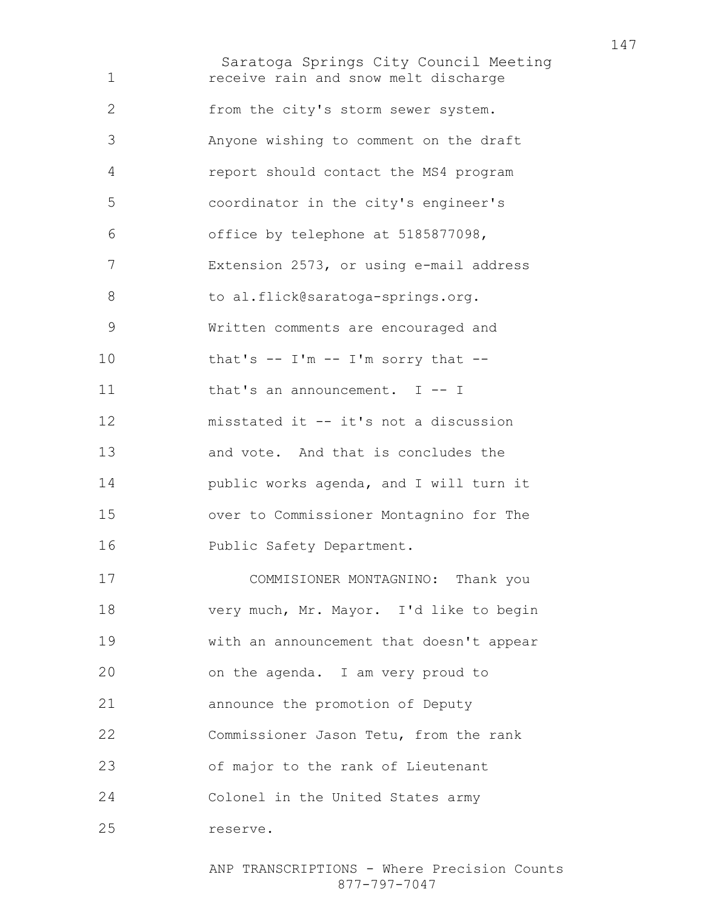receive rain and snow melt discharge from the city's storm sewer system. Anyone wishing to comment on the draft report should contact the MS4 program coordinator in the city's engineer's office by telephone at 5185877098, Extension 2573, or using e-mail address to al.flick@saratoga-springs.org. Written comments are encouraged and that's -- I'm -- I'm sorry that -- that's an announcement. I -- I misstated it -- it's not a discussion and vote. And that is concludes the public works agenda, and I will turn it over to Commissioner Montagnino for The Public Safety Department.

COMMISIONER MONTAGNINO: Thank you very much, Mr. Mayor. I'd like to begin with an announcement that doesn't appear on the agenda. I am very proud to announce the promotion of Deputy Commissioner Jason Tetu, from the rank of major to the rank of Lieutenant Colonel in the United States army reserve.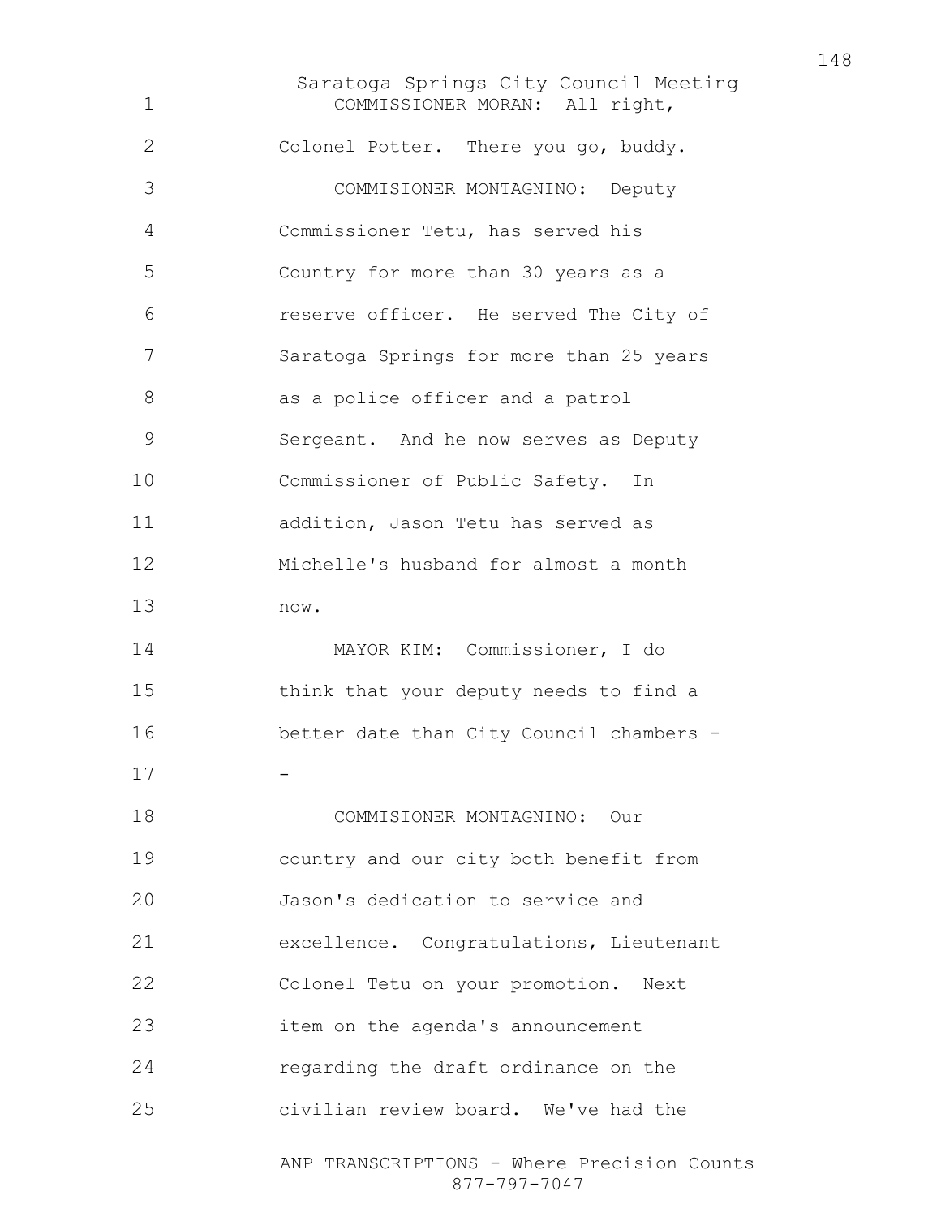COMMISSIONER MORAN: All right, Colonel Potter. There you go, buddy.

COMMISIONER MONTAGNINO: Deputy Commissioner Tetu, has served his Country for more than 30 years as a reserve officer. He served The City of Saratoga Springs for more than 25 years as a police officer and a patrol Sergeant. And he now serves as Deputy Commissioner of Public Safety. In addition, Jason Tetu has served as Michelle's husband for almost a month now.

MAYOR KIM: Commissioner, I do think that your deputy needs to find a better date than City Council chambers --

COMMISIONER MONTAGNINO: Our country and our city both benefit from Jason's dedication to service and excellence. Congratulations, Lieutenant Colonel Tetu on your promotion. Next item on the agenda's announcement regarding the draft ordinance on the civilian review board. We've had the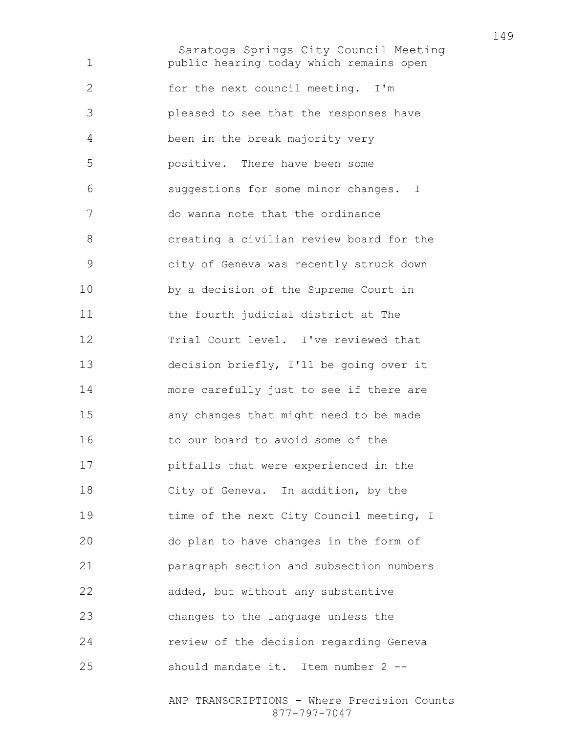public hearing today which remains open for the next council meeting. I'm pleased to see that the responses have been in the break majority very positive. There have been some suggestions for some minor changes. I do wanna note that the ordinance creating a civilian review board for the city of Geneva was recently struck down by a decision of the Supreme Court in the fourth judicial district at The Trial Court level. I've reviewed that decision briefly, I'll be going over it more carefully just to see if there are any changes that might need to be made to our board to avoid some of the pitfalls that were experienced in the City of Geneva. In addition, by the time of the next City Council meeting, I do plan to have changes in the form of paragraph section and subsection numbers added, but without any substantive changes to the language unless the review of the decision regarding Geneva should mandate it. Item number 2 --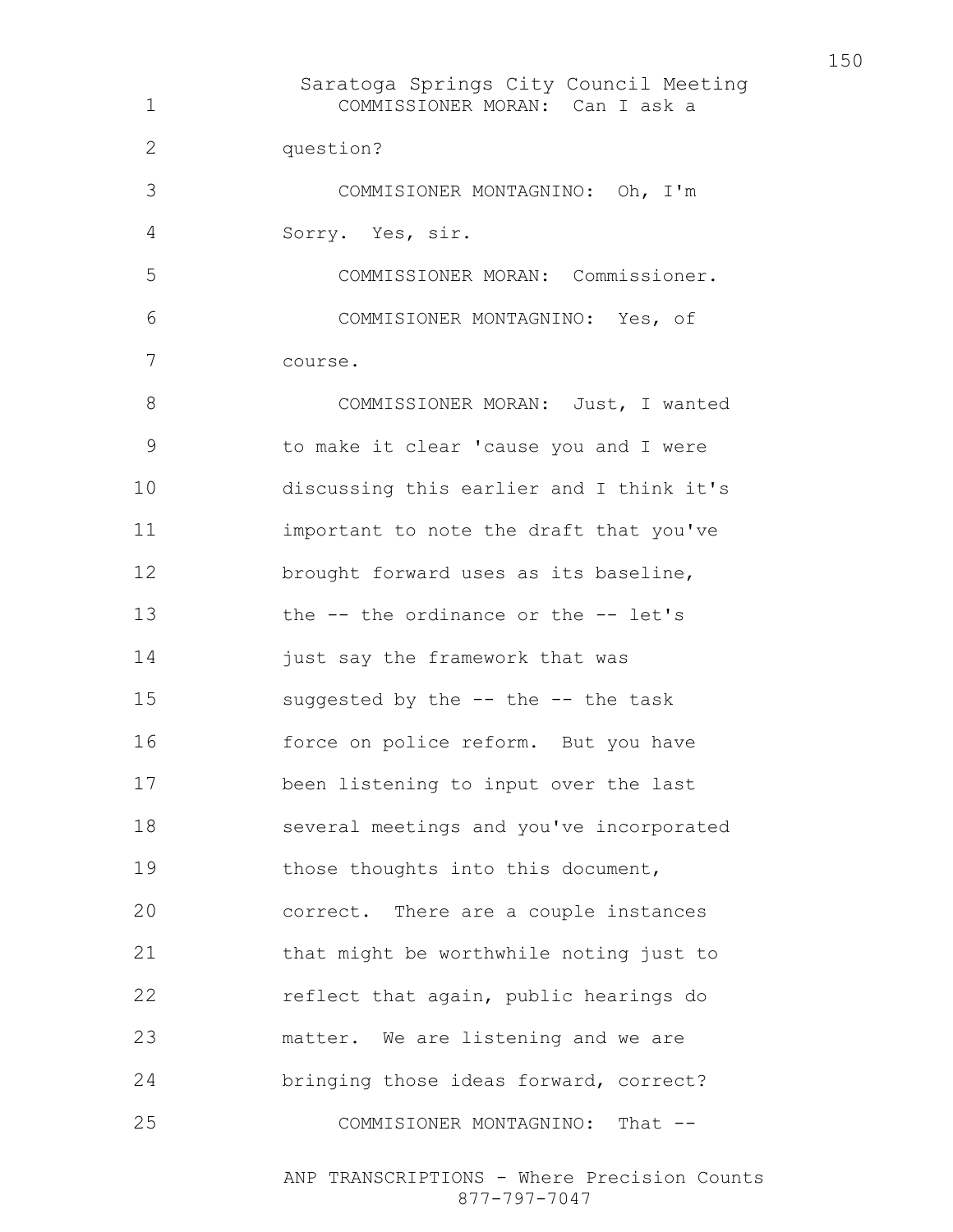COMMISSIONER MORAN: Can I ask a question?

COMMISIONER MONTAGNINO: Oh, I'm Sorry. Yes, sir.

COMMISSIONER MORAN: Commissioner.

COMMISIONER MONTAGNINO: Yes, of course.

COMMISSIONER MORAN: Just, I wanted to make it clear 'cause you and I were discussing this earlier and I think it's important to note the draft that you've brought forward uses as its baseline, the -- the ordinance or the -- let's just say the framework that was suggested by the -- the -- the task force on police reform. But you have been listening to input over the last several meetings and you've incorporated those thoughts into this document, correct. There are a couple instances that might be worthwhile noting just to reflect that again, public hearings do matter. We are listening and we are bringing those ideas forward, correct?

COMMISIONER MONTAGNINO: That --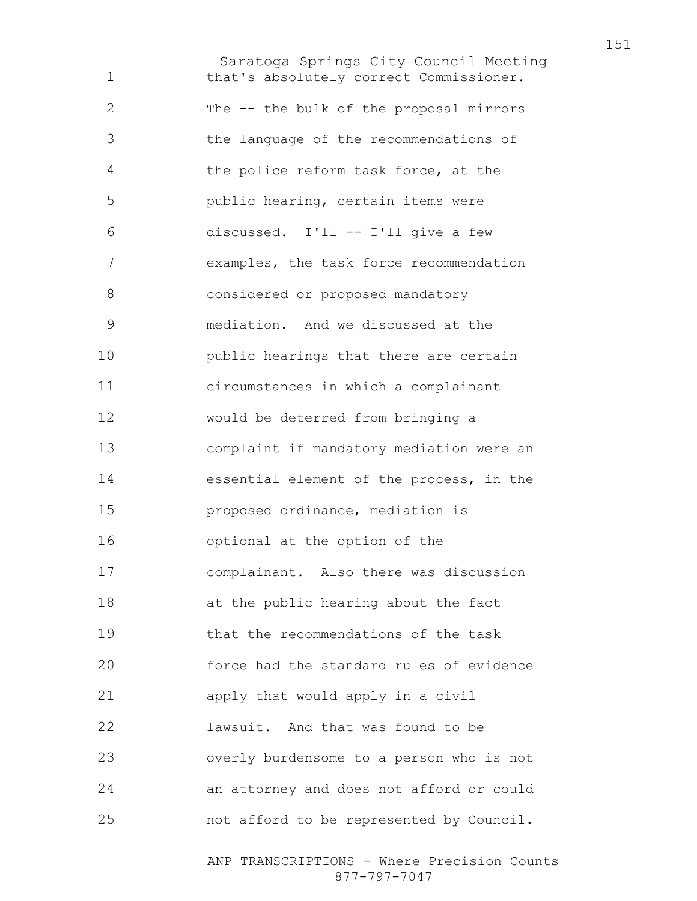that's absolutely correct Commissioner. The -- the bulk of the proposal mirrors the language of the recommendations of the police reform task force, at the public hearing, certain items were discussed. I'll -- I'll give a few examples, the task force recommendation considered or proposed mandatory mediation. And we discussed at the public hearings that there are certain circumstances in which a complainant would be deterred from bringing a complaint if mandatory mediation were an essential element of the process, in the proposed ordinance, mediation is optional at the option of the complainant. Also there was discussion at the public hearing about the fact that the recommendations of the task force had the standard rules of evidence apply that would apply in a civil lawsuit. And that was found to be overly burdensome to a person who is not an attorney and does not afford or could not afford to be represented by Council.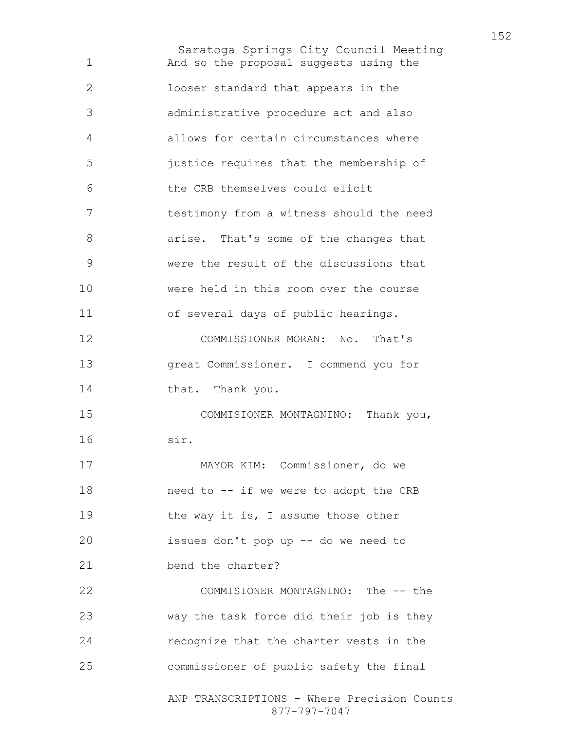And so the proposal suggests using the looser standard that appears in the administrative procedure act and also allows for certain circumstances where justice requires that the membership of the CRB themselves could elicit testimony from a witness should the need arise. That's some of the changes that were the result of the discussions that were held in this room over the course of several days of public hearings.

COMMISSIONER MORAN: No. That's great Commissioner. I commend you for that. Thank you.

COMMISIONER MONTAGNINO: Thank you, sir.

MAYOR KIM: Commissioner, do we need to -- if we were to adopt the CRB the way it is, I assume those other issues don't pop up -- do we need to bend the charter?

COMMISIONER MONTAGNINO: The -- the way the task force did their job is they recognize that the charter vests in the commissioner of public safety the final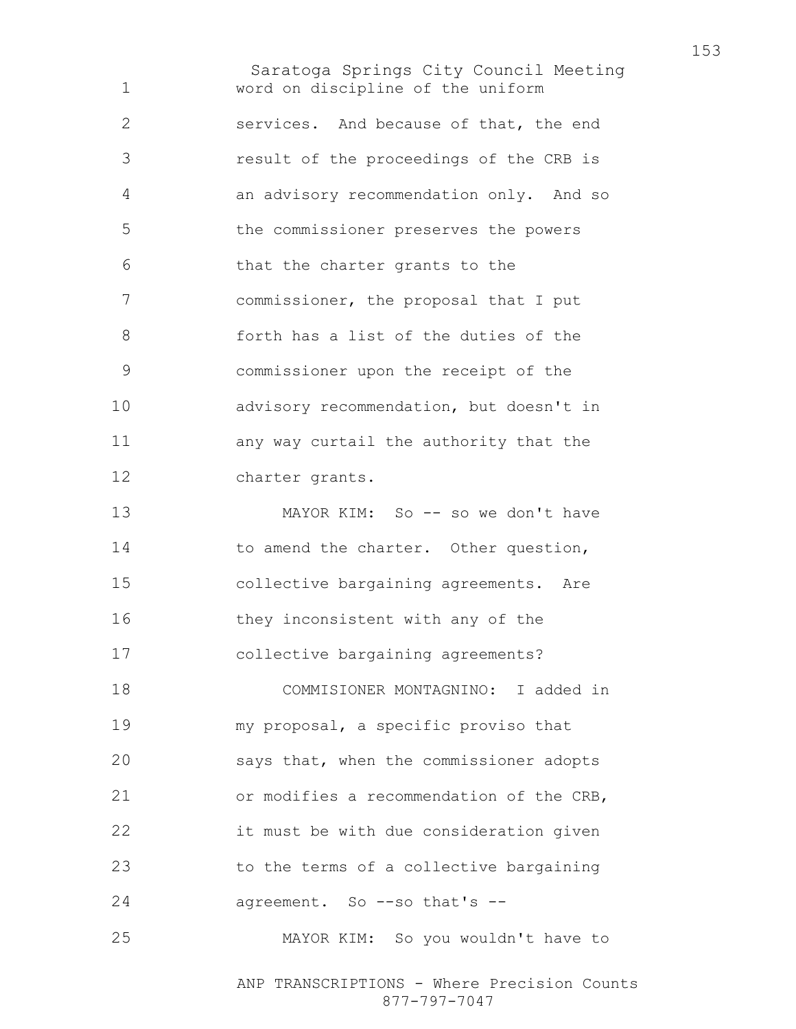word on discipline of the uniform services. And because of that, the end result of the proceedings of the CRB is an advisory recommendation only. And so the commissioner preserves the powers that the charter grants to the commissioner, the proposal that I put forth has a list of the duties of the commissioner upon the receipt of the advisory recommendation, but doesn't in any way curtail the authority that the charter grants.

MAYOR KIM: So -- so we don't have to amend the charter. Other question, collective bargaining agreements. Are they inconsistent with any of the collective bargaining agreements?

COMMISIONER MONTAGNINO: I added in my proposal, a specific proviso that says that, when the commissioner adopts or modifies a recommendation of the CRB, it must be with due consideration given to the terms of a collective bargaining agreement. So --so that's --

MAYOR KIM: So you wouldn't have to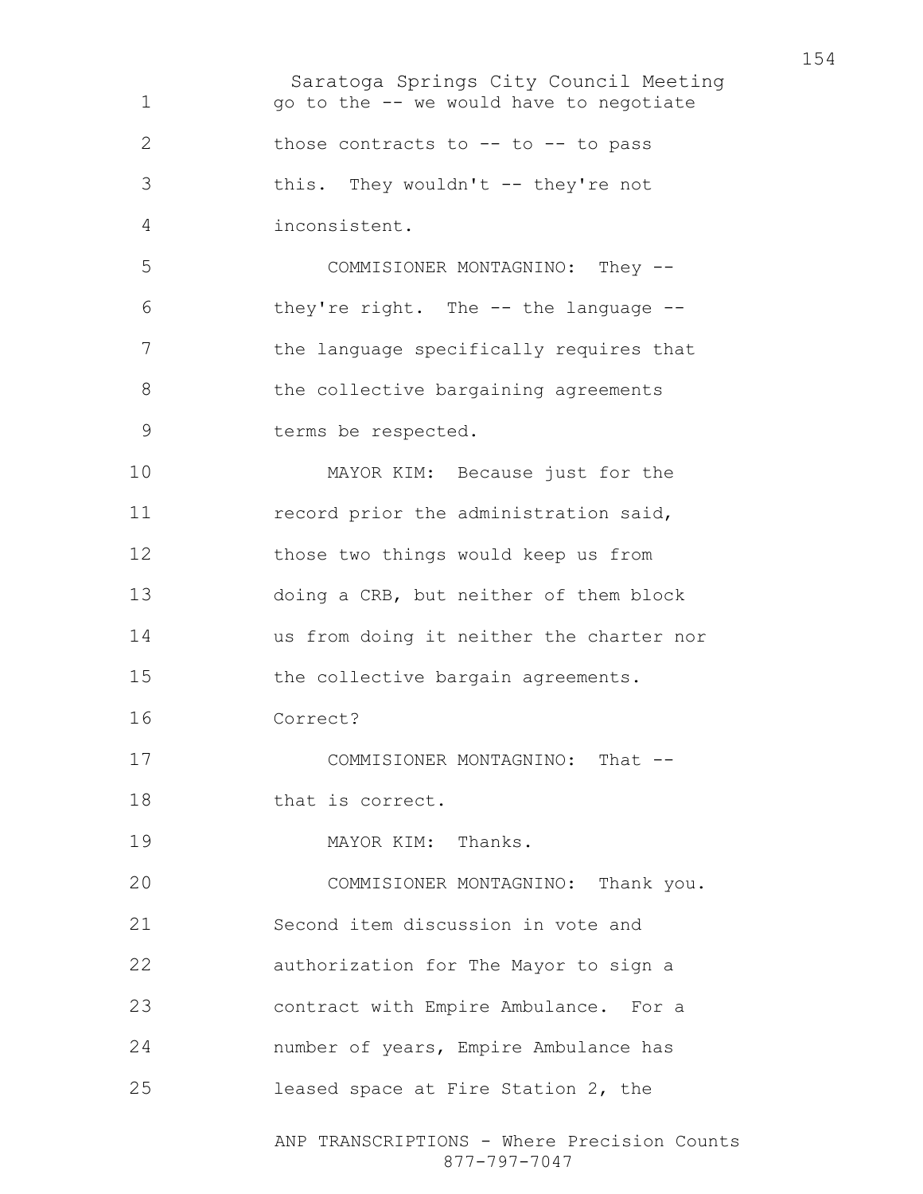go to the -- we would have to negotiate those contracts to -- to -- to pass this. They wouldn't -- they're not inconsistent.

COMMISIONER MONTAGNINO: They -- they're right. The -- the language -- the language specifically requires that the collective bargaining agreements terms be respected.

MAYOR KIM: Because just for the record prior the administration said, those two things would keep us from doing a CRB, but neither of them block us from doing it neither the charter nor the collective bargain agreements. Correct?

COMMISIONER MONTAGNINO: That -- that is correct.

MAYOR KIM: Thanks.

COMMISIONER MONTAGNINO: Thank you. Second item discussion in vote and authorization for The Mayor to sign a contract with Empire Ambulance. For a number of years, Empire Ambulance has leased space at Fire Station 2, the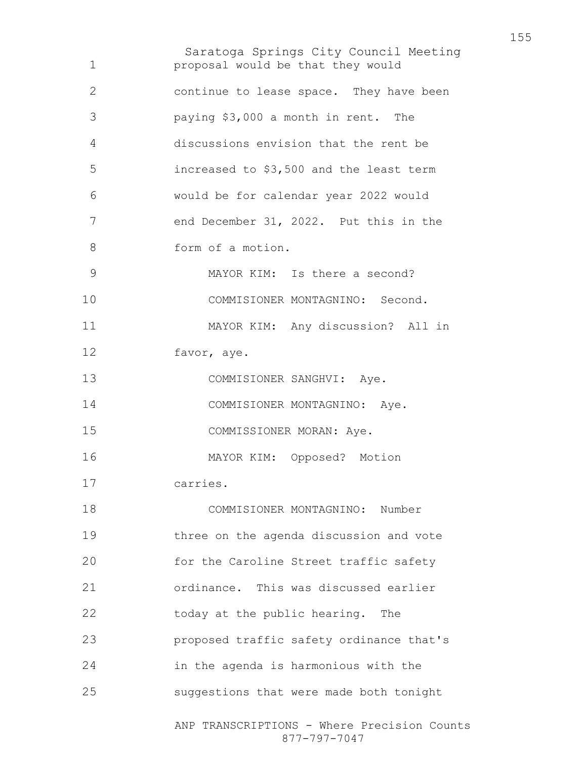proposal would be that they would continue to lease space. They have been paying $3,000 a month in rent. The discussions envision that the rent be increased to $3,500 and the least term would be for calendar year 2022 would end December 31, 2022. Put this in the form of a motion.

MAYOR KIM: Is there a second?

COMMISIONER MONTAGNINO: Second.

MAYOR KIM: Any discussion? All in favor, aye.

COMMISIONER SANGHVI: Aye.

COMMISIONER MONTAGNINO: Aye.

COMMISSIONER MORAN: Aye.

MAYOR KIM: Opposed? Motion carries.

COMMISIONER MONTAGNINO: Number three on the agenda discussion and vote for the Caroline Street traffic safety ordinance. This was discussed earlier today at the public hearing. The proposed traffic safety ordinance that's in the agenda is harmonious with the suggestions that were made both tonight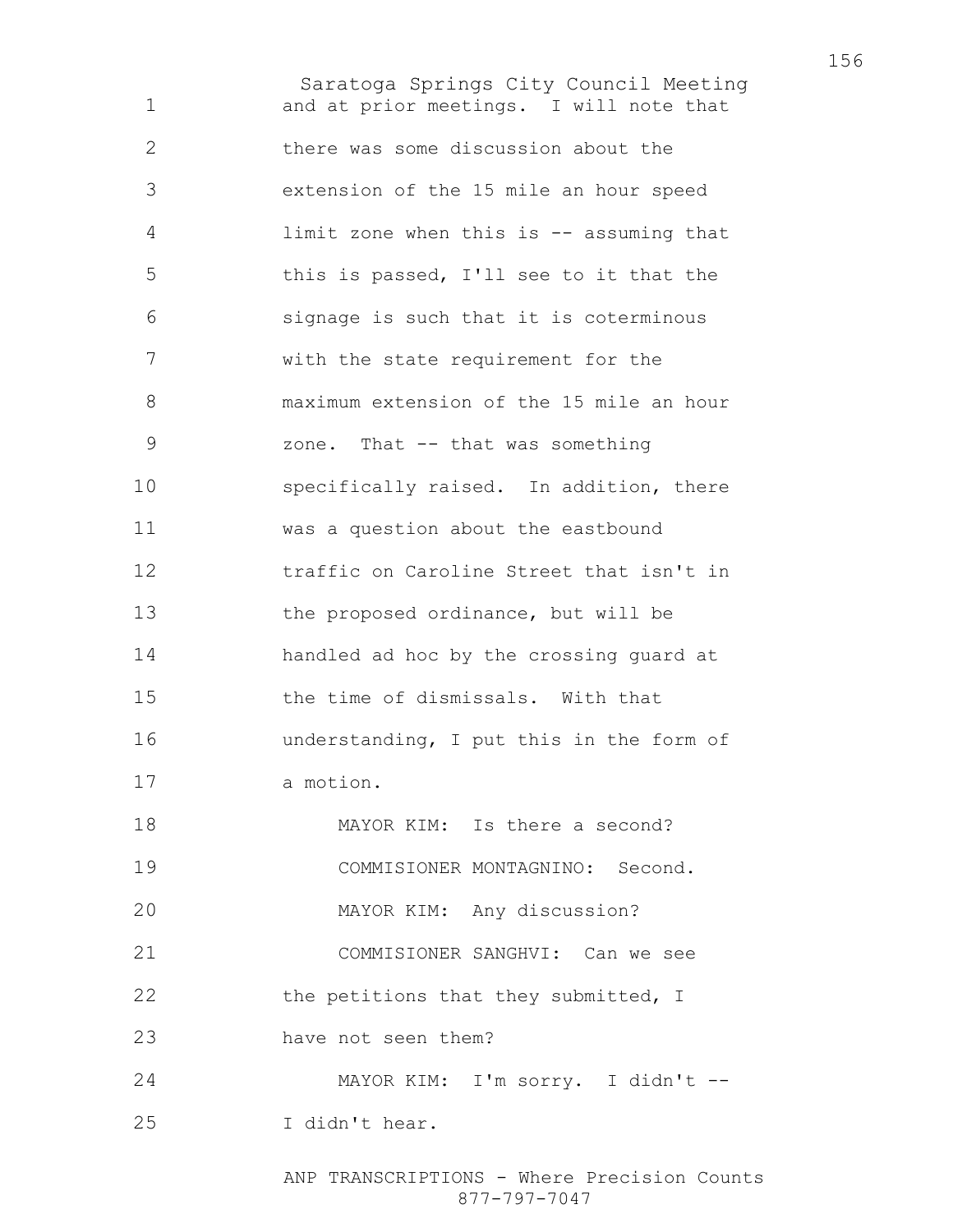and at prior meetings. I will note that there was some discussion about the extension of the 15 mile an hour speed limit zone when this is -- assuming that this is passed, I'll see to it that the signage is such that it is coterminous with the state requirement for the maximum extension of the 15 mile an hour zone. That -- that was something specifically raised. In addition, there was a question about the eastbound traffic on Caroline Street that isn't in the proposed ordinance, but will be handled ad hoc by the crossing guard at the time of dismissals. With that understanding, I put this in the form of a motion.

MAYOR KIM: Is there a second?

COMMISIONER MONTAGNINO: Second.

MAYOR KIM: Any discussion?

COMMISIONER SANGHVI: Can we see the petitions that they submitted, I have not seen them?

MAYOR KIM: I'm sorry. I didn't -- I didn't hear.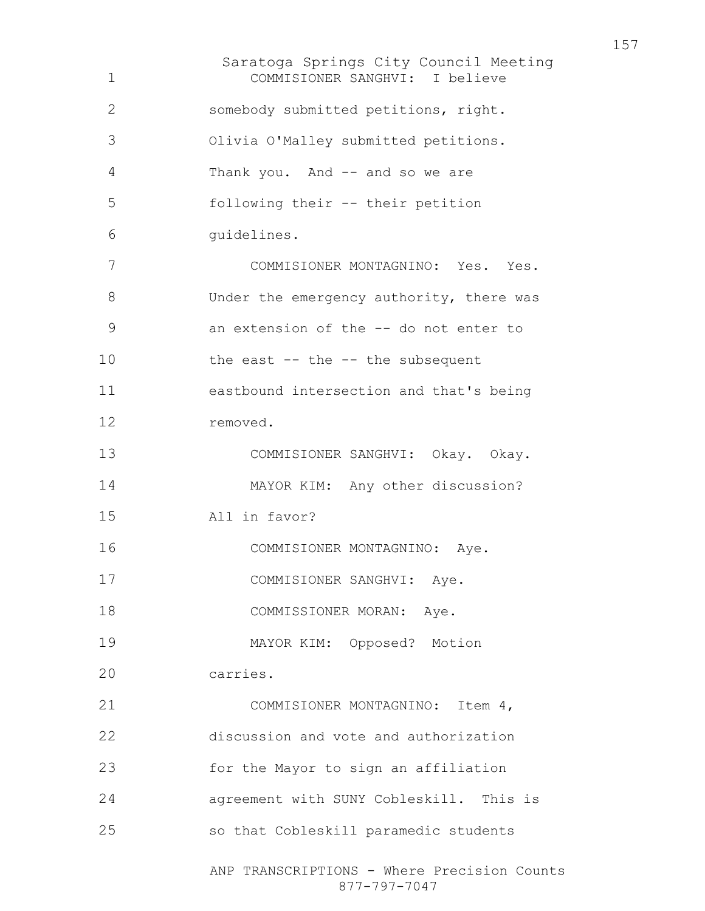COMMISIONER SANGHVI: I believe somebody submitted petitions, right. Olivia O'Malley submitted petitions. Thank you. And -- and so we are following their -- their petition guidelines.

COMMISIONER MONTAGNINO: Yes. Yes. Under the emergency authority, there was an extension of the -- do not enter to the east -- the -- the subsequent eastbound intersection and that's being removed.

COMMISIONER SANGHVI: Okay. Okay.

MAYOR KIM: Any other discussion? All in favor?

COMMISIONER MONTAGNINO: Aye.

COMMISIONER SANGHVI: Aye.

COMMISSIONER MORAN: Aye.

MAYOR KIM: Opposed? Motion carries.

COMMISIONER MONTAGNINO: Item 4, discussion and vote and authorization for the Mayor to sign an affiliation agreement with SUNY Cobleskill. This is so that Cobleskill paramedic students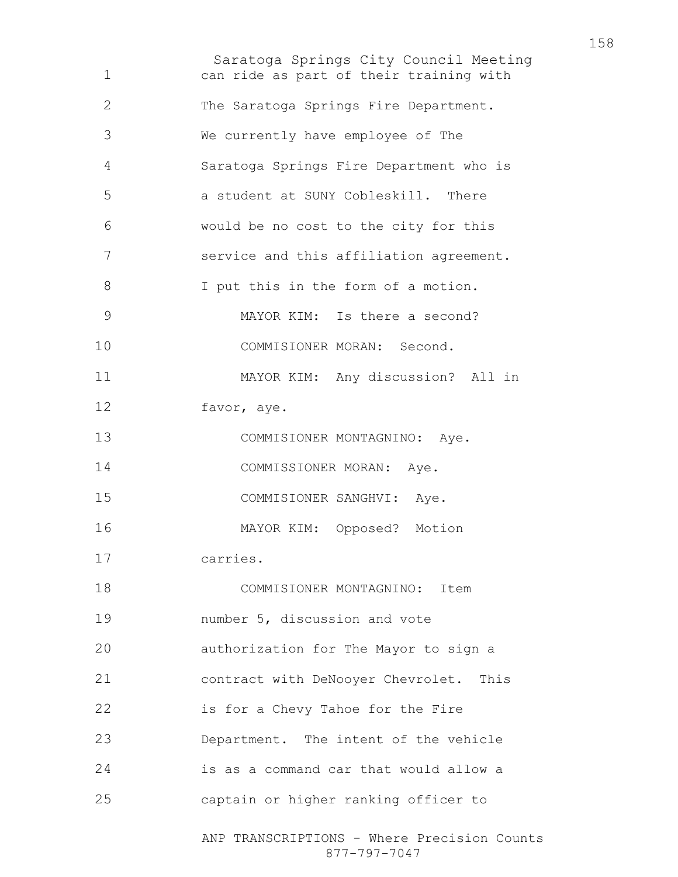can ride as part of their training with The Saratoga Springs Fire Department. We currently have employee of The Saratoga Springs Fire Department who is a student at SUNY Cobleskill. There would be no cost to the city for this service and this affiliation agreement. I put this in the form of a motion.

MAYOR KIM: Is there a second?

COMMISIONER MORAN: Second.

MAYOR KIM: Any discussion? All in favor, aye.

COMMISIONER MONTAGNINO: Aye.

COMMISSIONER MORAN: Aye.

COMMISIONER SANGHVI: Aye.

MAYOR KIM: Opposed? Motion carries.

COMMISIONER MONTAGNINO: Item number 5, discussion and vote authorization for The Mayor to sign a contract with DeNooyer Chevrolet. This is for a Chevy Tahoe for the Fire Department. The intent of the vehicle is as a command car that would allow a captain or higher ranking officer to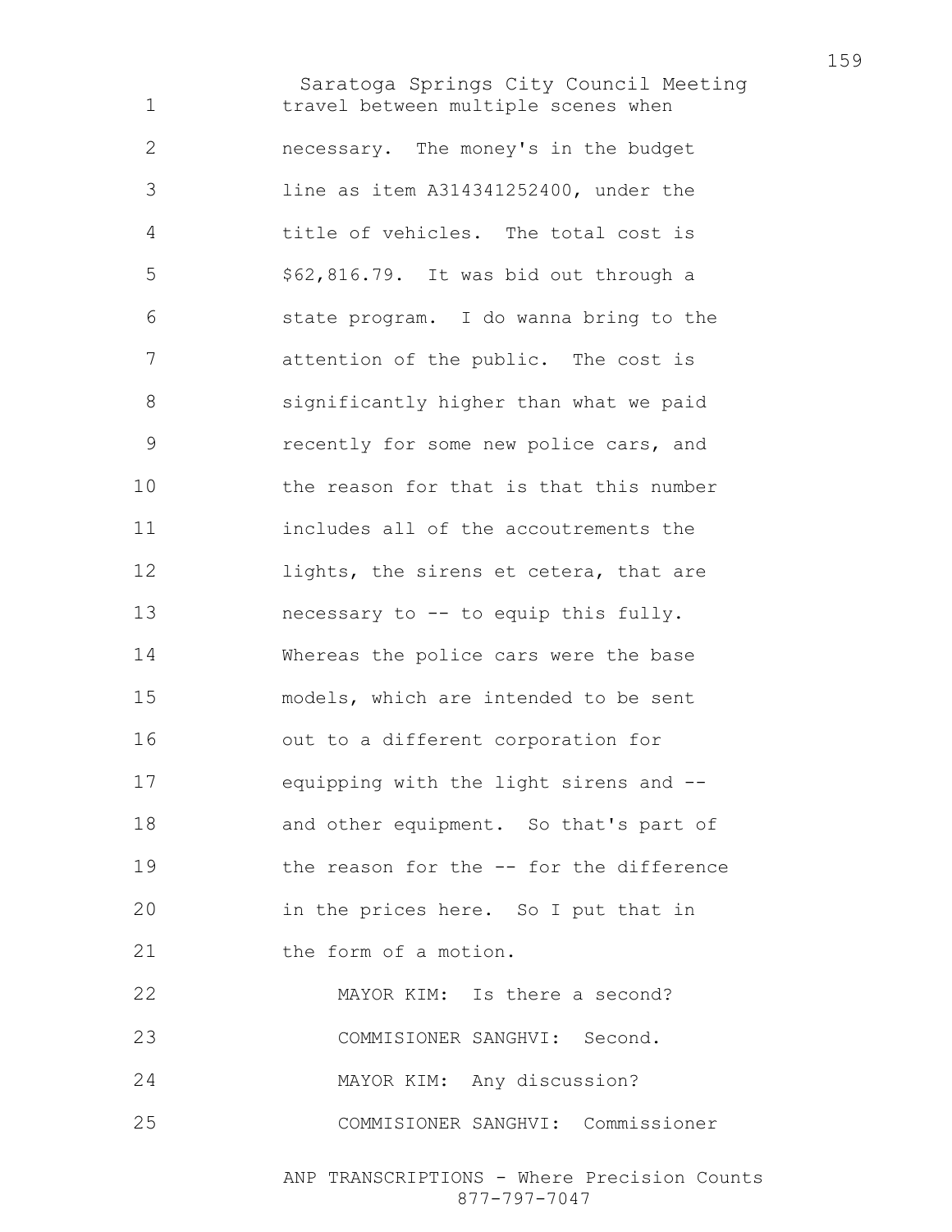travel between multiple scenes when necessary. The money's in the budget line as item A314341252400, under the title of vehicles. The total cost is $62,816.79. It was bid out through a state program. I do wanna bring to the attention of the public. The cost is significantly higher than what we paid recently for some new police cars, and the reason for that is that this number includes all of the accoutrements the lights, the sirens et cetera, that are necessary to -- to equip this fully. Whereas the police cars were the base models, which are intended to be sent out to a different corporation for equipping with the light sirens and -- and other equipment. So that's part of the reason for the -- for the difference in the prices here. So I put that in the form of a motion.

MAYOR KIM: Is there a second?

COMMISIONER SANGHVI: Second.

MAYOR KIM: Any discussion?

COMMISIONER SANGHVI: Commissioner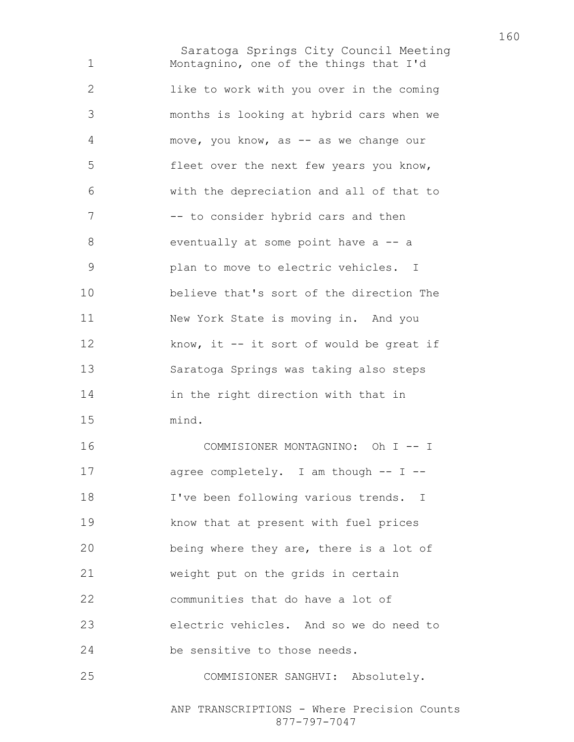Montagnino, one of the things that I'd like to work with you over in the coming months is looking at hybrid cars when we move, you know, as -- as we change our fleet over the next few years you know, with the depreciation and all of that to -- to consider hybrid cars and then eventually at some point have a -- a plan to move to electric vehicles. I believe that's sort of the direction The New York State is moving in. And you know, it -- it sort of would be great if Saratoga Springs was taking also steps in the right direction with that in mind.

COMMISIONER MONTAGNINO: Oh I -- I agree completely. I am though -- I -- I've been following various trends. I know that at present with fuel prices being where they are, there is a lot of weight put on the grids in certain communities that do have a lot of electric vehicles. And so we do need to be sensitive to those needs.

COMMISIONER SANGHVI: Absolutely.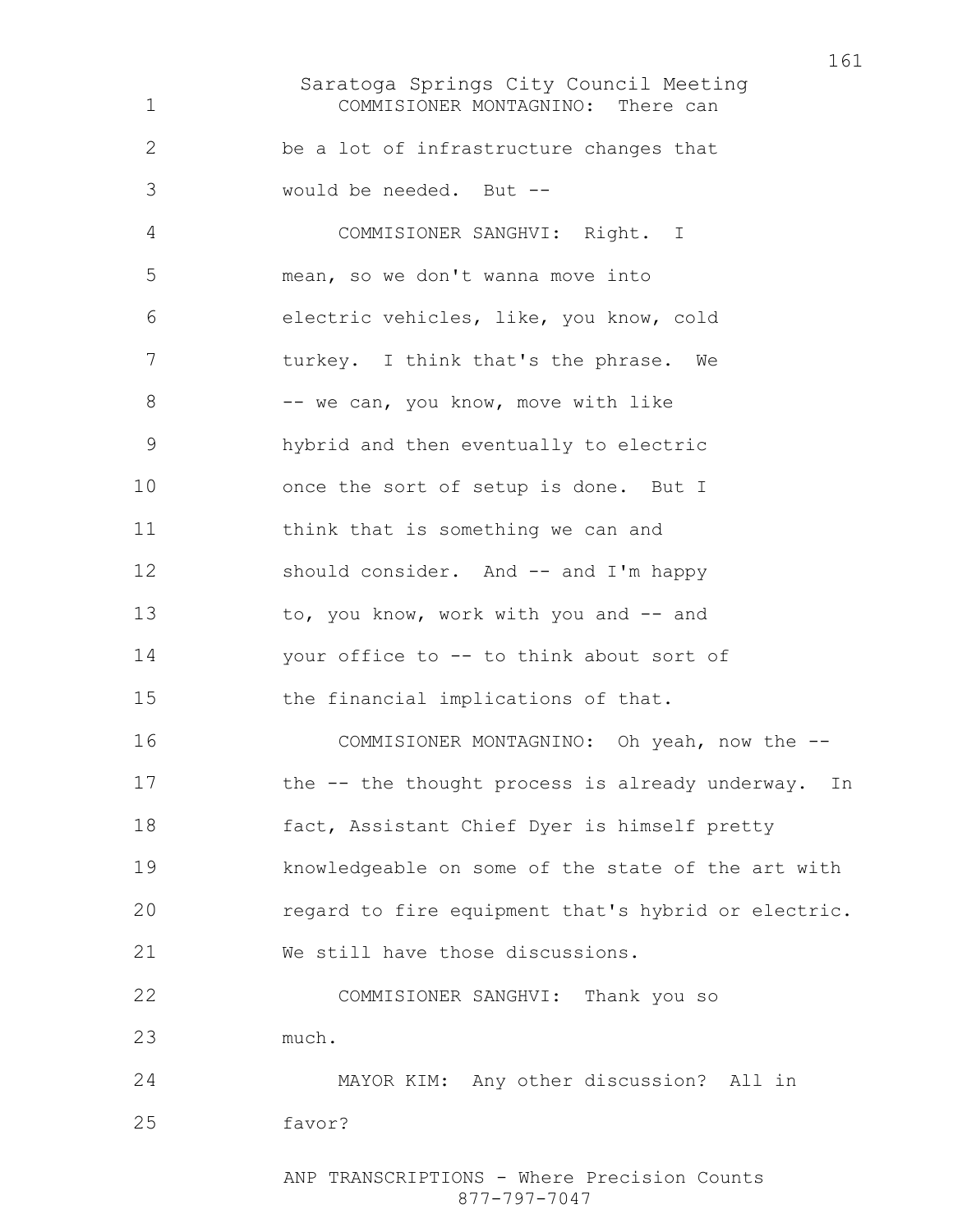COMMISIONER MONTAGNINO: There can be a lot of infrastructure changes that would be needed. But --

COMMISIONER SANGHVI: Right. I mean, so we don't wanna move into electric vehicles, like, you know, cold turkey. I think that's the phrase. We -- we can, you know, move with like hybrid and then eventually to electric once the sort of setup is done. But I think that is something we can and should consider. And -- and I'm happy to, you know, work with you and -- and your office to -- to think about sort of the financial implications of that.

COMMISIONER MONTAGNINO: Oh yeah, now the -- the -- the thought process is already underway. In fact, Assistant Chief Dyer is himself pretty knowledgeable on some of the state of the art with regard to fire equipment that's hybrid or electric. We still have those discussions.

COMMISIONER SANGHVI: Thank you so much.

MAYOR KIM: Any other discussion? All in favor?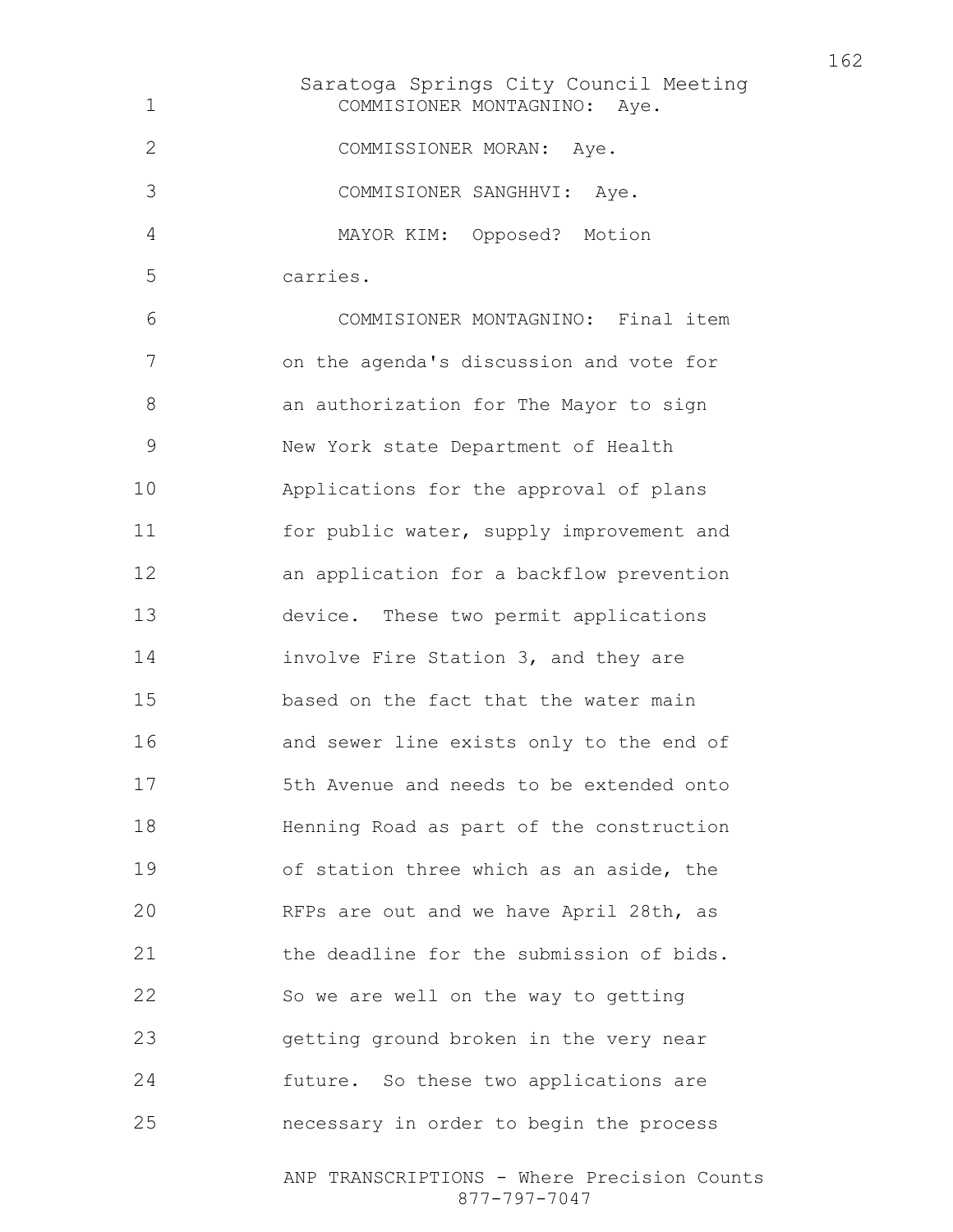COMMISIONER MONTAGNINO: Aye.

COMMISSIONER MORAN: Aye.

COMMISIONER SANGHHVI: Aye.

MAYOR KIM: Opposed? Motion carries.

COMMISIONER MONTAGNINO: Final item on the agenda's discussion and vote for an authorization for The Mayor to sign New York state Department of Health Applications for the approval of plans for public water, supply improvement and an application for a backflow prevention device. These two permit applications involve Fire Station 3, and they are based on the fact that the water main and sewer line exists only to the end of 5th Avenue and needs to be extended onto Henning Road as part of the construction of station three which as an aside, the RFPs are out and we have April 28th, as the deadline for the submission of bids. So we are well on the way to getting getting ground broken in the very near future. So these two applications are necessary in order to begin the process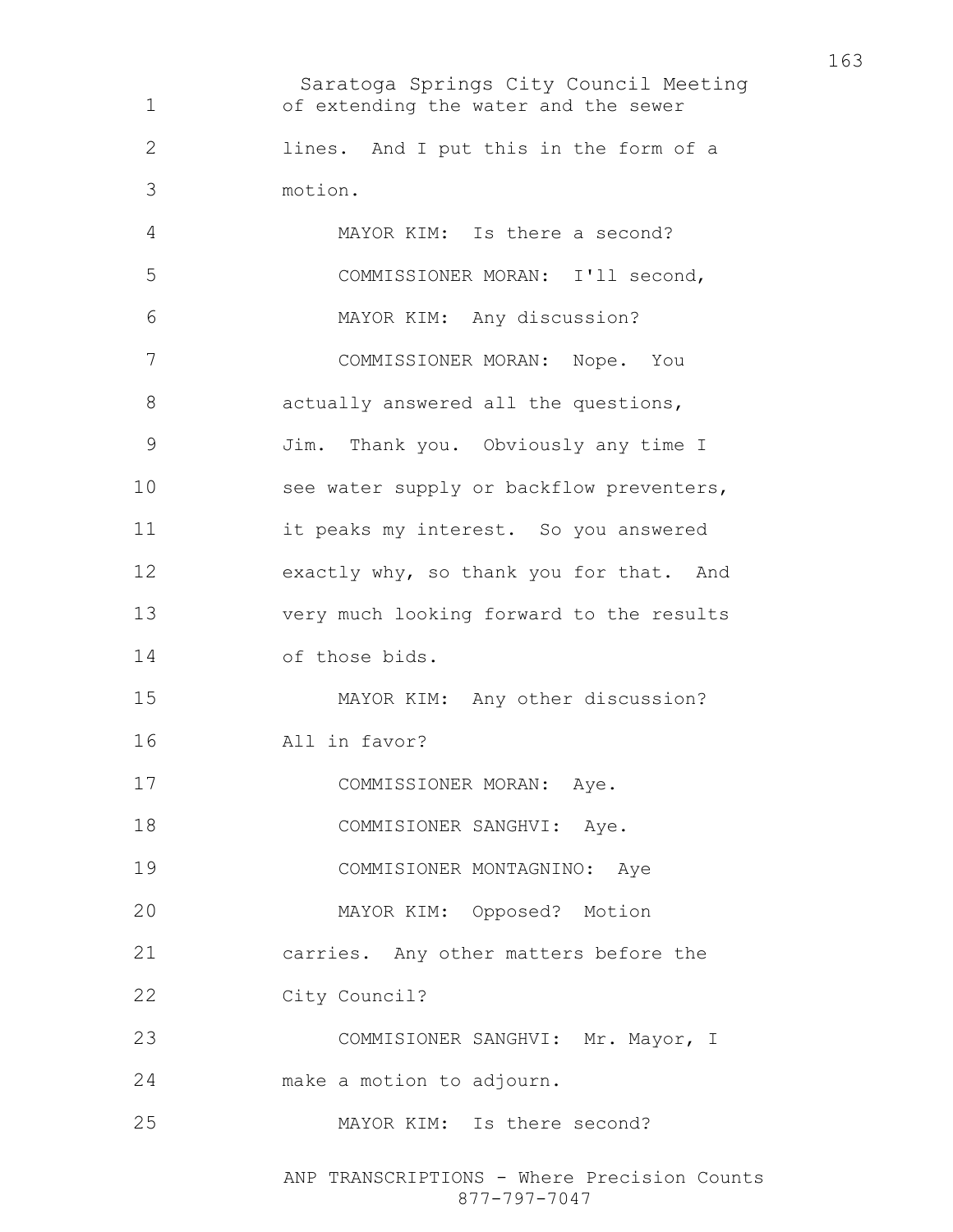of extending the water and the sewer lines. And I put this in the form of a motion.

MAYOR KIM: Is there a second?

COMMISSIONER MORAN: I'll second,

MAYOR KIM: Any discussion?

COMMISSIONER MORAN: Nope. You actually answered all the questions, Jim. Thank you. Obviously any time I see water supply or backflow preventers, it peaks my interest. So you answered exactly why, so thank you for that. And very much looking forward to the results of those bids.

MAYOR KIM: Any other discussion? All in favor?

COMMISSIONER MORAN: Aye.

COMMISIONER SANGHVI: Aye.

COMMISIONER MONTAGNINO: Aye

MAYOR KIM: Opposed? Motion carries. Any other matters before the City Council?

COMMISIONER SANGHVI: Mr. Mayor, I make a motion to adjourn.

MAYOR KIM: Is there second?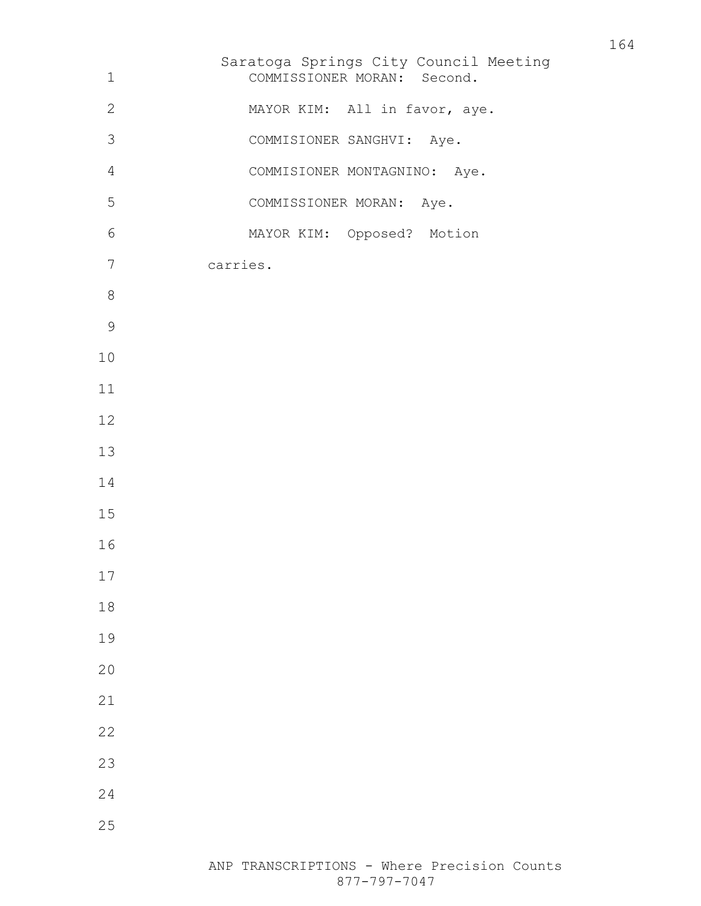COMMISSIONER MORAN: Second.

MAYOR KIM: All in favor, aye.

COMMISIONER SANGHVI: Aye.

COMMISIONER MONTAGNINO: Aye.

COMMISSIONER MORAN: Aye.

MAYOR KIM: Opposed? Motion carries.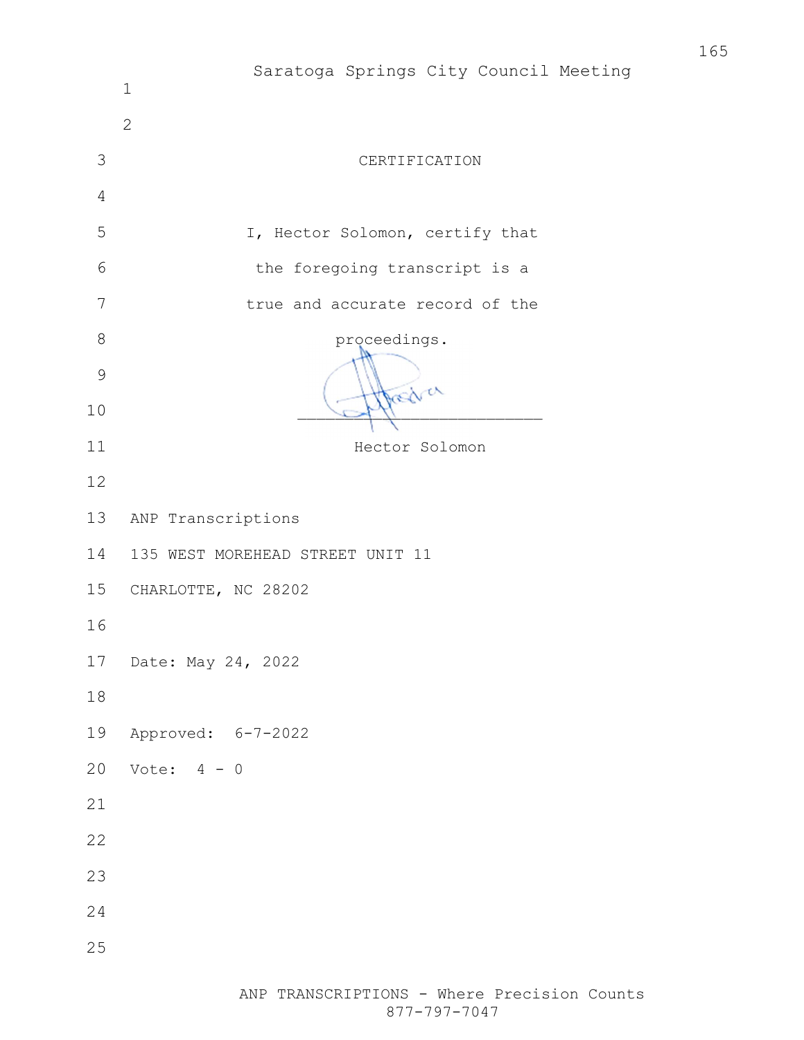## CERTIFICATION

I, Hector Solomon, certify that the foregoing transcript is a true and accurate record of the proceedings.

\_\_\_\_\_\_\_\_\_\_\_\_\_\_\_\_\_\_\_\_\_\_\_\_\_\_

Hector Solomon

ANP Transcriptions
135 WEST MOREHEAD STREET UNIT 11
CHARLOTTE, NC 28202

Date: May 24, 2022

Approved: 6-7-2022

Vote: 4 - 0